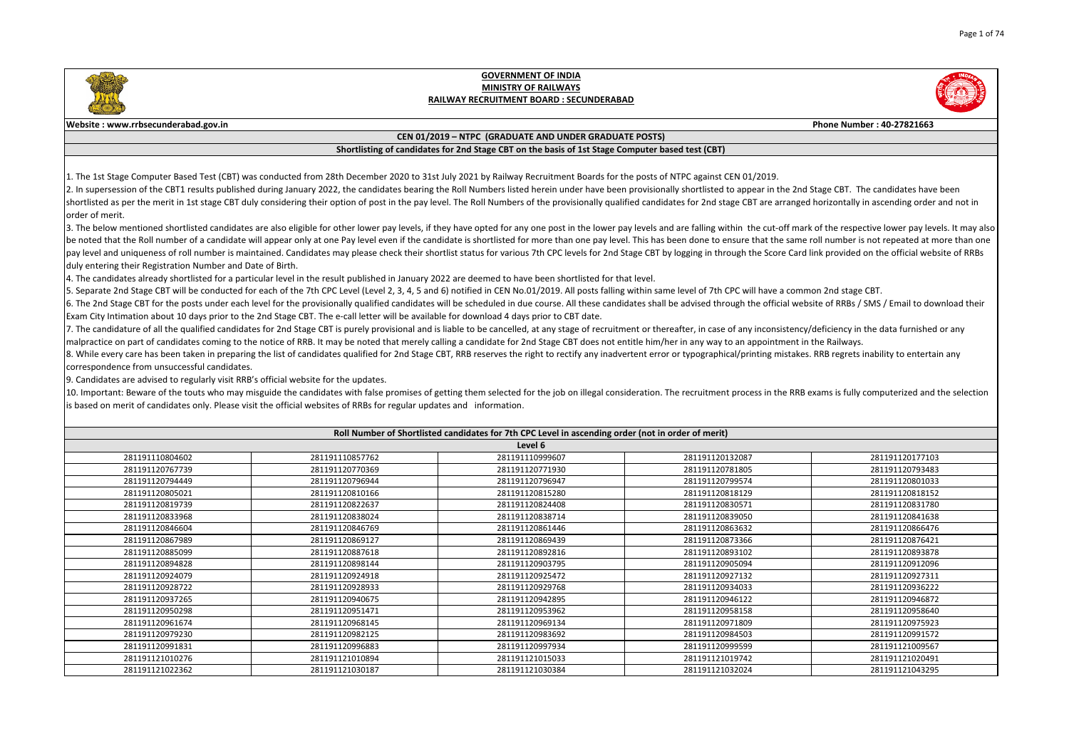# GOVERNMENT OF INDIA
## MINISTRY OF RAILWAYS
## RAILWAY RECRUITMENT BOARD : SECUNDERABAD

**Website : www.rrbsecunderabad.gov.in** **Phone Number : 40-27821663**

**CEN 01/2019 – NTPC (GRADUATE AND UNDER GRADUATE POSTS)**

**Shortlisting of candidates for 2nd Stage CBT on the basis of 1st Stage Computer based test (CBT)**

1. The 1st Stage Computer Based Test (CBT) was conducted from 28th December 2020 to 31st July 2021 by Railway Recruitment Boards for the posts of NTPC against CEN 01/2019.

2. In supersession of the CBT1 results published during January 2022, the candidates bearing the Roll Numbers listed herein under have been provisionally shortlisted to appear in the 2nd Stage CBT. The candidates have been shortlisted as per the merit in 1st stage CBT duly considering their option of post in the pay level. The Roll Numbers of the provisionally qualified candidates for 2nd stage CBT are arranged horizontally in ascending order and not in order of merit.

3. The below mentioned shortlisted candidates are also eligible for other lower pay levels, if they have opted for any one post in the lower pay levels and are falling within the cut-off mark of the respective lower pay levels. It may also be noted that the Roll number of a candidate will appear only at one Pay level even if the candidate is shortlisted for more than one pay level. This has been done to ensure that the same roll number is not repeated at more than one pay level and uniqueness of roll number is maintained. Candidates may please check their shortlist status for various 7th CPC levels for 2nd Stage CBT by logging in through the Score Card link provided on the official website of RRBs duly entering their Registration Number and Date of Birth.

4. The candidates already shortlisted for a particular level in the result published in January 2022 are deemed to have been shortlisted for that level.

5. Separate 2nd Stage CBT will be conducted for each of the 7th CPC Level (Level 2, 3, 4, 5 and 6) notified in CEN No.01/2019. All posts falling within same level of 7th CPC will have a common 2nd stage CBT.

6. The 2nd Stage CBT for the posts under each level for the provisionally qualified candidates will be scheduled in due course. All these candidates shall be advised through the official website of RRBs / SMS / Email to download their Exam City Intimation about 10 days prior to the 2nd Stage CBT. The e-call letter will be available for download 4 days prior to CBT date.

7. The candidature of all the qualified candidates for 2nd Stage CBT is purely provisional and is liable to be cancelled, at any stage of recruitment or thereafter, in case of any inconsistency/deficiency in the data furnished or any malpractice on part of candidates coming to the notice of RRB. It may be noted that merely calling a candidate for 2nd Stage CBT does not entitle him/her in any way to an appointment in the Railways.

8. While every care has been taken in preparing the list of candidates qualified for 2nd Stage CBT, RRB reserves the right to rectify any inadvertent error or typographical/printing mistakes. RRB regrets inability to entertain any correspondence from unsuccessful candidates.

9. Candidates are advised to regularly visit RRB's official website for the updates.

10. Important: Beware of the touts who may misguide the candidates with false promises of getting them selected for the job on illegal consideration. The recruitment process in the RRB exams is fully computerized and the selection is based on merit of candidates only. Please visit the official websites of RRBs for regular updates and information.

**Roll Number of Shortlisted candidates for 7th CPC Level in ascending order (not in order of merit)**

**Level 6**

| | | | | |
|---|---|---|---|---|
| 281191110804602 | 281191110857762 | 281191110999607 | 281191120132087 | 281191120177103 |
| 281191120767739 | 281191120770369 | 281191120771930 | 281191120781805 | 281191120793483 |
| 281191120794449 | 281191120796944 | 281191120796947 | 281191120799574 | 281191120801033 |
| 281191120805021 | 281191120810166 | 281191120815280 | 281191120818129 | 281191120818152 |
| 281191120819739 | 281191120822637 | 281191120824408 | 281191120830571 | 281191120831780 |
| 281191120833968 | 281191120838024 | 281191120838714 | 281191120839050 | 281191120841638 |
| 281191120846604 | 281191120846769 | 281191120861446 | 281191120863632 | 281191120866476 |
| 281191120867989 | 281191120869127 | 281191120869439 | 281191120873366 | 281191120876421 |
| 281191120885099 | 281191120887618 | 281191120892816 | 281191120893102 | 281191120893878 |
| 281191120894828 | 281191120898144 | 281191120903795 | 281191120905094 | 281191120912096 |
| 281191120924079 | 281191120924918 | 281191120925472 | 281191120927132 | 281191120927311 |
| 281191120928722 | 281191120928933 | 281191120929768 | 281191120934033 | 281191120936222 |
| 281191120937265 | 281191120940675 | 281191120942895 | 281191120946122 | 281191120946872 |
| 281191120950298 | 281191120951471 | 281191120953962 | 281191120958158 | 281191120958640 |
| 281191120961674 | 281191120968145 | 281191120969134 | 281191120971809 | 281191120975923 |
| 281191120979230 | 281191120982125 | 281191120983692 | 281191120984503 | 281191120991572 |
| 281191120991831 | 281191120996883 | 281191120997934 | 281191120999599 | 281191121009567 |
| 281191121010276 | 281191121010894 | 281191121015033 | 281191121019742 | 281191121020491 |
| 281191121022362 | 281191121030187 | 281191121030384 | 281191121032024 | 281191121043295 |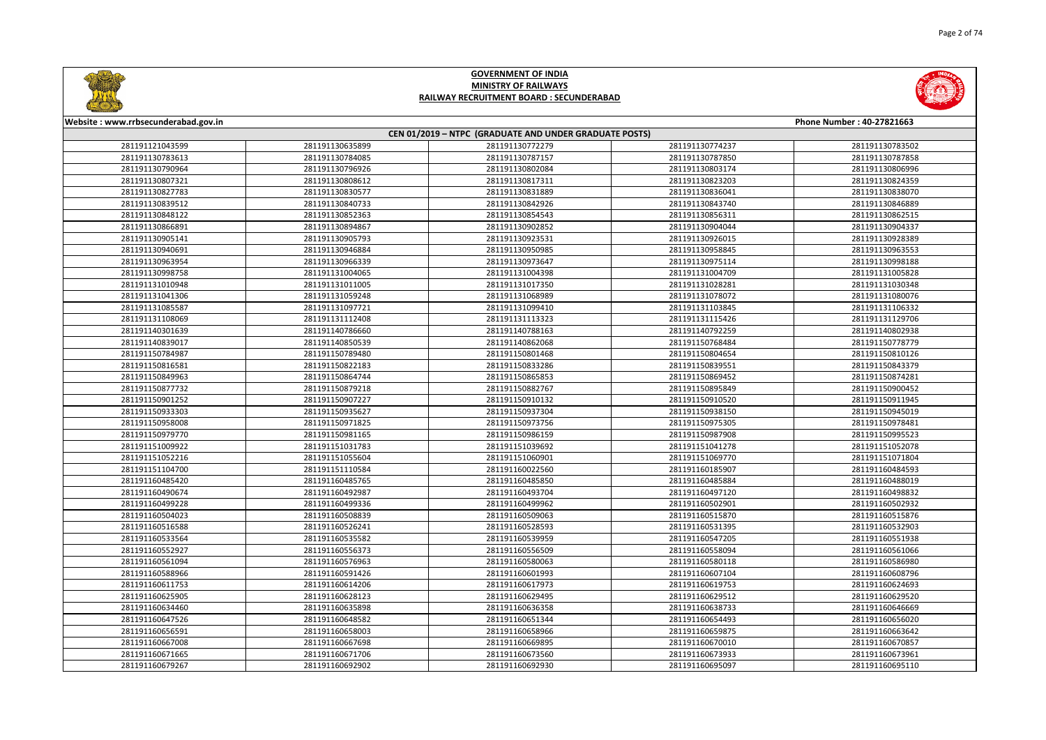# GOVERNMENT OF INDIA
## MINISTRY OF RAILWAYS
### RAILWAY RECRUITMENT BOARD : SECUNDERABAD

Website : www.rrbsecunderabad.gov.in | Phone Number : 40-27821663

**CEN 01/2019 – NTPC (GRADUATE AND UNDER GRADUATE POSTS)**

| | | | | |
|---|---|---|---|---|
| 281191121043599 | 281191130635899 | 281191130772279 | 281191130774237 | 281191130783502 |
| 281191130783613 | 281191130784085 | 281191130787157 | 281191130787850 | 281191130787858 |
| 281191130790964 | 281191130796926 | 281191130802084 | 281191130803174 | 281191130806996 |
| 281191130807321 | 281191130808612 | 281191130817311 | 281191130823203 | 281191130824359 |
| 281191130827783 | 281191130830577 | 281191130831889 | 281191130836041 | 281191130838070 |
| 281191130839512 | 281191130840733 | 281191130842926 | 281191130843740 | 281191130846889 |
| 281191130848122 | 281191130852363 | 281191130854543 | 281191130856311 | 281191130862515 |
| 281191130866891 | 281191130894867 | 281191130902852 | 281191130904044 | 281191130904337 |
| 281191130905141 | 281191130905793 | 281191130923531 | 281191130926015 | 281191130928389 |
| 281191130940691 | 281191130946884 | 281191130950985 | 281191130958845 | 281191130963553 |
| 281191130963954 | 281191130966339 | 281191130973647 | 281191130975114 | 281191130998188 |
| 281191130998758 | 281191131004065 | 281191131004398 | 281191131004709 | 281191131005828 |
| 281191131010948 | 281191131011005 | 281191131017350 | 281191131028281 | 281191131030348 |
| 281191131041306 | 281191131059248 | 281191131068989 | 281191131078072 | 281191131080076 |
| 281191131085587 | 281191131097721 | 281191131099410 | 281191131103845 | 281191131106332 |
| 281191131108069 | 281191131112408 | 281191131113323 | 281191131115426 | 281191131129706 |
| 281191140301639 | 281191140786660 | 281191140788163 | 281191140792259 | 281191140802938 |
| 281191140839017 | 281191140850539 | 281191140862068 | 281191150768484 | 281191150778779 |
| 281191150784987 | 281191150789480 | 281191150801468 | 281191150804654 | 281191150810126 |
| 281191150816581 | 281191150822183 | 281191150833286 | 281191150839551 | 281191150843379 |
| 281191150849963 | 281191150864744 | 281191150865853 | 281191150869452 | 281191150874281 |
| 281191150877732 | 281191150879218 | 281191150882767 | 281191150895849 | 281191150900452 |
| 281191150901252 | 281191150907227 | 281191150910132 | 281191150910520 | 281191150911945 |
| 281191150933303 | 281191150935627 | 281191150937304 | 281191150938150 | 281191150945019 |
| 281191150958008 | 281191150971825 | 281191150973756 | 281191150975305 | 281191150978481 |
| 281191150979770 | 281191150981165 | 281191150986159 | 281191150987908 | 281191150995523 |
| 281191151009922 | 281191151031783 | 281191151039692 | 281191151041278 | 281191151052078 |
| 281191151052216 | 281191151055604 | 281191151060901 | 281191151069770 | 281191151071804 |
| 281191151104700 | 281191151110584 | 281191160022560 | 281191160185907 | 281191160484593 |
| 281191160485420 | 281191160485765 | 281191160485850 | 281191160485884 | 281191160488019 |
| 281191160490674 | 281191160492987 | 281191160493704 | 281191160497120 | 281191160498832 |
| 281191160499228 | 281191160499336 | 281191160499962 | 281191160502901 | 281191160502932 |
| 281191160504023 | 281191160508839 | 281191160509063 | 281191160515870 | 281191160515876 |
| 281191160516588 | 281191160526241 | 281191160528593 | 281191160531395 | 281191160532903 |
| 281191160533564 | 281191160535582 | 281191160539959 | 281191160547205 | 281191160551938 |
| 281191160552927 | 281191160556373 | 281191160556509 | 281191160558094 | 281191160561066 |
| 281191160561094 | 281191160576963 | 281191160580063 | 281191160580118 | 281191160586980 |
| 281191160588966 | 281191160591426 | 281191160607993 | 281191160607104 | 281191160608796 |
| 281191160611753 | 281191160614206 | 281191160617973 | 281191160619753 | 281191160624693 |
| 281191160625905 | 281191160628123 | 281191160629495 | 281191160629512 | 281191160629520 |
| 281191160634460 | 281191160635898 | 281191160636358 | 281191160638733 | 281191160646669 |
| 281191160647526 | 281191160648582 | 281191160651344 | 281191160654493 | 281191160656020 |
| 281191160656591 | 281191160658003 | 281191160658966 | 281191160659875 | 281191160663642 |
| 281191160667008 | 281191160667698 | 281191160669895 | 281191160670010 | 281191160670857 |
| 281191160671665 | 281191160671706 | 281191160673560 | 281191160673933 | 281191160673961 |
| 281191160679267 | 281191160692902 | 281191160692930 | 281191160695097 | 281191160695110 |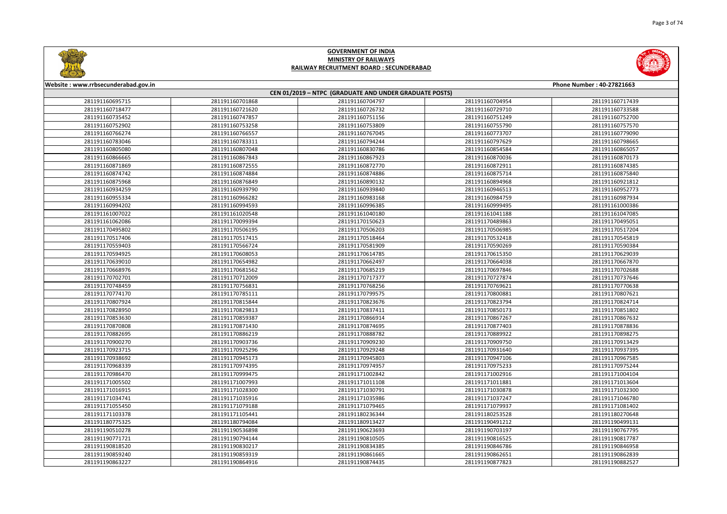**GOVERNMENT OF INDIA**
**MINISTRY OF RAILWAYS**
**RAILWAY RECRUITMENT BOARD : SECUNDERABAD**

**Website : www.rrbsecunderabad.gov.in** | **Phone Number : 40-27821663**

**CEN 01/2019 – NTPC (GRADUATE AND UNDER GRADUATE POSTS)**

| | | | | |
|---|---|---|---|---|
| 281191160695715 | 281191160701868 | 281191160704797 | 281191160704954 | 281191160717439 |
| 281191160718477 | 281191160721620 | 281191160726732 | 281191160729710 | 281191160733588 |
| 281191160735452 | 281191160747857 | 281191160751156 | 281191160751249 | 281191160752700 |
| 281191160752902 | 281191160753258 | 281191160753809 | 281191160755790 | 281191160757570 |
| 281191160766274 | 281191160766557 | 281191160767045 | 281191160773707 | 281191160779090 |
| 281191160783046 | 281191160783311 | 281191160794244 | 281191160797629 | 281191160798665 |
| 281191160805080 | 281191160807048 | 281191160830786 | 281191160854584 | 281191160865057 |
| 281191160866665 | 281191160867843 | 281191160867923 | 281191160870036 | 281191160870173 |
| 281191160871869 | 281191160872555 | 281191160872770 | 281191160872911 | 281191160874385 |
| 281191160874742 | 281191160874884 | 281191160874886 | 281191160875714 | 281191160875840 |
| 281191160875968 | 281191160876849 | 281191160890132 | 281191160894968 | 281191160921812 |
| 281191160934259 | 281191160939790 | 281191160939840 | 281191160946513 | 281191160952773 |
| 281191160955334 | 281191160966282 | 281191160983168 | 281191160984759 | 281191160987934 |
| 281191160994202 | 281191160994593 | 281191160996385 | 281191160999495 | 281191161000386 |
| 281191161007022 | 281191161020548 | 281191161040180 | 281191161041188 | 281191161047085 |
| 281191161062086 | 281191170099394 | 281191170150623 | 281191170489863 | 281191170495051 |
| 281191170495802 | 281191170506195 | 281191170506203 | 281191170506985 | 281191170517204 |
| 281191170517406 | 281191170517415 | 281191170518464 | 281191170532418 | 281191170545819 |
| 281191170559403 | 281191170566724 | 281191170581909 | 281191170590269 | 281191170590384 |
| 281191170594925 | 281191170608053 | 281191170614785 | 281191170615350 | 281191170629039 |
| 281191170639010 | 281191170654982 | 281191170662497 | 281191170664038 | 281191170667870 |
| 281191170668976 | 281191170681562 | 281191170685219 | 281191170697846 | 281191170702688 |
| 281191170702701 | 281191170712009 | 281191170717377 | 281191170727874 | 281191170737646 |
| 281191170748459 | 281191170756831 | 281191170768256 | 281191170769621 | 281191170770638 |
| 281191170774170 | 281191170785111 | 281191170799575 | 281191170800881 | 281191170807621 |
| 281191170807924 | 281191170815844 | 281191170823676 | 281191170823794 | 281191170824714 |
| 281191170828950 | 281191170829813 | 281191170837411 | 281191170850173 | 281191170851802 |
| 281191170853630 | 281191170859387 | 281191170866914 | 281191170867267 | 281191170867632 |
| 281191170870808 | 281191170871430 | 281191170874695 | 281191170877403 | 281191170878836 |
| 281191170882695 | 281191170886219 | 281191170888782 | 281191170889922 | 281191170898275 |
| 281191170900270 | 281191170903736 | 281191170909230 | 281191170909750 | 281191170913429 |
| 281191170923715 | 281191170925296 | 281191170929248 | 281191170931640 | 281191170937395 |
| 281191170938692 | 281191170945173 | 281191170945803 | 281191170947106 | 281191170967585 |
| 281191170968339 | 281191170974395 | 281191170974957 | 281191170975233 | 281191170975244 |
| 281191170986470 | 281191170999475 | 281191171002842 | 281191171002916 | 281191171004104 |
| 281191171005502 | 281191171007993 | 281191171011108 | 281191171011881 | 281191171013604 |
| 281191171016915 | 281191171028300 | 281191171030791 | 281191171030878 | 281191171032300 |
| 281191171034741 | 281191171035916 | 281191171035986 | 281191171037247 | 281191171046780 |
| 281191171055450 | 281191171079188 | 281191171079465 | 281191171079937 | 281191171081402 |
| 281191171103378 | 281191171105441 | 281191180236344 | 281191180253528 | 281191180270648 |
| 281191180775325 | 281191180794084 | 281191180913427 | 281191190491212 | 281191190499131 |
| 281191190510278 | 281191190536898 | 281191190623693 | 281191190703197 | 281191190767795 |
| 281191190771721 | 281191190794144 | 281191190810505 | 281191190816525 | 281191190817787 |
| 281191190818520 | 281191190830217 | 281191190834385 | 281191190846786 | 281191190846958 |
| 281191190859240 | 281191190859319 | 281191190861665 | 281191190862651 | 281191190862839 |
| 281191190863227 | 281191190864916 | 281191190874435 | 281191190877823 | 281191190882527 |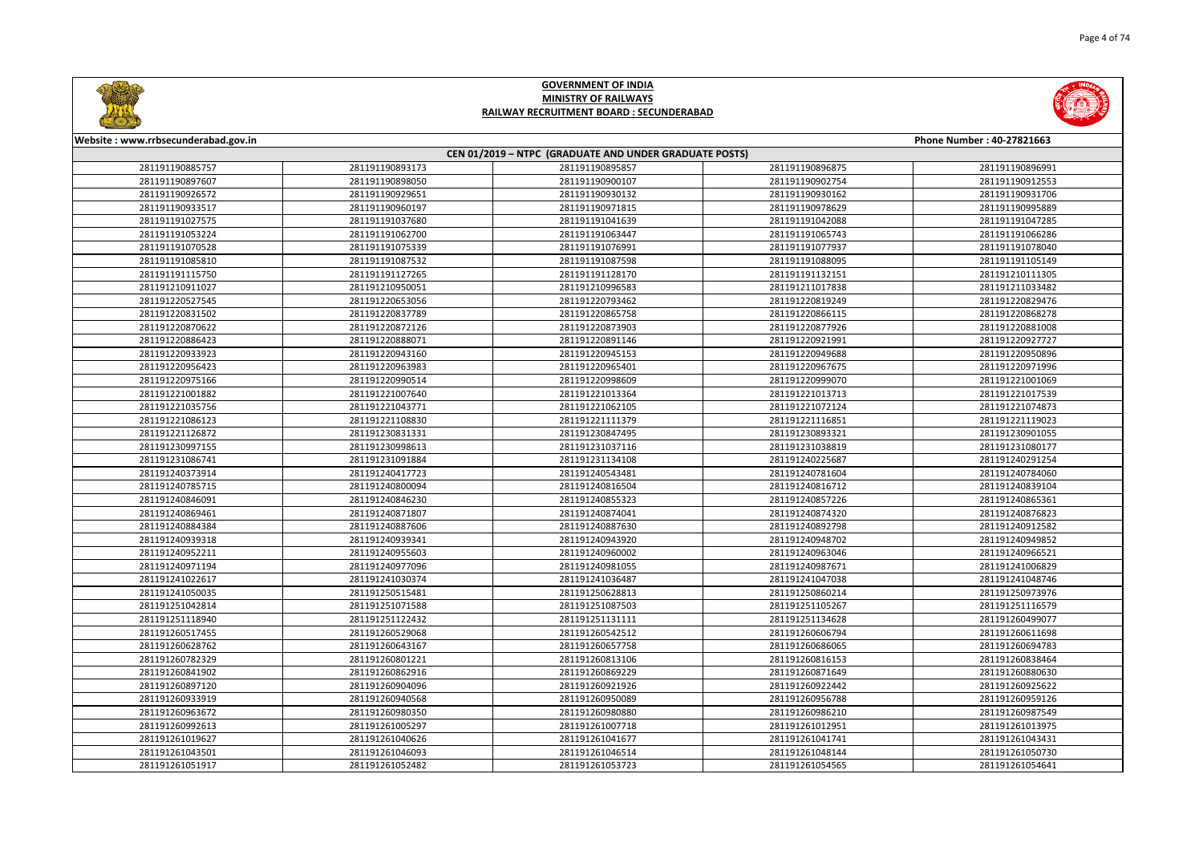# GOVERNMENT OF INDIA
## MINISTRY OF RAILWAYS
### RAILWAY RECRUITMENT BOARD : SECUNDERABAD

Website : www.rrbsecunderabad.gov.in | Phone Number : 40-27821663

**CEN 01/2019 – NTPC (GRADUATE AND UNDER GRADUATE POSTS)**

| | | | | |
|---|---|---|---|---|
| 281191190885757 | 281191190893173 | 281191190895857 | 281191190896875 | 281191190896991 |
| 281191190897607 | 281191190898050 | 281191190900107 | 281191190902754 | 281191190912553 |
| 281191190926572 | 281191190929651 | 281191190930132 | 281191190930162 | 281191190931706 |
| 281191190933517 | 281191190960197 | 281191190971815 | 281191190978629 | 281191190995889 |
| 281191191027575 | 281191191037680 | 281191191041639 | 281191191042088 | 281191191047285 |
| 281191191053224 | 281191191062700 | 281191191063447 | 281191191065743 | 281191191066286 |
| 281191191070528 | 281191191075339 | 281191191076991 | 281191191077937 | 281191191078040 |
| 281191191085810 | 281191191087532 | 281191191087598 | 281191191088095 | 281191191105149 |
| 281191191115750 | 281191191127265 | 281191191128170 | 281191191132151 | 281191210111305 |
| 281191210911027 | 281191210950051 | 281191210996583 | 281191211017838 | 281191211033482 |
| 281191220527545 | 281191220653056 | 281191220793462 | 281191220819249 | 281191220829476 |
| 281191220831502 | 281191220837789 | 281191220865758 | 281191220866115 | 281191220868278 |
| 281191220870622 | 281191220872126 | 281191220873903 | 281191220877926 | 281191220881008 |
| 281191220886423 | 281191220888071 | 281191220891146 | 281191220921991 | 281191220927727 |
| 281191220933923 | 281191220943160 | 281191220945153 | 281191220949688 | 281191220950896 |
| 281191220956423 | 281191220963983 | 281191220965401 | 281191220967675 | 281191220971996 |
| 281191220975166 | 281191220990514 | 281191220998609 | 281191220999070 | 281191221001069 |
| 281191221001882 | 281191221007640 | 281191221013364 | 281191221013713 | 281191221017539 |
| 281191221035756 | 281191221043771 | 281191221062105 | 281191221072124 | 281191221074873 |
| 281191221086123 | 281191221108830 | 281191221111379 | 281191221116851 | 281191221119023 |
| 281191221126872 | 281191230831331 | 281191230847495 | 281191230893321 | 281191230901055 |
| 281191230997155 | 281191230998613 | 281191231037116 | 281191231038819 | 281191231080177 |
| 281191231086741 | 281191231091884 | 281191231134108 | 281191240225687 | 281191240291254 |
| 281191240373914 | 281191240417723 | 281191240543481 | 281191240781604 | 281191240784060 |
| 281191240785715 | 281191240800094 | 281191240816504 | 281191240816712 | 281191240839104 |
| 281191240846091 | 281191240846230 | 281191240855323 | 281191240857226 | 281191240865361 |
| 281191240869461 | 281191240871807 | 281191240874041 | 281191240874320 | 281191240876823 |
| 281191240884384 | 281191240887606 | 281191240887630 | 281191240892798 | 281191240912582 |
| 281191240939318 | 281191240939341 | 281191240943920 | 281191240948702 | 281191240949852 |
| 281191240952211 | 281191240955603 | 281191240960002 | 281191240963046 | 281191240966521 |
| 281191240971194 | 281191240977096 | 281191240981055 | 281191240987671 | 281191241006829 |
| 281191241022617 | 281191241030374 | 281191241036487 | 281191241047038 | 281191241048746 |
| 281191241050035 | 281191250515481 | 281191250628813 | 281191250860214 | 281191250973976 |
| 281191251042814 | 281191251071588 | 281191251087503 | 281191251105267 | 281191251116579 |
| 281191251118940 | 281191251122432 | 281191251131111 | 281191251134628 | 281191260499077 |
| 281191260517455 | 281191260529068 | 281191260542512 | 281191260606794 | 281191260611698 |
| 281191260628762 | 281191260643167 | 281191260657758 | 281191260686065 | 281191260694783 |
| 281191260782329 | 281191260801221 | 281191260813106 | 281191260816153 | 281191260838464 |
| 281191260841902 | 281191260862916 | 281191260869229 | 281191260871649 | 281191260880630 |
| 281191260897120 | 281191260904096 | 281191260921926 | 281191260922442 | 281191260925622 |
| 281191260933919 | 281191260940568 | 281191260950089 | 281191260956788 | 281191260959126 |
| 281191260963672 | 281191260980350 | 281191260980880 | 281191260986210 | 281191260987549 |
| 281191260992613 | 281191261005297 | 281191261007718 | 281191261012951 | 281191261013975 |
| 281191261019627 | 281191261040626 | 281191261041677 | 281191261041741 | 281191261043431 |
| 281191261043501 | 281191261046093 | 281191261046514 | 281191261048144 | 281191261050730 |
| 281191261051917 | 281191261052482 | 281191261053723 | 281191261054565 | 281191261054641 |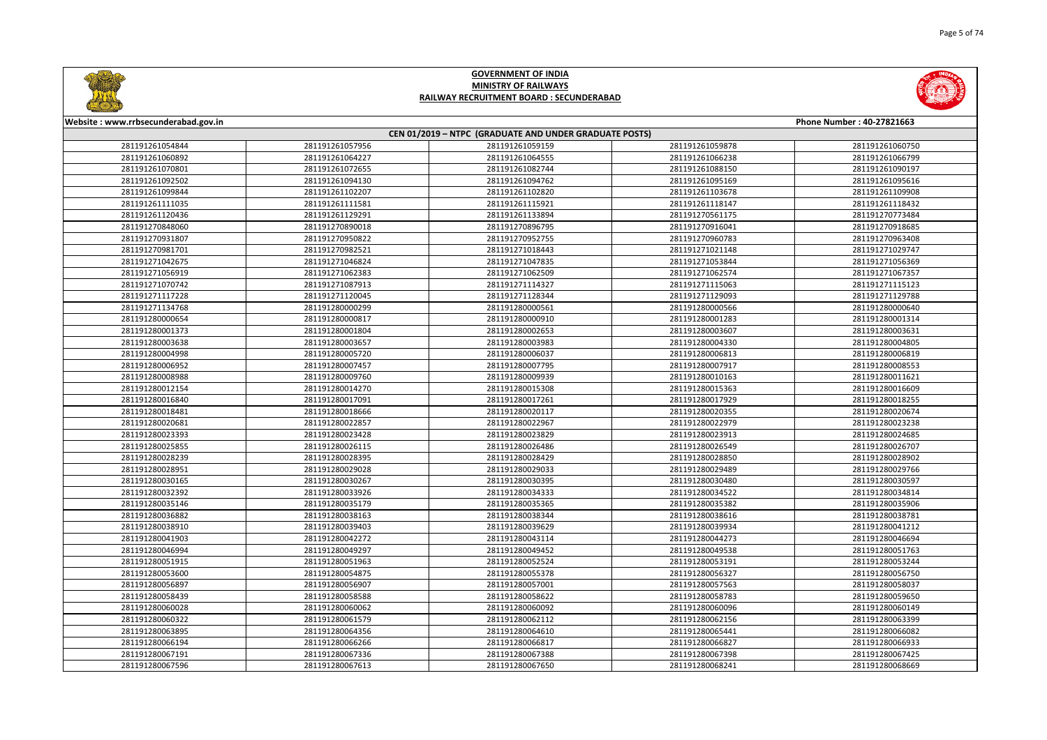# GOVERNMENT OF INDIA
## MINISTRY OF RAILWAYS
### RAILWAY RECRUITMENT BOARD : SECUNDERABAD

Website : www.rrbsecunderabad.gov.in | Phone Number : 40-27821663

**CEN 01/2019 – NTPC (GRADUATE AND UNDER GRADUATE POSTS)**

| | | | | |
|---|---|---|---|---|
| 281191261054844 | 281191261057956 | 281191261059159 | 281191261059878 | 281191261060750 |
| 281191261060892 | 281191261064227 | 281191261064555 | 281191261066238 | 281191261066799 |
| 281191261070801 | 281191261072655 | 281191261082744 | 281191261088150 | 281191261090197 |
| 281191261092502 | 281191261094130 | 281191261094762 | 281191261095169 | 281191261095616 |
| 281191261099844 | 281191261102207 | 281191261102820 | 281191261103678 | 281191261109908 |
| 281191261111035 | 281191261111581 | 281191261115921 | 281191261118147 | 281191261118432 |
| 281191261120436 | 281191261129291 | 281191261133894 | 281191270561175 | 281191270773484 |
| 281191270848060 | 281191270890018 | 281191270896795 | 281191270916041 | 281191270918685 |
| 281191270931807 | 281191270950822 | 281191270952755 | 281191270960783 | 281191270963408 |
| 281191270981701 | 281191270982521 | 281191271018443 | 281191271021148 | 281191271029747 |
| 281191271042675 | 281191271046824 | 281191271047835 | 281191271053844 | 281191271056369 |
| 281191271056919 | 281191271062383 | 281191271062509 | 281191271062574 | 281191271067357 |
| 281191271070742 | 281191271087913 | 281191271114327 | 281191271115063 | 281191271115123 |
| 281191271117228 | 281191271120045 | 281191271128344 | 281191271129093 | 281191271129788 |
| 281191271134768 | 281191280000299 | 281191280000561 | 281191280000566 | 281191280000640 |
| 281191280000654 | 281191280000817 | 281191280000910 | 281191280001283 | 281191280001314 |
| 281191280001373 | 281191280001804 | 281191280002653 | 281191280003607 | 281191280003631 |
| 281191280003638 | 281191280003657 | 281191280003983 | 281191280004330 | 281191280004805 |
| 281191280004998 | 281191280005720 | 281191280006037 | 281191280006813 | 281191280006819 |
| 281191280006952 | 281191280007457 | 281191280007795 | 281191280007917 | 281191280008553 |
| 281191280008988 | 281191280009760 | 281191280009939 | 281191280010163 | 281191280011621 |
| 281191280012154 | 281191280014270 | 281191280015308 | 281191280015363 | 281191280016609 |
| 281191280016840 | 281191280017091 | 281191280017261 | 281191280017929 | 281191280018255 |
| 281191280018481 | 281191280018666 | 281191280020117 | 281191280020355 | 281191280020674 |
| 281191280020681 | 281191280022857 | 281191280022967 | 281191280022979 | 281191280023238 |
| 281191280023393 | 281191280023428 | 281191280023829 | 281191280023913 | 281191280024685 |
| 281191280025855 | 281191280026115 | 281191280026486 | 281191280026549 | 281191280026707 |
| 281191280028239 | 281191280028395 | 281191280028429 | 281191280028850 | 281191280028902 |
| 281191280028951 | 281191280029028 | 281191280029033 | 281191280029489 | 281191280029766 |
| 281191280030165 | 281191280030267 | 281191280030395 | 281191280030480 | 281191280030597 |
| 281191280032392 | 281191280033926 | 281191280034333 | 281191280034522 | 281191280034814 |
| 281191280035146 | 281191280035179 | 281191280035365 | 281191280035382 | 281191280035906 |
| 281191280036882 | 281191280038163 | 281191280038344 | 281191280038616 | 281191280038781 |
| 281191280038910 | 281191280039403 | 281191280039629 | 281191280039934 | 281191280041212 |
| 281191280041903 | 281191280042272 | 281191280043114 | 281191280044273 | 281191280046694 |
| 281191280046994 | 281191280049297 | 281191280049452 | 281191280049538 | 281191280051763 |
| 281191280051915 | 281191280051963 | 281191280052524 | 281191280053191 | 281191280053244 |
| 281191280053600 | 281191280054875 | 281191280055378 | 281191280056327 | 281191280056750 |
| 281191280056897 | 281191280056907 | 281191280057001 | 281191280057563 | 281191280058037 |
| 281191280058439 | 281191280058588 | 281191280058622 | 281191280058783 | 281191280059650 |
| 281191280060028 | 281191280060062 | 281191280060092 | 281191280060096 | 281191280060149 |
| 281191280060322 | 281191280061579 | 281191280062112 | 281191280062156 | 281191280063399 |
| 281191280063895 | 281191280064356 | 281191280064610 | 281191280065441 | 281191280066082 |
| 281191280066194 | 281191280066266 | 281191280066817 | 281191280066827 | 281191280066933 |
| 281191280067191 | 281191280067336 | 281191280067388 | 281191280067398 | 281191280067425 |
| 281191280067596 | 281191280067613 | 281191280067650 | 281191280068241 | 281191280068669 |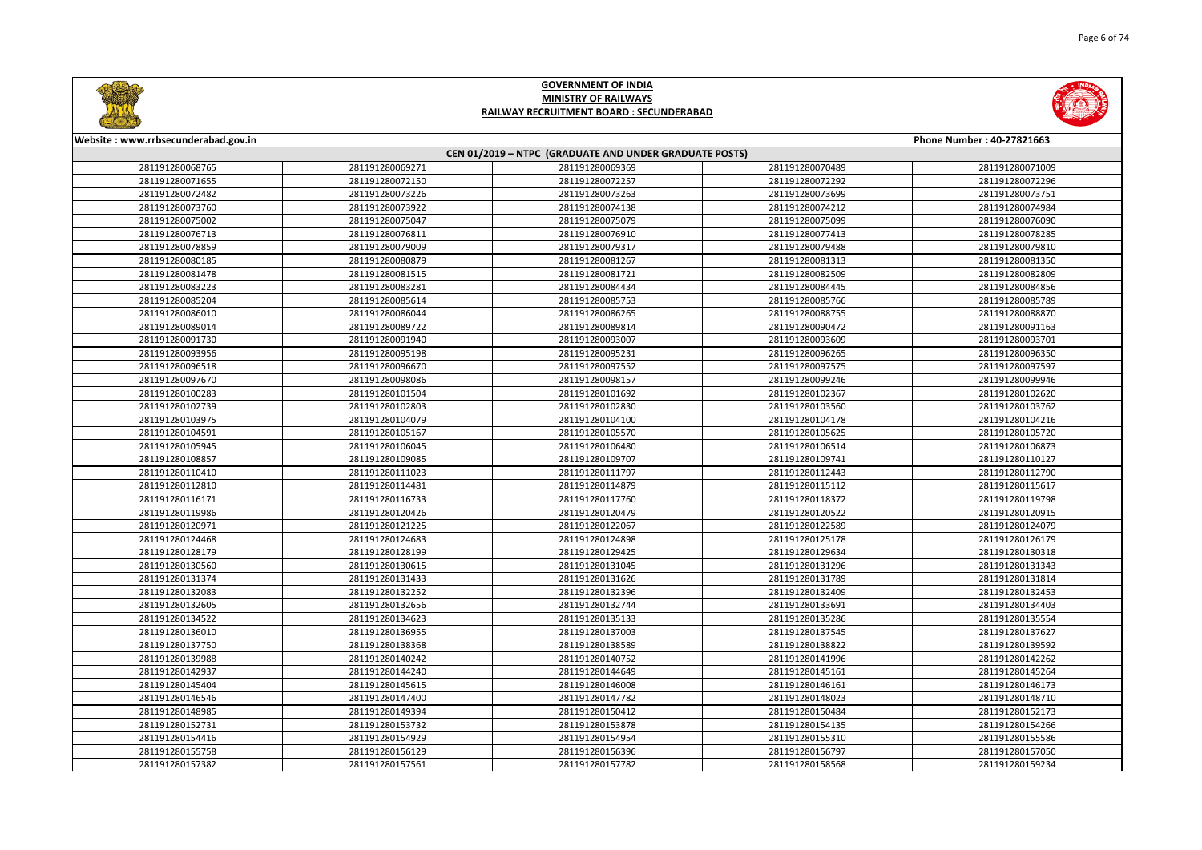# GOVERNMENT OF INDIA
## MINISTRY OF RAILWAYS
### RAILWAY RECRUITMENT BOARD : SECUNDERABAD

Website : www.rrbsecunderabad.gov.in | Phone Number : 40-27821663

**CEN 01/2019 – NTPC (GRADUATE AND UNDER GRADUATE POSTS)**

| | | | | |
|---|---|---|---|---|
| 281191280068765 | 281191280069271 | 281191280069369 | 281191280070489 | 281191280071009 |
| 281191280071655 | 281191280072150 | 281191280072257 | 281191280072292 | 281191280072296 |
| 281191280072482 | 281191280073226 | 281191280073263 | 281191280073699 | 281191280073751 |
| 281191280073760 | 281191280073922 | 281191280074138 | 281191280074212 | 281191280074984 |
| 281191280075002 | 281191280075047 | 281191280075079 | 281191280075099 | 281191280076090 |
| 281191280076713 | 281191280076811 | 281191280076910 | 281191280077413 | 281191280078285 |
| 281191280078859 | 281191280079009 | 281191280079317 | 281191280079488 | 281191280079810 |
| 281191280080185 | 281191280080879 | 281191280081267 | 281191280081313 | 281191280081350 |
| 281191280081478 | 281191280081515 | 281191280081721 | 281191280082509 | 281191280082809 |
| 281191280083223 | 281191280083281 | 281191280084434 | 281191280084445 | 281191280084856 |
| 281191280085204 | 281191280085614 | 281191280085753 | 281191280085766 | 281191280085789 |
| 281191280086010 | 281191280086044 | 281191280086265 | 281191280088755 | 281191280088870 |
| 281191280089014 | 281191280089722 | 281191280089814 | 281191280090472 | 281191280091163 |
| 281191280091730 | 281191280091940 | 281191280093007 | 281191280093609 | 281191280093701 |
| 281191280093956 | 281191280095198 | 281191280095231 | 281191280096265 | 281191280096350 |
| 281191280096518 | 281191280096670 | 281191280097552 | 281191280097575 | 281191280097597 |
| 281191280097670 | 281191280098086 | 281191280098157 | 281191280099246 | 281191280099946 |
| 281191280100283 | 281191280101504 | 281191280101692 | 281191280102367 | 281191280102620 |
| 281191280102739 | 281191280102803 | 281191280102830 | 281191280103560 | 281191280103762 |
| 281191280103975 | 281191280104079 | 281191280104100 | 281191280104178 | 281191280104216 |
| 281191280104591 | 281191280105167 | 281191280105570 | 281191280105625 | 281191280105720 |
| 281191280105945 | 281191280106045 | 281191280106480 | 281191280106514 | 281191280106873 |
| 281191280108857 | 281191280109085 | 281191280109707 | 281191280109741 | 281191280110127 |
| 281191280110410 | 281191280111023 | 281191280111797 | 281191280112443 | 281191280112790 |
| 281191280112810 | 281191280114481 | 281191280114879 | 281191280115112 | 281191280115617 |
| 281191280116171 | 281191280116733 | 281191280117760 | 281191280118372 | 281191280119798 |
| 281191280119986 | 281191280120426 | 281191280120479 | 281191280120522 | 281191280120915 |
| 281191280120971 | 281191280121225 | 281191280122067 | 281191280122589 | 281191280124079 |
| 281191280124468 | 281191280124683 | 281191280124898 | 281191280125178 | 281191280126179 |
| 281191280128179 | 281191280128199 | 281191280129425 | 281191280129634 | 281191280130318 |
| 281191280130560 | 281191280130615 | 281191280131045 | 281191280131296 | 281191280131343 |
| 281191280131374 | 281191280131433 | 281191280131626 | 281191280131789 | 281191280131814 |
| 281191280132083 | 281191280132252 | 281191280132396 | 281191280132409 | 281191280132453 |
| 281191280132605 | 281191280132656 | 281191280132744 | 281191280133691 | 281191280134403 |
| 281191280134522 | 281191280134623 | 281191280135133 | 281191280135286 | 281191280135554 |
| 281191280136010 | 281191280136955 | 281191280137003 | 281191280137545 | 281191280137627 |
| 281191280137750 | 281191280138368 | 281191280138589 | 281191280138822 | 281191280139592 |
| 281191280139988 | 281191280140242 | 281191280140752 | 281191280141996 | 281191280142262 |
| 281191280142937 | 281191280144240 | 281191280144649 | 281191280145161 | 281191280145264 |
| 281191280145404 | 281191280145615 | 281191280146008 | 281191280146161 | 281191280146173 |
| 281191280146546 | 281191280147400 | 281191280147782 | 281191280148023 | 281191280148710 |
| 281191280148985 | 281191280149394 | 281191280150412 | 281191280150484 | 281191280152173 |
| 281191280152731 | 281191280153732 | 281191280153878 | 281191280154135 | 281191280154266 |
| 281191280154416 | 281191280154929 | 281191280154954 | 281191280155310 | 281191280155586 |
| 281191280155758 | 281191280156129 | 281191280156396 | 281191280156797 | 281191280157050 |
| 281191280157382 | 281191280157561 | 281191280157782 | 281191280158568 | 281191280159234 |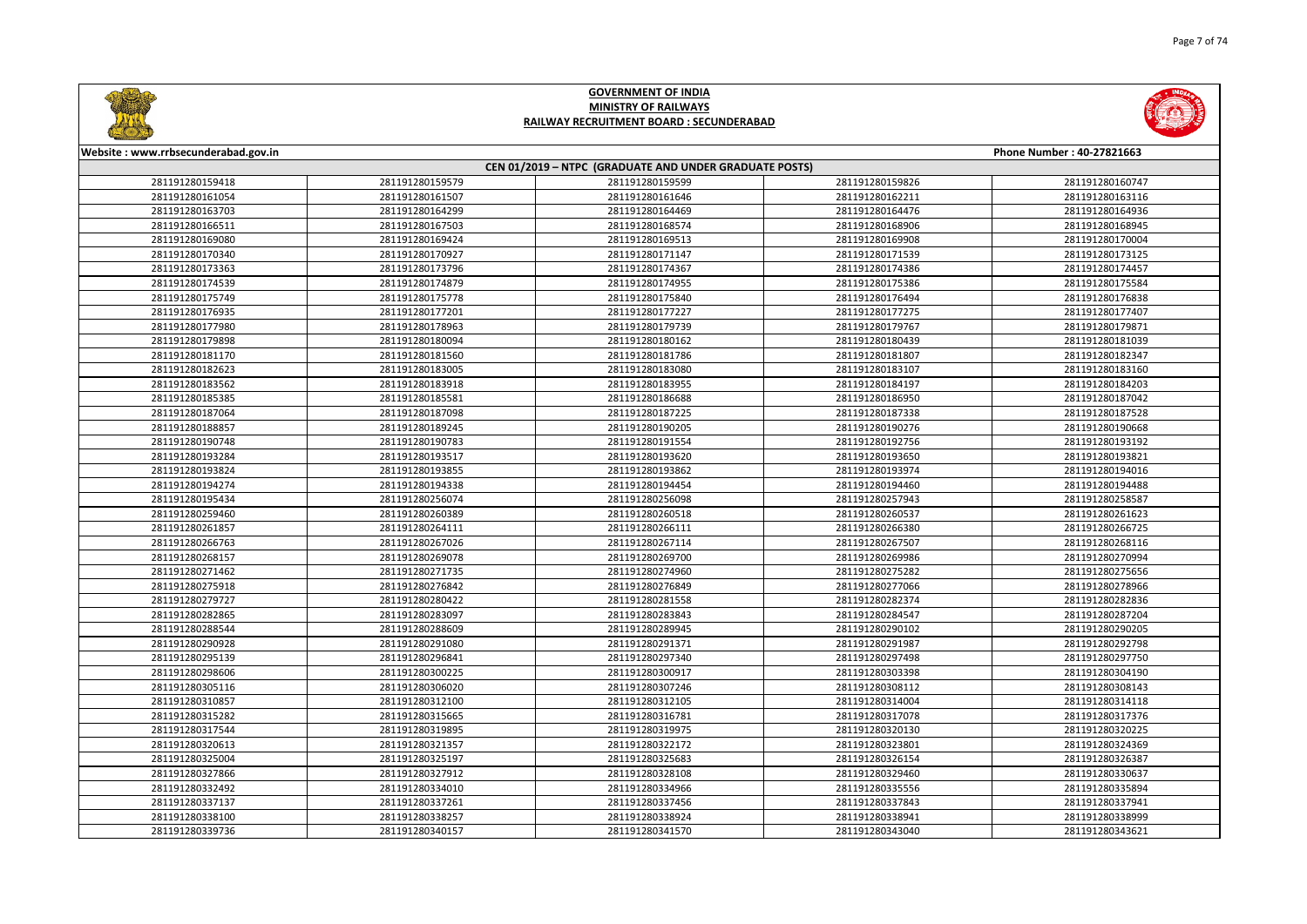# GOVERNMENT OF INDIA
## MINISTRY OF RAILWAYS
### RAILWAY RECRUITMENT BOARD : SECUNDERABAD

Website : www.rrbsecunderabad.gov.in — Phone Number : 40-27821663

**CEN 01/2019 – NTPC (GRADUATE AND UNDER GRADUATE POSTS)**

| | | | | |
|---|---|---|---|---|
| 281191280159418 | 281191280159579 | 281191280159599 | 281191280159826 | 281191280160747 |
| 281191280161054 | 281191280161507 | 281191280161646 | 281191280162211 | 281191280163116 |
| 281191280163703 | 281191280164299 | 281191280164469 | 281191280164476 | 281191280164936 |
| 281191280166511 | 281191280167503 | 281191280168574 | 281191280168906 | 281191280168945 |
| 281191280169080 | 281191280169424 | 281191280169513 | 281191280169908 | 281191280170004 |
| 281191280170340 | 281191280170927 | 281191280171147 | 281191280171539 | 281191280173125 |
| 281191280173363 | 281191280173796 | 281191280174367 | 281191280174386 | 281191280174457 |
| 281191280174539 | 281191280174879 | 281191280174955 | 281191280175386 | 281191280175584 |
| 281191280175749 | 281191280175778 | 281191280175840 | 281191280176494 | 281191280176838 |
| 281191280176935 | 281191280177201 | 281191280177227 | 281191280177275 | 281191280177407 |
| 281191280177980 | 281191280178963 | 281191280179739 | 281191280179767 | 281191280179871 |
| 281191280179898 | 281191280180094 | 281191280180162 | 281191280180439 | 281191280181039 |
| 281191280181170 | 281191280181560 | 281191280181786 | 281191280181807 | 281191280182347 |
| 281191280182623 | 281191280183005 | 281191280183080 | 281191280183107 | 281191280183160 |
| 281191280183562 | 281191280183918 | 281191280183955 | 281191280184197 | 281191280184203 |
| 281191280185385 | 281191280185581 | 281191280186688 | 281191280186950 | 281191280187042 |
| 281191280187064 | 281191280187098 | 281191280187225 | 281191280187338 | 281191280187528 |
| 281191280188857 | 281191280189245 | 281191280190205 | 281191280190276 | 281191280190668 |
| 281191280190748 | 281191280190783 | 281191280191554 | 281191280192756 | 281191280193192 |
| 281191280193284 | 281191280193517 | 281191280193620 | 281191280193650 | 281191280193821 |
| 281191280193824 | 281191280193855 | 281191280193862 | 281191280193974 | 281191280194016 |
| 281191280194274 | 281191280194338 | 281191280194454 | 281191280194460 | 281191280194488 |
| 281191280195434 | 281191280256074 | 281191280256098 | 281191280257943 | 281191280258587 |
| 281191280259460 | 281191280260389 | 281191280260518 | 281191280260537 | 281191280261623 |
| 281191280261857 | 281191280264111 | 281191280266111 | 281191280266380 | 281191280266725 |
| 281191280266763 | 281191280267026 | 281191280267114 | 281191280267507 | 281191280268116 |
| 281191280268157 | 281191280269078 | 281191280269700 | 281191280269986 | 281191280270994 |
| 281191280271462 | 281191280271735 | 281191280274960 | 281191280275282 | 281191280275656 |
| 281191280275918 | 281191280276842 | 281191280276849 | 281191280277066 | 281191280278966 |
| 281191280279727 | 281191280280422 | 281191280281558 | 281191280282374 | 281191280282836 |
| 281191280282865 | 281191280283097 | 281191280283843 | 281191280284547 | 281191280287204 |
| 281191280288544 | 281191280288609 | 281191280289945 | 281191280290102 | 281191280290205 |
| 281191280290928 | 281191280291080 | 281191280291371 | 281191280291987 | 281191280292798 |
| 281191280295139 | 281191280296841 | 281191280297340 | 281191280297498 | 281191280297750 |
| 281191280298606 | 281191280300225 | 281191280300917 | 281191280303398 | 281191280304190 |
| 281191280305116 | 281191280306020 | 281191280307246 | 281191280308112 | 281191280308143 |
| 281191280310857 | 281191280312100 | 281191280312105 | 281191280314004 | 281191280314118 |
| 281191280315282 | 281191280315665 | 281191280316781 | 281191280317078 | 281191280317376 |
| 281191280317544 | 281191280319895 | 281191280319975 | 281191280320130 | 281191280320225 |
| 281191280320613 | 281191280321357 | 281191280322172 | 281191280323801 | 281191280324369 |
| 281191280325004 | 281191280325197 | 281191280325683 | 281191280326154 | 281191280326387 |
| 281191280327866 | 281191280327912 | 281191280328108 | 281191280329460 | 281191280330637 |
| 281191280332492 | 281191280334010 | 281191280334966 | 281191280335556 | 281191280335894 |
| 281191280337137 | 281191280337261 | 281191280337456 | 281191280337843 | 281191280337941 |
| 281191280338100 | 281191280338257 | 281191280338924 | 281191280338941 | 281191280338999 |
| 281191280339736 | 281191280340157 | 281191280341570 | 281191280343040 | 281191280343621 |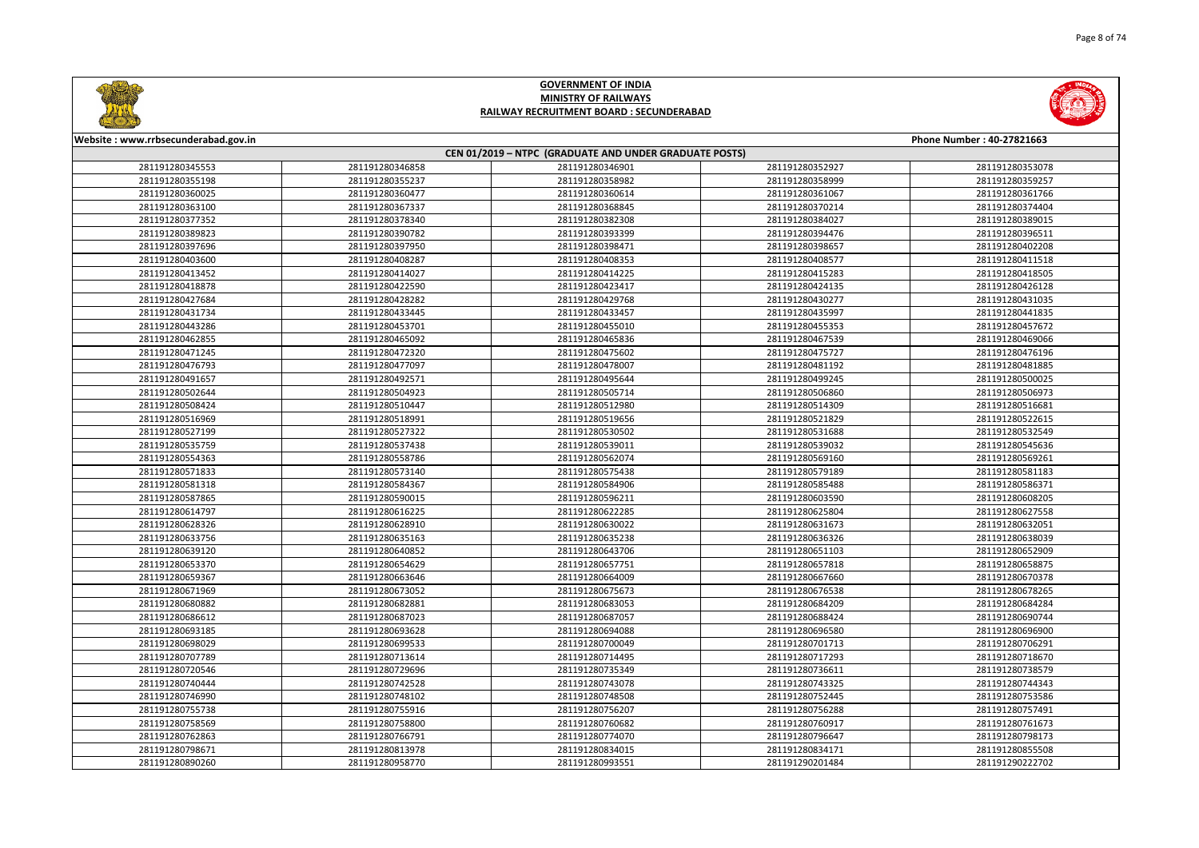**GOVERNMENT OF INDIA**
**MINISTRY OF RAILWAYS**
**RAILWAY RECRUITMENT BOARD : SECUNDERABAD**

Website : www.rrbsecunderabad.gov.in | Phone Number : 40-27821663

**CEN 01/2019 – NTPC (GRADUATE AND UNDER GRADUATE POSTS)**

| | | | | |
|---|---|---|---|---|
| 281191280345553 | 281191280346858 | 281191280346901 | 281191280352927 | 281191280353078 |
| 281191280355198 | 281191280355237 | 281191280358982 | 281191280358999 | 281191280359257 |
| 281191280360025 | 281191280360477 | 281191280360614 | 281191280361067 | 281191280361766 |
| 281191280363100 | 281191280367337 | 281191280368845 | 281191280370214 | 281191280374404 |
| 281191280377352 | 281191280378340 | 281191280382308 | 281191280384027 | 281191280389015 |
| 281191280389823 | 281191280390782 | 281191280393399 | 281191280394476 | 281191280396511 |
| 281191280397696 | 281191280397950 | 281191280398471 | 281191280398657 | 281191280402208 |
| 281191280403600 | 281191280408287 | 281191280408353 | 281191280408577 | 281191280411518 |
| 281191280413452 | 281191280414027 | 281191280414225 | 281191280415283 | 281191280418505 |
| 281191280418878 | 281191280422590 | 281191280423417 | 281191280424135 | 281191280426128 |
| 281191280427684 | 281191280428282 | 281191280429768 | 281191280430277 | 281191280431035 |
| 281191280431734 | 281191280433445 | 281191280433457 | 281191280435997 | 281191280441835 |
| 281191280443286 | 281191280453701 | 281191280455010 | 281191280455353 | 281191280457672 |
| 281191280462855 | 281191280465092 | 281191280465836 | 281191280467539 | 281191280469066 |
| 281191280471245 | 281191280472320 | 281191280475602 | 281191280475727 | 281191280476196 |
| 281191280476793 | 281191280477097 | 281191280478007 | 281191280481192 | 281191280481885 |
| 281191280491657 | 281191280492571 | 281191280495644 | 281191280499245 | 281191280500025 |
| 281191280502644 | 281191280504923 | 281191280505714 | 281191280506860 | 281191280506973 |
| 281191280508424 | 281191280510447 | 281191280512980 | 281191280514309 | 281191280516681 |
| 281191280516969 | 281191280518991 | 281191280519656 | 281191280521829 | 281191280522615 |
| 281191280527199 | 281191280527322 | 281191280530502 | 281191280531688 | 281191280532549 |
| 281191280535759 | 281191280537438 | 281191280539011 | 281191280539032 | 281191280545636 |
| 281191280554363 | 281191280558786 | 281191280562074 | 281191280569160 | 281191280569261 |
| 281191280571833 | 281191280573140 | 281191280575438 | 281191280579189 | 281191280581183 |
| 281191280581318 | 281191280584367 | 281191280584906 | 281191280585488 | 281191280586371 |
| 281191280587865 | 281191280590015 | 281191280596211 | 281191280603590 | 281191280608205 |
| 281191280614797 | 281191280616225 | 281191280622285 | 281191280625804 | 281191280627558 |
| 281191280628326 | 281191280628910 | 281191280630022 | 281191280631673 | 281191280632051 |
| 281191280633756 | 281191280635163 | 281191280635238 | 281191280636326 | 281191280638039 |
| 281191280639120 | 281191280640852 | 281191280643706 | 281191280651103 | 281191280652909 |
| 281191280653370 | 281191280654629 | 281191280657751 | 281191280657818 | 281191280658875 |
| 281191280659367 | 281191280663646 | 281191280664009 | 281191280667660 | 281191280670378 |
| 281191280671969 | 281191280673052 | 281191280675673 | 281191280676538 | 281191280678265 |
| 281191280680882 | 281191280682881 | 281191280683053 | 281191280684209 | 281191280684284 |
| 281191280686612 | 281191280687023 | 281191280687057 | 281191280688424 | 281191280690744 |
| 281191280693185 | 281191280693628 | 281191280694088 | 281191280696580 | 281191280696900 |
| 281191280698029 | 281191280699533 | 281191280700049 | 281191280701713 | 281191280706291 |
| 281191280707789 | 281191280713614 | 281191280714495 | 281191280717293 | 281191280718670 |
| 281191280720546 | 281191280729696 | 281191280735349 | 281191280736611 | 281191280738579 |
| 281191280740444 | 281191280742528 | 281191280743078 | 281191280743325 | 281191280744343 |
| 281191280746990 | 281191280748102 | 281191280748508 | 281191280752445 | 281191280753586 |
| 281191280755738 | 281191280755916 | 281191280756207 | 281191280756288 | 281191280757491 |
| 281191280758569 | 281191280758800 | 281191280760682 | 281191280760917 | 281191280761673 |
| 281191280762863 | 281191280766791 | 281191280774070 | 281191280796647 | 281191280798173 |
| 281191280798671 | 281191280813978 | 281191280834015 | 281191280834171 | 281191280855508 |
| 281191280890260 | 281191280958770 | 281191280993551 | 281191290201484 | 281191290222702 |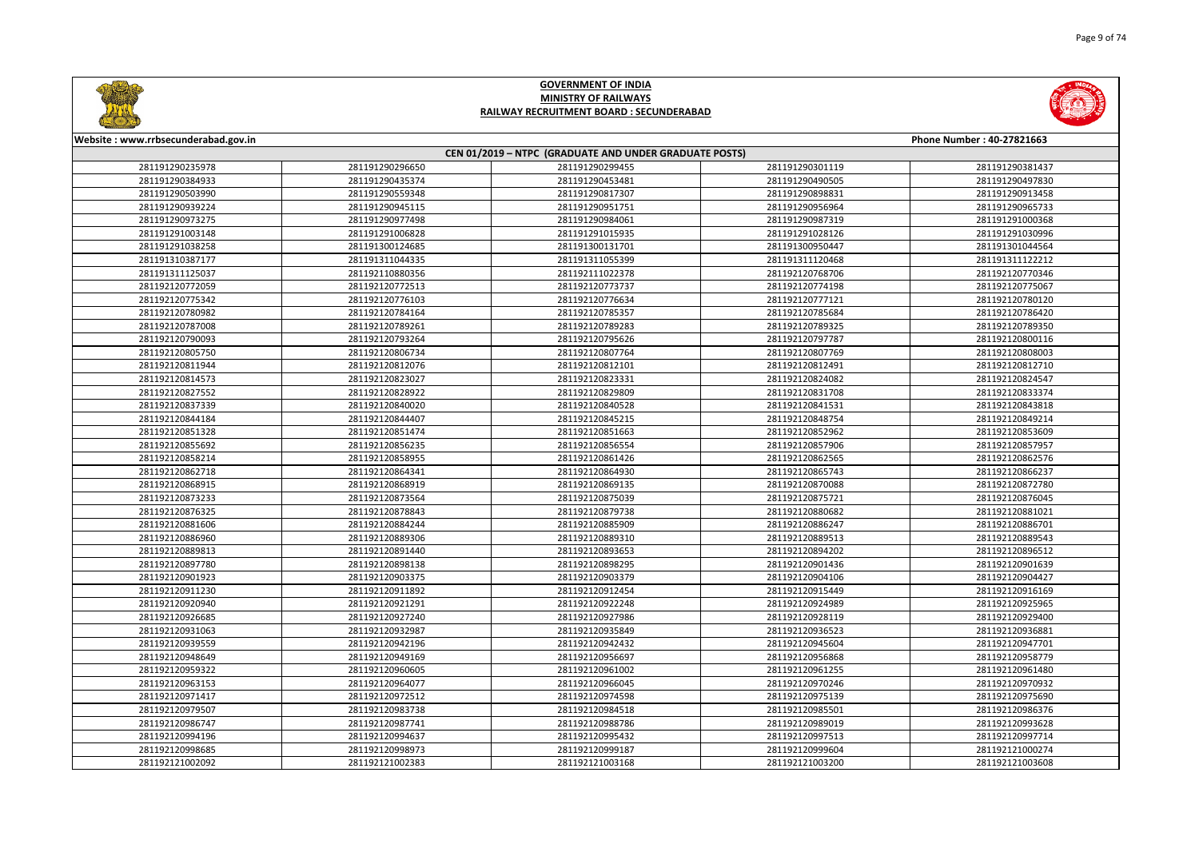# GOVERNMENT OF INDIA
## MINISTRY OF RAILWAYS
### RAILWAY RECRUITMENT BOARD : SECUNDERABAD

Website : www.rrbsecunderabad.gov.in

Phone Number : 40-27821663

**CEN 01/2019 – NTPC (GRADUATE AND UNDER GRADUATE POSTS)**

| | | | | |
|---|---|---|---|---|
| 281191290235978 | 281191290296650 | 281191290299455 | 281191290301119 | 281191290381437 |
| 281191290384933 | 281191290435374 | 281191290453481 | 281191290490505 | 281191290497830 |
| 281191290503990 | 281191290559348 | 281191290817307 | 281191290898831 | 281191290913458 |
| 281191290939224 | 281191290945115 | 281191290951751 | 281191290956964 | 281191290965733 |
| 281191290973275 | 281191290977498 | 281191290984061 | 281191290987319 | 281191291000368 |
| 281191291003148 | 281191291006828 | 281191291015935 | 281191291028126 | 281191291030996 |
| 281191291038258 | 281191300124685 | 281191300131701 | 281191300950447 | 281191301044564 |
| 281191310387177 | 281191311044335 | 281191311055399 | 281191311120468 | 281191311122212 |
| 281191311125037 | 281192110880356 | 281192111022378 | 281192120768706 | 281192120770346 |
| 281192120772059 | 281192120772513 | 281192120773737 | 281192120774198 | 281192120775067 |
| 281192120775342 | 281192120776103 | 281192120776634 | 281192120777121 | 281192120780120 |
| 281192120780982 | 281192120784164 | 281192120785357 | 281192120785684 | 281192120786420 |
| 281192120787008 | 281192120789261 | 281192120789283 | 281192120789325 | 281192120789350 |
| 281192120790093 | 281192120793264 | 281192120795626 | 281192120797787 | 281192120800116 |
| 281192120805750 | 281192120806734 | 281192120807764 | 281192120807769 | 281192120808003 |
| 281192120811944 | 281192120812076 | 281192120812101 | 281192120812491 | 281192120812710 |
| 281192120814573 | 281192120823027 | 281192120823331 | 281192120824082 | 281192120824547 |
| 281192120827552 | 281192120828922 | 281192120829809 | 281192120831708 | 281192120833374 |
| 281192120837339 | 281192120840020 | 281192120840528 | 281192120841531 | 281192120843818 |
| 281192120844184 | 281192120844407 | 281192120845215 | 281192120848754 | 281192120849214 |
| 281192120851328 | 281192120851474 | 281192120851663 | 281192120852962 | 281192120853609 |
| 281192120855692 | 281192120856235 | 281192120856554 | 281192120857906 | 281192120857957 |
| 281192120858214 | 281192120858955 | 281192120861426 | 281192120862565 | 281192120862576 |
| 281192120862718 | 281192120864341 | 281192120864930 | 281192120865743 | 281192120866237 |
| 281192120868915 | 281192120868919 | 281192120869135 | 281192120870088 | 281192120872780 |
| 281192120873233 | 281192120873564 | 281192120875039 | 281192120875721 | 281192120876045 |
| 281192120876325 | 281192120878843 | 281192120879738 | 281192120880682 | 281192120881021 |
| 281192120881606 | 281192120884244 | 281192120885909 | 281192120886247 | 281192120886701 |
| 281192120886960 | 281192120889306 | 281192120889310 | 281192120889513 | 281192120889543 |
| 281192120889813 | 281192120891440 | 281192120893653 | 281192120894202 | 281192120896512 |
| 281192120897780 | 281192120898138 | 281192120898295 | 281192120901436 | 281192120901639 |
| 281192120901923 | 281192120903375 | 281192120903379 | 281192120904106 | 281192120904427 |
| 281192120911230 | 281192120911892 | 281192120912454 | 281192120915449 | 281192120916169 |
| 281192120920940 | 281192120921291 | 281192120922248 | 281192120924989 | 281192120925965 |
| 281192120926685 | 281192120927240 | 281192120927986 | 281192120928119 | 281192120929400 |
| 281192120931063 | 281192120932987 | 281192120935849 | 281192120936523 | 281192120936881 |
| 281192120939559 | 281192120942196 | 281192120942432 | 281192120945604 | 281192120947701 |
| 281192120948649 | 281192120949169 | 281192120956697 | 281192120956868 | 281192120958779 |
| 281192120959322 | 281192120960605 | 281192120961002 | 281192120961255 | 281192120961480 |
| 281192120963153 | 281192120964077 | 281192120966045 | 281192120970246 | 281192120970932 |
| 281192120971417 | 281192120972512 | 281192120974598 | 281192120975139 | 281192120975690 |
| 281192120979507 | 281192120983738 | 281192120984518 | 281192120985501 | 281192120986376 |
| 281192120986747 | 281192120987741 | 281192120988786 | 281192120989019 | 281192120993628 |
| 281192120994196 | 281192120994637 | 281192120995432 | 281192120997513 | 281192120997714 |
| 281192120998685 | 281192120998973 | 281192120999187 | 281192120999604 | 281192121000274 |
| 281192121002092 | 281192121002383 | 281192121003168 | 281192121003200 | 281192121003608 |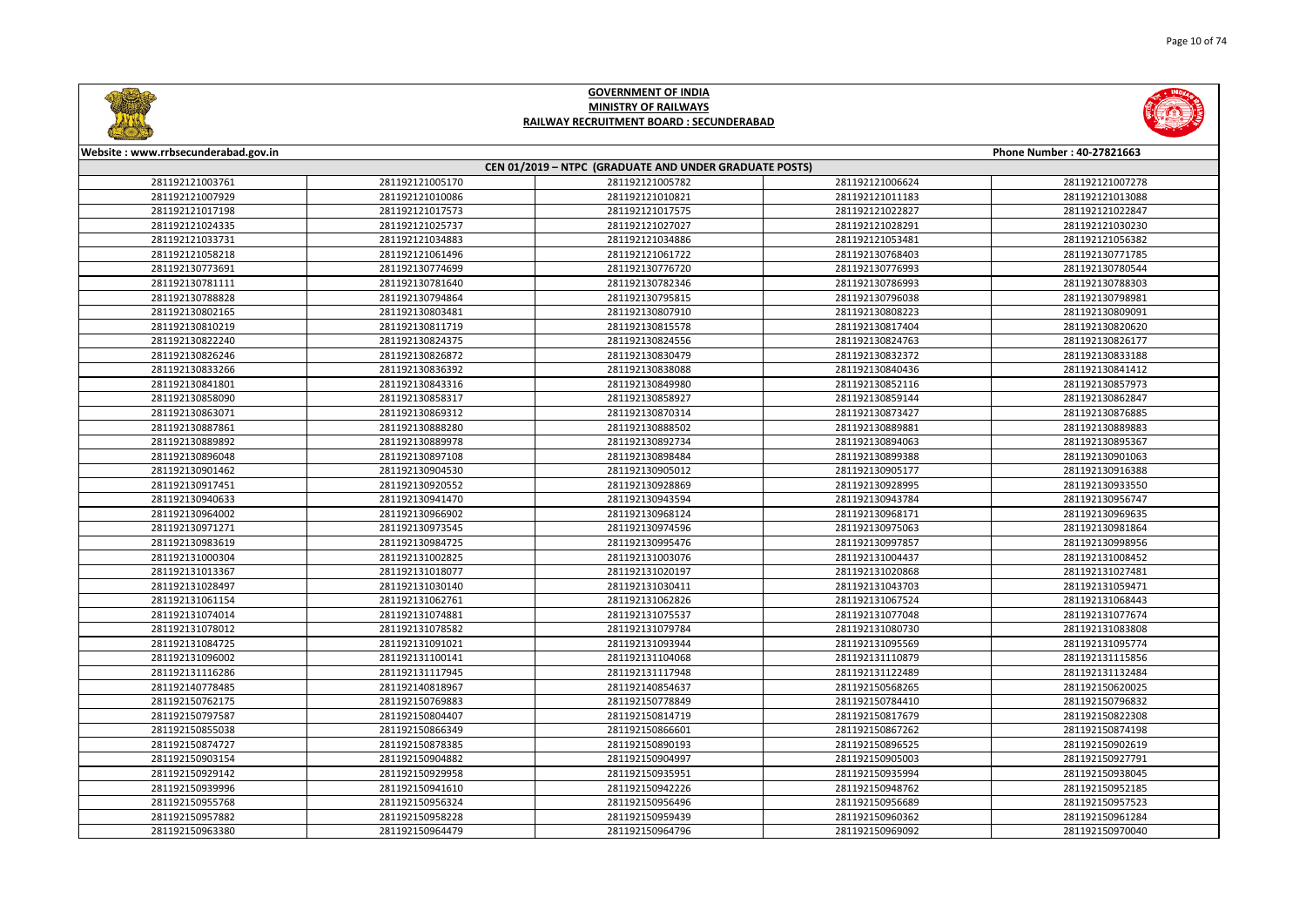**GOVERNMENT OF INDIA**
**MINISTRY OF RAILWAYS**
**RAILWAY RECRUITMENT BOARD : SECUNDERABAD**

**Website : www.rrbsecunderabad.gov.in** **Phone Number : 40-27821663**

**CEN 01/2019 – NTPC (GRADUATE AND UNDER GRADUATE POSTS)**

| | | | | |
|---|---|---|---|---|
| 281192121003761 | 281192121005170 | 281192121005782 | 281192121006624 | 281192121007278 |
| 281192121007929 | 281192121010086 | 281192121010821 | 281192121011183 | 281192121013088 |
| 281192121017198 | 281192121017573 | 281192121017575 | 281192121022827 | 281192121022847 |
| 281192121024335 | 281192121025737 | 281192121027027 | 281192121028291 | 281192121030230 |
| 281192121033731 | 281192121034883 | 281192121034886 | 281192121053481 | 281192121056382 |
| 281192121058218 | 281192121061496 | 281192121061722 | 281192130768403 | 281192130771785 |
| 281192130773691 | 281192130774699 | 281192130776720 | 281192130776993 | 281192130780544 |
| 281192130781111 | 281192130781640 | 281192130782346 | 281192130786993 | 281192130788303 |
| 281192130788828 | 281192130794864 | 281192130795815 | 281192130796038 | 281192130798981 |
| 281192130802165 | 281192130803481 | 281192130807910 | 281192130808223 | 281192130809091 |
| 281192130810219 | 281192130811719 | 281192130815578 | 281192130817404 | 281192130820620 |
| 281192130822240 | 281192130824375 | 281192130824556 | 281192130824763 | 281192130826177 |
| 281192130826246 | 281192130826872 | 281192130830479 | 281192130832372 | 281192130833188 |
| 281192130833266 | 281192130836392 | 281192130838088 | 281192130840436 | 281192130841412 |
| 281192130841801 | 281192130843316 | 281192130849980 | 281192130852116 | 281192130857973 |
| 281192130858090 | 281192130858317 | 281192130858927 | 281192130859144 | 281192130862847 |
| 281192130863071 | 281192130869312 | 281192130870314 | 281192130873427 | 281192130876885 |
| 281192130887861 | 281192130888280 | 281192130888502 | 281192130889881 | 281192130889883 |
| 281192130889892 | 281192130889978 | 281192130892734 | 281192130894063 | 281192130895367 |
| 281192130896048 | 281192130897108 | 281192130898484 | 281192130899388 | 281192130901063 |
| 281192130901462 | 281192130904530 | 281192130905012 | 281192130905177 | 281192130916388 |
| 281192130917451 | 281192130920552 | 281192130928869 | 281192130928995 | 281192130933550 |
| 281192130940633 | 281192130941470 | 281192130943594 | 281192130943784 | 281192130956747 |
| 281192130964002 | 281192130966902 | 281192130968124 | 281192130968171 | 281192130969635 |
| 281192130971271 | 281192130973545 | 281192130974596 | 281192130975063 | 281192130981864 |
| 281192130983619 | 281192130984725 | 281192130995476 | 281192130997857 | 281192130998956 |
| 281192131000304 | 281192131002825 | 281192131003076 | 281192131004437 | 281192131008452 |
| 281192131013367 | 281192131018077 | 281192131020197 | 281192131020868 | 281192131027481 |
| 281192131028497 | 281192131030140 | 281192131030411 | 281192131043703 | 281192131059471 |
| 281192131061154 | 281192131062761 | 281192131062826 | 281192131067524 | 281192131068443 |
| 281192131074014 | 281192131074881 | 281192131075537 | 281192131077048 | 281192131077674 |
| 281192131078012 | 281192131078582 | 281192131079784 | 281192131080730 | 281192131083808 |
| 281192131084725 | 281192131091021 | 281192131093944 | 281192131095569 | 281192131095774 |
| 281192131096002 | 281192131100141 | 281192131104068 | 281192131110879 | 281192131115856 |
| 281192131116286 | 281192131117945 | 281192131117948 | 281192131122489 | 281192131132484 |
| 281192140778485 | 281192140818967 | 281192140854637 | 281192150568265 | 281192150620025 |
| 281192150762175 | 281192150769883 | 281192150778849 | 281192150784410 | 281192150796832 |
| 281192150797587 | 281192150804407 | 281192150814719 | 281192150817679 | 281192150822308 |
| 281192150855038 | 281192150866349 | 281192150866601 | 281192150867262 | 281192150874198 |
| 281192150874727 | 281192150878385 | 281192150890193 | 281192150896525 | 281192150902619 |
| 281192150903154 | 281192150904882 | 281192150904997 | 281192150905003 | 281192150927791 |
| 281192150929142 | 281192150929958 | 281192150935951 | 281192150935994 | 281192150938045 |
| 281192150939996 | 281192150941610 | 281192150942226 | 281192150948762 | 281192150952185 |
| 281192150955768 | 281192150956324 | 281192150956496 | 281192150956689 | 281192150957523 |
| 281192150957882 | 281192150958228 | 281192150959439 | 281192150960362 | 281192150961284 |
| 281192150963380 | 281192150964479 | 281192150964796 | 281192150969092 | 281192150970040 |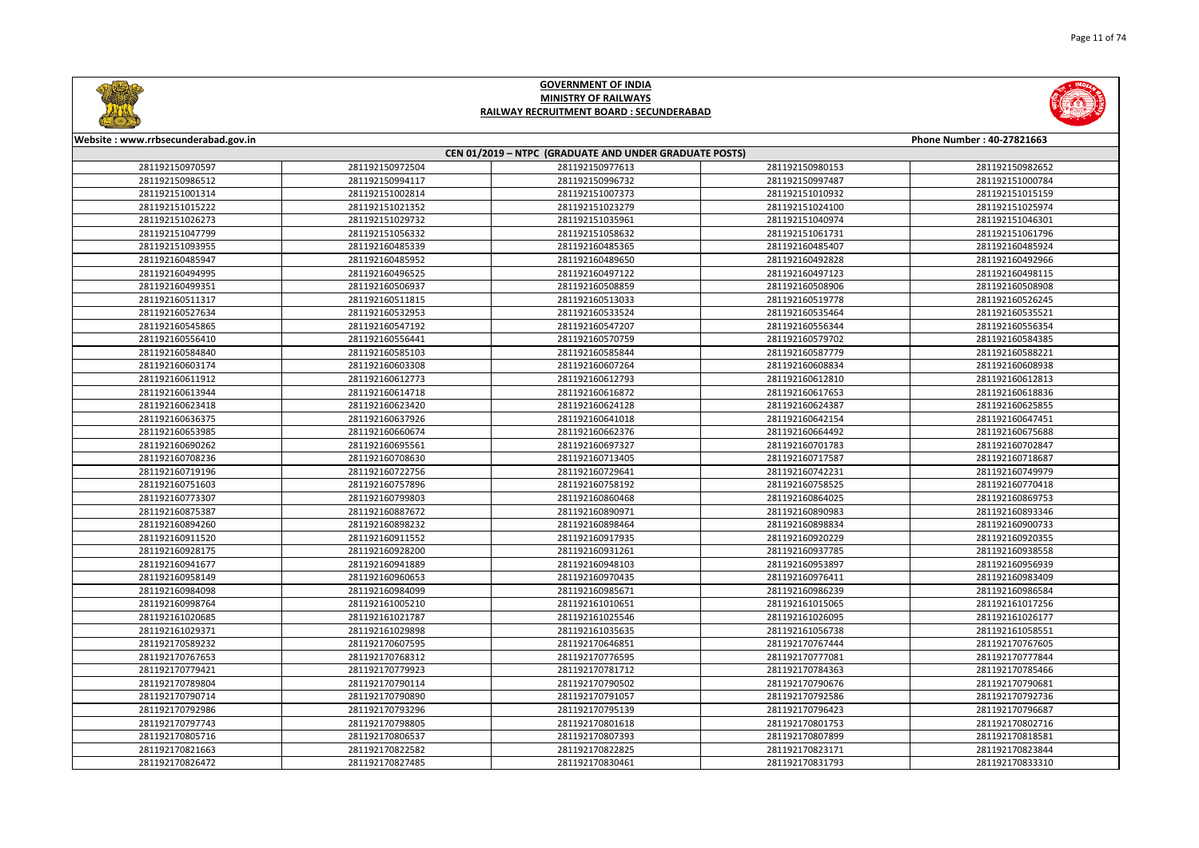# GOVERNMENT OF INDIA
## MINISTRY OF RAILWAYS
### RAILWAY RECRUITMENT BOARD : SECUNDERABAD

Website : www.rrbsecunderabad.gov.in | Phone Number : 40-27821663

**CEN 01/2019 – NTPC (GRADUATE AND UNDER GRADUATE POSTS)**

| | | | | |
|---|---|---|---|---|
| 281192150970597 | 281192150972504 | 281192150977613 | 281192150980153 | 281192150982652 |
| 281192150986512 | 281192150994117 | 281192150996732 | 281192150997487 | 281192151000784 |
| 281192151001314 | 281192151002814 | 281192151007373 | 281192151010932 | 281192151015159 |
| 281192151015222 | 281192151021352 | 281192151023279 | 281192151024100 | 281192151025974 |
| 281192151026273 | 281192151029732 | 281192151035961 | 281192151040974 | 281192151046301 |
| 281192151047799 | 281192151056332 | 281192151058632 | 281192151061731 | 281192151061796 |
| 281192151093955 | 281192160485339 | 281192160485365 | 281192160485407 | 281192160485924 |
| 281192160485947 | 281192160485952 | 281192160489650 | 281192160492828 | 281192160492966 |
| 281192160494995 | 281192160496525 | 281192160497122 | 281192160497123 | 281192160498115 |
| 281192160499351 | 281192160506937 | 281192160508859 | 281192160508906 | 281192160508908 |
| 281192160511317 | 281192160511815 | 281192160513033 | 281192160519778 | 281192160526245 |
| 281192160527634 | 281192160532953 | 281192160533524 | 281192160535464 | 281192160535521 |
| 281192160545865 | 281192160547192 | 281192160547207 | 281192160556344 | 281192160556354 |
| 281192160556410 | 281192160556441 | 281192160570759 | 281192160579702 | 281192160584385 |
| 281192160584840 | 281192160585103 | 281192160585844 | 281192160587779 | 281192160588221 |
| 281192160603174 | 281192160603308 | 281192160607264 | 281192160608834 | 281192160608938 |
| 281192160611912 | 281192160612773 | 281192160612793 | 281192160612810 | 281192160612813 |
| 281192160613944 | 281192160614718 | 281192160616872 | 281192160617653 | 281192160618836 |
| 281192160623418 | 281192160623420 | 281192160624128 | 281192160624387 | 281192160625855 |
| 281192160636375 | 281192160637926 | 281192160641018 | 281192160642154 | 281192160647451 |
| 281192160653985 | 281192160660674 | 281192160662376 | 281192160664492 | 281192160675688 |
| 281192160690262 | 281192160695561 | 281192160697327 | 281192160701783 | 281192160702847 |
| 281192160708236 | 281192160708630 | 281192160713405 | 281192160717587 | 281192160718687 |
| 281192160719196 | 281192160722756 | 281192160729641 | 281192160742231 | 281192160749979 |
| 281192160751603 | 281192160757896 | 281192160758192 | 281192160758525 | 281192160770418 |
| 281192160773307 | 281192160799803 | 281192160860468 | 281192160864025 | 281192160869753 |
| 281192160875387 | 281192160887672 | 281192160890971 | 281192160890983 | 281192160893346 |
| 281192160894260 | 281192160898232 | 281192160898464 | 281192160898834 | 281192160900733 |
| 281192160911520 | 281192160911552 | 281192160917935 | 281192160920229 | 281192160920355 |
| 281192160928175 | 281192160928200 | 281192160931261 | 281192160937785 | 281192160938558 |
| 281192160941677 | 281192160941889 | 281192160948103 | 281192160953897 | 281192160956939 |
| 281192160958149 | 281192160960653 | 281192160970435 | 281192160976411 | 281192160983409 |
| 281192160984098 | 281192160984099 | 281192160985671 | 281192160986239 | 281192160986584 |
| 281192160998764 | 281192161005210 | 281192161010651 | 281192161015065 | 281192161017256 |
| 281192161020685 | 281192161021787 | 281192161025546 | 281192161026095 | 281192161026177 |
| 281192161029371 | 281192161029898 | 281192161035635 | 281192161056738 | 281192161058551 |
| 281192170589232 | 281192170607595 | 281192170646851 | 281192170767444 | 281192170767605 |
| 281192170767653 | 281192170768312 | 281192170776595 | 281192170777081 | 281192170777844 |
| 281192170779421 | 281192170779923 | 281192170781712 | 281192170784363 | 281192170785466 |
| 281192170789804 | 281192170790114 | 281192170790502 | 281192170790676 | 281192170790681 |
| 281192170790714 | 281192170790890 | 281192170791057 | 281192170792586 | 281192170792736 |
| 281192170792986 | 281192170793296 | 281192170795139 | 281192170796423 | 281192170796687 |
| 281192170797743 | 281192170798805 | 281192170801618 | 281192170801753 | 281192170802716 |
| 281192170805716 | 281192170806537 | 281192170807393 | 281192170807899 | 281192170818581 |
| 281192170821663 | 281192170822582 | 281192170822825 | 281192170823171 | 281192170823844 |
| 281192170826472 | 281192170827485 | 281192170830461 | 281192170831793 | 281192170833310 |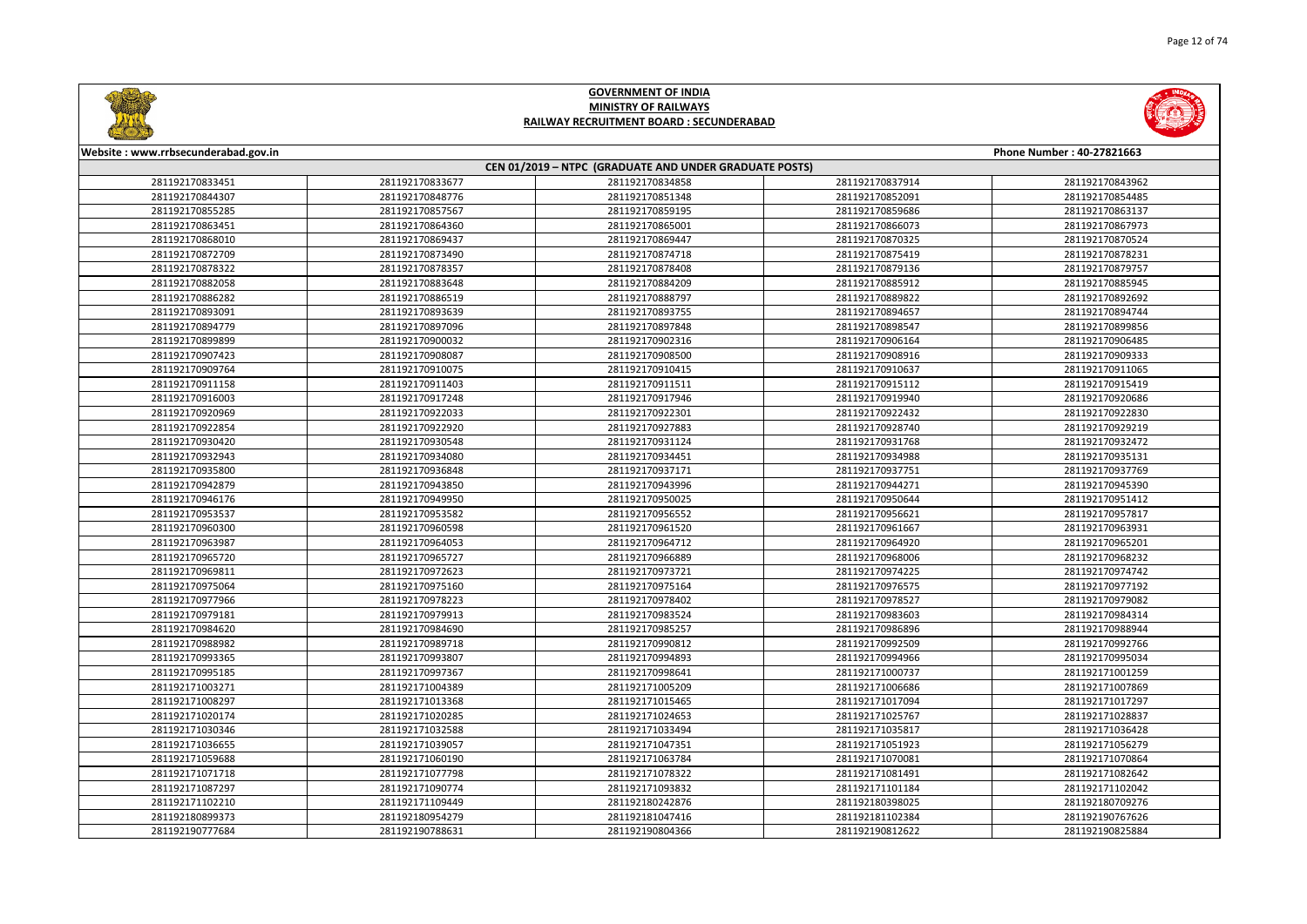# GOVERNMENT OF INDIA
## MINISTRY OF RAILWAYS
### RAILWAY RECRUITMENT BOARD : SECUNDERABAD

Website : www.rrbsecunderabad.gov.in | Phone Number : 40-27821663

**CEN 01/2019 – NTPC (GRADUATE AND UNDER GRADUATE POSTS)**

| | | | | |
|---|---|---|---|---|
| 281192170833451 | 281192170833677 | 281192170834858 | 281192170837914 | 281192170843962 |
| 281192170844307 | 281192170848776 | 281192170851348 | 281192170852091 | 281192170854485 |
| 281192170855285 | 281192170857567 | 281192170859195 | 281192170859686 | 281192170863137 |
| 281192170863451 | 281192170864360 | 281192170865001 | 281192170866073 | 281192170867973 |
| 281192170868010 | 281192170869437 | 281192170869447 | 281192170870325 | 281192170870524 |
| 281192170872709 | 281192170873490 | 281192170874718 | 281192170875419 | 281192170878231 |
| 281192170878322 | 281192170878357 | 281192170878408 | 281192170879136 | 281192170879757 |
| 281192170882058 | 281192170883648 | 281192170884209 | 281192170885912 | 281192170885945 |
| 281192170886282 | 281192170886519 | 281192170888797 | 281192170889822 | 281192170892692 |
| 281192170893091 | 281192170893639 | 281192170893755 | 281192170894657 | 281192170894744 |
| 281192170894779 | 281192170897096 | 281192170897848 | 281192170898547 | 281192170899856 |
| 281192170899899 | 281192170900032 | 281192170902316 | 281192170906164 | 281192170906485 |
| 281192170907423 | 281192170908087 | 281192170908500 | 281192170908916 | 281192170909333 |
| 281192170909764 | 281192170910075 | 281192170910415 | 281192170910637 | 281192170911065 |
| 281192170911158 | 281192170911403 | 281192170911511 | 281192170915112 | 281192170915419 |
| 281192170916003 | 281192170917248 | 281192170917946 | 281192170919940 | 281192170920686 |
| 281192170920969 | 281192170922033 | 281192170922301 | 281192170922432 | 281192170922830 |
| 281192170922854 | 281192170922920 | 281192170927883 | 281192170928740 | 281192170929219 |
| 281192170930420 | 281192170930548 | 281192170931124 | 281192170931768 | 281192170932472 |
| 281192170932943 | 281192170934080 | 281192170934451 | 281192170934988 | 281192170935131 |
| 281192170935800 | 281192170936848 | 281192170937171 | 281192170937751 | 281192170937769 |
| 281192170942879 | 281192170943850 | 281192170943996 | 281192170944271 | 281192170945390 |
| 281192170946176 | 281192170949950 | 281192170950025 | 281192170950644 | 281192170951412 |
| 281192170953537 | 281192170953582 | 281192170956552 | 281192170956621 | 281192170957817 |
| 281192170960300 | 281192170960598 | 281192170961520 | 281192170961667 | 281192170963931 |
| 281192170963987 | 281192170964053 | 281192170964712 | 281192170964920 | 281192170965201 |
| 281192170965720 | 281192170965727 | 281192170966889 | 281192170968006 | 281192170968232 |
| 281192170969811 | 281192170972623 | 281192170973721 | 281192170974225 | 281192170974742 |
| 281192170975064 | 281192170975160 | 281192170975164 | 281192170976575 | 281192170977192 |
| 281192170977966 | 281192170978223 | 281192170978402 | 281192170978527 | 281192170979082 |
| 281192170979181 | 281192170979913 | 281192170983524 | 281192170983603 | 281192170984314 |
| 281192170984620 | 281192170984690 | 281192170985257 | 281192170986896 | 281192170988944 |
| 281192170988982 | 281192170989718 | 281192170990812 | 281192170992509 | 281192170992766 |
| 281192170993365 | 281192170993807 | 281192170994893 | 281192170994966 | 281192170995034 |
| 281192170995185 | 281192170997367 | 281192170998641 | 281192171000737 | 281192171001259 |
| 281192171003271 | 281192171004389 | 281192171005209 | 281192171006686 | 281192171007869 |
| 281192171008297 | 281192171013368 | 281192171015465 | 281192171017094 | 281192171017297 |
| 281192171020174 | 281192171020285 | 281192171024653 | 281192171025767 | 281192171028837 |
| 281192171030346 | 281192171032588 | 281192171033494 | 281192171035817 | 281192171036428 |
| 281192171036655 | 281192171039057 | 281192171047351 | 281192171051923 | 281192171056279 |
| 281192171059688 | 281192171060190 | 281192171063784 | 281192171070081 | 281192171070864 |
| 281192171071718 | 281192171077798 | 281192171078322 | 281192171081491 | 281192171082642 |
| 281192171087297 | 281192171090774 | 281192171093832 | 281192171101184 | 281192171102042 |
| 281192171102210 | 281192171109449 | 281192180242876 | 281192180398025 | 281192180709276 |
| 281192180899373 | 281192180954279 | 281192181047416 | 281192181102384 | 281192190767626 |
| 281192190777684 | 281192190788631 | 281192190804366 | 281192190812622 | 281192190825884 |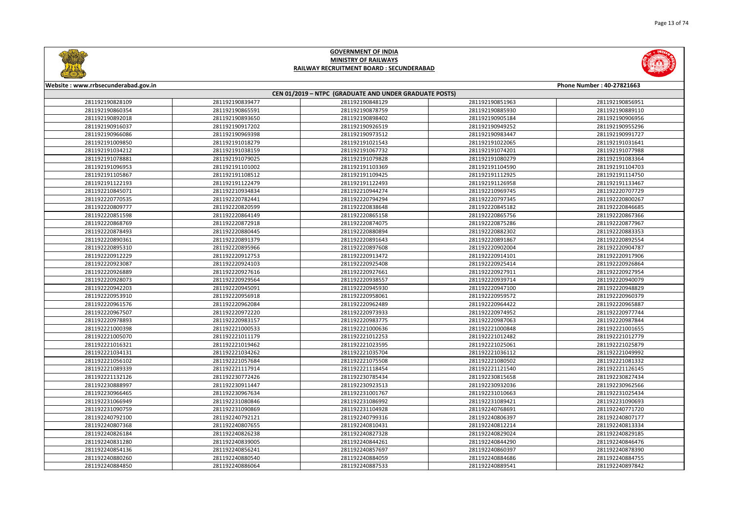# GOVERNMENT OF INDIA
## MINISTRY OF RAILWAYS
### RAILWAY RECRUITMENT BOARD : SECUNDERABAD

Website : www.rrbsecunderabad.gov.in | Phone Number : 40-27821663

**CEN 01/2019 – NTPC (GRADUATE AND UNDER GRADUATE POSTS)**

| | | | | |
|---|---|---|---|---|
| 281192190828109 | 281192190839477 | 281192190848129 | 281192190851963 | 281192190856951 |
| 281192190860354 | 281192190865591 | 281192190878759 | 281192190885930 | 281192190889110 |
| 281192190892018 | 281192190893650 | 281192190898402 | 281192190905184 | 281192190906956 |
| 281192190916037 | 281192190917202 | 281192190926519 | 281192190949252 | 281192190955296 |
| 281192190966086 | 281192190969398 | 281192190973512 | 281192190983447 | 281192190991727 |
| 281192191009850 | 281192191018279 | 281192191021543 | 281192191022065 | 281192191031641 |
| 281192191034212 | 281192191038159 | 281192191067732 | 281192191074201 | 281192191077988 |
| 281192191078881 | 281192191079025 | 281192191079828 | 281192191080279 | 281192191083364 |
| 281192191096953 | 281192191101002 | 281192191103369 | 281192191104590 | 281192191104703 |
| 281192191105867 | 281192191108512 | 281192191109425 | 281192191112925 | 281192191114750 |
| 281192191122193 | 281192191122479 | 281192191122493 | 281192191126958 | 281192191133467 |
| 281192210845071 | 281192210934834 | 281192210944274 | 281192210969745 | 281192220707729 |
| 281192220770535 | 281192220782441 | 281192220794294 | 281192220797345 | 281192220800267 |
| 281192220809777 | 281192220820599 | 281192220838648 | 281192220845182 | 281192220846685 |
| 281192220851598 | 281192220864149 | 281192220865158 | 281192220865756 | 281192220867366 |
| 281192220868769 | 281192220872918 | 281192220874075 | 281192220875286 | 281192220877967 |
| 281192220878493 | 281192220880445 | 281192220880894 | 281192220882302 | 281192220883353 |
| 281192220890361 | 281192220891379 | 281192220891643 | 281192220891867 | 281192220892554 |
| 281192220895310 | 281192220895966 | 281192220897608 | 281192220902004 | 281192220904787 |
| 281192220912229 | 281192220912753 | 281192220913472 | 281192220914101 | 281192220917906 |
| 281192220923087 | 281192220924103 | 281192220925408 | 281192220925414 | 281192220926864 |
| 281192220926889 | 281192220927616 | 281192220927661 | 281192220927911 | 281192220927954 |
| 281192220928073 | 281192220929564 | 281192220938557 | 281192220939714 | 281192220940079 |
| 281192220942203 | 281192220945091 | 281192220945930 | 281192220947100 | 281192220948829 |
| 281192220953910 | 281192220956918 | 281192220958061 | 281192220959572 | 281192220960379 |
| 281192220961576 | 281192220962089 | 281192220962489 | 281192220964422 | 281192220965887 |
| 281192220967507 | 281192220972220 | 281192220973933 | 281192220974952 | 281192220977744 |
| 281192220978893 | 281192220983157 | 281192220983775 | 281192220987063 | 281192220987844 |
| 281192221000398 | 281192221000533 | 281192221000636 | 281192221000848 | 281192221001655 |
| 281192221005070 | 281192221011179 | 281192221012253 | 281192221012482 | 281192221012779 |
| 281192221016321 | 281192221019462 | 281192221023595 | 281192221025061 | 281192221025879 |
| 281192221034131 | 281192221034262 | 281192221035704 | 281192221036112 | 281192221049992 |
| 281192221056102 | 281192221057684 | 281192221075508 | 281192221080502 | 281192221081332 |
| 281192221089339 | 281192221117914 | 281192221118454 | 281192221121540 | 281192221126145 |
| 281192221132126 | 281192230772426 | 281192230785434 | 281192230815658 | 281192230827434 |
| 281192230888997 | 281192230911447 | 281192230923513 | 281192230932036 | 281192230962566 |
| 281192230966465 | 281192230967634 | 281192231001767 | 281192231010663 | 281192231025434 |
| 281192231066949 | 281192231080846 | 281192231086992 | 281192231089421 | 281192231090693 |
| 281192231090759 | 281192231090869 | 281192231104928 | 281192240768691 | 281192240771720 |
| 281192240792100 | 281192240792121 | 281192240799316 | 281192240806397 | 281192240807177 |
| 281192240807368 | 281192240807655 | 281192240810431 | 281192240812214 | 281192240813334 |
| 281192240826184 | 281192240826238 | 281192240827328 | 281192240829024 | 281192240829185 |
| 281192240831280 | 281192240839005 | 281192240844261 | 281192240844290 | 281192240846476 |
| 281192240854136 | 281192240856241 | 281192240857697 | 281192240860397 | 281192240878390 |
| 281192240880260 | 281192240880540 | 281192240884059 | 281192240884686 | 281192240884755 |
| 281192240884850 | 281192240886064 | 281192240887533 | 281192240889541 | 281192240897842 |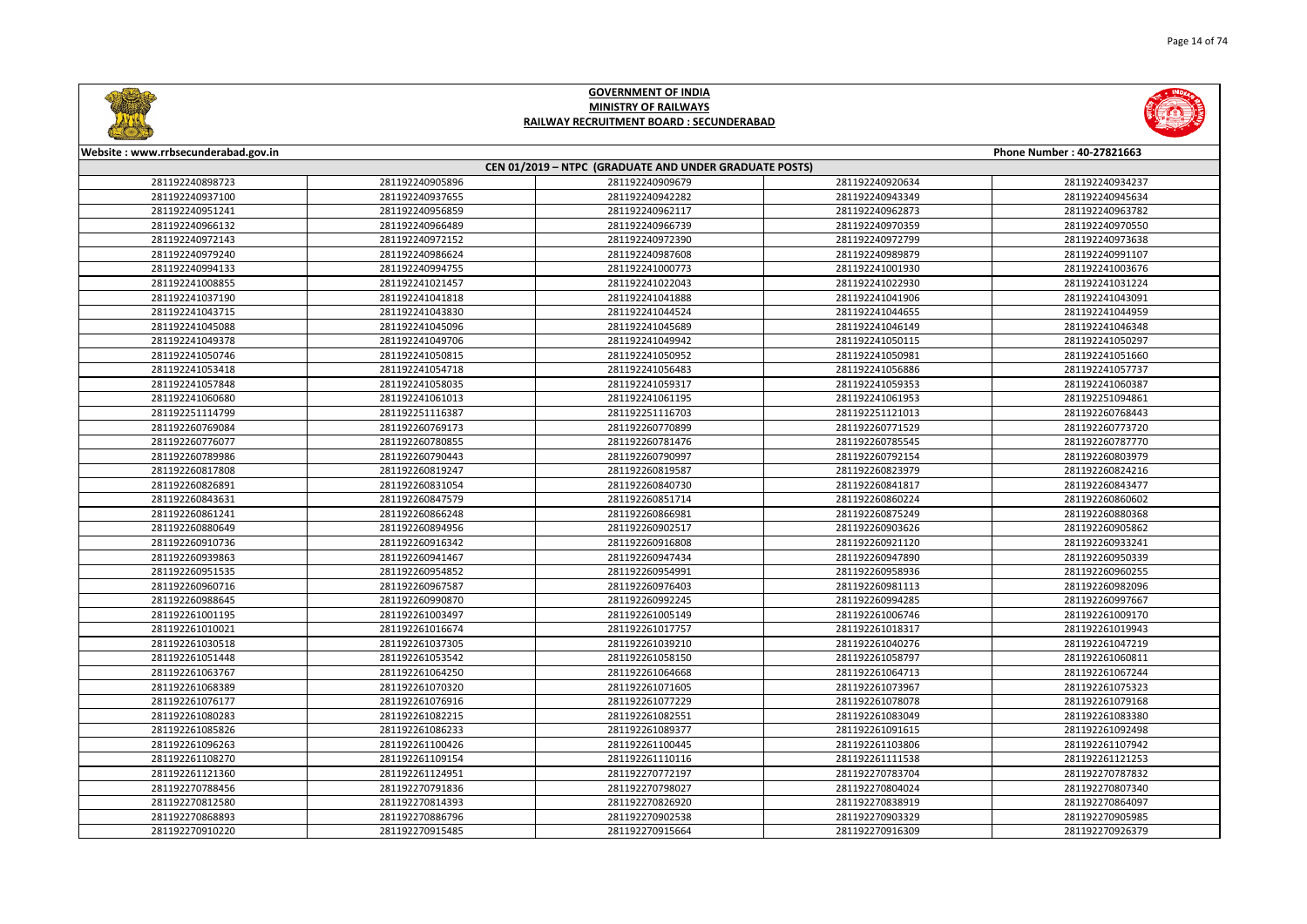# GOVERNMENT OF INDIA
## MINISTRY OF RAILWAYS
### RAILWAY RECRUITMENT BOARD : SECUNDERABAD

Website : www.rrbsecunderabad.gov.in | Phone Number : 40-27821663

**CEN 01/2019 – NTPC (GRADUATE AND UNDER GRADUATE POSTS)**

| | | | | |
|---|---|---|---|---|
| 281192240898723 | 281192240905896 | 281192240909679 | 281192240920634 | 281192240934237 |
| 281192240937100 | 281192240937655 | 281192240942282 | 281192240943349 | 281192240945634 |
| 281192240951241 | 281192240956859 | 281192240962117 | 281192240962873 | 281192240963782 |
| 281192240966132 | 281192240966489 | 281192240966739 | 281192240970359 | 281192240970550 |
| 281192240972143 | 281192240972152 | 281192240972390 | 281192240972799 | 281192240973638 |
| 281192240979240 | 281192240986624 | 281192240987608 | 281192240989879 | 281192240991107 |
| 281192240994133 | 281192240994755 | 281192241000773 | 281192241001930 | 281192241003676 |
| 281192241008855 | 281192241021457 | 281192241022043 | 281192241022930 | 281192241031224 |
| 281192241037190 | 281192241041818 | 281192241041888 | 281192241041906 | 281192241043091 |
| 281192241043715 | 281192241043830 | 281192241044524 | 281192241044655 | 281192241044959 |
| 281192241045088 | 281192241045096 | 281192241045689 | 281192241046149 | 281192241046348 |
| 281192241049378 | 281192241049706 | 281192241049942 | 281192241050115 | 281192241050297 |
| 281192241050746 | 281192241050815 | 281192241050952 | 281192241050981 | 281192241051660 |
| 281192241053418 | 281192241054718 | 281192241056483 | 281192241056886 | 281192241057737 |
| 281192241057848 | 281192241058035 | 281192241059317 | 281192241059353 | 281192241060387 |
| 281192241060680 | 281192241061013 | 281192241061195 | 281192241061953 | 281192251094861 |
| 281192251114799 | 281192251116387 | 281192251116703 | 281192251121013 | 281192260768443 |
| 281192260769084 | 281192260769173 | 281192260770899 | 281192260771529 | 281192260773720 |
| 281192260776077 | 281192260780855 | 281192260781476 | 281192260785545 | 281192260787770 |
| 281192260789986 | 281192260790443 | 281192260790997 | 281192260792154 | 281192260803979 |
| 281192260817808 | 281192260819247 | 281192260819587 | 281192260823979 | 281192260824216 |
| 281192260826891 | 281192260831054 | 281192260840730 | 281192260841817 | 281192260843477 |
| 281192260843631 | 281192260847579 | 281192260851714 | 281192260860224 | 281192260860602 |
| 281192260861241 | 281192260866248 | 281192260866981 | 281192260875249 | 281192260880368 |
| 281192260880649 | 281192260894956 | 281192260902517 | 281192260903626 | 281192260905862 |
| 281192260910736 | 281192260916342 | 281192260916808 | 281192260921120 | 281192260933241 |
| 281192260939863 | 281192260941467 | 281192260947434 | 281192260947890 | 281192260950339 |
| 281192260951535 | 281192260954852 | 281192260954991 | 281192260958936 | 281192260960255 |
| 281192260960716 | 281192260967587 | 281192260976403 | 281192260981113 | 281192260982096 |
| 281192260988645 | 281192260990870 | 281192260992245 | 281192260994285 | 281192260997667 |
| 281192261001195 | 281192261003497 | 281192261005149 | 281192261006746 | 281192261009170 |
| 281192261010021 | 281192261016674 | 281192261017757 | 281192261018317 | 281192261019943 |
| 281192261030518 | 281192261037305 | 281192261039210 | 281192261040276 | 281192261047219 |
| 281192261051448 | 281192261053542 | 281192261058150 | 281192261058797 | 281192261060811 |
| 281192261063767 | 281192261064250 | 281192261064668 | 281192261064713 | 281192261067244 |
| 281192261068389 | 281192261070320 | 281192261071605 | 281192261073967 | 281192261075323 |
| 281192261076177 | 281192261076916 | 281192261077229 | 281192261078078 | 281192261079168 |
| 281192261080283 | 281192261082215 | 281192261082551 | 281192261083049 | 281192261083380 |
| 281192261085826 | 281192261086233 | 281192261089377 | 281192261091615 | 281192261092498 |
| 281192261096263 | 281192261100426 | 281192261100445 | 281192261103806 | 281192261107942 |
| 281192261108270 | 281192261109154 | 281192261110116 | 281192261111538 | 281192261121253 |
| 281192261121360 | 281192261124951 | 281192270772197 | 281192270783704 | 281192270787832 |
| 281192270788456 | 281192270791836 | 281192270798027 | 281192270804024 | 281192270807340 |
| 281192270812580 | 281192270814393 | 281192270826920 | 281192270838919 | 281192270864097 |
| 281192270868893 | 281192270886796 | 281192270902538 | 281192270903329 | 281192270905985 |
| 281192270910220 | 281192270915485 | 281192270915664 | 281192270916309 | 281192270926379 |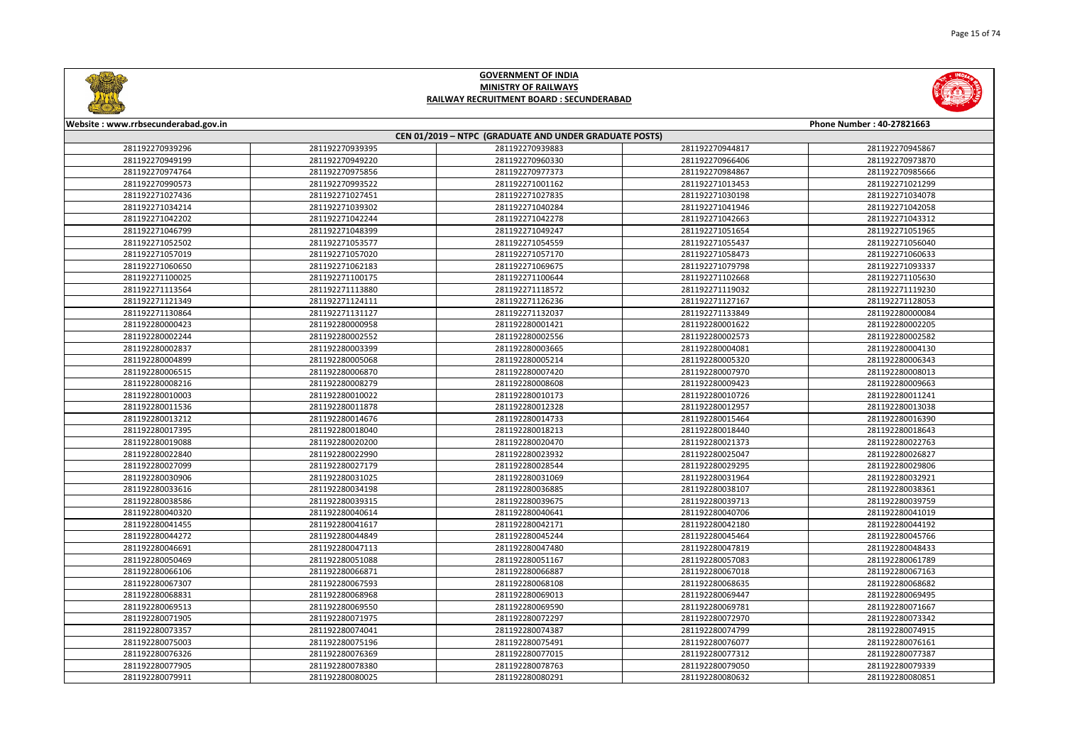# GOVERNMENT OF INDIA
## MINISTRY OF RAILWAYS
### RAILWAY RECRUITMENT BOARD : SECUNDERABAD

Website : www.rrbsecunderabad.gov.in

Phone Number : 40-27821663

**CEN 01/2019 – NTPC (GRADUATE AND UNDER GRADUATE POSTS)**

| | | | | |
|---|---|---|---|---|
| 281192270939296 | 281192270939395 | 281192270939883 | 281192270944817 | 281192270945867 |
| 281192270949199 | 281192270949220 | 281192270960330 | 281192270966406 | 281192270973870 |
| 281192270974764 | 281192270975856 | 281192270977373 | 281192270984867 | 281192270985666 |
| 281192270990573 | 281192270993522 | 281192271001162 | 281192271013453 | 281192271021299 |
| 281192271027436 | 281192271027451 | 281192271027835 | 281192271030198 | 281192271034078 |
| 281192271034214 | 281192271039302 | 281192271040284 | 281192271041946 | 281192271042058 |
| 281192271042202 | 281192271042244 | 281192271042278 | 281192271042663 | 281192271043312 |
| 281192271046799 | 281192271048399 | 281192271049247 | 281192271051654 | 281192271051965 |
| 281192271052502 | 281192271053577 | 281192271054559 | 281192271055437 | 281192271056040 |
| 281192271057019 | 281192271057020 | 281192271057170 | 281192271058473 | 281192271060633 |
| 281192271060650 | 281192271062183 | 281192271069675 | 281192271079798 | 281192271093337 |
| 281192271100025 | 281192271100175 | 281192271100644 | 281192271102668 | 281192271105630 |
| 281192271113564 | 281192271113880 | 281192271118572 | 281192271119032 | 281192271119230 |
| 281192271121349 | 281192271124111 | 281192271126236 | 281192271127167 | 281192271128053 |
| 281192271130864 | 281192271131127 | 281192271132037 | 281192271133849 | 281192280000084 |
| 281192280000423 | 281192280000958 | 281192280001421 | 281192280001622 | 281192280002205 |
| 281192280002244 | 281192280002552 | 281192280002556 | 281192280002573 | 281192280002582 |
| 281192280002837 | 281192280003399 | 281192280003665 | 281192280004081 | 281192280004130 |
| 281192280004899 | 281192280005068 | 281192280005214 | 281192280005320 | 281192280006343 |
| 281192280006515 | 281192280006870 | 281192280007420 | 281192280007970 | 281192280008013 |
| 281192280008216 | 281192280008279 | 281192280008608 | 281192280009423 | 281192280009663 |
| 281192280010003 | 281192280010022 | 281192280010173 | 281192280010726 | 281192280011241 |
| 281192280011536 | 281192280011878 | 281192280012328 | 281192280012957 | 281192280013038 |
| 281192280013212 | 281192280014676 | 281192280014733 | 281192280015464 | 281192280016390 |
| 281192280017395 | 281192280018040 | 281192280018213 | 281192280018440 | 281192280018643 |
| 281192280019088 | 281192280020200 | 281192280020470 | 281192280021373 | 281192280022763 |
| 281192280022840 | 281192280022990 | 281192280023932 | 281192280025047 | 281192280026827 |
| 281192280027099 | 281192280027179 | 281192280028544 | 281192280029295 | 281192280029806 |
| 281192280030906 | 281192280031025 | 281192280031069 | 281192280031964 | 281192280032921 |
| 281192280033616 | 281192280034198 | 281192280036885 | 281192280038107 | 281192280038361 |
| 281192280038586 | 281192280039315 | 281192280039675 | 281192280039713 | 281192280039759 |
| 281192280040320 | 281192280040614 | 281192280040641 | 281192280040706 | 281192280041019 |
| 281192280041455 | 281192280041617 | 281192280042171 | 281192280042180 | 281192280044192 |
| 281192280044272 | 281192280044849 | 281192280045244 | 281192280045464 | 281192280045766 |
| 281192280046691 | 281192280047113 | 281192280047480 | 281192280047819 | 281192280048433 |
| 281192280050469 | 281192280051088 | 281192280051167 | 281192280057083 | 281192280061789 |
| 281192280066106 | 281192280066871 | 281192280066887 | 281192280067018 | 281192280067163 |
| 281192280067307 | 281192280067593 | 281192280068108 | 281192280068635 | 281192280068682 |
| 281192280068831 | 281192280068968 | 281192280069013 | 281192280069447 | 281192280069495 |
| 281192280069513 | 281192280069550 | 281192280069590 | 281192280069781 | 281192280071667 |
| 281192280071905 | 281192280071975 | 281192280072297 | 281192280072970 | 281192280073342 |
| 281192280073357 | 281192280074041 | 281192280074387 | 281192280074799 | 281192280074915 |
| 281192280075003 | 281192280075196 | 281192280075491 | 281192280076077 | 281192280076161 |
| 281192280076326 | 281192280076369 | 281192280077015 | 281192280077312 | 281192280077387 |
| 281192280077905 | 281192280078380 | 281192280078763 | 281192280079050 | 281192280079339 |
| 281192280079911 | 281192280080025 | 281192280080291 | 281192280080632 | 281192280080851 |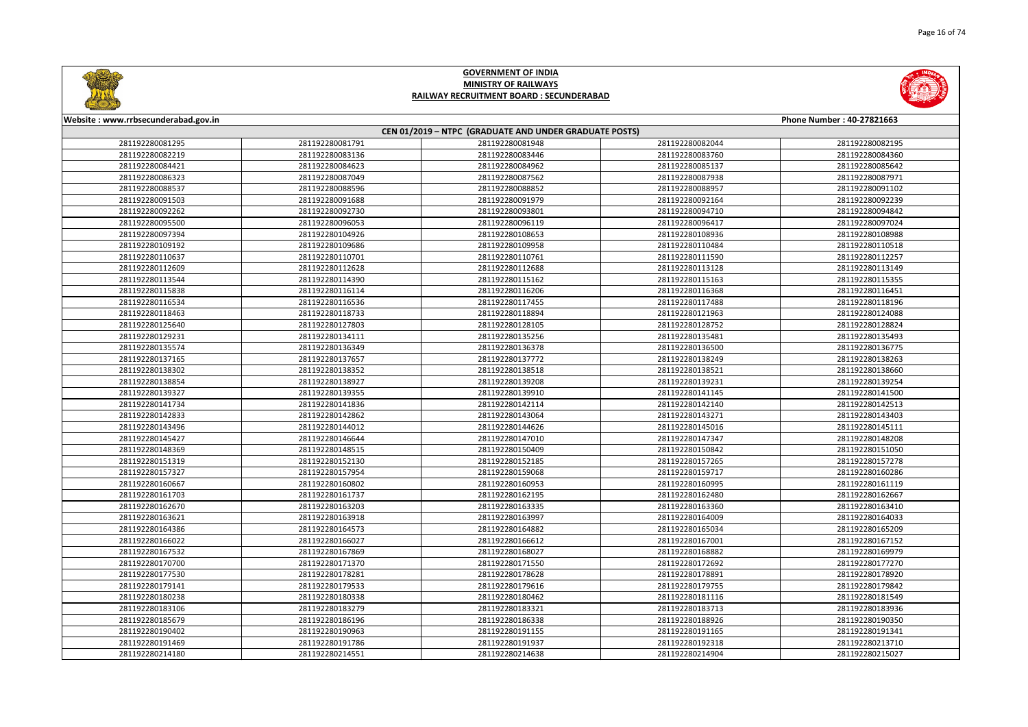# GOVERNMENT OF INDIA
## MINISTRY OF RAILWAYS
### RAILWAY RECRUITMENT BOARD : SECUNDERABAD

Website : www.rrbsecunderabad.gov.in

Phone Number : 40-27821663

**CEN 01/2019 – NTPC (GRADUATE AND UNDER GRADUATE POSTS)**

| | | | | |
|---|---|---|---|---|
| 281192280081295 | 281192280081791 | 281192280081948 | 281192280082044 | 281192280082195 |
| 281192280082219 | 281192280083136 | 281192280083446 | 281192280083760 | 281192280084360 |
| 281192280084421 | 281192280084623 | 281192280084962 | 281192280085137 | 281192280085642 |
| 281192280086323 | 281192280087049 | 281192280087562 | 281192280087938 | 281192280087971 |
| 281192280088537 | 281192280088596 | 281192280088852 | 281192280088957 | 281192280091102 |
| 281192280091503 | 281192280091688 | 281192280091979 | 281192280092164 | 281192280092239 |
| 281192280092262 | 281192280092730 | 281192280093801 | 281192280094710 | 281192280094842 |
| 281192280095500 | 281192280096053 | 281192280096119 | 281192280096417 | 281192280097024 |
| 281192280097394 | 281192280104926 | 281192280108653 | 281192280108936 | 281192280108988 |
| 281192280109192 | 281192280109686 | 281192280109958 | 281192280110484 | 281192280110518 |
| 281192280110637 | 281192280110701 | 281192280110761 | 281192280111590 | 281192280112257 |
| 281192280112609 | 281192280112628 | 281192280112688 | 281192280113128 | 281192280113149 |
| 281192280113544 | 281192280114390 | 281192280115162 | 281192280115163 | 281192280115355 |
| 281192280115838 | 281192280116114 | 281192280116206 | 281192280116368 | 281192280116451 |
| 281192280116534 | 281192280116536 | 281192280117455 | 281192280117488 | 281192280118196 |
| 281192280118463 | 281192280118733 | 281192280118894 | 281192280121963 | 281192280124088 |
| 281192280125640 | 281192280127803 | 281192280128105 | 281192280128752 | 281192280128824 |
| 281192280129231 | 281192280134111 | 281192280135256 | 281192280135481 | 281192280135493 |
| 281192280135574 | 281192280136349 | 281192280136378 | 281192280136500 | 281192280136775 |
| 281192280137165 | 281192280137657 | 281192280137772 | 281192280138249 | 281192280138263 |
| 281192280138302 | 281192280138352 | 281192280138518 | 281192280138521 | 281192280138660 |
| 281192280138854 | 281192280138927 | 281192280139208 | 281192280139231 | 281192280139254 |
| 281192280139327 | 281192280139355 | 281192280139910 | 281192280141145 | 281192280141500 |
| 281192280141734 | 281192280141836 | 281192280142114 | 281192280142140 | 281192280142513 |
| 281192280142833 | 281192280142862 | 281192280143064 | 281192280143271 | 281192280143403 |
| 281192280143496 | 281192280144012 | 281192280144626 | 281192280145016 | 281192280145111 |
| 281192280145427 | 281192280146644 | 281192280147010 | 281192280147347 | 281192280148208 |
| 281192280148369 | 281192280148515 | 281192280150409 | 281192280150842 | 281192280151050 |
| 281192280151319 | 281192280152130 | 281192280152185 | 281192280157265 | 281192280157278 |
| 281192280157327 | 281192280157954 | 281192280159068 | 281192280159717 | 281192280160286 |
| 281192280160667 | 281192280160802 | 281192280160953 | 281192280160995 | 281192280161119 |
| 281192280161703 | 281192280161737 | 281192280162195 | 281192280162480 | 281192280162667 |
| 281192280162670 | 281192280163203 | 281192280163335 | 281192280163360 | 281192280163410 |
| 281192280163621 | 281192280163918 | 281192280163997 | 281192280164009 | 281192280164033 |
| 281192280164386 | 281192280164573 | 281192280164882 | 281192280165034 | 281192280165209 |
| 281192280166022 | 281192280166027 | 281192280166612 | 281192280167001 | 281192280167152 |
| 281192280167532 | 281192280167869 | 281192280168027 | 281192280168882 | 281192280169979 |
| 281192280170700 | 281192280171370 | 281192280171550 | 281192280172692 | 281192280177270 |
| 281192280177530 | 281192280178281 | 281192280178628 | 281192280178891 | 281192280178920 |
| 281192280179141 | 281192280179533 | 281192280179616 | 281192280179755 | 281192280179842 |
| 281192280180238 | 281192280180338 | 281192280180462 | 281192280181116 | 281192280181549 |
| 281192280183106 | 281192280183279 | 281192280183321 | 281192280183713 | 281192280183936 |
| 281192280185679 | 281192280186196 | 281192280186338 | 281192280188926 | 281192280190350 |
| 281192280190402 | 281192280190963 | 281192280191155 | 281192280191165 | 281192280191341 |
| 281192280191469 | 281192280191786 | 281192280191937 | 281192280192318 | 281192280213710 |
| 281192280214180 | 281192280214551 | 281192280214638 | 281192280214904 | 281192280215027 |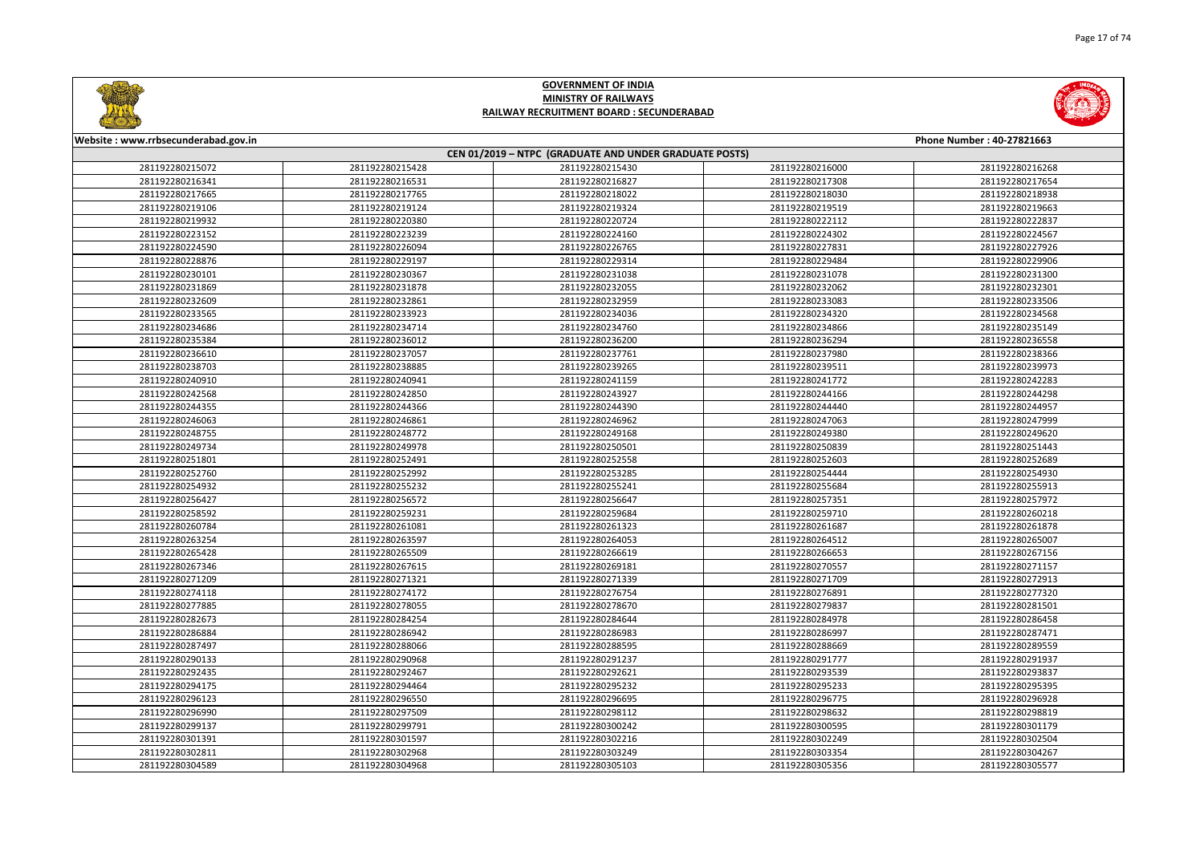**GOVERNMENT OF INDIA**
**MINISTRY OF RAILWAYS**
**RAILWAY RECRUITMENT BOARD : SECUNDERABAD**

Website : www.rrbsecunderabad.gov.in | Phone Number : 40-27821663

**CEN 01/2019 – NTPC (GRADUATE AND UNDER GRADUATE POSTS)**

| | | | | |
|---|---|---|---|---|
| 281192280215072 | 281192280215428 | 281192280215430 | 281192280216000 | 281192280216268 |
| 281192280216341 | 281192280216531 | 281192280216827 | 281192280217308 | 281192280217654 |
| 281192280217665 | 281192280217765 | 281192280218022 | 281192280218030 | 281192280218938 |
| 281192280219106 | 281192280219124 | 281192280219324 | 281192280219519 | 281192280219663 |
| 281192280219932 | 281192280220380 | 281192280220724 | 281192280222112 | 281192280222837 |
| 281192280223152 | 281192280223239 | 281192280224160 | 281192280224302 | 281192280224567 |
| 281192280224590 | 281192280226094 | 281192280226765 | 281192280227831 | 281192280227926 |
| 281192280228876 | 281192280229197 | 281192280229314 | 281192280229484 | 281192280229906 |
| 281192280230101 | 281192280230367 | 281192280231038 | 281192280231078 | 281192280231300 |
| 281192280231869 | 281192280231878 | 281192280232055 | 281192280232062 | 281192280232301 |
| 281192280232609 | 281192280232861 | 281192280232959 | 281192280233083 | 281192280233506 |
| 281192280233565 | 281192280233923 | 281192280234036 | 281192280234320 | 281192280234568 |
| 281192280234686 | 281192280234714 | 281192280234760 | 281192280234866 | 281192280235149 |
| 281192280235384 | 281192280236012 | 281192280236200 | 281192280236294 | 281192280236558 |
| 281192280236610 | 281192280237057 | 281192280237761 | 281192280237980 | 281192280238366 |
| 281192280238703 | 281192280238885 | 281192280239265 | 281192280239511 | 281192280239973 |
| 281192280240910 | 281192280240941 | 281192280241159 | 281192280241772 | 281192280242283 |
| 281192280242568 | 281192280242850 | 281192280243927 | 281192280244166 | 281192280244298 |
| 281192280244355 | 281192280244366 | 281192280244390 | 281192280244440 | 281192280244957 |
| 281192280246063 | 281192280246861 | 281192280246962 | 281192280247063 | 281192280247999 |
| 281192280248755 | 281192280248772 | 281192280249168 | 281192280249380 | 281192280249620 |
| 281192280249734 | 281192280249978 | 281192280250501 | 281192280250839 | 281192280251443 |
| 281192280251801 | 281192280252491 | 281192280252558 | 281192280252603 | 281192280252689 |
| 281192280252760 | 281192280252992 | 281192280253285 | 281192280254444 | 281192280254930 |
| 281192280254932 | 281192280255232 | 281192280255241 | 281192280255684 | 281192280255913 |
| 281192280256427 | 281192280256572 | 281192280256647 | 281192280257351 | 281192280257972 |
| 281192280258592 | 281192280259231 | 281192280259684 | 281192280259710 | 281192280260218 |
| 281192280260784 | 281192280261081 | 281192280261323 | 281192280261687 | 281192280261878 |
| 281192280263254 | 281192280263597 | 281192280264053 | 281192280264512 | 281192280265007 |
| 281192280265428 | 281192280265509 | 281192280266619 | 281192280266653 | 281192280267156 |
| 281192280267346 | 281192280267615 | 281192280269181 | 281192280270557 | 281192280271157 |
| 281192280271209 | 281192280271321 | 281192280271339 | 281192280271709 | 281192280272913 |
| 281192280274118 | 281192280274172 | 281192280276754 | 281192280276891 | 281192280277320 |
| 281192280277885 | 281192280278055 | 281192280278670 | 281192280279837 | 281192280281501 |
| 281192280282673 | 281192280284254 | 281192280284644 | 281192280284978 | 281192280286458 |
| 281192280286884 | 281192280286942 | 281192280286983 | 281192280286997 | 281192280287471 |
| 281192280287497 | 281192280288066 | 281192280288595 | 281192280288669 | 281192280289559 |
| 281192280290133 | 281192280290968 | 281192280291237 | 281192280291777 | 281192280291937 |
| 281192280292435 | 281192280292467 | 281192280292621 | 281192280293539 | 281192280293837 |
| 281192280294175 | 281192280294464 | 281192280295232 | 281192280295233 | 281192280295395 |
| 281192280296123 | 281192280296550 | 281192280296695 | 281192280296775 | 281192280296928 |
| 281192280296990 | 281192280297509 | 281192280298112 | 281192280298632 | 281192280298819 |
| 281192280299137 | 281192280299791 | 281192280300242 | 281192280300595 | 281192280301179 |
| 281192280301391 | 281192280301597 | 281192280302216 | 281192280302249 | 281192280302504 |
| 281192280302811 | 281192280302968 | 281192280303249 | 281192280303354 | 281192280304267 |
| 281192280304589 | 281192280304968 | 281192280305103 | 281192280305356 | 281192280305577 |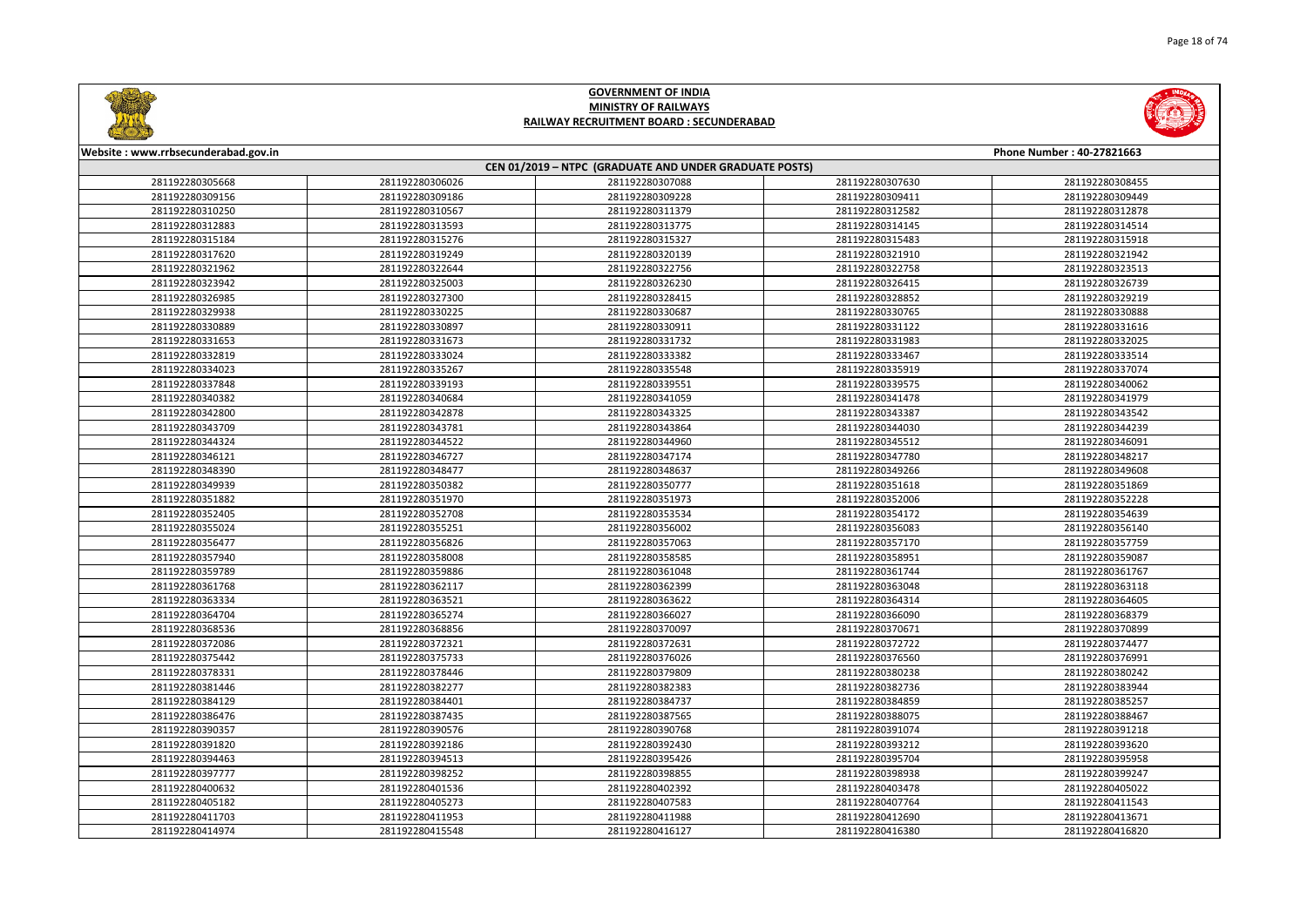# GOVERNMENT OF INDIA
## MINISTRY OF RAILWAYS
### RAILWAY RECRUITMENT BOARD : SECUNDERABAD

Website : www.rrbsecunderabad.gov.in | Phone Number : 40-27821663

**CEN 01/2019 – NTPC (GRADUATE AND UNDER GRADUATE POSTS)**

| | | | | |
|---|---|---|---|---|
| 281192280305668 | 281192280306026 | 281192280307088 | 281192280307630 | 281192280308455 |
| 281192280309156 | 281192280309186 | 281192280309228 | 281192280309411 | 281192280309449 |
| 281192280310250 | 281192280310567 | 281192280311379 | 281192280312582 | 281192280312878 |
| 281192280312883 | 281192280313593 | 281192280313775 | 281192280314145 | 281192280314514 |
| 281192280315184 | 281192280315276 | 281192280315327 | 281192280315483 | 281192280315918 |
| 281192280317620 | 281192280319249 | 281192280320139 | 281192280321910 | 281192280321942 |
| 281192280321962 | 281192280322644 | 281192280322756 | 281192280322758 | 281192280323513 |
| 281192280323942 | 281192280325003 | 281192280326230 | 281192280326415 | 281192280326739 |
| 281192280326985 | 281192280327300 | 281192280328415 | 281192280328852 | 281192280329219 |
| 281192280329938 | 281192280330225 | 281192280330687 | 281192280330765 | 281192280330888 |
| 281192280330889 | 281192280330897 | 281192280330911 | 281192280331122 | 281192280331616 |
| 281192280331653 | 281192280331673 | 281192280331732 | 281192280331983 | 281192280332025 |
| 281192280332819 | 281192280333024 | 281192280333382 | 281192280333467 | 281192280333514 |
| 281192280334023 | 281192280335267 | 281192280335548 | 281192280335919 | 281192280337074 |
| 281192280337848 | 281192280339193 | 281192280339551 | 281192280339575 | 281192280340062 |
| 281192280340382 | 281192280340684 | 281192280341059 | 281192280341478 | 281192280341979 |
| 281192280342800 | 281192280342878 | 281192280343325 | 281192280343387 | 281192280343542 |
| 281192280343709 | 281192280343781 | 281192280343864 | 281192280344030 | 281192280344239 |
| 281192280344324 | 281192280344522 | 281192280344960 | 281192280345512 | 281192280346091 |
| 281192280346121 | 281192280346727 | 281192280347174 | 281192280347780 | 281192280348217 |
| 281192280348390 | 281192280348477 | 281192280348637 | 281192280349266 | 281192280349608 |
| 281192280349939 | 281192280350382 | 281192280350777 | 281192280351618 | 281192280351869 |
| 281192280351882 | 281192280351970 | 281192280351973 | 281192280352006 | 281192280352228 |
| 281192280352405 | 281192280352708 | 281192280353534 | 281192280354172 | 281192280354639 |
| 281192280355024 | 281192280355251 | 281192280356002 | 281192280356083 | 281192280356140 |
| 281192280356477 | 281192280356826 | 281192280357063 | 281192280357170 | 281192280357759 |
| 281192280357940 | 281192280358008 | 281192280358585 | 281192280358951 | 281192280359087 |
| 281192280359789 | 281192280359886 | 281192280361048 | 281192280361744 | 281192280361767 |
| 281192280361768 | 281192280362117 | 281192280362399 | 281192280363048 | 281192280363118 |
| 281192280363334 | 281192280363521 | 281192280363622 | 281192280364314 | 281192280364605 |
| 281192280364704 | 281192280365274 | 281192280366027 | 281192280366090 | 281192280368379 |
| 281192280368536 | 281192280368856 | 281192280370097 | 281192280370671 | 281192280370899 |
| 281192280372086 | 281192280372321 | 281192280372631 | 281192280372722 | 281192280374477 |
| 281192280375442 | 281192280375733 | 281192280376026 | 281192280376560 | 281192280376991 |
| 281192280378331 | 281192280378446 | 281192280379809 | 281192280380238 | 281192280380242 |
| 281192280381446 | 281192280382277 | 281192280382383 | 281192280382736 | 281192280383944 |
| 281192280384129 | 281192280384401 | 281192280384737 | 281192280384859 | 281192280385257 |
| 281192280386476 | 281192280387435 | 281192280387565 | 281192280388075 | 281192280388467 |
| 281192280390357 | 281192280390576 | 281192280390768 | 281192280391074 | 281192280391218 |
| 281192280391820 | 281192280392186 | 281192280392430 | 281192280393212 | 281192280393620 |
| 281192280394463 | 281192280394513 | 281192280395426 | 281192280395704 | 281192280395958 |
| 281192280397777 | 281192280398252 | 281192280398855 | 281192280398938 | 281192280399247 |
| 281192280400632 | 281192280401536 | 281192280402392 | 281192280403478 | 281192280405022 |
| 281192280405182 | 281192280405273 | 281192280407583 | 281192280407764 | 281192280411543 |
| 281192280411703 | 281192280411953 | 281192280411988 | 281192280412690 | 281192280413671 |
| 281192280414974 | 281192280415548 | 281192280416127 | 281192280416380 | 281192280416820 |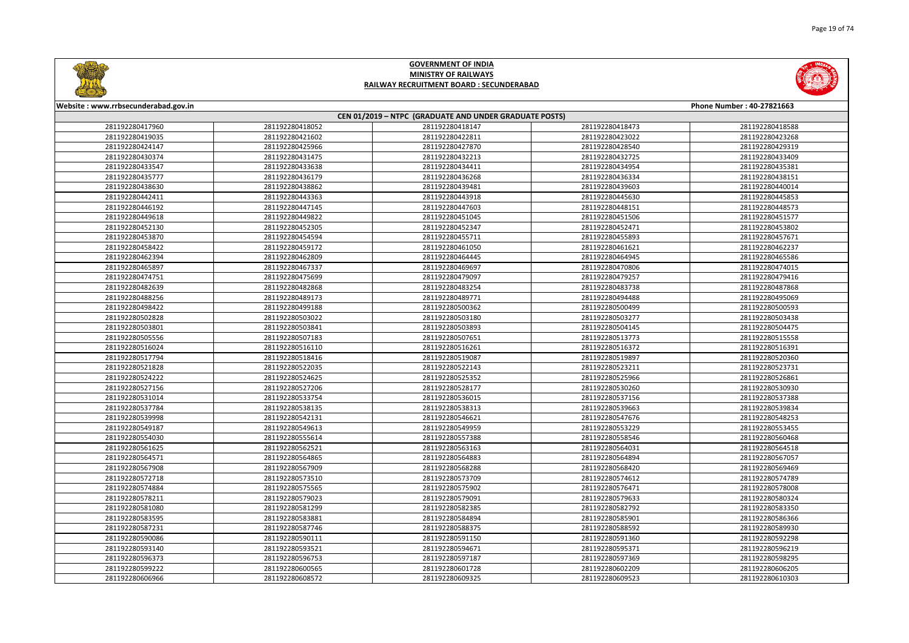# GOVERNMENT OF INDIA
## MINISTRY OF RAILWAYS
## RAILWAY RECRUITMENT BOARD : SECUNDERABAD

Website : www.rrbsecunderabad.gov.in | Phone Number : 40-27821663

**CEN 01/2019 – NTPC (GRADUATE AND UNDER GRADUATE POSTS)**

| | | | | |
|---|---|---|---|---|
| 281192280417960 | 281192280418052 | 281192280418147 | 281192280418473 | 281192280418588 |
| 281192280419035 | 281192280421602 | 281192280422811 | 281192280423022 | 281192280423268 |
| 281192280424147 | 281192280425966 | 281192280427870 | 281192280428540 | 281192280429319 |
| 281192280430374 | 281192280431475 | 281192280432213 | 281192280432725 | 281192280433409 |
| 281192280433547 | 281192280433638 | 281192280434411 | 281192280434954 | 281192280435381 |
| 281192280435777 | 281192280436179 | 281192280436268 | 281192280436334 | 281192280438151 |
| 281192280438630 | 281192280438862 | 281192280439481 | 281192280439603 | 281192280440014 |
| 281192280442411 | 281192280443363 | 281192280443918 | 281192280445630 | 281192280445853 |
| 281192280446192 | 281192280447145 | 281192280447603 | 281192280448151 | 281192280448573 |
| 281192280449618 | 281192280449822 | 281192280451045 | 281192280451506 | 281192280451577 |
| 281192280452130 | 281192280452305 | 281192280452347 | 281192280452471 | 281192280453802 |
| 281192280453870 | 281192280454594 | 281192280455711 | 281192280455893 | 281192280457671 |
| 281192280458422 | 281192280459172 | 281192280461050 | 281192280461621 | 281192280462237 |
| 281192280462394 | 281192280462809 | 281192280464445 | 281192280464945 | 281192280465586 |
| 281192280465897 | 281192280467337 | 281192280469697 | 281192280470806 | 281192280474015 |
| 281192280474751 | 281192280475699 | 281192280479097 | 281192280479257 | 281192280479416 |
| 281192280482639 | 281192280482868 | 281192280483254 | 281192280483738 | 281192280487868 |
| 281192280488256 | 281192280489173 | 281192280489771 | 281192280494488 | 281192280495069 |
| 281192280498422 | 281192280499188 | 281192280500362 | 281192280500499 | 281192280500593 |
| 281192280502828 | 281192280503022 | 281192280503180 | 281192280503277 | 281192280503438 |
| 281192280503801 | 281192280503841 | 281192280503893 | 281192280504145 | 281192280504475 |
| 281192280505556 | 281192280507183 | 281192280507651 | 281192280513773 | 281192280515558 |
| 281192280516024 | 281192280516110 | 281192280516261 | 281192280516372 | 281192280516391 |
| 281192280517794 | 281192280518416 | 281192280519087 | 281192280519897 | 281192280520360 |
| 281192280521828 | 281192280522035 | 281192280522143 | 281192280523211 | 281192280523731 |
| 281192280524222 | 281192280524625 | 281192280525352 | 281192280525966 | 281192280526861 |
| 281192280527156 | 281192280527206 | 281192280528177 | 281192280530260 | 281192280530930 |
| 281192280531014 | 281192280533754 | 281192280536015 | 281192280537156 | 281192280537388 |
| 281192280537784 | 281192280538135 | 281192280538313 | 281192280539663 | 281192280539834 |
| 281192280539998 | 281192280542131 | 281192280546621 | 281192280547676 | 281192280548253 |
| 281192280549187 | 281192280549613 | 281192280549959 | 281192280553229 | 281192280553455 |
| 281192280554030 | 281192280555614 | 281192280557388 | 281192280558546 | 281192280560468 |
| 281192280561625 | 281192280562521 | 281192280563163 | 281192280564031 | 281192280564518 |
| 281192280564571 | 281192280564865 | 281192280564883 | 281192280564894 | 281192280567057 |
| 281192280567908 | 281192280567909 | 281192280568288 | 281192280568420 | 281192280569469 |
| 281192280572718 | 281192280573510 | 281192280573709 | 281192280574612 | 281192280574789 |
| 281192280574884 | 281192280575565 | 281192280575902 | 281192280576471 | 281192280578008 |
| 281192280578211 | 281192280579023 | 281192280579091 | 281192280579633 | 281192280580324 |
| 281192280581080 | 281192280581299 | 281192280582385 | 281192280582792 | 281192280583350 |
| 281192280583595 | 281192280583881 | 281192280584894 | 281192280585901 | 281192280586366 |
| 281192280587231 | 281192280587746 | 281192280588375 | 281192280588592 | 281192280589930 |
| 281192280590086 | 281192280590111 | 281192280591150 | 281192280591360 | 281192280592298 |
| 281192280593140 | 281192280593521 | 281192280594671 | 281192280595371 | 281192280596219 |
| 281192280596373 | 281192280596753 | 281192280597187 | 281192280597369 | 281192280598295 |
| 281192280599222 | 281192280600565 | 281192280601728 | 281192280602209 | 281192280606205 |
| 281192280606966 | 281192280608572 | 281192280609325 | 281192280609523 | 281192280610303 |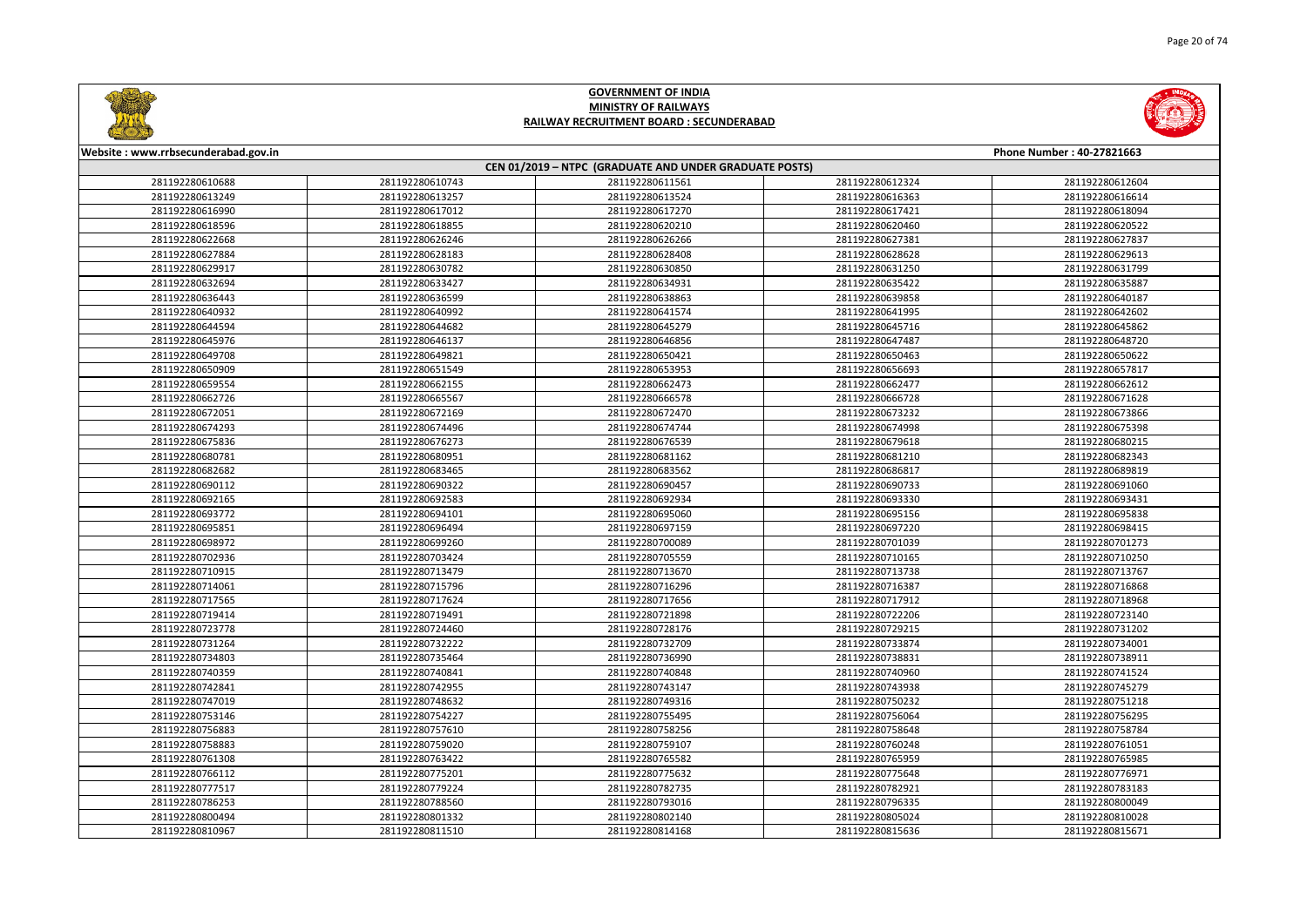# GOVERNMENT OF INDIA
## MINISTRY OF RAILWAYS
## RAILWAY RECRUITMENT BOARD : SECUNDERABAD

Website : www.rrbsecunderabad.gov.in | Phone Number : 40-27821663

**CEN 01/2019 – NTPC (GRADUATE AND UNDER GRADUATE POSTS)**

| | | | | |
|---|---|---|---|---|
| 281192280610688 | 281192280610743 | 281192280611561 | 281192280612324 | 281192280612604 |
| 281192280613249 | 281192280613257 | 281192280613524 | 281192280616363 | 281192280616614 |
| 281192280616990 | 281192280617012 | 281192280617270 | 281192280617421 | 281192280618094 |
| 281192280618596 | 281192280618855 | 281192280620210 | 281192280620460 | 281192280620522 |
| 281192280622668 | 281192280626246 | 281192280626266 | 281192280627381 | 281192280627837 |
| 281192280627884 | 281192280628183 | 281192280628408 | 281192280628628 | 281192280629613 |
| 281192280629917 | 281192280630782 | 281192280630850 | 281192280631250 | 281192280631799 |
| 281192280632694 | 281192280633427 | 281192280634931 | 281192280635422 | 281192280635887 |
| 281192280636443 | 281192280636599 | 281192280638863 | 281192280639858 | 281192280640187 |
| 281192280640932 | 281192280640992 | 281192280641574 | 281192280641995 | 281192280642602 |
| 281192280644594 | 281192280644682 | 281192280645279 | 281192280645716 | 281192280645862 |
| 281192280645976 | 281192280646137 | 281192280646856 | 281192280647487 | 281192280648720 |
| 281192280649708 | 281192280649821 | 281192280650421 | 281192280650463 | 281192280650622 |
| 281192280650909 | 281192280651549 | 281192280653953 | 281192280656693 | 281192280657817 |
| 281192280659554 | 281192280662155 | 281192280662473 | 281192280662477 | 281192280662612 |
| 281192280662726 | 281192280665567 | 281192280666578 | 281192280666728 | 281192280671628 |
| 281192280672051 | 281192280672169 | 281192280672470 | 281192280673232 | 281192280673866 |
| 281192280674293 | 281192280674496 | 281192280674744 | 281192280674998 | 281192280675398 |
| 281192280675836 | 281192280676273 | 281192280676539 | 281192280679618 | 281192280680215 |
| 281192280680781 | 281192280680951 | 281192280681162 | 281192280681210 | 281192280682343 |
| 281192280682682 | 281192280683465 | 281192280683562 | 281192280686817 | 281192280689819 |
| 281192280690112 | 281192280690322 | 281192280690457 | 281192280690733 | 281192280691060 |
| 281192280692165 | 281192280692583 | 281192280692934 | 281192280693330 | 281192280693431 |
| 281192280693772 | 281192280694101 | 281192280695060 | 281192280695156 | 281192280695838 |
| 281192280695851 | 281192280696494 | 281192280697159 | 281192280697220 | 281192280698415 |
| 281192280698972 | 281192280699260 | 281192280700089 | 281192280701039 | 281192280701273 |
| 281192280702936 | 281192280703424 | 281192280705559 | 281192280710165 | 281192280710250 |
| 281192280710915 | 281192280713479 | 281192280713670 | 281192280713738 | 281192280713767 |
| 281192280714061 | 281192280715796 | 281192280716296 | 281192280716387 | 281192280716868 |
| 281192280717565 | 281192280717624 | 281192280717656 | 281192280717912 | 281192280718968 |
| 281192280719414 | 281192280719491 | 281192280721898 | 281192280722206 | 281192280723140 |
| 281192280723778 | 281192280724460 | 281192280728176 | 281192280729215 | 281192280731202 |
| 281192280731264 | 281192280732222 | 281192280732709 | 281192280733874 | 281192280734001 |
| 281192280734803 | 281192280735464 | 281192280736990 | 281192280738831 | 281192280738911 |
| 281192280740359 | 281192280740841 | 281192280740848 | 281192280740960 | 281192280741524 |
| 281192280742841 | 281192280742955 | 281192280743147 | 281192280743938 | 281192280745279 |
| 281192280747019 | 281192280748632 | 281192280749316 | 281192280750232 | 281192280751218 |
| 281192280753146 | 281192280754227 | 281192280755495 | 281192280756064 | 281192280756295 |
| 281192280756883 | 281192280757610 | 281192280758256 | 281192280758648 | 281192280758784 |
| 281192280758883 | 281192280759020 | 281192280759107 | 281192280760248 | 281192280761051 |
| 281192280761308 | 281192280763422 | 281192280765582 | 281192280765959 | 281192280765985 |
| 281192280766112 | 281192280775201 | 281192280775632 | 281192280775648 | 281192280776971 |
| 281192280777517 | 281192280779224 | 281192280782735 | 281192280782921 | 281192280783183 |
| 281192280786253 | 281192280788560 | 281192280793016 | 281192280796335 | 281192280800049 |
| 281192280800494 | 281192280801332 | 281192280802140 | 281192280805024 | 281192280810028 |
| 281192280810967 | 281192280811510 | 281192280814168 | 281192280815636 | 281192280815671 |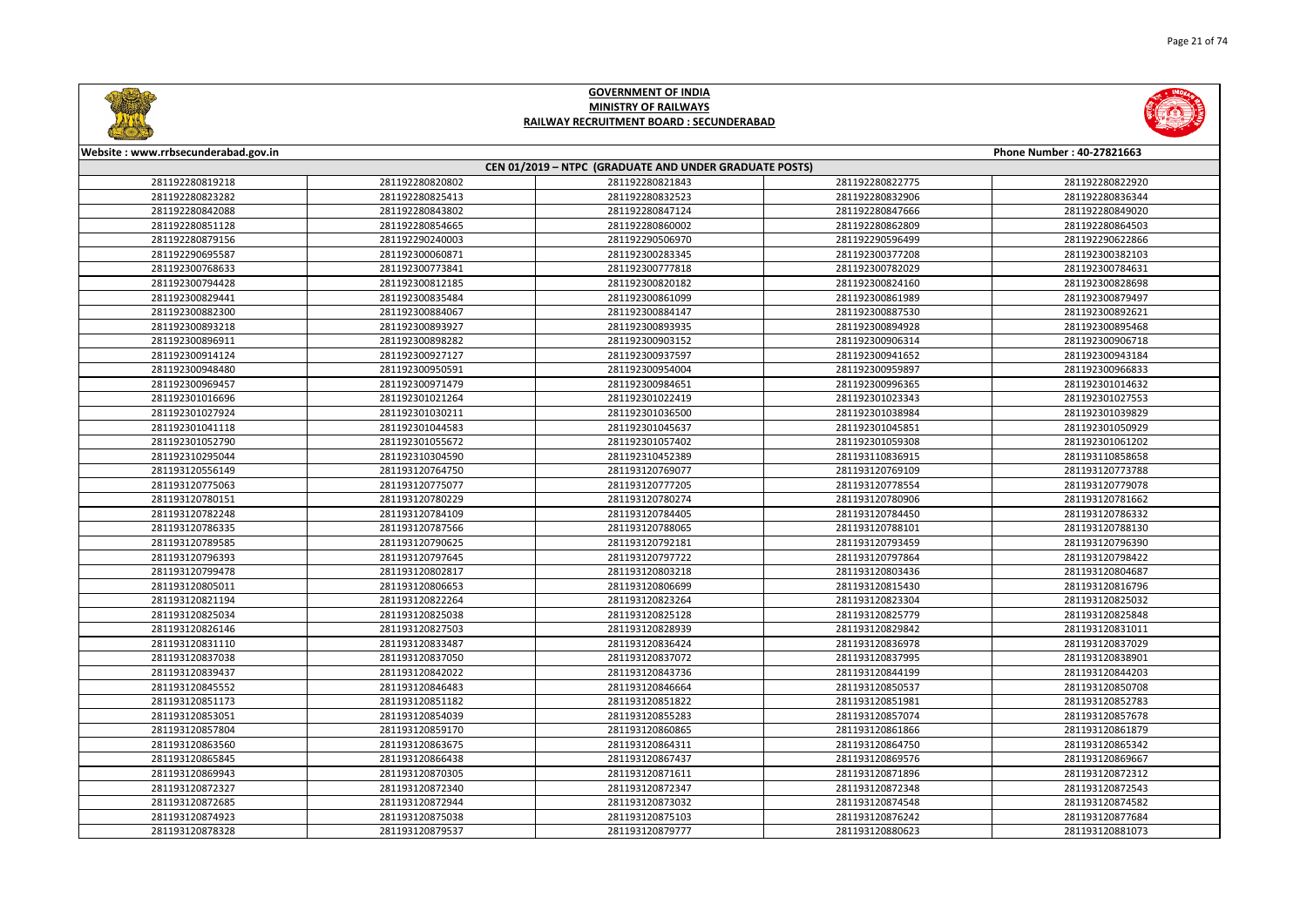# GOVERNMENT OF INDIA
## MINISTRY OF RAILWAYS
## RAILWAY RECRUITMENT BOARD : SECUNDERABAD

Website : www.rrbsecunderabad.gov.in | Phone Number : 40-27821663

### CEN 01/2019 – NTPC (GRADUATE AND UNDER GRADUATE POSTS)

| | | | | |
|---|---|---|---|---|
| 281192280819218 | 281192280820802 | 281192280821843 | 281192280822775 | 281192280822920 |
| 281192280823282 | 281192280825413 | 281192280832523 | 281192280832906 | 281192280836344 |
| 281192280842088 | 281192280843802 | 281192280847124 | 281192280847666 | 281192280849020 |
| 281192280851128 | 281192280854665 | 281192280860002 | 281192280862809 | 281192280864503 |
| 281192280879156 | 281192290240003 | 281192290506970 | 281192290596499 | 281192290622866 |
| 281192290695587 | 281192300060871 | 281192300283345 | 281192300377208 | 281192300382103 |
| 281192300768633 | 281192300773841 | 281192300777818 | 281192300782029 | 281192300784631 |
| 281192300794428 | 281192300812185 | 281192300820182 | 281192300824160 | 281192300828698 |
| 281192300829441 | 281192300835484 | 281192300861099 | 281192300861989 | 281192300879497 |
| 281192300882300 | 281192300884067 | 281192300884147 | 281192300887530 | 281192300892621 |
| 281192300893218 | 281192300893927 | 281192300893935 | 281192300894928 | 281192300895468 |
| 281192300896911 | 281192300898282 | 281192300903152 | 281192300906314 | 281192300906718 |
| 281192300914124 | 281192300927127 | 281192300937597 | 281192300941652 | 281192300943184 |
| 281192300948480 | 281192300950591 | 281192300954004 | 281192300959897 | 281192300966833 |
| 281192300969457 | 281192300971479 | 281192300984651 | 281192300996365 | 281192301014632 |
| 281192301016696 | 281192301021264 | 281192301022419 | 281192301023343 | 281192301027553 |
| 281192301027924 | 281192301030211 | 281192301036500 | 281192301038984 | 281192301039829 |
| 281192301041118 | 281192301044583 | 281192301045637 | 281192301045851 | 281192301050929 |
| 281192301052790 | 281192301055672 | 281192301057402 | 281192301059308 | 281192301061202 |
| 281192310295044 | 281192310304590 | 281192310452389 | 281193110836915 | 281193110858658 |
| 281193120556149 | 281193120764750 | 281193120769077 | 281193120769109 | 281193120773788 |
| 281193120775063 | 281193120775077 | 281193120777205 | 281193120778554 | 281193120779078 |
| 281193120780151 | 281193120780229 | 281193120780274 | 281193120780906 | 281193120781662 |
| 281193120782248 | 281193120784109 | 281193120784405 | 281193120784450 | 281193120786332 |
| 281193120786335 | 281193120787566 | 281193120788065 | 281193120788101 | 281193120788130 |
| 281193120789585 | 281193120790625 | 281193120792181 | 281193120793459 | 281193120796390 |
| 281193120796393 | 281193120797645 | 281193120797722 | 281193120797864 | 281193120798422 |
| 281193120799478 | 281193120802817 | 281193120803218 | 281193120803436 | 281193120804687 |
| 281193120805011 | 281193120806653 | 281193120806699 | 281193120815430 | 281193120816796 |
| 281193120821194 | 281193120822264 | 281193120823264 | 281193120823304 | 281193120825032 |
| 281193120825034 | 281193120825038 | 281193120825128 | 281193120825779 | 281193120825848 |
| 281193120826146 | 281193120827503 | 281193120828939 | 281193120829842 | 281193120831011 |
| 281193120831110 | 281193120833487 | 281193120836424 | 281193120836978 | 281193120837029 |
| 281193120837038 | 281193120837050 | 281193120837072 | 281193120837995 | 281193120838901 |
| 281193120839437 | 281193120842022 | 281193120843736 | 281193120844199 | 281193120844203 |
| 281193120845552 | 281193120846483 | 281193120846664 | 281193120850537 | 281193120850708 |
| 281193120851173 | 281193120851182 | 281193120851822 | 281193120851981 | 281193120852783 |
| 281193120853051 | 281193120854039 | 281193120855283 | 281193120857074 | 281193120857678 |
| 281193120857804 | 281193120859170 | 281193120860865 | 281193120861866 | 281193120861879 |
| 281193120863560 | 281193120863675 | 281193120864311 | 281193120864750 | 281193120865342 |
| 281193120865845 | 281193120866438 | 281193120867437 | 281193120869576 | 281193120869667 |
| 281193120869943 | 281193120870305 | 281193120871611 | 281193120871896 | 281193120872312 |
| 281193120872327 | 281193120872340 | 281193120872347 | 281193120872348 | 281193120872543 |
| 281193120872685 | 281193120872944 | 281193120873032 | 281193120874548 | 281193120874582 |
| 281193120874923 | 281193120875038 | 281193120875103 | 281193120876242 | 281193120877684 |
| 281193120878328 | 281193120879537 | 281193120879777 | 281193120880623 | 281193120881073 |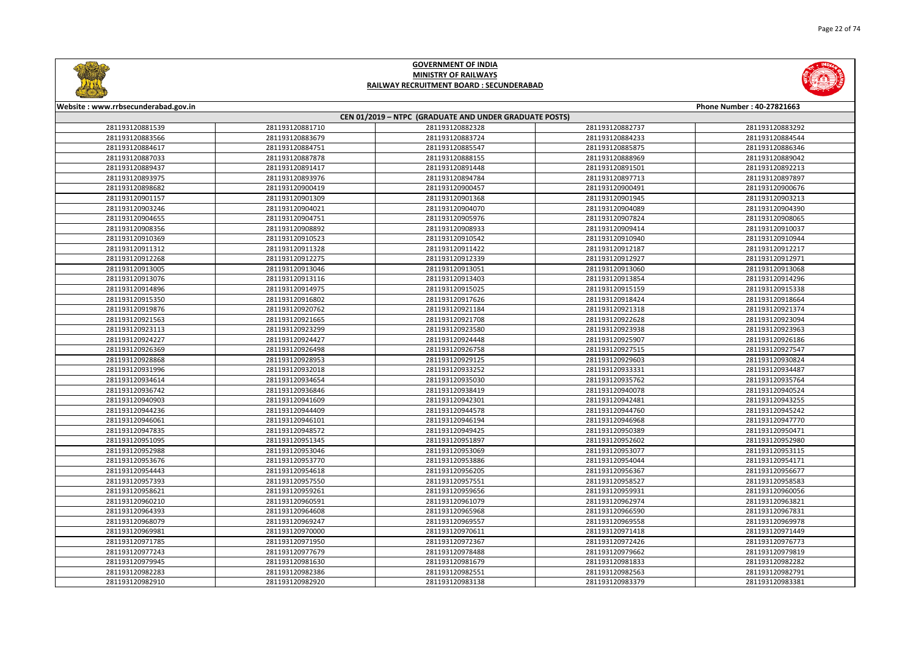# GOVERNMENT OF INDIA
## MINISTRY OF RAILWAYS
## RAILWAY RECRUITMENT BOARD : SECUNDERABAD

Website : www.rrbsecunderabad.gov.in | Phone Number : 40-27821663

### CEN 01/2019 – NTPC (GRADUATE AND UNDER GRADUATE POSTS)

| | | | | |
|---|---|---|---|---|
| 281193120881539 | 281193120881710 | 281193120882328 | 281193120882737 | 281193120883292 |
| 281193120883566 | 281193120883679 | 281193120883724 | 281193120884233 | 281193120884544 |
| 281193120884617 | 281193120884751 | 281193120885547 | 281193120885875 | 281193120886346 |
| 281193120887033 | 281193120887878 | 281193120888155 | 281193120888969 | 281193120889042 |
| 281193120889437 | 281193120891417 | 281193120891448 | 281193120891501 | 281193120892213 |
| 281193120893975 | 281193120893976 | 281193120894784 | 281193120897713 | 281193120897897 |
| 281193120898682 | 281193120900419 | 281193120900457 | 281193120900491 | 281193120900676 |
| 281193120901157 | 281193120901309 | 281193120901368 | 281193120901945 | 281193120903213 |
| 281193120903246 | 281193120904021 | 281193120904070 | 281193120904089 | 281193120904390 |
| 281193120904655 | 281193120904751 | 281193120905976 | 281193120907824 | 281193120908065 |
| 281193120908356 | 281193120908892 | 281193120908933 | 281193120909414 | 281193120910037 |
| 281193120910369 | 281193120910523 | 281193120910542 | 281193120910940 | 281193120910944 |
| 281193120911312 | 281193120911328 | 281193120911422 | 281193120912187 | 281193120912217 |
| 281193120912268 | 281193120912275 | 281193120912339 | 281193120912927 | 281193120912971 |
| 281193120913005 | 281193120913046 | 281193120913051 | 281193120913060 | 281193120913068 |
| 281193120913076 | 281193120913116 | 281193120913403 | 281193120913854 | 281193120914296 |
| 281193120914896 | 281193120914975 | 281193120915025 | 281193120915159 | 281193120915338 |
| 281193120915350 | 281193120916802 | 281193120917626 | 281193120918424 | 281193120918664 |
| 281193120919876 | 281193120920762 | 281193120921184 | 281193120921318 | 281193120921374 |
| 281193120921563 | 281193120921665 | 281193120921708 | 281193120922628 | 281193120923094 |
| 281193120923113 | 281193120923299 | 281193120923580 | 281193120923938 | 281193120923963 |
| 281193120924227 | 281193120924427 | 281193120924448 | 281193120925907 | 281193120926186 |
| 281193120926369 | 281193120926498 | 281193120926758 | 281193120927515 | 281193120927547 |
| 281193120928868 | 281193120928953 | 281193120929125 | 281193120929603 | 281193120930824 |
| 281193120931996 | 281193120932018 | 281193120933252 | 281193120933331 | 281193120934487 |
| 281193120934614 | 281193120934654 | 281193120935030 | 281193120935762 | 281193120935764 |
| 281193120936742 | 281193120936846 | 281193120938419 | 281193120940078 | 281193120940524 |
| 281193120940903 | 281193120941609 | 281193120942301 | 281193120942481 | 281193120943255 |
| 281193120944236 | 281193120944409 | 281193120944578 | 281193120944760 | 281193120945242 |
| 281193120946061 | 281193120946101 | 281193120946194 | 281193120946968 | 281193120947770 |
| 281193120947835 | 281193120948572 | 281193120949425 | 281193120950389 | 281193120950471 |
| 281193120951095 | 281193120951345 | 281193120951897 | 281193120952602 | 281193120952980 |
| 281193120952988 | 281193120953046 | 281193120953069 | 281193120953077 | 281193120953115 |
| 281193120953676 | 281193120953770 | 281193120953886 | 281193120954044 | 281193120954171 |
| 281193120954443 | 281193120954618 | 281193120956205 | 281193120956367 | 281193120956677 |
| 281193120957393 | 281193120957550 | 281193120957551 | 281193120958527 | 281193120958583 |
| 281193120958621 | 281193120959261 | 281193120959656 | 281193120959931 | 281193120960056 |
| 281193120960210 | 281193120960591 | 281193120961079 | 281193120962974 | 281193120963821 |
| 281193120964393 | 281193120964608 | 281193120965968 | 281193120966590 | 281193120967831 |
| 281193120968079 | 281193120969247 | 281193120969557 | 281193120969558 | 281193120969978 |
| 281193120969981 | 281193120970000 | 281193120970611 | 281193120971418 | 281193120971449 |
| 281193120971785 | 281193120971950 | 281193120972367 | 281193120972426 | 281193120976773 |
| 281193120977243 | 281193120977679 | 281193120978488 | 281193120979662 | 281193120979819 |
| 281193120979945 | 281193120981630 | 281193120981679 | 281193120981833 | 281193120982282 |
| 281193120982283 | 281193120982386 | 281193120982551 | 281193120982563 | 281193120982791 |
| 281193120982910 | 281193120982920 | 281193120983138 | 281193120983379 | 281193120983381 |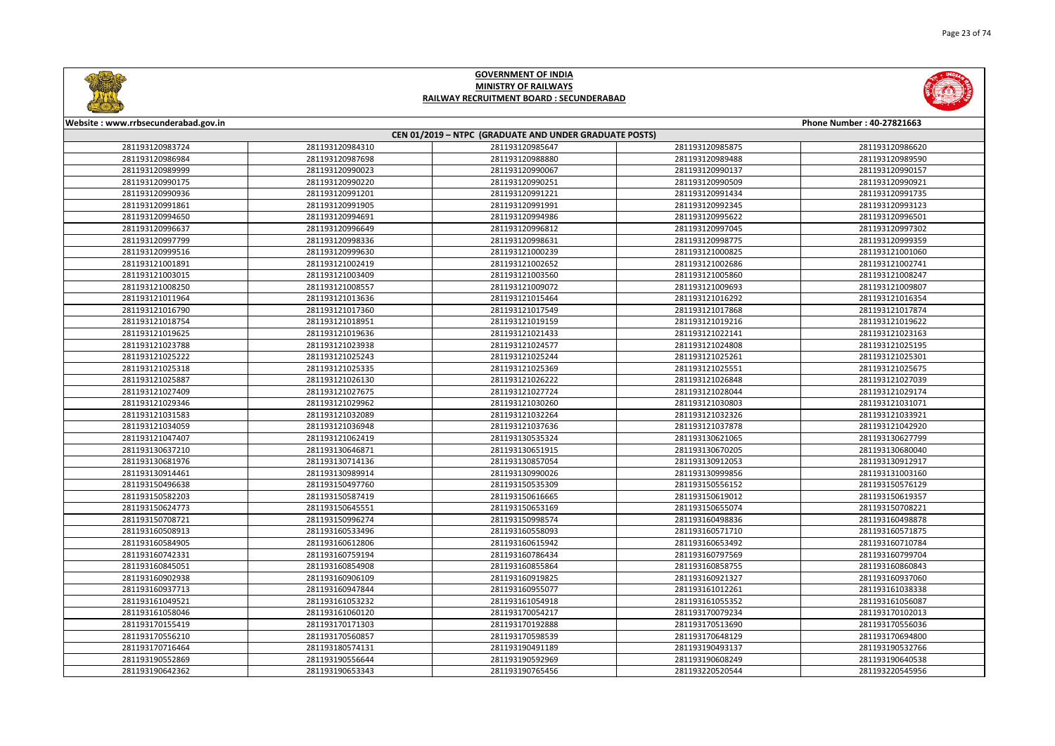# GOVERNMENT OF INDIA
## MINISTRY OF RAILWAYS
### RAILWAY RECRUITMENT BOARD : SECUNDERABAD

Website : www.rrbsecunderabad.gov.in | Phone Number : 40-27821663

**CEN 01/2019 – NTPC (GRADUATE AND UNDER GRADUATE POSTS)**

| | | | | |
|---|---|---|---|---|
| 281193120983724 | 281193120984310 | 281193120985647 | 281193120985875 | 281193120986620 |
| 281193120986984 | 281193120987698 | 281193120988880 | 281193120989488 | 281193120989590 |
| 281193120989999 | 281193120990023 | 281193120990067 | 281193120990137 | 281193120990157 |
| 281193120990175 | 281193120990220 | 281193120990251 | 281193120990509 | 281193120990921 |
| 281193120990936 | 281193120991201 | 281193120991221 | 281193120991434 | 281193120991735 |
| 281193120991861 | 281193120991905 | 281193120991991 | 281193120992345 | 281193120993123 |
| 281193120994650 | 281193120994691 | 281193120994986 | 281193120995622 | 281193120996501 |
| 281193120996637 | 281193120996649 | 281193120996812 | 281193120997045 | 281193120997302 |
| 281193120997799 | 281193120998336 | 281193120998631 | 281193120998775 | 281193120999359 |
| 281193120999516 | 281193120999630 | 281193121000239 | 281193121000825 | 281193121001060 |
| 281193121001891 | 281193121002419 | 281193121002652 | 281193121002686 | 281193121002741 |
| 281193121003015 | 281193121003409 | 281193121003560 | 281193121005860 | 281193121008247 |
| 281193121008250 | 281193121008557 | 281193121009072 | 281193121009693 | 281193121009807 |
| 281193121011964 | 281193121013636 | 281193121015464 | 281193121016292 | 281193121016354 |
| 281193121016790 | 281193121017360 | 281193121017549 | 281193121017868 | 281193121017874 |
| 281193121018754 | 281193121018951 | 281193121019159 | 281193121019216 | 281193121019622 |
| 281193121019625 | 281193121019636 | 281193121021433 | 281193121022141 | 281193121023163 |
| 281193121023788 | 281193121023938 | 281193121024577 | 281193121024808 | 281193121025195 |
| 281193121025222 | 281193121025243 | 281193121025244 | 281193121025261 | 281193121025301 |
| 281193121025318 | 281193121025335 | 281193121025369 | 281193121025551 | 281193121025675 |
| 281193121025887 | 281193121026130 | 281193121026222 | 281193121026848 | 281193121027039 |
| 281193121027409 | 281193121027675 | 281193121027724 | 281193121028044 | 281193121029174 |
| 281193121029346 | 281193121029962 | 281193121030260 | 281193121030803 | 281193121031071 |
| 281193121031583 | 281193121032089 | 281193121032264 | 281193121032326 | 281193121033921 |
| 281193121034059 | 281193121036948 | 281193121037636 | 281193121037878 | 281193121042920 |
| 281193121047407 | 281193121062419 | 281193130535324 | 281193130621065 | 281193130627799 |
| 281193130637210 | 281193130646871 | 281193130651915 | 281193130670205 | 281193130680040 |
| 281193130681976 | 281193130714136 | 281193130857054 | 281193130912053 | 281193130912917 |
| 281193130914461 | 281193130989914 | 281193130990026 | 281193130999856 | 281193131003160 |
| 281193150496638 | 281193150497760 | 281193150535309 | 281193150556152 | 281193150576129 |
| 281193150582203 | 281193150587419 | 281193150616665 | 281193150619012 | 281193150619357 |
| 281193150624773 | 281193150645551 | 281193150653169 | 281193150655074 | 281193150708221 |
| 281193150708721 | 281193150996274 | 281193150998574 | 281193160498836 | 281193160498878 |
| 281193160508913 | 281193160533496 | 281193160558093 | 281193160571710 | 281193160571875 |
| 281193160584905 | 281193160612806 | 281193160615942 | 281193160653492 | 281193160710784 |
| 281193160742331 | 281193160759194 | 281193160786434 | 281193160797569 | 281193160799704 |
| 281193160845051 | 281193160854908 | 281193160855864 | 281193160858755 | 281193160860843 |
| 281193160902938 | 281193160906109 | 281193160919825 | 281193160921327 | 281193160937060 |
| 281193160937713 | 281193160947844 | 281193160955077 | 281193161012261 | 281193161038338 |
| 281193161049521 | 281193161053232 | 281193161054918 | 281193161055352 | 281193161056087 |
| 281193161058046 | 281193161060120 | 281193170054217 | 281193170079234 | 281193170102013 |
| 281193170155419 | 281193170171303 | 281193170192888 | 281193170513690 | 281193170556036 |
| 281193170556210 | 281193170560857 | 281193170598539 | 281193170648129 | 281193170694800 |
| 281193170716464 | 281193180574131 | 281193190491189 | 281193190493137 | 281193190532766 |
| 281193190552869 | 281193190556644 | 281193190592969 | 281193190608249 | 281193190640538 |
| 281193190642362 | 281193190653343 | 281193190765456 | 281193220520544 | 281193220545956 |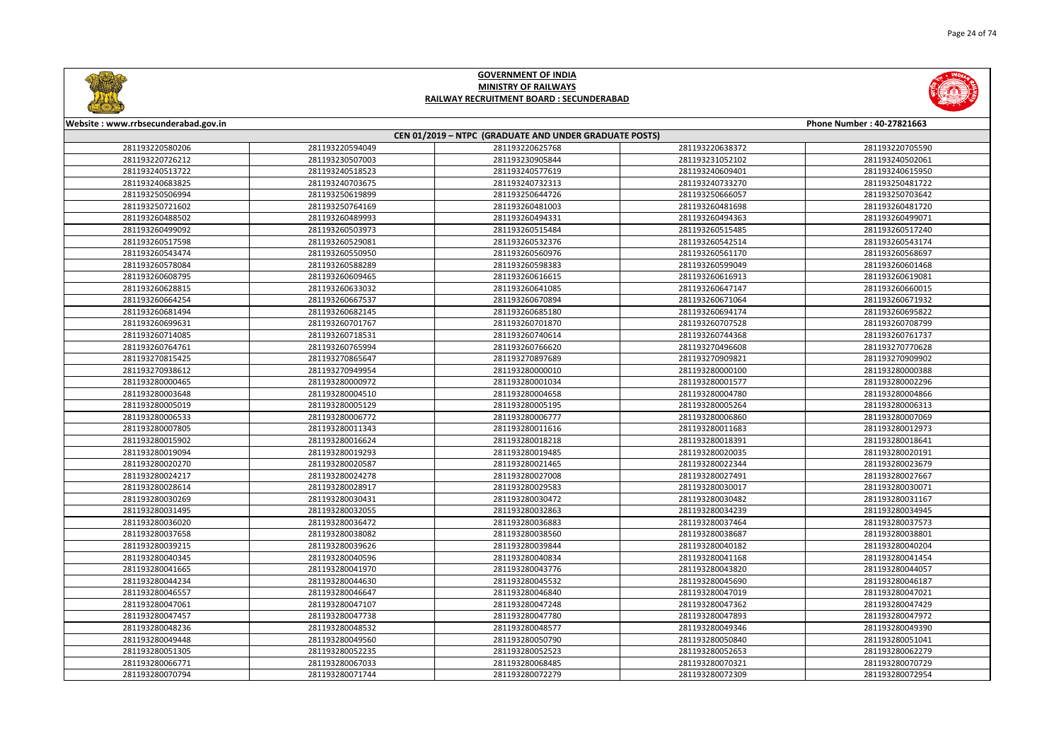# GOVERNMENT OF INDIA
## MINISTRY OF RAILWAYS
### RAILWAY RECRUITMENT BOARD : SECUNDERABAD

Website : www.rrbsecunderabad.gov.in | Phone Number : 40-27821663

**CEN 01/2019 – NTPC (GRADUATE AND UNDER GRADUATE POSTS)**

| | | | | |
|---|---|---|---|---|
| 281193220580206 | 281193220594049 | 281193220625768 | 281193220638372 | 281193220705590 |
| 281193220726212 | 281193230507003 | 281193230905844 | 281193231052102 | 281193240502061 |
| 281193240513722 | 281193240518523 | 281193240577619 | 281193240609401 | 281193240615950 |
| 281193240683825 | 281193240703675 | 281193240732313 | 281193240732270 | 281193250481722 |
| 281193250506994 | 281193250619899 | 281193250644726 | 281193250666057 | 281193250703642 |
| 281193250721602 | 281193250764169 | 281193260481003 | 281193260481698 | 281193260481720 |
| 281193260488502 | 281193260489993 | 281193260494331 | 281193260494363 | 281193260499071 |
| 281193260499092 | 281193260503973 | 281193260515484 | 281193260515485 | 281193260517240 |
| 281193260517598 | 281193260529081 | 281193260532376 | 281193260542514 | 281193260543174 |
| 281193260543474 | 281193260550950 | 281193260560976 | 281193260561170 | 281193260568697 |
| 281193260578084 | 281193260588289 | 281193260598383 | 281193260599049 | 281193260601468 |
| 281193260608795 | 281193260609465 | 281193260616615 | 281193260616913 | 281193260619081 |
| 281193260628815 | 281193260633032 | 281193260641085 | 281193260647147 | 281193260660015 |
| 281193260664254 | 281193260667537 | 281193260670894 | 281193260671064 | 281193260671932 |
| 281193260681494 | 281193260682145 | 281193260685180 | 281193260694174 | 281193260695822 |
| 281193260699631 | 281193260701767 | 281193260701870 | 281193260707528 | 281193260708799 |
| 281193260714085 | 281193260718531 | 281193260740614 | 281193260744368 | 281193260761737 |
| 281193260764761 | 281193260765994 | 281193260766620 | 281193270496608 | 281193270770628 |
| 281193270815425 | 281193270865647 | 281193270897689 | 281193270909821 | 281193270909902 |
| 281193270938612 | 281193270949954 | 281193280000010 | 281193280000100 | 281193280000388 |
| 281193280000465 | 281193280000972 | 281193280001034 | 281193280001577 | 281193280002296 |
| 281193280003648 | 281193280004510 | 281193280004658 | 281193280004780 | 281193280004866 |
| 281193280005019 | 281193280005129 | 281193280005195 | 281193280005264 | 281193280006313 |
| 281193280006533 | 281193280006772 | 281193280006777 | 281193280006860 | 281193280007069 |
| 281193280007805 | 281193280011343 | 281193280011616 | 281193280011683 | 281193280012973 |
| 281193280015902 | 281193280016624 | 281193280018218 | 281193280018391 | 281193280018641 |
| 281193280019094 | 281193280019293 | 281193280019485 | 281193280020035 | 281193280020191 |
| 281193280020270 | 281193280020587 | 281193280021465 | 281193280022344 | 281193280023679 |
| 281193280024217 | 281193280024278 | 281193280027008 | 281193280027491 | 281193280027667 |
| 281193280028614 | 281193280028917 | 281193280029583 | 281193280030017 | 281193280030071 |
| 281193280030269 | 281193280030431 | 281193280030472 | 281193280030482 | 281193280031167 |
| 281193280031495 | 281193280032055 | 281193280032863 | 281193280034239 | 281193280034945 |
| 281193280036020 | 281193280036472 | 281193280036883 | 281193280037464 | 281193280037573 |
| 281193280037658 | 281193280038082 | 281193280038560 | 281193280038687 | 281193280038801 |
| 281193280039215 | 281193280039626 | 281193280039844 | 281193280040182 | 281193280040204 |
| 281193280040345 | 281193280040596 | 281193280040834 | 281193280041168 | 281193280041454 |
| 281193280041665 | 281193280041970 | 281193280043776 | 281193280043820 | 281193280044057 |
| 281193280044234 | 281193280044630 | 281193280045532 | 281193280045690 | 281193280046187 |
| 281193280046557 | 281193280046647 | 281193280046840 | 281193280047019 | 281193280047021 |
| 281193280047061 | 281193280047107 | 281193280047248 | 281193280047362 | 281193280047429 |
| 281193280047457 | 281193280047738 | 281193280047780 | 281193280047893 | 281193280047972 |
| 281193280048236 | 281193280048532 | 281193280048577 | 281193280049346 | 281193280049390 |
| 281193280049448 | 281193280049560 | 281193280050790 | 281193280050840 | 281193280051041 |
| 281193280051305 | 281193280052235 | 281193280052523 | 281193280052653 | 281193280062279 |
| 281193280066771 | 281193280067033 | 281193280068485 | 281193280070321 | 281193280070729 |
| 281193280070794 | 281193280071744 | 281193280072279 | 281193280072309 | 281193280072954 |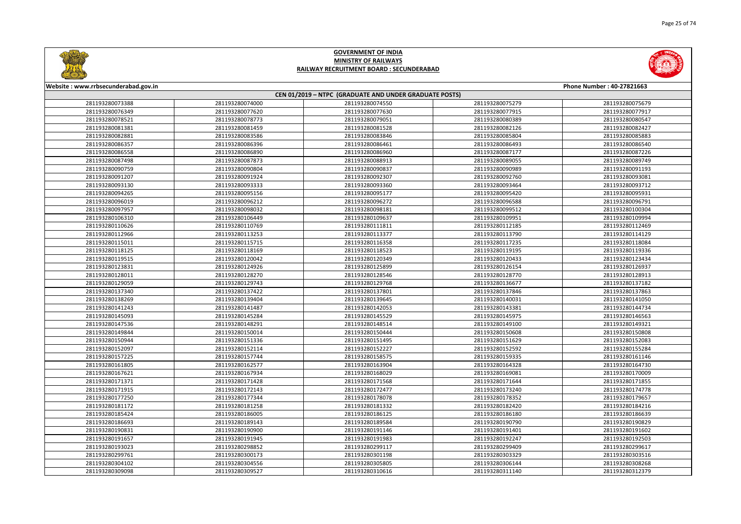# GOVERNMENT OF INDIA
## MINISTRY OF RAILWAYS
## RAILWAY RECRUITMENT BOARD : SECUNDERABAD

Website : www.rrbsecunderabad.gov.in | Phone Number : 40-27821663

**CEN 01/2019 – NTPC (GRADUATE AND UNDER GRADUATE POSTS)**

| | | | | |
|---|---|---|---|---|
| 281193280073388 | 281193280074000 | 281193280074550 | 281193280075279 | 281193280075679 |
| 281193280076349 | 281193280077620 | 281193280077630 | 281193280077915 | 281193280077917 |
| 281193280078521 | 281193280078773 | 281193280079051 | 281193280080389 | 281193280080547 |
| 281193280081381 | 281193280081459 | 281193280081528 | 281193280082126 | 281193280082427 |
| 281193280082881 | 281193280083586 | 281193280083846 | 281193280085804 | 281193280085883 |
| 281193280086357 | 281193280086396 | 281193280086461 | 281193280086493 | 281193280086540 |
| 281193280086558 | 281193280086890 | 281193280086960 | 281193280087177 | 281193280087226 |
| 281193280087498 | 281193280087873 | 281193280088913 | 281193280089055 | 281193280089749 |
| 281193280090759 | 281193280090804 | 281193280090837 | 281193280090989 | 281193280091193 |
| 281193280091207 | 281193280091924 | 281193280092307 | 281193280092760 | 281193280093081 |
| 281193280093130 | 281193280093333 | 281193280093360 | 281193280093464 | 281193280093712 |
| 281193280094265 | 281193280095156 | 281193280095177 | 281193280095420 | 281193280095931 |
| 281193280096019 | 281193280096212 | 281193280096272 | 281193280096588 | 281193280096791 |
| 281193280097957 | 281193280098032 | 281193280098181 | 281193280099512 | 281193280100304 |
| 281193280106310 | 281193280106449 | 281193280109637 | 281193280109951 | 281193280109994 |
| 281193280110626 | 281193280110769 | 281193280111811 | 281193280112185 | 281193280112469 |
| 281193280112966 | 281193280113253 | 281193280113377 | 281193280113790 | 281193280114129 |
| 281193280115011 | 281193280115715 | 281193280116358 | 281193280117235 | 281193280118084 |
| 281193280118125 | 281193280118169 | 281193280118523 | 281193280119195 | 281193280119336 |
| 281193280119515 | 281193280120042 | 281193280120349 | 281193280120433 | 281193280123434 |
| 281193280123831 | 281193280124926 | 281193280125899 | 281193280126154 | 281193280126937 |
| 281193280128011 | 281193280128270 | 281193280128546 | 281193280128770 | 281193280128913 |
| 281193280129059 | 281193280129743 | 281193280129768 | 281193280136677 | 281193280137182 |
| 281193280137340 | 281193280137422 | 281193280137801 | 281193280137846 | 281193280137863 |
| 281193280138269 | 281193280139404 | 281193280139645 | 281193280140031 | 281193280141050 |
| 281193280141243 | 281193280141487 | 281193280142053 | 281193280143381 | 281193280144734 |
| 281193280145093 | 281193280145284 | 281193280145529 | 281193280145975 | 281193280146563 |
| 281193280147536 | 281193280148291 | 281193280148514 | 281193280149100 | 281193280149321 |
| 281193280149844 | 281193280150014 | 281193280150444 | 281193280150608 | 281193280150808 |
| 281193280150944 | 281193280151336 | 281193280151495 | 281193280151629 | 281193280152083 |
| 281193280152097 | 281193280152114 | 281193280152227 | 281193280152592 | 281193280155284 |
| 281193280157225 | 281193280157744 | 281193280158575 | 281193280159335 | 281193280161146 |
| 281193280161805 | 281193280162577 | 281193280163904 | 281193280164328 | 281193280164730 |
| 281193280167621 | 281193280167934 | 281193280168029 | 281193280169081 | 281193280170009 |
| 281193280171371 | 281193280171428 | 281193280171568 | 281193280171644 | 281193280171855 |
| 281193280171915 | 281193280172143 | 281193280172477 | 281193280173240 | 281193280174778 |
| 281193280177250 | 281193280177344 | 281193280178078 | 281193280178352 | 281193280179657 |
| 281193280181172 | 281193280181258 | 281193280181332 | 281193280182420 | 281193280184216 |
| 281193280185424 | 281193280186005 | 281193280186125 | 281193280186180 | 281193280186639 |
| 281193280186693 | 281193280189143 | 281193280189584 | 281193280190790 | 281193280190829 |
| 281193280190831 | 281193280190900 | 281193280191146 | 281193280191401 | 281193280191602 |
| 281193280191657 | 281193280191945 | 281193280191983 | 281193280192247 | 281193280192503 |
| 281193280193023 | 281193280298852 | 281193280299117 | 281193280299409 | 281193280299617 |
| 281193280299761 | 281193280300173 | 281193280301198 | 281193280303329 | 281193280303516 |
| 281193280304102 | 281193280304556 | 281193280305805 | 281193280306144 | 281193280308268 |
| 281193280309098 | 281193280309527 | 281193280310616 | 281193280311140 | 281193280312379 |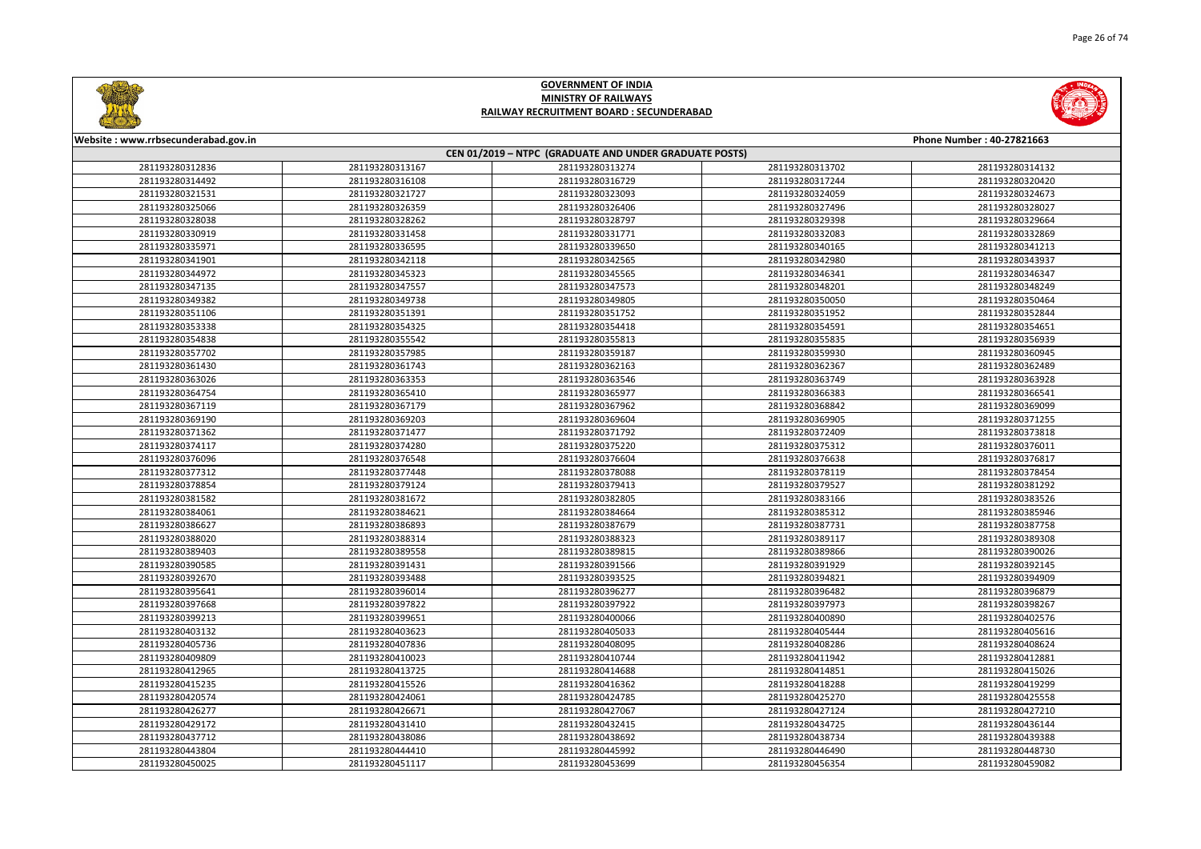# GOVERNMENT OF INDIA
## MINISTRY OF RAILWAYS
## RAILWAY RECRUITMENT BOARD : SECUNDERABAD

Website : www.rrbsecunderabad.gov.in — Phone Number : 40-27821663

### CEN 01/2019 – NTPC (GRADUATE AND UNDER GRADUATE POSTS)

| | | | | |
|---|---|---|---|---|
| 281193280312836 | 281193280313167 | 281193280313274 | 281193280313702 | 281193280314132 |
| 281193280314492 | 281193280316108 | 281193280316729 | 281193280317244 | 281193280320420 |
| 281193280321531 | 281193280321727 | 281193280323093 | 281193280324059 | 281193280324673 |
| 281193280325066 | 281193280326359 | 281193280326406 | 281193280327496 | 281193280328027 |
| 281193280328038 | 281193280328262 | 281193280328797 | 281193280329398 | 281193280329664 |
| 281193280330919 | 281193280331458 | 281193280331771 | 281193280332083 | 281193280332869 |
| 281193280335971 | 281193280336595 | 281193280339650 | 281193280340165 | 281193280341213 |
| 281193280341901 | 281193280342118 | 281193280342565 | 281193280342980 | 281193280343937 |
| 281193280344972 | 281193280345323 | 281193280345565 | 281193280346341 | 281193280346347 |
| 281193280347135 | 281193280347557 | 281193280347573 | 281193280348201 | 281193280348249 |
| 281193280349382 | 281193280349738 | 281193280349805 | 281193280350050 | 281193280350464 |
| 281193280351106 | 281193280351391 | 281193280351752 | 281193280351952 | 281193280352844 |
| 281193280353338 | 281193280354325 | 281193280354418 | 281193280354591 | 281193280354651 |
| 281193280354838 | 281193280355542 | 281193280355813 | 281193280355835 | 281193280356939 |
| 281193280357702 | 281193280357985 | 281193280359187 | 281193280359930 | 281193280360945 |
| 281193280361430 | 281193280361743 | 281193280362163 | 281193280362367 | 281193280362489 |
| 281193280363026 | 281193280363353 | 281193280363546 | 281193280363749 | 281193280363928 |
| 281193280364754 | 281193280365410 | 281193280365977 | 281193280366383 | 281193280366541 |
| 281193280367119 | 281193280367179 | 281193280367962 | 281193280368842 | 281193280369099 |
| 281193280369190 | 281193280369203 | 281193280369604 | 281193280369905 | 281193280371255 |
| 281193280371362 | 281193280371477 | 281193280371792 | 281193280372409 | 281193280373818 |
| 281193280374117 | 281193280374280 | 281193280375220 | 281193280375312 | 281193280376011 |
| 281193280376096 | 281193280376548 | 281193280376604 | 281193280376638 | 281193280376817 |
| 281193280377312 | 281193280377448 | 281193280378088 | 281193280378119 | 281193280378454 |
| 281193280378854 | 281193280379124 | 281193280379413 | 281193280379527 | 281193280381292 |
| 281193280381582 | 281193280381672 | 281193280382805 | 281193280383166 | 281193280383526 |
| 281193280384061 | 281193280384621 | 281193280384664 | 281193280385312 | 281193280385946 |
| 281193280386627 | 281193280386893 | 281193280387679 | 281193280387731 | 281193280387758 |
| 281193280388020 | 281193280388314 | 281193280388323 | 281193280389117 | 281193280389308 |
| 281193280389403 | 281193280389558 | 281193280389815 | 281193280389866 | 281193280390026 |
| 281193280390585 | 281193280391431 | 281193280391566 | 281193280391929 | 281193280392145 |
| 281193280392670 | 281193280393488 | 281193280393525 | 281193280394821 | 281193280394909 |
| 281193280395641 | 281193280396014 | 281193280396277 | 281193280396482 | 281193280396879 |
| 281193280397668 | 281193280397822 | 281193280397922 | 281193280397973 | 281193280398267 |
| 281193280399213 | 281193280399651 | 281193280400066 | 281193280400890 | 281193280402576 |
| 281193280403132 | 281193280403623 | 281193280405033 | 281193280405444 | 281193280405616 |
| 281193280405736 | 281193280407836 | 281193280408095 | 281193280408286 | 281193280408624 |
| 281193280409809 | 281193280410023 | 281193280410744 | 281193280411942 | 281193280412881 |
| 281193280412965 | 281193280413725 | 281193280414688 | 281193280414851 | 281193280415026 |
| 281193280415235 | 281193280415526 | 281193280416362 | 281193280418288 | 281193280419299 |
| 281193280420574 | 281193280424061 | 281193280424785 | 281193280425270 | 281193280425558 |
| 281193280426277 | 281193280426671 | 281193280427067 | 281193280427124 | 281193280427210 |
| 281193280429172 | 281193280431410 | 281193280432415 | 281193280434725 | 281193280436144 |
| 281193280437712 | 281193280438086 | 281193280438692 | 281193280438734 | 281193280439388 |
| 281193280443804 | 281193280444410 | 281193280445992 | 281193280446490 | 281193280448730 |
| 281193280450025 | 281193280451117 | 281193280453699 | 281193280456354 | 281193280459082 |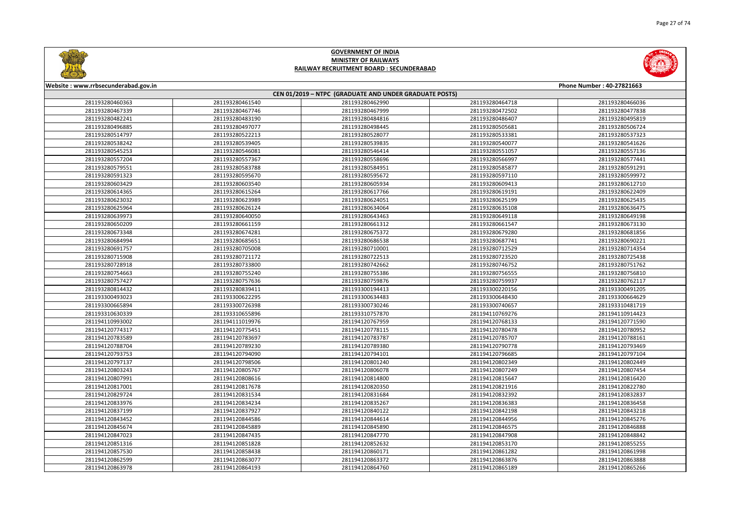# GOVERNMENT OF INDIA
## MINISTRY OF RAILWAYS
### RAILWAY RECRUITMENT BOARD : SECUNDERABAD

Website : www.rrbsecunderabad.gov.in | Phone Number : 40-27821663

**CEN 01/2019 – NTPC (GRADUATE AND UNDER GRADUATE POSTS)**

| | | | | |
|---|---|---|---|---|
| 281193280460363 | 281193280461540 | 281193280462990 | 281193280464718 | 281193280466036 |
| 281193280467339 | 281193280467746 | 281193280467999 | 281193280472502 | 281193280477838 |
| 281193280482241 | 281193280483190 | 281193280484816 | 281193280486407 | 281193280495819 |
| 281193280496885 | 281193280497077 | 281193280498445 | 281193280505681 | 281193280506724 |
| 281193280514797 | 281193280522213 | 281193280528077 | 281193280533381 | 281193280537323 |
| 281193280538242 | 281193280539405 | 281193280539835 | 281193280540077 | 281193280541626 |
| 281193280545253 | 281193280546081 | 281193280546414 | 281193280551057 | 281193280557136 |
| 281193280557204 | 281193280557367 | 281193280558696 | 281193280566997 | 281193280577441 |
| 281193280579551 | 281193280583788 | 281193280584951 | 281193280585877 | 281193280591291 |
| 281193280591323 | 281193280595670 | 281193280595672 | 281193280597110 | 281193280599972 |
| 281193280603429 | 281193280603540 | 281193280605934 | 281193280609413 | 281193280612710 |
| 281193280614365 | 281193280615264 | 281193280617766 | 281193280619191 | 281193280622409 |
| 281193280623032 | 281193280623989 | 281193280624051 | 281193280625199 | 281193280625435 |
| 281193280625964 | 281193280626124 | 281193280634064 | 281193280635108 | 281193280636475 |
| 281193280639973 | 281193280640050 | 281193280643463 | 281193280649118 | 281193280649198 |
| 281193280650209 | 281193280661159 | 281193280661312 | 281193280661547 | 281193280673130 |
| 281193280673348 | 281193280674281 | 281193280675372 | 281193280679280 | 281193280681856 |
| 281193280684994 | 281193280685651 | 281193280686538 | 281193280687741 | 281193280690221 |
| 281193280691757 | 281193280705008 | 281193280710001 | 281193280712529 | 281193280714354 |
| 281193280715908 | 281193280721172 | 281193280722513 | 281193280723520 | 281193280725438 |
| 281193280728918 | 281193280733800 | 281193280742662 | 281193280746752 | 281193280751762 |
| 281193280754663 | 281193280755240 | 281193280755386 | 281193280756555 | 281193280756810 |
| 281193280757427 | 281193280757636 | 281193280759876 | 281193280759937 | 281193280762117 |
| 281193280814432 | 281193280839411 | 281193300194413 | 281193300220156 | 281193300491205 |
| 281193300493023 | 281193300622295 | 281193300634483 | 281193300648430 | 281193300664629 |
| 281193300665894 | 281193300726398 | 281193300730246 | 281193300740657 | 281193310481719 |
| 281193310630339 | 281193310655896 | 281193310757870 | 281194110769276 | 281194110914423 |
| 281194110993002 | 281194111019976 | 281194120767959 | 281194120768133 | 281194120771590 |
| 281194120774317 | 281194120775451 | 281194120778115 | 281194120780478 | 281194120780952 |
| 281194120783589 | 281194120783697 | 281194120783787 | 281194120785707 | 281194120788161 |
| 281194120788704 | 281194120789230 | 281194120789380 | 281194120790778 | 281194120793469 |
| 281194120793753 | 281194120794090 | 281194120794101 | 281194120796685 | 281194120797104 |
| 281194120797137 | 281194120798506 | 281194120801240 | 281194120802349 | 281194120802449 |
| 281194120803243 | 281194120805767 | 281194120806078 | 281194120807249 | 281194120807454 |
| 281194120807991 | 281194120808616 | 281194120814800 | 281194120815647 | 281194120816420 |
| 281194120817001 | 281194120817678 | 281194120820350 | 281194120821916 | 281194120822780 |
| 281194120829724 | 281194120831534 | 281194120831684 | 281194120832392 | 281194120832837 |
| 281194120833976 | 281194120834234 | 281194120835267 | 281194120836383 | 281194120836458 |
| 281194120837199 | 281194120837927 | 281194120840122 | 281194120842198 | 281194120843218 |
| 281194120843452 | 281194120844586 | 281194120844614 | 281194120844956 | 281194120845276 |
| 281194120845674 | 281194120845889 | 281194120845890 | 281194120846575 | 281194120846888 |
| 281194120847023 | 281194120847435 | 281194120847770 | 281194120847908 | 281194120848842 |
| 281194120851316 | 281194120851828 | 281194120852632 | 281194120853170 | 281194120855255 |
| 281194120857530 | 281194120858438 | 281194120860171 | 281194120861282 | 281194120861998 |
| 281194120862599 | 281194120863077 | 281194120863372 | 281194120863876 | 281194120863888 |
| 281194120863978 | 281194120864193 | 281194120864760 | 281194120865189 | 281194120865266 |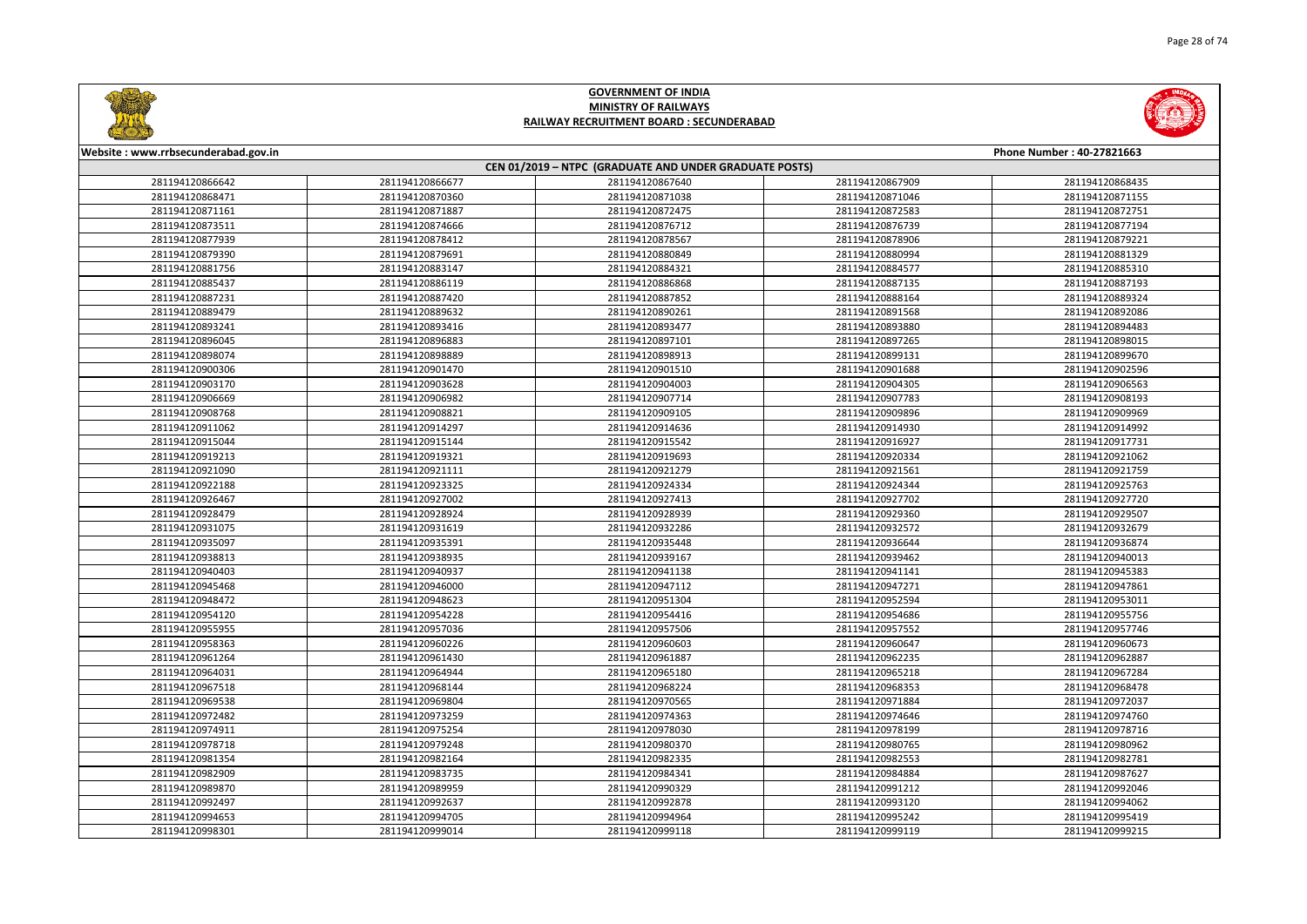# GOVERNMENT OF INDIA
## MINISTRY OF RAILWAYS
## RAILWAY RECRUITMENT BOARD : SECUNDERABAD

**Website : www.rrbsecunderabad.gov.in** | **Phone Number : 40-27821663**

### CEN 01/2019 – NTPC (GRADUATE AND UNDER GRADUATE POSTS)

| | | | | |
|---|---|---|---|---|
| 281194120866642 | 281194120866677 | 281194120867640 | 281194120867909 | 281194120868435 |
| 281194120868471 | 281194120870360 | 281194120871038 | 281194120871046 | 281194120871155 |
| 281194120871161 | 281194120871887 | 281194120872475 | 281194120872583 | 281194120872751 |
| 281194120873511 | 281194120874666 | 281194120876712 | 281194120876739 | 281194120877194 |
| 281194120877939 | 281194120878412 | 281194120878567 | 281194120878906 | 281194120879221 |
| 281194120879390 | 281194120879691 | 281194120880849 | 281194120880994 | 281194120881329 |
| 281194120881756 | 281194120883147 | 281194120884321 | 281194120884577 | 281194120885310 |
| 281194120885437 | 281194120886119 | 281194120886868 | 281194120887135 | 281194120887193 |
| 281194120887231 | 281194120887420 | 281194120887852 | 281194120888164 | 281194120889324 |
| 281194120889479 | 281194120889632 | 281194120890261 | 281194120891568 | 281194120892086 |
| 281194120893241 | 281194120893416 | 281194120893477 | 281194120893880 | 281194120894483 |
| 281194120896045 | 281194120896883 | 281194120897101 | 281194120897265 | 281194120898015 |
| 281194120898074 | 281194120898889 | 281194120898913 | 281194120899131 | 281194120899670 |
| 281194120900306 | 281194120901470 | 281194120901510 | 281194120901688 | 281194120902596 |
| 281194120903170 | 281194120903628 | 281194120904003 | 281194120904305 | 281194120906563 |
| 281194120906669 | 281194120906982 | 281194120907714 | 281194120907783 | 281194120908193 |
| 281194120908768 | 281194120908821 | 281194120909105 | 281194120909896 | 281194120909969 |
| 281194120911062 | 281194120914297 | 281194120914636 | 281194120914930 | 281194120914992 |
| 281194120915044 | 281194120915144 | 281194120915542 | 281194120916927 | 281194120917731 |
| 281194120919213 | 281194120919321 | 281194120919693 | 281194120920334 | 281194120921062 |
| 281194120921090 | 281194120921111 | 281194120921279 | 281194120921561 | 281194120921759 |
| 281194120922188 | 281194120923325 | 281194120924334 | 281194120924344 | 281194120925763 |
| 281194120926467 | 281194120927002 | 281194120927413 | 281194120927702 | 281194120927720 |
| 281194120928479 | 281194120928924 | 281194120928939 | 281194120929360 | 281194120929507 |
| 281194120931075 | 281194120931619 | 281194120932286 | 281194120932572 | 281194120932679 |
| 281194120935097 | 281194120935391 | 281194120935448 | 281194120936644 | 281194120936874 |
| 281194120938813 | 281194120938935 | 281194120939167 | 281194120939462 | 281194120940013 |
| 281194120940403 | 281194120940937 | 281194120941138 | 281194120941141 | 281194120945383 |
| 281194120945468 | 281194120946000 | 281194120947112 | 281194120947271 | 281194120947861 |
| 281194120948472 | 281194120948623 | 281194120951304 | 281194120952594 | 281194120953011 |
| 281194120954120 | 281194120954228 | 281194120954416 | 281194120954686 | 281194120955756 |
| 281194120955955 | 281194120957036 | 281194120957506 | 281194120957552 | 281194120957746 |
| 281194120958363 | 281194120960226 | 281194120960603 | 281194120960647 | 281194120960673 |
| 281194120961264 | 281194120961430 | 281194120961887 | 281194120962235 | 281194120962887 |
| 281194120964031 | 281194120964944 | 281194120965180 | 281194120965218 | 281194120967284 |
| 281194120967518 | 281194120968144 | 281194120968224 | 281194120968353 | 281194120968478 |
| 281194120969538 | 281194120969804 | 281194120970565 | 281194120971884 | 281194120972037 |
| 281194120972482 | 281194120973259 | 281194120974363 | 281194120974646 | 281194120974760 |
| 281194120974911 | 281194120975254 | 281194120978030 | 281194120978199 | 281194120978716 |
| 281194120978718 | 281194120979248 | 281194120980370 | 281194120980765 | 281194120980962 |
| 281194120981354 | 281194120982164 | 281194120982335 | 281194120982553 | 281194120982781 |
| 281194120982909 | 281194120983735 | 281194120984341 | 281194120984884 | 281194120987627 |
| 281194120989870 | 281194120989959 | 281194120990329 | 281194120991212 | 281194120992046 |
| 281194120992497 | 281194120992637 | 281194120992878 | 281194120993120 | 281194120994062 |
| 281194120994653 | 281194120994705 | 281194120994964 | 281194120995242 | 281194120995419 |
| 281194120998301 | 281194120999014 | 281194120999118 | 281194120999119 | 281194120999215 |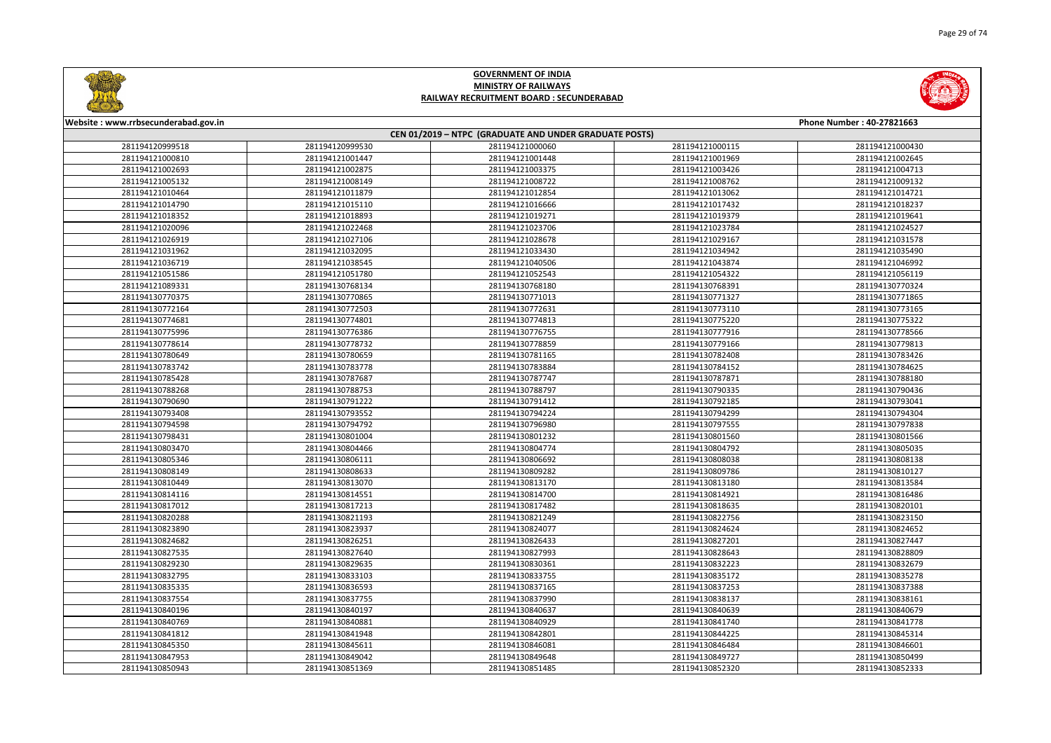# GOVERNMENT OF INDIA
## MINISTRY OF RAILWAYS
### RAILWAY RECRUITMENT BOARD : SECUNDERABAD

Website : www.rrbsecunderabad.gov.in | Phone Number : 40-27821663

**CEN 01/2019 – NTPC (GRADUATE AND UNDER GRADUATE POSTS)**

| | | | | |
|---|---|---|---|---|
| 281194120999518 | 281194120999530 | 281194121000060 | 281194121000115 | 281194121000430 |
| 281194121000810 | 281194121001447 | 281194121001448 | 281194121001969 | 281194121002645 |
| 281194121002693 | 281194121002875 | 281194121003375 | 281194121003426 | 281194121004713 |
| 281194121005132 | 281194121008149 | 281194121008722 | 281194121008762 | 281194121009132 |
| 281194121010464 | 281194121011879 | 281194121012854 | 281194121013062 | 281194121014721 |
| 281194121014790 | 281194121015110 | 281194121016666 | 281194121017432 | 281194121018237 |
| 281194121018352 | 281194121018893 | 281194121019271 | 281194121019379 | 281194121019641 |
| 281194121020096 | 281194121022468 | 281194121023706 | 281194121023784 | 281194121024527 |
| 281194121026919 | 281194121027106 | 281194121028678 | 281194121029167 | 281194121031578 |
| 281194121031962 | 281194121032095 | 281194121033430 | 281194121034942 | 281194121035490 |
| 281194121036719 | 281194121038545 | 281194121040506 | 281194121043874 | 281194121046992 |
| 281194121051586 | 281194121051780 | 281194121052543 | 281194121054322 | 281194121056119 |
| 281194121089331 | 281194130768134 | 281194130768180 | 281194130768391 | 281194130770324 |
| 281194130770375 | 281194130770865 | 281194130771013 | 281194130771327 | 281194130771865 |
| 281194130772164 | 281194130772503 | 281194130772631 | 281194130773110 | 281194130773165 |
| 281194130774681 | 281194130774801 | 281194130774813 | 281194130775220 | 281194130775322 |
| 281194130775996 | 281194130776386 | 281194130776755 | 281194130777916 | 281194130778566 |
| 281194130778614 | 281194130778732 | 281194130778859 | 281194130779166 | 281194130779813 |
| 281194130780649 | 281194130780659 | 281194130781165 | 281194130782408 | 281194130783426 |
| 281194130783742 | 281194130783778 | 281194130783884 | 281194130784152 | 281194130784625 |
| 281194130785428 | 281194130787687 | 281194130787747 | 281194130787871 | 281194130788180 |
| 281194130788268 | 281194130788753 | 281194130788797 | 281194130790335 | 281194130790436 |
| 281194130790690 | 281194130791222 | 281194130791412 | 281194130792185 | 281194130793041 |
| 281194130793408 | 281194130793552 | 281194130794224 | 281194130794299 | 281194130794304 |
| 281194130794598 | 281194130794792 | 281194130796980 | 281194130797555 | 281194130797838 |
| 281194130798431 | 281194130801004 | 281194130801232 | 281194130801560 | 281194130801566 |
| 281194130803470 | 281194130804466 | 281194130804774 | 281194130804792 | 281194130805035 |
| 281194130805346 | 281194130806111 | 281194130806692 | 281194130808038 | 281194130808138 |
| 281194130808149 | 281194130808633 | 281194130809282 | 281194130809786 | 281194130810127 |
| 281194130810449 | 281194130813070 | 281194130813170 | 281194130813180 | 281194130813584 |
| 281194130814116 | 281194130814551 | 281194130814700 | 281194130814921 | 281194130816486 |
| 281194130817012 | 281194130817213 | 281194130817482 | 281194130818635 | 281194130820101 |
| 281194130820288 | 281194130821193 | 281194130821249 | 281194130822756 | 281194130823150 |
| 281194130823890 | 281194130823937 | 281194130824077 | 281194130824624 | 281194130824652 |
| 281194130824682 | 281194130826251 | 281194130826433 | 281194130827201 | 281194130827447 |
| 281194130827535 | 281194130827640 | 281194130827993 | 281194130828643 | 281194130828809 |
| 281194130829230 | 281194130829635 | 281194130830361 | 281194130832223 | 281194130832679 |
| 281194130832795 | 281194130833103 | 281194130833755 | 281194130835172 | 281194130835278 |
| 281194130835335 | 281194130836593 | 281194130837165 | 281194130837253 | 281194130837388 |
| 281194130837554 | 281194130837755 | 281194130837990 | 281194130838137 | 281194130838161 |
| 281194130840196 | 281194130840197 | 281194130840637 | 281194130840639 | 281194130840679 |
| 281194130840769 | 281194130840881 | 281194130840929 | 281194130841740 | 281194130841778 |
| 281194130841812 | 281194130841948 | 281194130842801 | 281194130844225 | 281194130845314 |
| 281194130845350 | 281194130845611 | 281194130846081 | 281194130846484 | 281194130846601 |
| 281194130847953 | 281194130849042 | 281194130849648 | 281194130849727 | 281194130850499 |
| 281194130850943 | 281194130851369 | 281194130851485 | 281194130852320 | 281194130852333 |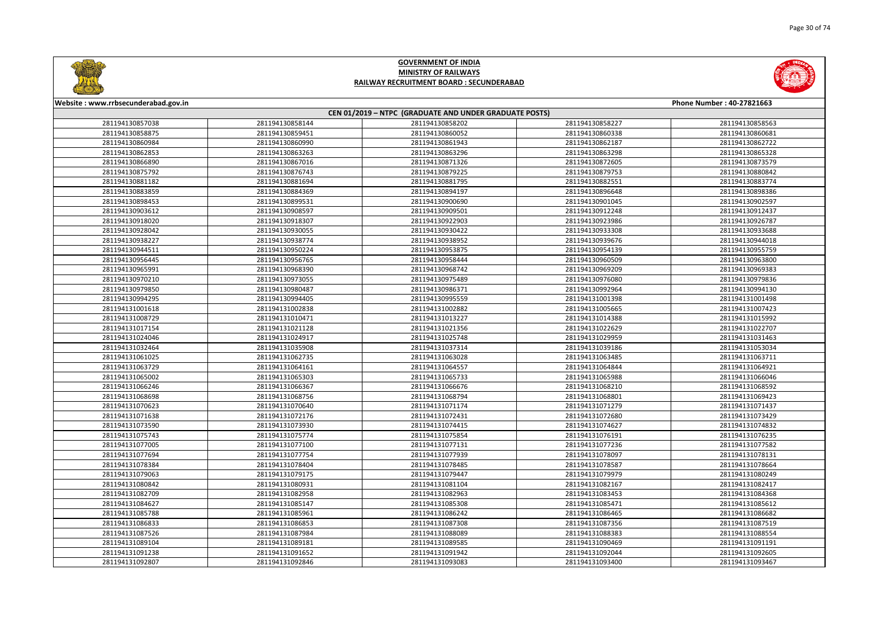# GOVERNMENT OF INDIA
## MINISTRY OF RAILWAYS
## RAILWAY RECRUITMENT BOARD : SECUNDERABAD

Website : www.rrbsecunderabad.gov.in | Phone Number : 40-27821663

### CEN 01/2019 – NTPC (GRADUATE AND UNDER GRADUATE POSTS)

| | | | | |
|---|---|---|---|---|
| 281194130857038 | 281194130858144 | 281194130858202 | 281194130858227 | 281194130858563 |
| 281194130858875 | 281194130859451 | 281194130860052 | 281194130860338 | 281194130860681 |
| 281194130860984 | 281194130860990 | 281194130861943 | 281194130862187 | 281194130862722 |
| 281194130862853 | 281194130863263 | 281194130863296 | 281194130863298 | 281194130865328 |
| 281194130866890 | 281194130867016 | 281194130871326 | 281194130872605 | 281194130873579 |
| 281194130875792 | 281194130876743 | 281194130879225 | 281194130879753 | 281194130880842 |
| 281194130881182 | 281194130881694 | 281194130881795 | 281194130882551 | 281194130883774 |
| 281194130883859 | 281194130884369 | 281194130894197 | 281194130896648 | 281194130898386 |
| 281194130898453 | 281194130899531 | 281194130900690 | 281194130901045 | 281194130902597 |
| 281194130903612 | 281194130908597 | 281194130909501 | 281194130912248 | 281194130912437 |
| 281194130918020 | 281194130918307 | 281194130922903 | 281194130923986 | 281194130926787 |
| 281194130928042 | 281194130930055 | 281194130930422 | 281194130933308 | 281194130933688 |
| 281194130938227 | 281194130938774 | 281194130938952 | 281194130939676 | 281194130944018 |
| 281194130944511 | 281194130950224 | 281194130953875 | 281194130954139 | 281194130955759 |
| 281194130956445 | 281194130956765 | 281194130958444 | 281194130960509 | 281194130963800 |
| 281194130965991 | 281194130968390 | 281194130968742 | 281194130969209 | 281194130969383 |
| 281194130970210 | 281194130973055 | 281194130975489 | 281194130976080 | 281194130979836 |
| 281194130979850 | 281194130980487 | 281194130986371 | 281194130992964 | 281194130994130 |
| 281194130994295 | 281194130994405 | 281194130995559 | 281194131001398 | 281194131001498 |
| 281194131001618 | 281194131002838 | 281194131002882 | 281194131005665 | 281194131007423 |
| 281194131008729 | 281194131010471 | 281194131013227 | 281194131014388 | 281194131015992 |
| 281194131017154 | 281194131021128 | 281194131021356 | 281194131022629 | 281194131022707 |
| 281194131024046 | 281194131024917 | 281194131025748 | 281194131029959 | 281194131031463 |
| 281194131032464 | 281194131035908 | 281194131037314 | 281194131039186 | 281194131053034 |
| 281194131061025 | 281194131062735 | 281194131063028 | 281194131063485 | 281194131063711 |
| 281194131063729 | 281194131064161 | 281194131064557 | 281194131064844 | 281194131064921 |
| 281194131065002 | 281194131065303 | 281194131065733 | 281194131065988 | 281194131066046 |
| 281194131066246 | 281194131066367 | 281194131066676 | 281194131068210 | 281194131068592 |
| 281194131068698 | 281194131068756 | 281194131068794 | 281194131068801 | 281194131069423 |
| 281194131070623 | 281194131070640 | 281194131071174 | 281194131071279 | 281194131071437 |
| 281194131071638 | 281194131072176 | 281194131072431 | 281194131072680 | 281194131073429 |
| 281194131073590 | 281194131073930 | 281194131074415 | 281194131074627 | 281194131074832 |
| 281194131075743 | 281194131075774 | 281194131075854 | 281194131076191 | 281194131076235 |
| 281194131077005 | 281194131077100 | 281194131077131 | 281194131077236 | 281194131077582 |
| 281194131077694 | 281194131077754 | 281194131077939 | 281194131078097 | 281194131078131 |
| 281194131078384 | 281194131078404 | 281194131078485 | 281194131078587 | 281194131078664 |
| 281194131079063 | 281194131079175 | 281194131079447 | 281194131079979 | 281194131080249 |
| 281194131080842 | 281194131080931 | 281194131081104 | 281194131082167 | 281194131082417 |
| 281194131082709 | 281194131082958 | 281194131082963 | 281194131083453 | 281194131084368 |
| 281194131084627 | 281194131085147 | 281194131085308 | 281194131085471 | 281194131085612 |
| 281194131085788 | 281194131085961 | 281194131086242 | 281194131086465 | 281194131086682 |
| 281194131086833 | 281194131086853 | 281194131087308 | 281194131087356 | 281194131087519 |
| 281194131087526 | 281194131087984 | 281194131088089 | 281194131088383 | 281194131088554 |
| 281194131089104 | 281194131089181 | 281194131089585 | 281194131090469 | 281194131091191 |
| 281194131091238 | 281194131091652 | 281194131091942 | 281194131092044 | 281194131092605 |
| 281194131092807 | 281194131092846 | 281194131093083 | 281194131093400 | 281194131093467 |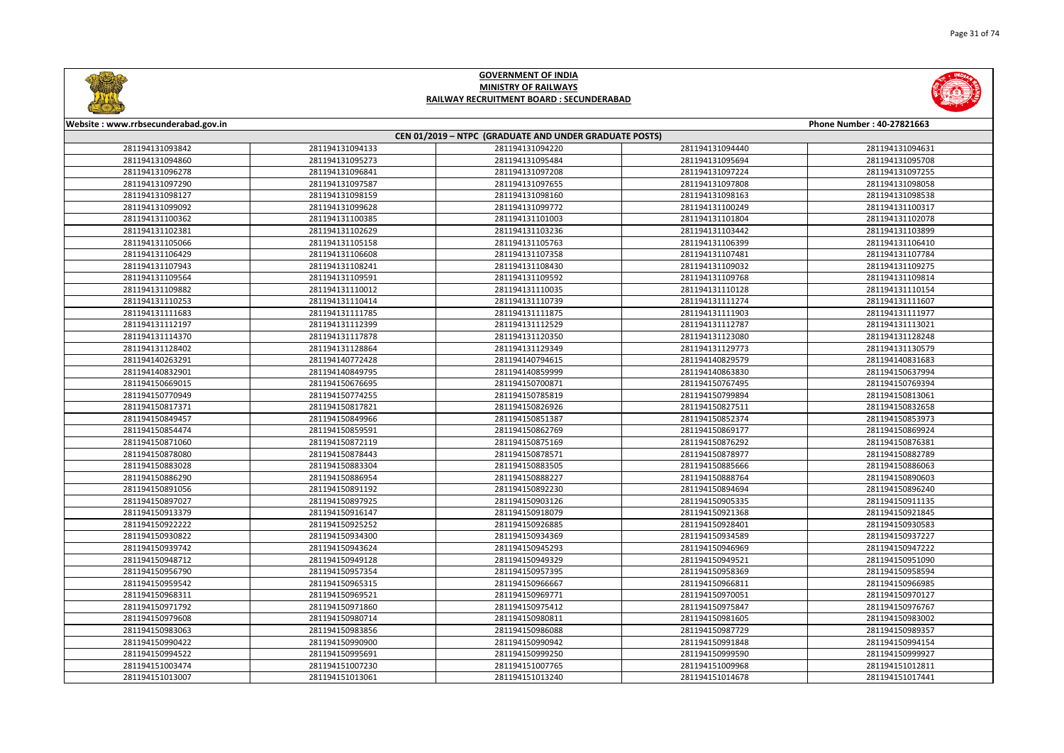# GOVERNMENT OF INDIA
## MINISTRY OF RAILWAYS
### RAILWAY RECRUITMENT BOARD : SECUNDERABAD

**Website : www.rrbsecunderabad.gov.in** | **Phone Number : 40-27821663**

**CEN 01/2019 – NTPC (GRADUATE AND UNDER GRADUATE POSTS)**

| | | | | |
|---|---|---|---|---|
| 281194131093842 | 281194131094133 | 281194131094220 | 281194131094440 | 281194131094631 |
| 281194131094860 | 281194131095273 | 281194131095484 | 281194131095694 | 281194131095708 |
| 281194131096278 | 281194131096841 | 281194131097208 | 281194131097224 | 281194131097255 |
| 281194131097290 | 281194131097587 | 281194131097655 | 281194131097808 | 281194131098058 |
| 281194131098127 | 281194131098159 | 281194131098160 | 281194131098163 | 281194131098538 |
| 281194131099092 | 281194131099628 | 281194131099772 | 281194131100249 | 281194131100317 |
| 281194131100362 | 281194131100385 | 281194131101003 | 281194131101804 | 281194131102078 |
| 281194131102381 | 281194131102629 | 281194131103236 | 281194131103442 | 281194131103899 |
| 281194131105066 | 281194131105158 | 281194131105763 | 281194131106399 | 281194131106410 |
| 281194131106429 | 281194131106608 | 281194131107358 | 281194131107481 | 281194131107784 |
| 281194131107943 | 281194131108241 | 281194131108430 | 281194131109032 | 281194131109275 |
| 281194131109564 | 281194131109591 | 281194131109592 | 281194131109768 | 281194131109814 |
| 281194131109882 | 281194131110012 | 281194131110035 | 281194131110128 | 281194131110154 |
| 281194131110253 | 281194131110414 | 281194131110739 | 281194131111274 | 281194131111607 |
| 281194131111683 | 281194131111785 | 281194131111875 | 281194131111903 | 281194131111977 |
| 281194131112197 | 281194131112399 | 281194131112529 | 281194131112787 | 281194131113021 |
| 281194131114370 | 281194131117878 | 281194131120350 | 281194131123080 | 281194131128248 |
| 281194131128402 | 281194131128864 | 281194131129349 | 281194131129773 | 281194131130579 |
| 281194140263291 | 281194140772428 | 281194140794615 | 281194140829579 | 281194140831683 |
| 281194140832901 | 281194140849795 | 281194140859999 | 281194140863830 | 281194150637994 |
| 281194150669015 | 281194150676695 | 281194150700871 | 281194150767495 | 281194150769394 |
| 281194150770949 | 281194150774255 | 281194150785819 | 281194150799894 | 281194150813061 |
| 281194150817371 | 281194150817821 | 281194150826926 | 281194150827511 | 281194150832658 |
| 281194150849457 | 281194150849966 | 281194150851387 | 281194150852374 | 281194150853973 |
| 281194150854474 | 281194150859591 | 281194150862769 | 281194150869177 | 281194150869924 |
| 281194150871060 | 281194150872119 | 281194150875169 | 281194150876292 | 281194150876381 |
| 281194150878080 | 281194150878443 | 281194150878571 | 281194150878977 | 281194150882789 |
| 281194150883028 | 281194150883304 | 281194150883505 | 281194150885666 | 281194150886063 |
| 281194150886290 | 281194150886954 | 281194150888227 | 281194150888764 | 281194150890603 |
| 281194150891056 | 281194150891192 | 281194150892230 | 281194150894694 | 281194150896240 |
| 281194150897027 | 281194150897925 | 281194150903126 | 281194150905335 | 281194150911135 |
| 281194150913379 | 281194150916147 | 281194150918079 | 281194150921368 | 281194150921845 |
| 281194150922222 | 281194150925252 | 281194150926885 | 281194150928401 | 281194150930583 |
| 281194150930822 | 281194150934300 | 281194150934369 | 281194150934589 | 281194150937227 |
| 281194150939742 | 281194150943624 | 281194150945293 | 281194150946969 | 281194150947222 |
| 281194150948712 | 281194150949128 | 281194150949329 | 281194150949521 | 281194150951090 |
| 281194150956790 | 281194150957354 | 281194150957395 | 281194150958369 | 281194150958594 |
| 281194150959542 | 281194150965315 | 281194150966667 | 281194150966811 | 281194150966985 |
| 281194150968311 | 281194150969521 | 281194150969771 | 281194150970051 | 281194150970127 |
| 281194150971792 | 281194150971860 | 281194150975412 | 281194150975847 | 281194150976767 |
| 281194150979608 | 281194150980714 | 281194150980811 | 281194150981605 | 281194150983002 |
| 281194150983063 | 281194150983856 | 281194150986088 | 281194150987729 | 281194150989357 |
| 281194150990422 | 281194150990900 | 281194150990942 | 281194150991848 | 281194150994154 |
| 281194150994522 | 281194150995691 | 281194150999250 | 281194150999590 | 281194150999927 |
| 281194151003474 | 281194151007230 | 281194151007765 | 281194151009968 | 281194151012811 |
| 281194151013007 | 281194151013061 | 281194151013240 | 281194151014678 | 281194151017441 |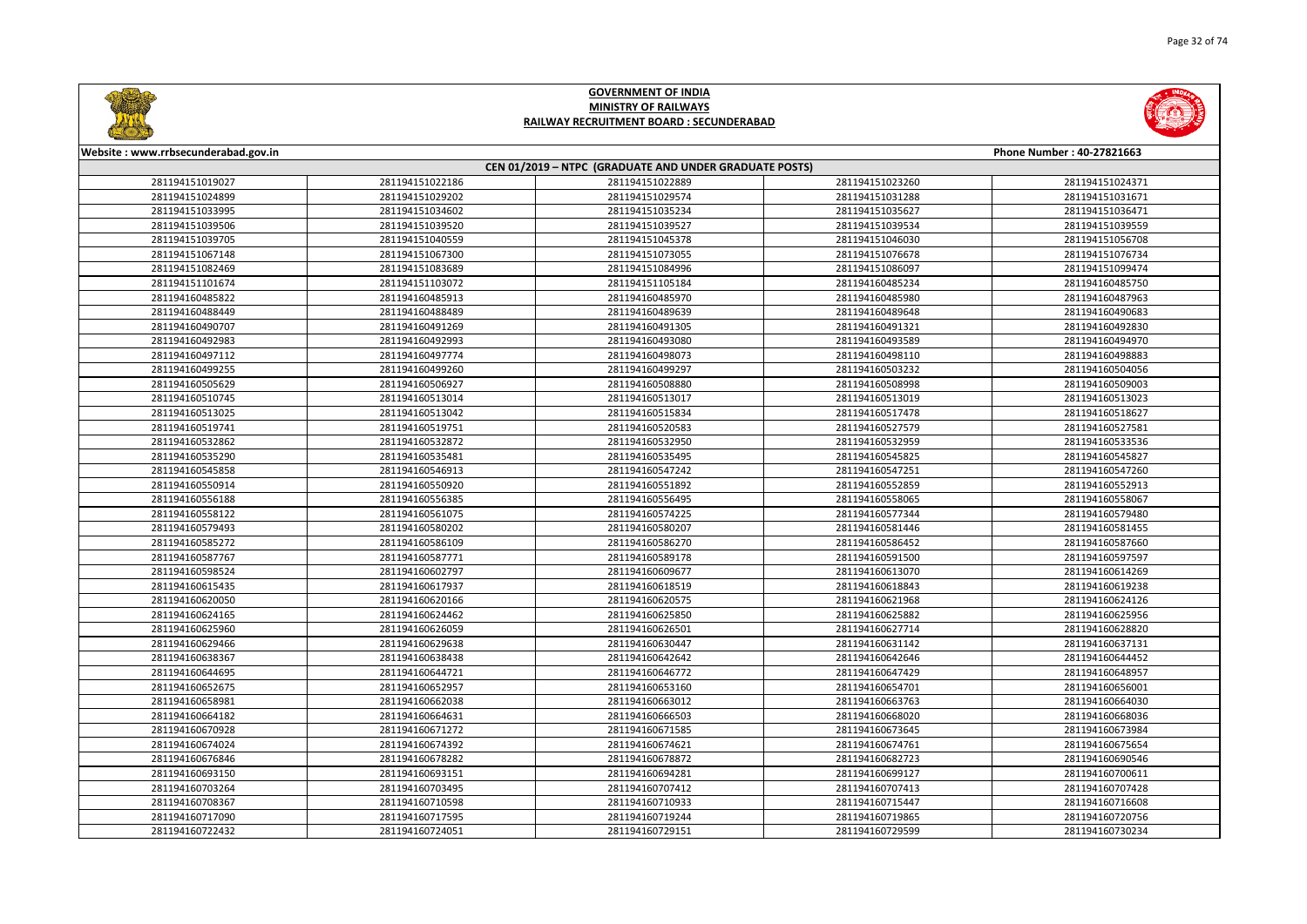# GOVERNMENT OF INDIA
## MINISTRY OF RAILWAYS
### RAILWAY RECRUITMENT BOARD : SECUNDERABAD

Website : www.rrbsecunderabad.gov.in | Phone Number : 40-27821663

**CEN 01/2019 – NTPC (GRADUATE AND UNDER GRADUATE POSTS)**

| | | | | |
|---|---|---|---|---|
| 281194151019027 | 281194151022186 | 281194151022889 | 281194151023260 | 281194151024371 |
| 281194151024899 | 281194151029202 | 281194151029574 | 281194151031288 | 281194151031671 |
| 281194151033995 | 281194151034602 | 281194151035234 | 281194151035627 | 281194151036471 |
| 281194151039506 | 281194151039520 | 281194151039527 | 281194151039534 | 281194151039559 |
| 281194151039705 | 281194151040559 | 281194151045378 | 281194151046030 | 281194151056708 |
| 281194151067148 | 281194151073300 | 281194151073055 | 281194151076678 | 281194151076734 |
| 281194151082469 | 281194151083689 | 281194151084996 | 281194151086097 | 281194151099474 |
| 281194151101674 | 281194151103072 | 281194151105184 | 281194160485234 | 281194160485750 |
| 281194160485822 | 281194160485913 | 281194160485970 | 281194160485980 | 281194160487963 |
| 281194160488449 | 281194160488489 | 281194160489639 | 281194160489648 | 281194160490683 |
| 281194160490707 | 281194160491269 | 281194160491305 | 281194160491321 | 281194160492830 |
| 281194160492983 | 281194160492993 | 281194160493080 | 281194160493589 | 281194160494970 |
| 281194160497112 | 281194160497774 | 281194160498073 | 281194160498110 | 281194160498883 |
| 281194160499255 | 281194160499260 | 281194160499297 | 281194160503232 | 281194160504056 |
| 281194160505629 | 281194160506927 | 281194160508880 | 281194160508998 | 281194160509003 |
| 281194160510745 | 281194160513014 | 281194160513017 | 281194160513019 | 281194160513023 |
| 281194160513025 | 281194160513042 | 281194160515834 | 281194160517478 | 281194160518627 |
| 281194160519741 | 281194160519751 | 281194160520583 | 281194160527579 | 281194160527581 |
| 281194160532862 | 281194160532872 | 281194160532950 | 281194160532959 | 281194160533536 |
| 281194160535290 | 281194160535481 | 281194160535495 | 281194160545825 | 281194160545827 |
| 281194160545858 | 281194160546913 | 281194160547242 | 281194160547251 | 281194160547260 |
| 281194160550914 | 281194160550920 | 281194160551892 | 281194160552859 | 281194160552913 |
| 281194160556188 | 281194160556385 | 281194160556495 | 281194160558065 | 281194160558067 |
| 281194160558122 | 281194160561075 | 281194160574225 | 281194160577344 | 281194160579480 |
| 281194160579493 | 281194160580202 | 281194160580207 | 281194160581446 | 281194160581455 |
| 281194160585272 | 281194160586109 | 281194160586270 | 281194160586452 | 281194160587660 |
| 281194160587767 | 281194160587771 | 281194160589178 | 281194160591500 | 281194160597597 |
| 281194160598524 | 281194160602797 | 281194160609677 | 281194160613070 | 281194160614269 |
| 281194160615435 | 281194160617937 | 281194160618519 | 281194160618843 | 281194160619238 |
| 281194160620050 | 281194160620166 | 281194160620575 | 281194160621968 | 281194160624126 |
| 281194160624165 | 281194160624462 | 281194160625850 | 281194160625882 | 281194160625956 |
| 281194160625960 | 281194160626059 | 281194160626501 | 281194160627714 | 281194160628820 |
| 281194160629466 | 281194160629638 | 281194160630447 | 281194160631142 | 281194160637131 |
| 281194160638367 | 281194160638438 | 281194160642642 | 281194160642646 | 281194160644452 |
| 281194160644695 | 281194160644721 | 281194160646772 | 281194160647429 | 281194160648957 |
| 281194160652675 | 281194160652957 | 281194160653160 | 281194160654701 | 281194160656001 |
| 281194160658981 | 281194160662038 | 281194160663012 | 281194160663763 | 281194160664030 |
| 281194160664182 | 281194160664631 | 281194160666503 | 281194160668020 | 281194160668036 |
| 281194160670928 | 281194160671272 | 281194160671585 | 281194160673645 | 281194160673984 |
| 281194160674024 | 281194160674392 | 281194160674621 | 281194160674761 | 281194160675654 |
| 281194160676846 | 281194160678282 | 281194160678872 | 281194160682723 | 281194160690546 |
| 281194160693150 | 281194160693151 | 281194160694281 | 281194160699127 | 281194160700611 |
| 281194160703264 | 281194160703495 | 281194160707412 | 281194160707413 | 281194160707428 |
| 281194160708367 | 281194160710598 | 281194160710933 | 281194160715447 | 281194160716608 |
| 281194160717090 | 281194160717595 | 281194160719244 | 281194160719865 | 281194160720756 |
| 281194160722432 | 281194160724051 | 281194160729151 | 281194160729599 | 281194160730234 |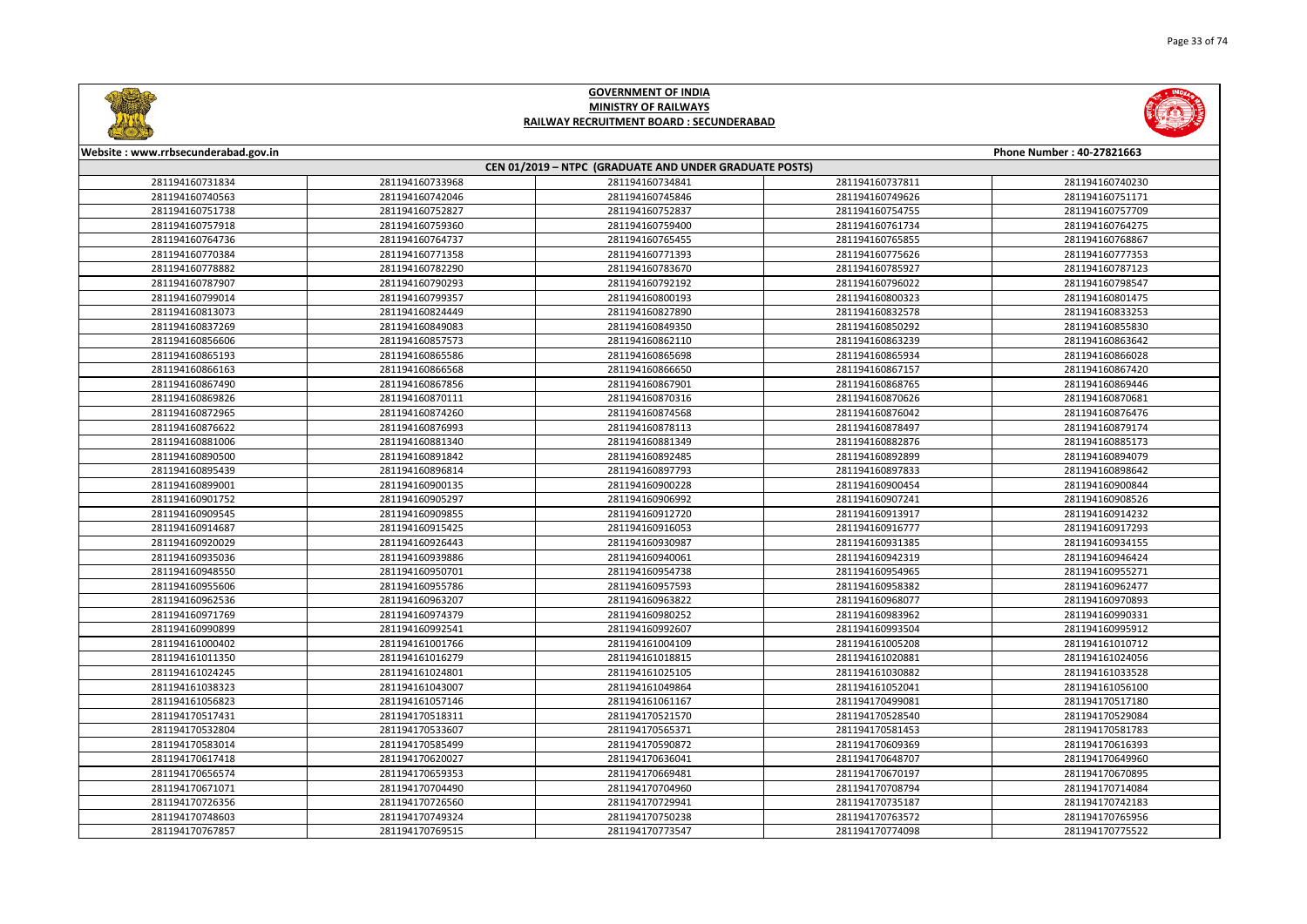# GOVERNMENT OF INDIA
## MINISTRY OF RAILWAYS
### RAILWAY RECRUITMENT BOARD : SECUNDERABAD

Website : www.rrbsecunderabad.gov.in | Phone Number : 40-27821663

**CEN 01/2019 – NTPC (GRADUATE AND UNDER GRADUATE POSTS)**

| | | | | |
|---|---|---|---|---|
| 281194160731834 | 281194160733968 | 281194160734841 | 281194160737811 | 281194160740230 |
| 281194160740563 | 281194160742046 | 281194160745846 | 281194160749626 | 281194160751171 |
| 281194160751738 | 281194160752827 | 281194160752837 | 281194160754755 | 281194160757709 |
| 281194160757918 | 281194160759360 | 281194160759400 | 281194160761734 | 281194160764275 |
| 281194160764736 | 281194160764737 | 281194160765455 | 281194160765855 | 281194160768867 |
| 281194160770384 | 281194160771358 | 281194160771393 | 281194160775626 | 281194160777353 |
| 281194160778882 | 281194160782290 | 281194160783670 | 281194160785927 | 281194160787123 |
| 281194160787907 | 281194160790293 | 281194160792192 | 281194160796022 | 281194160798547 |
| 281194160799014 | 281194160799357 | 281194160800193 | 281194160800323 | 281194160801475 |
| 281194160813073 | 281194160824449 | 281194160827890 | 281194160832578 | 281194160833253 |
| 281194160837269 | 281194160849083 | 281194160849350 | 281194160850292 | 281194160855830 |
| 281194160856606 | 281194160857573 | 281194160862110 | 281194160863239 | 281194160863642 |
| 281194160865193 | 281194160865586 | 281194160865698 | 281194160865934 | 281194160866028 |
| 281194160866163 | 281194160866568 | 281194160866650 | 281194160867157 | 281194160867420 |
| 281194160867490 | 281194160867856 | 281194160867901 | 281194160868765 | 281194160869446 |
| 281194160869826 | 281194160870111 | 281194160870316 | 281194160870626 | 281194160870681 |
| 281194160872965 | 281194160874260 | 281194160874568 | 281194160876042 | 281194160876476 |
| 281194160876622 | 281194160876993 | 281194160878113 | 281194160878497 | 281194160879174 |
| 281194160881006 | 281194160881340 | 281194160881349 | 281194160882876 | 281194160885173 |
| 281194160890500 | 281194160891842 | 281194160892485 | 281194160892899 | 281194160894079 |
| 281194160895439 | 281194160896814 | 281194160897793 | 281194160897833 | 281194160898642 |
| 281194160899001 | 281194160900135 | 281194160900228 | 281194160900454 | 281194160900844 |
| 281194160901752 | 281194160905297 | 281194160906992 | 281194160907241 | 281194160908526 |
| 281194160909545 | 281194160909855 | 281194160912720 | 281194160913917 | 281194160914232 |
| 281194160914687 | 281194160915425 | 281194160916053 | 281194160916777 | 281194160917293 |
| 281194160920029 | 281194160926443 | 281194160930987 | 281194160931385 | 281194160934155 |
| 281194160935036 | 281194160939886 | 281194160940061 | 281194160942319 | 281194160946424 |
| 281194160948550 | 281194160950701 | 281194160954738 | 281194160954965 | 281194160955271 |
| 281194160955606 | 281194160955786 | 281194160957593 | 281194160958382 | 281194160962477 |
| 281194160962536 | 281194160963207 | 281194160963822 | 281194160968077 | 281194160970893 |
| 281194160971769 | 281194160974379 | 281194160980252 | 281194160983962 | 281194160990331 |
| 281194160990899 | 281194160992541 | 281194160992607 | 281194160993504 | 281194160995912 |
| 281194161000402 | 281194161001766 | 281194161004109 | 281194161005208 | 281194161010712 |
| 281194161011350 | 281194161016279 | 281194161018815 | 281194161020881 | 281194161024056 |
| 281194161024245 | 281194161024801 | 281194161025105 | 281194161030882 | 281194161033528 |
| 281194161038323 | 281194161043007 | 281194161049864 | 281194161052041 | 281194161056100 |
| 281194161056823 | 281194161057146 | 281194161061167 | 281194170499081 | 281194170517180 |
| 281194170517431 | 281194170518311 | 281194170521570 | 281194170528540 | 281194170529084 |
| 281194170532804 | 281194170533607 | 281194170565371 | 281194170581453 | 281194170581783 |
| 281194170583014 | 281194170585499 | 281194170590872 | 281194170609369 | 281194170616393 |
| 281194170617418 | 281194170620027 | 281194170636041 | 281194170648707 | 281194170649960 |
| 281194170656574 | 281194170659353 | 281194170669481 | 281194170670197 | 281194170670895 |
| 281194170671071 | 281194170704490 | 281194170704960 | 281194170708794 | 281194170714084 |
| 281194170726356 | 281194170726560 | 281194170729941 | 281194170735187 | 281194170742183 |
| 281194170748603 | 281194170749324 | 281194170750238 | 281194170763572 | 281194170765956 |
| 281194170767857 | 281194170769515 | 281194170773547 | 281194170774098 | 281194170775522 |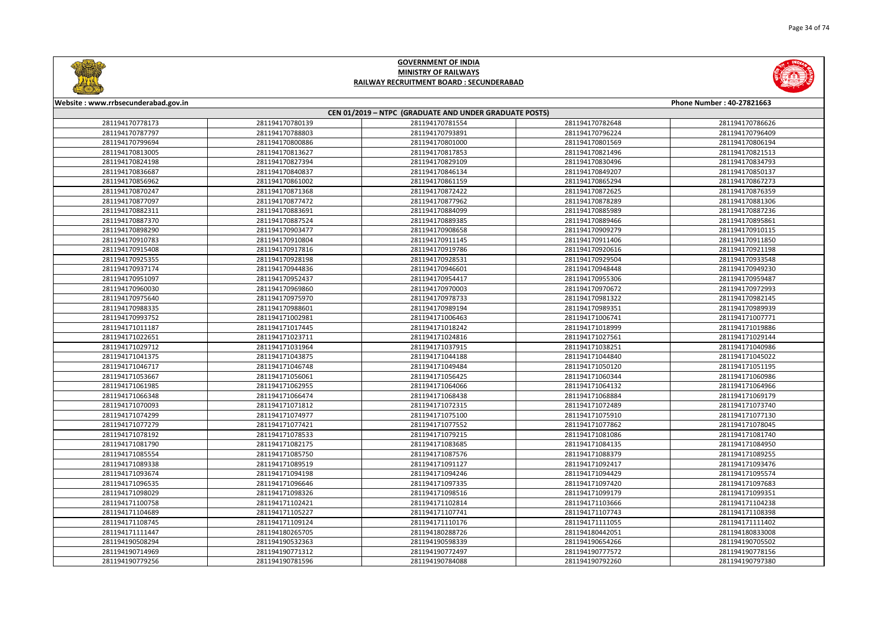# GOVERNMENT OF INDIA
## MINISTRY OF RAILWAYS
### RAILWAY RECRUITMENT BOARD : SECUNDERABAD

Website : www.rrbsecunderabad.gov.in | Phone Number : 40-27821663

**CEN 01/2019 – NTPC (GRADUATE AND UNDER GRADUATE POSTS)**

| | | | | |
|---|---|---|---|---|
| 281194170778173 | 281194170780139 | 281194170781554 | 281194170782648 | 281194170786626 |
| 281194170787797 | 281194170788803 | 281194170793891 | 281194170796224 | 281194170796409 |
| 281194170799694 | 281194170800886 | 281194170801000 | 281194170801569 | 281194170806194 |
| 281194170813005 | 281194170813627 | 281194170817853 | 281194170821496 | 281194170821513 |
| 281194170824198 | 281194170827394 | 281194170829109 | 281194170830496 | 281194170834793 |
| 281194170836687 | 281194170840837 | 281194170846134 | 281194170849207 | 281194170850137 |
| 281194170856962 | 281194170861002 | 281194170861159 | 281194170865294 | 281194170867273 |
| 281194170870247 | 281194170871368 | 281194170872422 | 281194170872625 | 281194170876359 |
| 281194170877097 | 281194170877472 | 281194170877962 | 281194170878289 | 281194170881306 |
| 281194170882311 | 281194170883691 | 281194170884099 | 281194170885989 | 281194170887236 |
| 281194170887370 | 281194170887524 | 281194170889385 | 281194170889466 | 281194170895861 |
| 281194170898290 | 281194170903477 | 281194170908658 | 281194170909279 | 281194170910115 |
| 281194170910783 | 281194170910804 | 281194170911145 | 281194170911406 | 281194170911850 |
| 281194170915408 | 281194170917816 | 281194170919786 | 281194170920616 | 281194170921198 |
| 281194170925355 | 281194170928198 | 281194170928531 | 281194170929504 | 281194170933548 |
| 281194170937174 | 281194170944836 | 281194170946601 | 281194170948448 | 281194170949230 |
| 281194170951097 | 281194170952437 | 281194170954417 | 281194170955306 | 281194170959487 |
| 281194170960030 | 281194170969860 | 281194170970003 | 281194170970672 | 281194170972993 |
| 281194170975640 | 281194170975970 | 281194170978733 | 281194170981322 | 281194170982145 |
| 281194170988335 | 281194170988601 | 281194170989194 | 281194170989351 | 281194170989939 |
| 281194170993752 | 281194171002981 | 281194171006463 | 281194171006741 | 281194171007771 |
| 281194171011187 | 281194171017445 | 281194171018242 | 281194171018999 | 281194171019886 |
| 281194171022651 | 281194171023711 | 281194171024816 | 281194171027561 | 281194171029144 |
| 281194171029712 | 281194171031964 | 281194171037915 | 281194171038251 | 281194171040986 |
| 281194171041375 | 281194171043875 | 281194171044188 | 281194171044840 | 281194171045022 |
| 281194171046717 | 281194171046748 | 281194171049484 | 281194171050120 | 281194171051195 |
| 281194171053667 | 281194171056061 | 281194171056425 | 281194171060344 | 281194171060986 |
| 281194171061985 | 281194171062955 | 281194171064066 | 281194171064132 | 281194171064966 |
| 281194171066348 | 281194171066474 | 281194171068438 | 281194171068884 | 281194171069179 |
| 281194171070093 | 281194171071812 | 281194171072315 | 281194171072489 | 281194171073740 |
| 281194171074299 | 281194171074977 | 281194171075100 | 281194171075910 | 281194171077130 |
| 281194171077279 | 281194171077421 | 281194171077552 | 281194171077862 | 281194171078045 |
| 281194171078192 | 281194171078533 | 281194171079215 | 281194171081086 | 281194171081740 |
| 281194171081790 | 281194171082175 | 281194171083685 | 281194171084135 | 281194171084950 |
| 281194171085554 | 281194171085750 | 281194171087576 | 281194171088379 | 281194171089255 |
| 281194171089338 | 281194171089519 | 281194171091127 | 281194171092417 | 281194171093476 |
| 281194171093674 | 281194171094198 | 281194171094246 | 281194171094429 | 281194171095574 |
| 281194171096535 | 281194171096646 | 281194171097335 | 281194171097420 | 281194171097683 |
| 281194171098029 | 281194171098326 | 281194171098516 | 281194171099179 | 281194171099351 |
| 281194171100758 | 281194171102421 | 281194171102814 | 281194171103666 | 281194171104238 |
| 281194171104689 | 281194171105227 | 281194171107741 | 281194171107743 | 281194171108398 |
| 281194171108745 | 281194171109124 | 281194171110176 | 281194171111055 | 281194171111402 |
| 281194171111447 | 281194180265705 | 281194180288726 | 281194180442051 | 281194180833008 |
| 281194190508294 | 281194190532363 | 281194190598339 | 281194190654266 | 281194190705502 |
| 281194190714969 | 281194190771312 | 281194190772497 | 281194190777572 | 281194190778156 |
| 281194190779256 | 281194190781596 | 281194190784088 | 281194190792260 | 281194190797380 |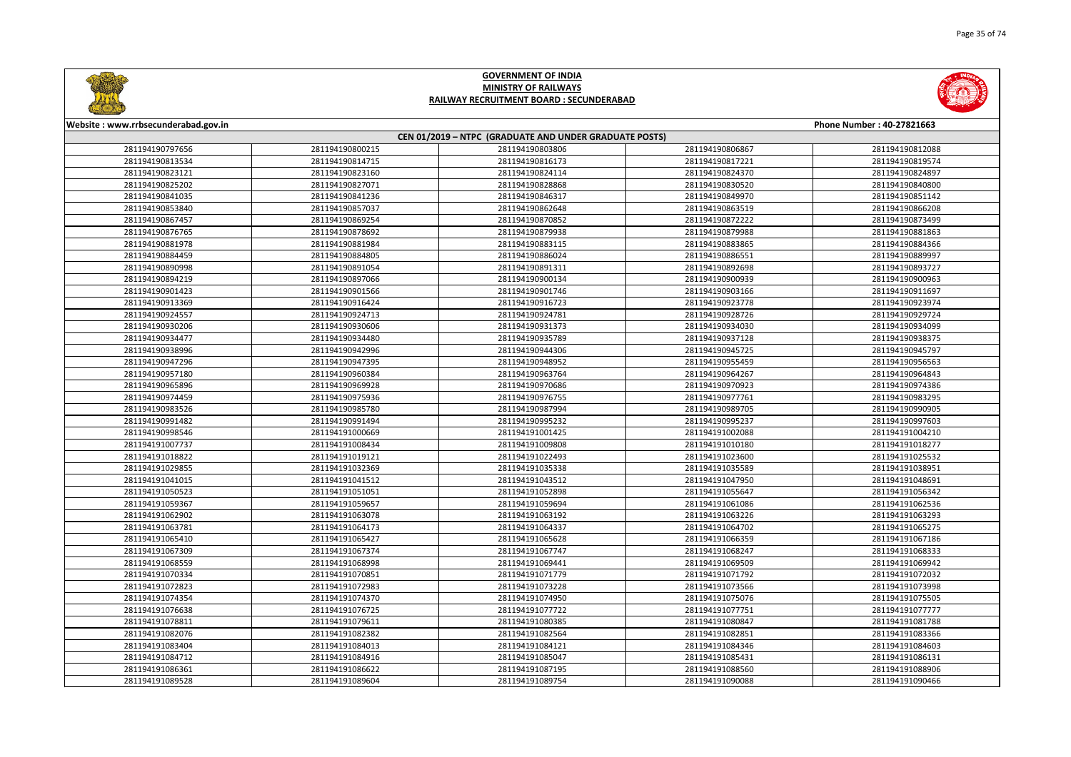# GOVERNMENT OF INDIA
## MINISTRY OF RAILWAYS
### RAILWAY RECRUITMENT BOARD : SECUNDERABAD

Website : www.rrbsecunderabad.gov.in | Phone Number : 40-27821663

**CEN 01/2019 – NTPC (GRADUATE AND UNDER GRADUATE POSTS)**

| | | | | |
|---|---|---|---|---|
| 281194190797656 | 281194190800215 | 281194190803806 | 281194190806867 | 281194190812088 |
| 281194190813534 | 281194190814715 | 281194190816173 | 281194190817221 | 281194190819574 |
| 281194190823121 | 281194190823160 | 281194190824114 | 281194190824370 | 281194190824897 |
| 281194190825202 | 281194190827071 | 281194190828868 | 281194190830520 | 281194190840800 |
| 281194190841035 | 281194190841236 | 281194190846317 | 281194190849970 | 281194190851142 |
| 281194190853840 | 281194190857037 | 281194190862648 | 281194190863519 | 281194190866208 |
| 281194190867457 | 281194190869254 | 281194190870852 | 281194190872222 | 281194190873499 |
| 281194190876765 | 281194190878692 | 281194190879938 | 281194190879988 | 281194190881863 |
| 281194190881978 | 281194190881984 | 281194190883115 | 281194190883865 | 281194190884366 |
| 281194190884459 | 281194190884805 | 281194190886024 | 281194190886551 | 281194190889997 |
| 281194190890998 | 281194190891054 | 281194190891311 | 281194190892698 | 281194190893727 |
| 281194190894219 | 281194190897066 | 281194190900134 | 281194190900939 | 281194190900963 |
| 281194190901423 | 281194190901566 | 281194190901746 | 281194190903166 | 281194190911697 |
| 281194190913369 | 281194190916424 | 281194190916723 | 281194190923778 | 281194190923974 |
| 281194190924557 | 281194190924713 | 281194190924781 | 281194190928726 | 281194190929724 |
| 281194190930206 | 281194190930606 | 281194190931373 | 281194190934030 | 281194190934099 |
| 281194190934477 | 281194190934480 | 281194190935789 | 281194190937128 | 281194190938375 |
| 281194190938996 | 281194190942996 | 281194190944306 | 281194190945725 | 281194190945797 |
| 281194190947296 | 281194190947395 | 281194190948952 | 281194190955459 | 281194190956563 |
| 281194190957180 | 281194190960384 | 281194190963764 | 281194190964267 | 281194190964843 |
| 281194190965896 | 281194190969928 | 281194190970686 | 281194190970923 | 281194190974386 |
| 281194190974459 | 281194190975936 | 281194190976755 | 281194190977761 | 281194190983295 |
| 281194190983526 | 281194190985780 | 281194190987994 | 281194190989705 | 281194190990905 |
| 281194190991482 | 281194190991494 | 281194190995232 | 281194190995237 | 281194190997603 |
| 281194190998546 | 281194191000669 | 281194191001425 | 281194191002088 | 281194191004210 |
| 281194191007737 | 281194191008434 | 281194191009808 | 281194191010180 | 281194191018277 |
| 281194191018822 | 281194191019121 | 281194191022493 | 281194191023600 | 281194191025532 |
| 281194191029855 | 281194191032369 | 281194191035338 | 281194191035589 | 281194191038951 |
| 281194191041015 | 281194191041512 | 281194191043512 | 281194191047950 | 281194191048691 |
| 281194191050523 | 281194191051051 | 281194191052898 | 281194191055647 | 281194191056342 |
| 281194191059367 | 281194191059657 | 281194191059694 | 281194191061086 | 281194191062536 |
| 281194191062902 | 281194191063078 | 281194191063192 | 281194191063226 | 281194191063293 |
| 281194191063781 | 281194191064173 | 281194191064337 | 281194191064702 | 281194191065275 |
| 281194191065410 | 281194191065427 | 281194191065628 | 281194191066359 | 281194191067186 |
| 281194191067309 | 281194191067374 | 281194191067747 | 281194191068247 | 281194191068333 |
| 281194191068559 | 281194191068998 | 281194191069441 | 281194191069509 | 281194191069942 |
| 281194191070334 | 281194191070851 | 281194191071779 | 281194191071792 | 281194191072032 |
| 281194191072823 | 281194191072983 | 281194191073228 | 281194191073566 | 281194191073998 |
| 281194191074354 | 281194191074370 | 281194191074950 | 281194191075076 | 281194191075505 |
| 281194191076638 | 281194191076725 | 281194191077722 | 281194191077751 | 281194191077777 |
| 281194191078811 | 281194191079611 | 281194191080385 | 281194191080847 | 281194191081788 |
| 281194191082076 | 281194191082382 | 281194191082564 | 281194191082851 | 281194191083366 |
| 281194191083404 | 281194191084013 | 281194191084121 | 281194191084346 | 281194191084603 |
| 281194191084712 | 281194191084916 | 281194191085047 | 281194191085431 | 281194191086131 |
| 281194191086361 | 281194191086622 | 281194191087195 | 281194191088560 | 281194191088906 |
| 281194191089528 | 281194191089604 | 281194191089754 | 281194191090088 | 281194191090466 |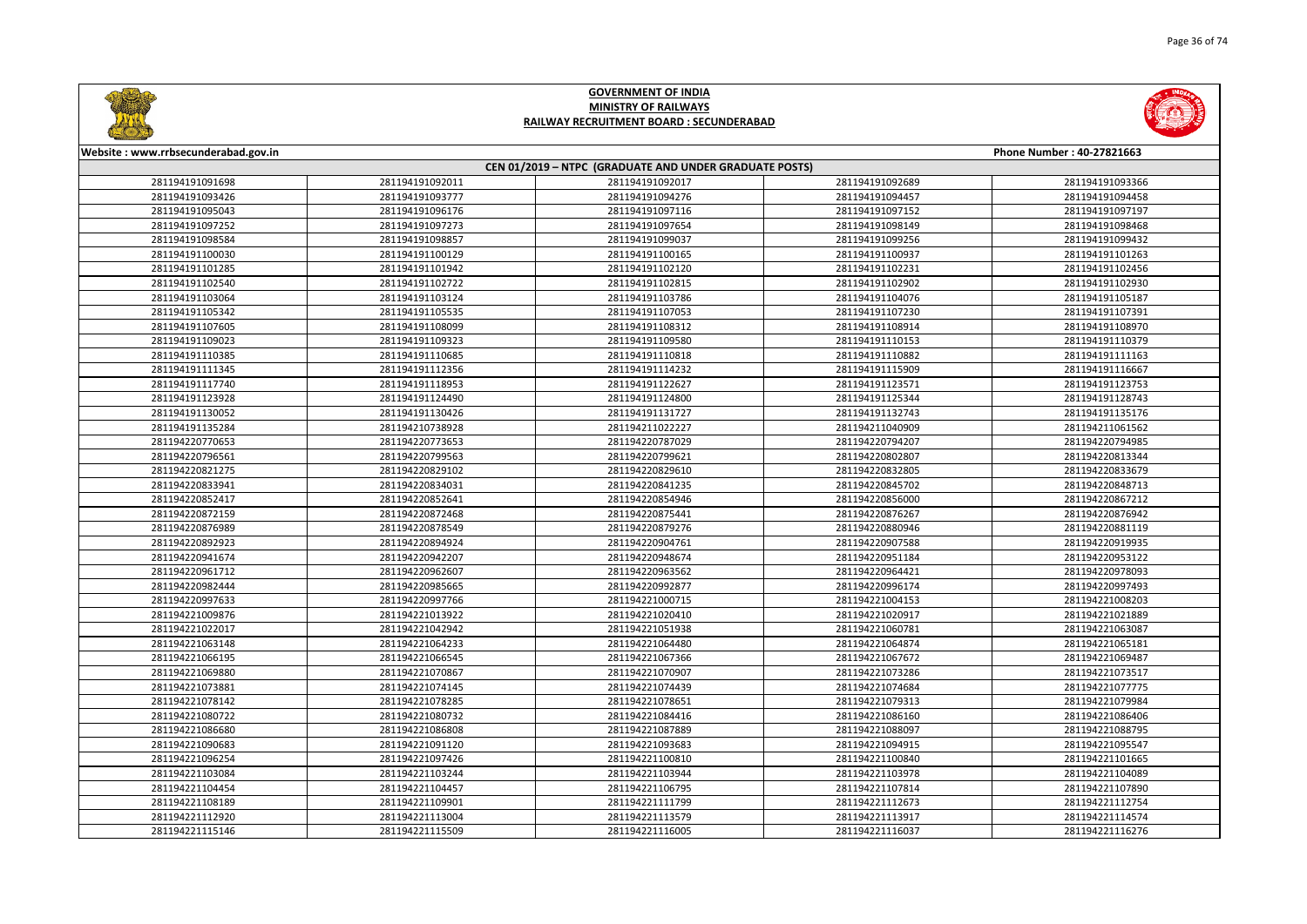# GOVERNMENT OF INDIA
## MINISTRY OF RAILWAYS
### RAILWAY RECRUITMENT BOARD : SECUNDERABAD

Website : www.rrbsecunderabad.gov.in | Phone Number : 40-27821663

**CEN 01/2019 – NTPC (GRADUATE AND UNDER GRADUATE POSTS)**

| | | | | |
|---|---|---|---|---|
| 281194191091698 | 281194191092011 | 281194191092017 | 281194191092689 | 281194191093366 |
| 281194191093426 | 281194191093777 | 281194191094276 | 281194191094457 | 281194191094458 |
| 281194191095043 | 281194191096176 | 281194191097116 | 281194191097152 | 281194191097197 |
| 281194191097252 | 281194191097273 | 281194191097654 | 281194191098149 | 281194191098468 |
| 281194191098584 | 281194191098857 | 281194191099037 | 281194191099256 | 281194191099432 |
| 281194191100030 | 281194191100129 | 281194191100165 | 281194191100937 | 281194191101263 |
| 281194191101285 | 281194191101942 | 281194191102120 | 281194191102231 | 281194191102456 |
| 281194191102540 | 281194191102722 | 281194191102815 | 281194191102902 | 281194191102930 |
| 281194191103064 | 281194191103124 | 281194191103786 | 281194191104076 | 281194191105187 |
| 281194191105342 | 281194191105535 | 281194191107053 | 281194191107230 | 281194191107391 |
| 281194191107605 | 281194191108099 | 281194191108312 | 281194191108914 | 281194191108970 |
| 281194191109023 | 281194191109323 | 281194191109580 | 281194191110153 | 281194191110379 |
| 281194191110385 | 281194191110685 | 281194191110818 | 281194191110882 | 281194191111163 |
| 281194191111345 | 281194191112356 | 281194191114232 | 281194191115909 | 281194191116667 |
| 281194191117740 | 281194191118953 | 281194191122627 | 281194191123571 | 281194191123753 |
| 281194191123928 | 281194191124490 | 281194191124800 | 281194191125344 | 281194191128743 |
| 281194191130052 | 281194191130426 | 281194191131727 | 281194191132743 | 281194191135176 |
| 281194191135284 | 281194210738928 | 281194211022227 | 281194211040909 | 281194211061562 |
| 281194220770653 | 281194220773653 | 281194220787029 | 281194220794207 | 281194220794985 |
| 281194220796561 | 281194220799563 | 281194220799621 | 281194220802807 | 281194220813344 |
| 281194220821275 | 281194220829102 | 281194220829610 | 281194220832805 | 281194220833679 |
| 281194220833941 | 281194220834031 | 281194220841235 | 281194220845702 | 281194220848713 |
| 281194220852417 | 281194220852641 | 281194220854946 | 281194220856000 | 281194220867212 |
| 281194220872159 | 281194220872468 | 281194220875441 | 281194220876267 | 281194220876942 |
| 281194220876989 | 281194220878549 | 281194220879276 | 281194220880946 | 281194220881119 |
| 281194220892923 | 281194220894924 | 281194220904761 | 281194220907588 | 281194220919935 |
| 281194220941674 | 281194220942207 | 281194220948674 | 281194220951184 | 281194220953122 |
| 281194220961712 | 281194220962607 | 281194220963562 | 281194220964421 | 281194220978093 |
| 281194220982444 | 281194220985665 | 281194220992877 | 281194220996174 | 281194220997493 |
| 281194220997633 | 281194220997766 | 281194221000715 | 281194221004153 | 281194221008203 |
| 281194221009876 | 281194221013922 | 281194221020410 | 281194221020917 | 281194221021889 |
| 281194221022017 | 281194221042942 | 281194221051938 | 281194221060781 | 281194221063087 |
| 281194221063148 | 281194221064233 | 281194221064480 | 281194221064874 | 281194221065181 |
| 281194221066195 | 281194221066545 | 281194221067366 | 281194221067672 | 281194221069487 |
| 281194221069880 | 281194221070867 | 281194221070907 | 281194221073286 | 281194221073517 |
| 281194221073881 | 281194221074145 | 281194221074439 | 281194221074684 | 281194221077775 |
| 281194221078142 | 281194221078285 | 281194221078651 | 281194221079313 | 281194221079984 |
| 281194221080722 | 281194221080732 | 281194221084416 | 281194221086160 | 281194221086406 |
| 281194221086680 | 281194221086808 | 281194221087889 | 281194221088097 | 281194221088795 |
| 281194221090683 | 281194221091120 | 281194221093683 | 281194221094915 | 281194221095547 |
| 281194221096254 | 281194221097426 | 281194221100810 | 281194221100840 | 281194221101665 |
| 281194221103084 | 281194221103244 | 281194221103944 | 281194221103978 | 281194221104089 |
| 281194221104454 | 281194221104457 | 281194221106795 | 281194221107814 | 281194221107890 |
| 281194221108189 | 281194221109901 | 281194221111799 | 281194221112673 | 281194221112754 |
| 281194221112920 | 281194221113004 | 281194221113579 | 281194221113917 | 281194221114574 |
| 281194221115146 | 281194221115509 | 281194221116005 | 281194221116037 | 281194221116276 |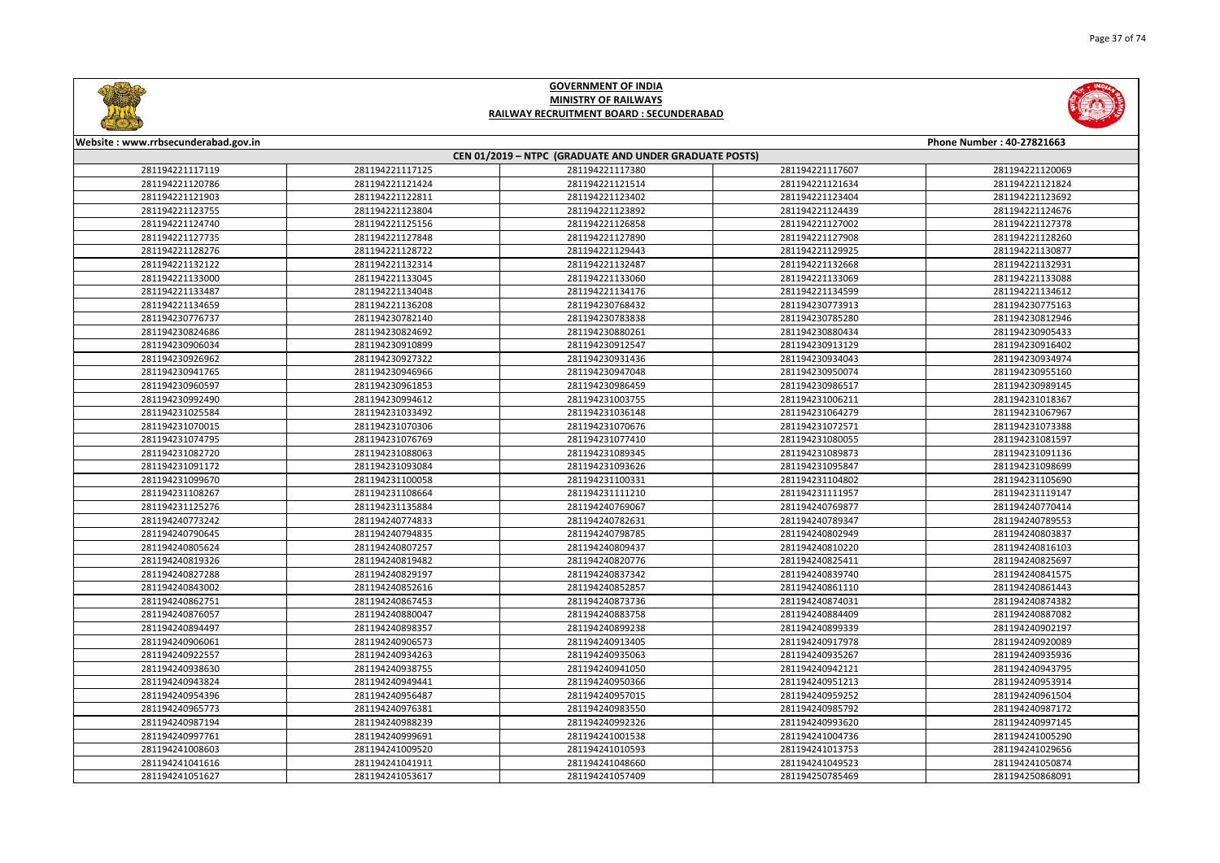# GOVERNMENT OF INDIA
## MINISTRY OF RAILWAYS
### RAILWAY RECRUITMENT BOARD : SECUNDERABAD

Website : www.rrbsecunderabad.gov.in | Phone Number : 40-27821663

**CEN 01/2019 – NTPC (GRADUATE AND UNDER GRADUATE POSTS)**

| | | | | |
|---|---|---|---|---|
| 281194221117119 | 281194221117125 | 281194221117380 | 281194221117607 | 281194221120069 |
| 281194221120786 | 281194221121424 | 281194221121514 | 281194221121634 | 281194221121824 |
| 281194221121903 | 281194221122811 | 281194221123402 | 281194221123404 | 281194221123692 |
| 281194221123755 | 281194221123804 | 281194221123892 | 281194221124439 | 281194221124676 |
| 281194221124740 | 281194221125156 | 281194221126858 | 281194221127002 | 281194221127378 |
| 281194221127735 | 281194221127848 | 281194221127890 | 281194221127908 | 281194221128260 |
| 281194221128276 | 281194221128722 | 281194221129443 | 281194221129925 | 281194221130877 |
| 281194221132122 | 281194221132314 | 281194221132487 | 281194221132668 | 281194221132931 |
| 281194221133000 | 281194221133045 | 281194221133060 | 281194221133069 | 281194221133088 |
| 281194221133487 | 281194221134048 | 281194221134176 | 281194221134599 | 281194221134612 |
| 281194221134659 | 281194221136208 | 281194230768432 | 281194230773913 | 281194230775163 |
| 281194230776737 | 281194230782140 | 281194230783838 | 281194230785280 | 281194230812946 |
| 281194230824686 | 281194230824692 | 281194230880261 | 281194230880434 | 281194230905433 |
| 281194230906034 | 281194230910899 | 281194230912547 | 281194230913129 | 281194230916402 |
| 281194230926962 | 281194230927322 | 281194230931436 | 281194230934043 | 281194230934974 |
| 281194230941765 | 281194230946966 | 281194230947048 | 281194230950074 | 281194230955160 |
| 281194230960597 | 281194230961853 | 281194230986459 | 281194230986517 | 281194230989145 |
| 281194230992490 | 281194230994612 | 281194231003755 | 281194231006211 | 281194231018367 |
| 281194231025584 | 281194231033492 | 281194231036148 | 281194231064279 | 281194231067967 |
| 281194231070015 | 281194231070306 | 281194231070676 | 281194231072571 | 281194231073388 |
| 281194231074795 | 281194231076769 | 281194231077410 | 281194231080055 | 281194231081597 |
| 281194231082720 | 281194231088063 | 281194231089345 | 281194231089873 | 281194231091136 |
| 281194231091172 | 281194231093084 | 281194231093626 | 281194231095847 | 281194231098699 |
| 281194231099670 | 281194231100058 | 281194231100331 | 281194231104802 | 281194231105690 |
| 281194231108267 | 281194231108664 | 281194231111210 | 281194231111957 | 281194231119147 |
| 281194231125276 | 281194231135884 | 281194240769067 | 281194240769877 | 281194240770414 |
| 281194240773242 | 281194240774833 | 281194240782631 | 281194240789347 | 281194240789553 |
| 281194240790645 | 281194240794835 | 281194240798785 | 281194240802949 | 281194240803837 |
| 281194240805624 | 281194240807257 | 281194240809437 | 281194240810220 | 281194240816103 |
| 281194240819326 | 281194240819482 | 281194240820776 | 281194240825411 | 281194240825697 |
| 281194240827288 | 281194240829197 | 281194240837342 | 281194240839740 | 281194240841575 |
| 281194240843002 | 281194240852616 | 281194240852857 | 281194240861110 | 281194240861443 |
| 281194240862751 | 281194240867453 | 281194240873736 | 281194240874031 | 281194240874382 |
| 281194240876057 | 281194240880047 | 281194240883758 | 281194240884409 | 281194240887082 |
| 281194240894497 | 281194240898357 | 281194240899238 | 281194240899339 | 281194240902197 |
| 281194240906061 | 281194240906573 | 281194240913405 | 281194240917978 | 281194240920089 |
| 281194240922557 | 281194240934263 | 281194240935063 | 281194240935267 | 281194240935936 |
| 281194240938630 | 281194240938755 | 281194240941050 | 281194240942121 | 281194240943795 |
| 281194240943824 | 281194240949441 | 281194240950366 | 281194240951213 | 281194240953914 |
| 281194240954396 | 281194240956487 | 281194240957015 | 281194240959252 | 281194240961504 |
| 281194240965773 | 281194240976381 | 281194240983550 | 281194240985792 | 281194240987172 |
| 281194240987194 | 281194240988239 | 281194240992326 | 281194240993620 | 281194240997145 |
| 281194240997761 | 281194240999691 | 281194241001538 | 281194241004736 | 281194241005290 |
| 281194241008603 | 281194241009520 | 281194241010593 | 281194241013753 | 281194241029656 |
| 281194241041616 | 281194241041911 | 281194241048660 | 281194241049523 | 281194241050874 |
| 281194241051627 | 281194241053617 | 281194241057409 | 281194250785469 | 281194250868091 |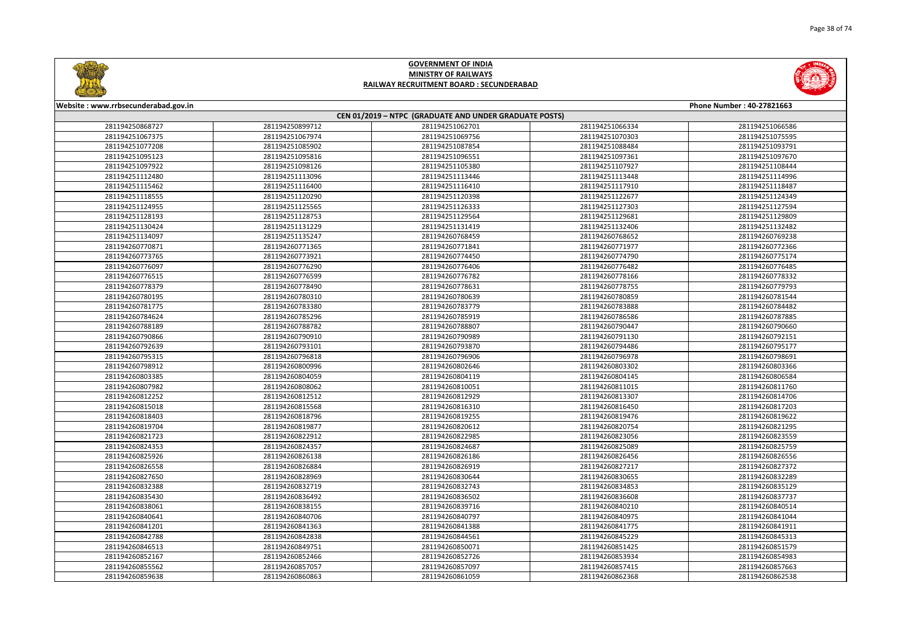# GOVERNMENT OF INDIA
## MINISTRY OF RAILWAYS
### RAILWAY RECRUITMENT BOARD : SECUNDERABAD

Website : www.rrbsecunderabad.gov.in

Phone Number : 40-27821663

**CEN 01/2019 – NTPC (GRADUATE AND UNDER GRADUATE POSTS)**

| | | | | |
|---|---|---|---|---|
| 281194250868727 | 281194250899712 | 281194251062701 | 281194251066334 | 281194251066586 |
| 281194251067375 | 281194251067974 | 281194251069756 | 281194251070303 | 281194251075595 |
| 281194251077208 | 281194251085902 | 281194251087854 | 281194251088484 | 281194251093791 |
| 281194251095123 | 281194251095816 | 281194251096551 | 281194251097361 | 281194251097670 |
| 281194251097922 | 281194251098126 | 281194251105380 | 281194251107927 | 281194251108444 |
| 281194251112480 | 281194251113096 | 281194251113446 | 281194251113448 | 281194251114996 |
| 281194251115462 | 281194251116400 | 281194251116410 | 281194251117910 | 281194251118487 |
| 281194251118555 | 281194251120290 | 281194251120398 | 281194251122677 | 281194251124349 |
| 281194251124955 | 281194251125565 | 281194251126333 | 281194251127303 | 281194251127594 |
| 281194251128193 | 281194251128753 | 281194251129564 | 281194251129681 | 281194251129809 |
| 281194251130424 | 281194251131229 | 281194251131419 | 281194251132406 | 281194251132482 |
| 281194251134097 | 281194251135247 | 281194260768459 | 281194260768652 | 281194260769238 |
| 281194260770871 | 281194260771365 | 281194260771841 | 281194260771977 | 281194260772366 |
| 281194260773765 | 281194260773921 | 281194260774450 | 281194260774790 | 281194260775174 |
| 281194260776097 | 281194260776290 | 281194260776406 | 281194260776482 | 281194260776485 |
| 281194260776515 | 281194260776599 | 281194260776782 | 281194260778166 | 281194260778332 |
| 281194260778379 | 281194260778490 | 281194260778631 | 281194260778755 | 281194260779793 |
| 281194260780195 | 281194260780310 | 281194260780639 | 281194260780859 | 281194260781544 |
| 281194260781775 | 281194260783380 | 281194260783779 | 281194260783888 | 281194260784482 |
| 281194260784624 | 281194260785296 | 281194260785919 | 281194260786586 | 281194260787885 |
| 281194260788189 | 281194260788782 | 281194260788807 | 281194260790447 | 281194260790660 |
| 281194260790866 | 281194260790910 | 281194260790989 | 281194260791130 | 281194260792151 |
| 281194260792639 | 281194260793101 | 281194260793870 | 281194260794486 | 281194260795177 |
| 281194260795315 | 281194260796818 | 281194260796906 | 281194260796978 | 281194260798691 |
| 281194260798912 | 281194260800996 | 281194260802646 | 281194260803302 | 281194260803366 |
| 281194260803385 | 281194260804059 | 281194260804119 | 281194260804145 | 281194260806584 |
| 281194260807982 | 281194260808062 | 281194260810051 | 281194260811015 | 281194260811760 |
| 281194260812252 | 281194260812512 | 281194260812929 | 281194260813307 | 281194260814706 |
| 281194260815018 | 281194260815568 | 281194260816310 | 281194260816450 | 281194260817203 |
| 281194260818403 | 281194260818796 | 281194260819255 | 281194260819476 | 281194260819622 |
| 281194260819704 | 281194260819877 | 281194260820612 | 281194260820754 | 281194260821295 |
| 281194260821723 | 281194260822912 | 281194260822985 | 281194260823056 | 281194260823559 |
| 281194260824353 | 281194260824357 | 281194260824687 | 281194260825089 | 281194260825759 |
| 281194260825926 | 281194260826138 | 281194260826186 | 281194260826456 | 281194260826556 |
| 281194260826558 | 281194260826884 | 281194260826919 | 281194260827217 | 281194260827372 |
| 281194260827650 | 281194260828969 | 281194260830644 | 281194260830655 | 281194260832289 |
| 281194260832388 | 281194260832719 | 281194260832743 | 281194260834853 | 281194260835129 |
| 281194260835430 | 281194260836492 | 281194260836502 | 281194260836608 | 281194260837737 |
| 281194260838061 | 281194260838155 | 281194260839716 | 281194260840210 | 281194260840514 |
| 281194260840641 | 281194260840706 | 281194260840797 | 281194260840975 | 281194260841044 |
| 281194260841201 | 281194260841363 | 281194260841388 | 281194260841775 | 281194260841911 |
| 281194260842788 | 281194260842838 | 281194260844561 | 281194260845229 | 281194260845313 |
| 281194260846513 | 281194260849751 | 281194260850071 | 281194260851425 | 281194260851579 |
| 281194260852167 | 281194260852466 | 281194260852726 | 281194260853934 | 281194260854983 |
| 281194260855562 | 281194260857057 | 281194260857097 | 281194260857415 | 281194260857663 |
| 281194260859638 | 281194260860863 | 281194260861059 | 281194260862368 | 281194260862538 |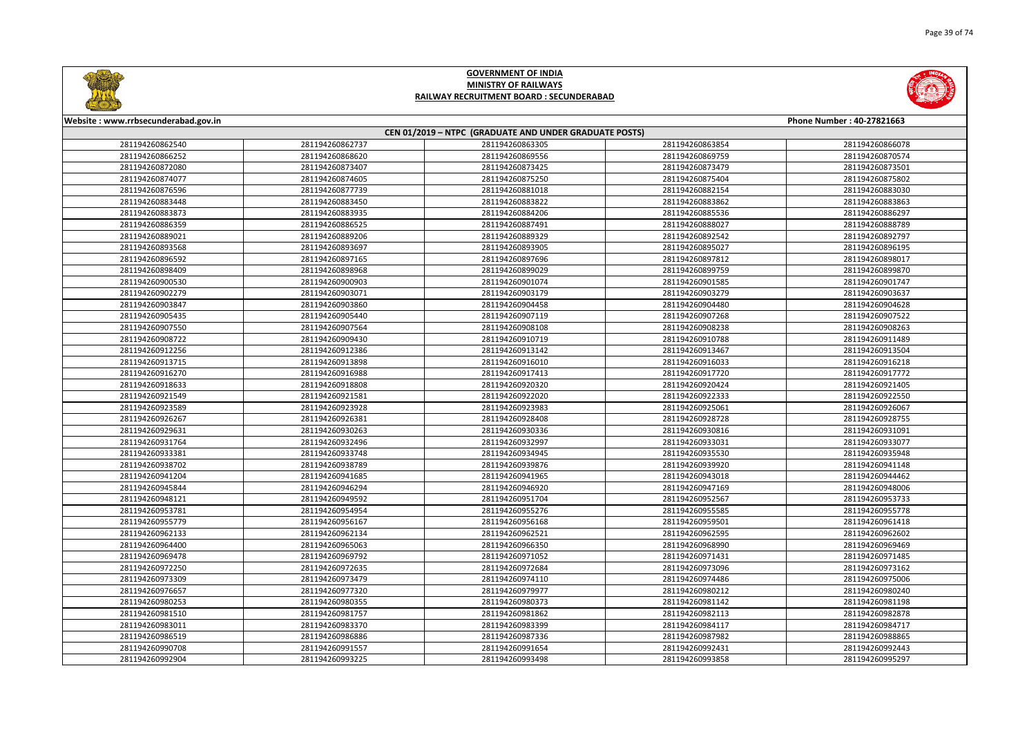# GOVERNMENT OF INDIA
## MINISTRY OF RAILWAYS
### RAILWAY RECRUITMENT BOARD : SECUNDERABAD

Website : www.rrbsecunderabad.gov.in

Phone Number : 40-27821663

**CEN 01/2019 – NTPC (GRADUATE AND UNDER GRADUATE POSTS)**

| | | | | |
|---|---|---|---|---|
| 281194260862540 | 281194260862737 | 281194260863305 | 281194260863854 | 281194260866078 |
| 281194260866252 | 281194260868620 | 281194260869556 | 281194260869759 | 281194260870574 |
| 281194260872080 | 281194260873407 | 281194260873425 | 281194260873479 | 281194260873501 |
| 281194260874077 | 281194260874605 | 281194260875250 | 281194260875404 | 281194260875802 |
| 281194260876596 | 281194260877739 | 281194260881018 | 281194260882154 | 281194260883030 |
| 281194260883448 | 281194260883450 | 281194260883822 | 281194260883862 | 281194260883863 |
| 281194260883873 | 281194260883935 | 281194260884206 | 281194260885536 | 281194260886297 |
| 281194260886359 | 281194260886525 | 281194260887491 | 281194260888027 | 281194260888789 |
| 281194260889021 | 281194260889206 | 281194260889329 | 281194260892542 | 281194260892797 |
| 281194260893568 | 281194260893697 | 281194260893905 | 281194260895027 | 281194260896195 |
| 281194260896592 | 281194260897165 | 281194260897696 | 281194260897812 | 281194260898017 |
| 281194260898409 | 281194260898968 | 281194260899029 | 281194260899759 | 281194260899870 |
| 281194260900530 | 281194260900903 | 281194260901074 | 281194260901585 | 281194260901747 |
| 281194260902279 | 281194260903071 | 281194260903179 | 281194260903279 | 281194260903637 |
| 281194260903847 | 281194260903860 | 281194260904458 | 281194260904480 | 281194260904628 |
| 281194260905435 | 281194260905440 | 281194260907119 | 281194260907268 | 281194260907522 |
| 281194260907550 | 281194260907564 | 281194260908108 | 281194260908238 | 281194260908263 |
| 281194260908722 | 281194260909430 | 281194260910719 | 281194260910788 | 281194260911489 |
| 281194260912256 | 281194260912386 | 281194260913142 | 281194260913467 | 281194260913504 |
| 281194260913715 | 281194260913898 | 281194260916010 | 281194260916033 | 281194260916218 |
| 281194260916270 | 281194260916988 | 281194260917413 | 281194260917720 | 281194260917772 |
| 281194260918633 | 281194260918808 | 281194260920320 | 281194260920424 | 281194260921405 |
| 281194260921549 | 281194260921581 | 281194260922020 | 281194260922333 | 281194260922550 |
| 281194260923589 | 281194260923928 | 281194260923983 | 281194260925061 | 281194260926067 |
| 281194260926267 | 281194260926381 | 281194260928408 | 281194260928728 | 281194260928755 |
| 281194260929631 | 281194260930263 | 281194260930336 | 281194260930816 | 281194260931091 |
| 281194260931764 | 281194260932496 | 281194260932997 | 281194260933031 | 281194260933077 |
| 281194260933381 | 281194260933748 | 281194260934945 | 281194260935530 | 281194260935948 |
| 281194260938702 | 281194260938789 | 281194260939876 | 281194260939920 | 281194260941148 |
| 281194260941204 | 281194260941685 | 281194260941965 | 281194260943018 | 281194260944462 |
| 281194260945844 | 281194260946294 | 281194260946920 | 281194260947169 | 281194260948006 |
| 281194260948121 | 281194260949592 | 281194260951704 | 281194260952567 | 281194260953733 |
| 281194260953781 | 281194260954954 | 281194260955276 | 281194260955585 | 281194260955778 |
| 281194260955779 | 281194260956167 | 281194260956168 | 281194260959501 | 281194260961418 |
| 281194260962133 | 281194260962134 | 281194260962521 | 281194260962595 | 281194260962602 |
| 281194260964400 | 281194260965063 | 281194260966350 | 281194260968990 | 281194260969469 |
| 281194260969478 | 281194260969792 | 281194260971052 | 281194260971431 | 281194260971485 |
| 281194260972250 | 281194260972635 | 281194260972684 | 281194260973096 | 281194260973162 |
| 281194260973309 | 281194260973479 | 281194260974110 | 281194260974486 | 281194260975006 |
| 281194260976657 | 281194260977320 | 281194260979977 | 281194260980212 | 281194260980240 |
| 281194260980253 | 281194260980355 | 281194260980373 | 281194260981142 | 281194260981198 |
| 281194260981510 | 281194260981757 | 281194260981862 | 281194260982113 | 281194260982878 |
| 281194260983011 | 281194260983370 | 281194260983399 | 281194260984117 | 281194260984717 |
| 281194260986519 | 281194260986886 | 281194260987336 | 281194260987982 | 281194260988865 |
| 281194260990708 | 281194260991557 | 281194260991654 | 281194260992431 | 281194260992443 |
| 281194260992904 | 281194260993225 | 281194260993498 | 281194260993858 | 281194260995297 |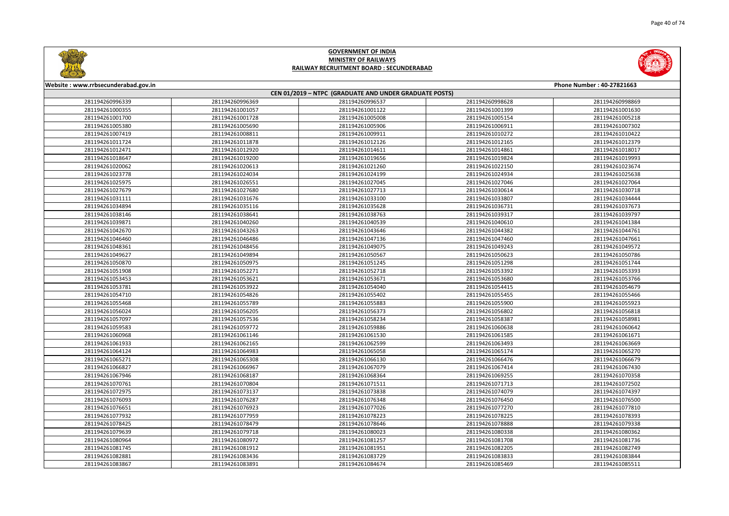# GOVERNMENT OF INDIA
## MINISTRY OF RAILWAYS
### RAILWAY RECRUITMENT BOARD : SECUNDERABAD

Website : www.rrbsecunderabad.gov.in | Phone Number : 40-27821663

**CEN 01/2019 – NTPC (GRADUATE AND UNDER GRADUATE POSTS)**

| | | | | |
|---|---|---|---|---|
| 281194260996339 | 281194260996369 | 281194260996537 | 281194260998628 | 281194260998869 |
| 281194261000355 | 281194261001057 | 281194261001122 | 281194261001399 | 281194261001630 |
| 281194261001700 | 281194261001728 | 281194261005008 | 281194261005154 | 281194261005218 |
| 281194261005380 | 281194261005690 | 281194261005906 | 281194261006911 | 281194261007302 |
| 281194261007419 | 281194261008811 | 281194261009911 | 281194261010272 | 281194261010422 |
| 281194261011724 | 281194261011878 | 281194261012126 | 281194261012165 | 281194261012379 |
| 281194261012471 | 281194261012920 | 281194261014611 | 281194261014861 | 281194261018017 |
| 281194261018647 | 281194261019200 | 281194261019656 | 281194261019824 | 281194261019993 |
| 281194261020062 | 281194261020613 | 281194261021260 | 281194261022150 | 281194261023674 |
| 281194261023778 | 281194261024034 | 281194261024199 | 281194261024934 | 281194261025638 |
| 281194261025975 | 281194261026551 | 281194261027045 | 281194261027046 | 281194261027064 |
| 281194261027679 | 281194261027680 | 281194261027713 | 281194261030614 | 281194261030718 |
| 281194261031111 | 281194261031676 | 281194261033100 | 281194261033807 | 281194261034444 |
| 281194261034894 | 281194261035116 | 281194261035628 | 281194261036731 | 281194261037673 |
| 281194261038146 | 281194261038641 | 281194261038763 | 281194261039317 | 281194261039797 |
| 281194261039871 | 281194261040260 | 281194261040539 | 281194261040610 | 281194261041384 |
| 281194261042670 | 281194261043263 | 281194261043646 | 281194261044382 | 281194261044761 |
| 281194261046460 | 281194261046486 | 281194261047136 | 281194261047460 | 281194261047661 |
| 281194261048361 | 281194261048456 | 281194261049075 | 281194261049243 | 281194261049572 |
| 281194261049627 | 281194261049894 | 281194261050567 | 281194261050623 | 281194261050786 |
| 281194261050870 | 281194261050975 | 281194261051245 | 281194261051298 | 281194261051744 |
| 281194261051908 | 281194261052271 | 281194261052718 | 281194261053392 | 281194261053393 |
| 281194261053453 | 281194261053621 | 281194261053671 | 281194261053680 | 281194261053766 |
| 281194261053781 | 281194261053922 | 281194261054040 | 281194261054415 | 281194261054679 |
| 281194261054710 | 281194261054826 | 281194261055402 | 281194261055455 | 281194261055466 |
| 281194261055468 | 281194261055789 | 281194261055883 | 281194261055900 | 281194261055923 |
| 281194261056024 | 281194261056205 | 281194261056373 | 281194261056802 | 281194261056818 |
| 281194261057097 | 281194261057536 | 281194261058234 | 281194261058387 | 281194261058981 |
| 281194261059583 | 281194261059772 | 281194261059886 | 281194261060638 | 281194261060642 |
| 281194261060968 | 281194261061146 | 281194261061530 | 281194261061585 | 281194261061671 |
| 281194261061933 | 281194261062165 | 281194261062599 | 281194261063493 | 281194261063669 |
| 281194261064124 | 281194261064983 | 281194261065058 | 281194261065174 | 281194261065270 |
| 281194261065271 | 281194261065308 | 281194261066130 | 281194261066476 | 281194261066679 |
| 281194261066827 | 281194261066967 | 281194261067079 | 281194261067414 | 281194261067430 |
| 281194261067946 | 281194261068187 | 281194261068364 | 281194261069255 | 281194261070358 |
| 281194261070761 | 281194261070804 | 281194261071511 | 281194261071713 | 281194261072502 |
| 281194261072975 | 281194261073137 | 281194261073838 | 281194261074079 | 281194261074397 |
| 281194261076093 | 281194261076287 | 281194261076348 | 281194261076450 | 281194261076500 |
| 281194261076651 | 281194261076923 | 281194261077026 | 281194261077270 | 281194261077810 |
| 281194261077932 | 281194261077959 | 281194261078223 | 281194261078225 | 281194261078393 |
| 281194261078425 | 281194261078479 | 281194261078646 | 281194261078888 | 281194261079338 |
| 281194261079639 | 281194261079718 | 281194261080023 | 281194261080338 | 281194261080362 |
| 281194261080964 | 281194261080972 | 281194261081257 | 281194261081708 | 281194261081736 |
| 281194261081745 | 281194261081912 | 281194261081951 | 281194261082205 | 281194261082749 |
| 281194261082881 | 281194261083436 | 281194261083729 | 281194261083833 | 281194261083844 |
| 281194261083867 | 281194261083891 | 281194261084674 | 281194261085469 | 281194261085511 |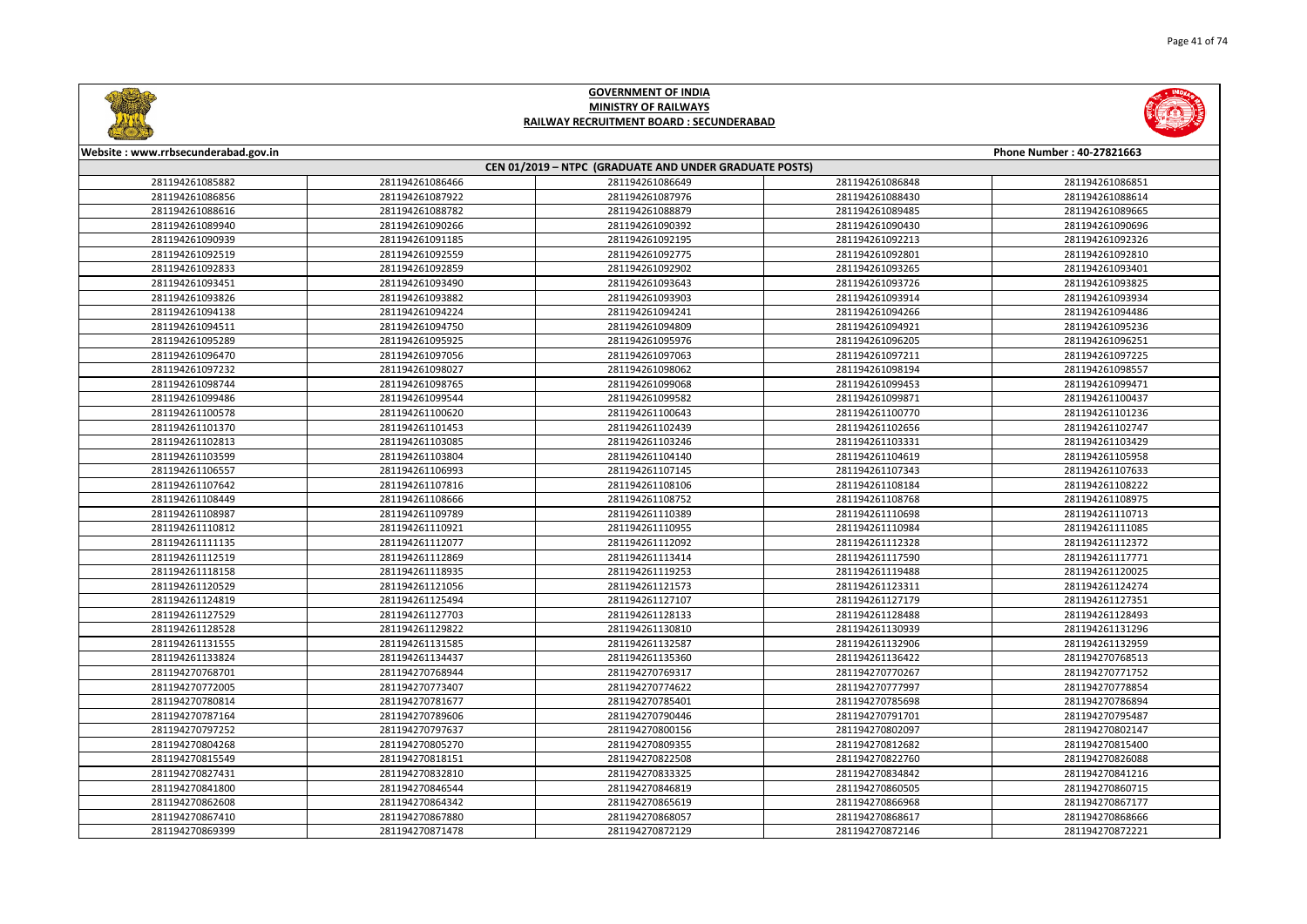# GOVERNMENT OF INDIA
## MINISTRY OF RAILWAYS
## RAILWAY RECRUITMENT BOARD : SECUNDERABAD

Website : www.rrbsecunderabad.gov.in | Phone Number : 40-27821663

**CEN 01/2019 – NTPC (GRADUATE AND UNDER GRADUATE POSTS)**

| | | | | |
|---|---|---|---|---|
| 281194261085882 | 281194261086466 | 281194261086649 | 281194261086848 | 281194261086851 |
| 281194261086856 | 281194261087922 | 281194261087976 | 281194261088430 | 281194261088614 |
| 281194261088616 | 281194261088782 | 281194261088879 | 281194261089485 | 281194261089665 |
| 281194261089940 | 281194261090266 | 281194261090392 | 281194261090430 | 281194261090696 |
| 281194261090939 | 281194261091185 | 281194261092195 | 281194261092213 | 281194261092326 |
| 281194261092519 | 281194261092559 | 281194261092775 | 281194261092801 | 281194261092810 |
| 281194261092833 | 281194261092859 | 281194261092902 | 281194261093265 | 281194261093401 |
| 281194261093451 | 281194261093490 | 281194261093643 | 281194261093726 | 281194261093825 |
| 281194261093826 | 281194261093882 | 281194261093903 | 281194261093914 | 281194261093934 |
| 281194261094138 | 281194261094224 | 281194261094241 | 281194261094266 | 281194261094486 |
| 281194261094511 | 281194261094750 | 281194261094809 | 281194261094921 | 281194261095236 |
| 281194261095289 | 281194261095925 | 281194261095976 | 281194261096205 | 281194261096251 |
| 281194261096470 | 281194261097056 | 281194261097063 | 281194261097211 | 281194261097225 |
| 281194261097232 | 281194261098027 | 281194261098062 | 281194261098194 | 281194261098557 |
| 281194261098744 | 281194261098765 | 281194261099068 | 281194261099453 | 281194261099471 |
| 281194261099486 | 281194261099544 | 281194261099582 | 281194261099871 | 281194261100437 |
| 281194261100578 | 281194261100620 | 281194261100643 | 281194261100770 | 281194261101236 |
| 281194261101370 | 281194261101453 | 281194261102439 | 281194261102656 | 281194261102747 |
| 281194261102813 | 281194261103085 | 281194261103246 | 281194261103331 | 281194261103429 |
| 281194261103599 | 281194261103804 | 281194261104140 | 281194261104619 | 281194261105958 |
| 281194261106557 | 281194261106993 | 281194261107145 | 281194261107343 | 281194261107633 |
| 281194261107642 | 281194261107816 | 281194261108106 | 281194261108184 | 281194261108222 |
| 281194261108449 | 281194261108666 | 281194261108752 | 281194261108768 | 281194261108975 |
| 281194261108987 | 281194261109789 | 281194261110389 | 281194261110698 | 281194261110713 |
| 281194261110812 | 281194261110921 | 281194261110955 | 281194261110984 | 281194261111085 |
| 281194261111135 | 281194261112077 | 281194261112092 | 281194261112328 | 281194261112372 |
| 281194261112519 | 281194261112869 | 281194261113414 | 281194261117590 | 281194261117771 |
| 281194261118158 | 281194261118935 | 281194261119253 | 281194261119488 | 281194261120025 |
| 281194261120529 | 281194261121056 | 281194261121573 | 281194261123311 | 281194261124274 |
| 281194261124819 | 281194261125494 | 281194261127107 | 281194261127179 | 281194261127351 |
| 281194261127529 | 281194261127703 | 281194261128133 | 281194261128488 | 281194261128493 |
| 281194261128528 | 281194261129822 | 281194261130810 | 281194261130939 | 281194261131296 |
| 281194261131555 | 281194261131585 | 281194261132587 | 281194261132906 | 281194261132959 |
| 281194261133824 | 281194261134437 | 281194261135360 | 281194261136422 | 281194270768513 |
| 281194270768701 | 281194270768944 | 281194270769317 | 281194270770267 | 281194270771752 |
| 281194270772005 | 281194270773407 | 281194270774622 | 281194270777997 | 281194270778854 |
| 281194270780814 | 281194270781677 | 281194270785401 | 281194270785698 | 281194270786894 |
| 281194270787164 | 281194270789606 | 281194270790446 | 281194270791701 | 281194270795487 |
| 281194270797252 | 281194270797637 | 281194270800156 | 281194270802097 | 281194270802147 |
| 281194270804268 | 281194270805270 | 281194270809355 | 281194270812682 | 281194270815400 |
| 281194270815549 | 281194270818151 | 281194270822508 | 281194270822760 | 281194270826088 |
| 281194270827431 | 281194270832810 | 281194270833325 | 281194270834842 | 281194270841216 |
| 281194270841800 | 281194270846544 | 281194270846819 | 281194270860505 | 281194270860715 |
| 281194270862608 | 281194270864342 | 281194270865619 | 281194270866968 | 281194270867177 |
| 281194270867410 | 281194270867880 | 281194270868057 | 281194270868617 | 281194270868666 |
| 281194270869399 | 281194270871478 | 281194270872129 | 281194270872146 | 281194270872221 |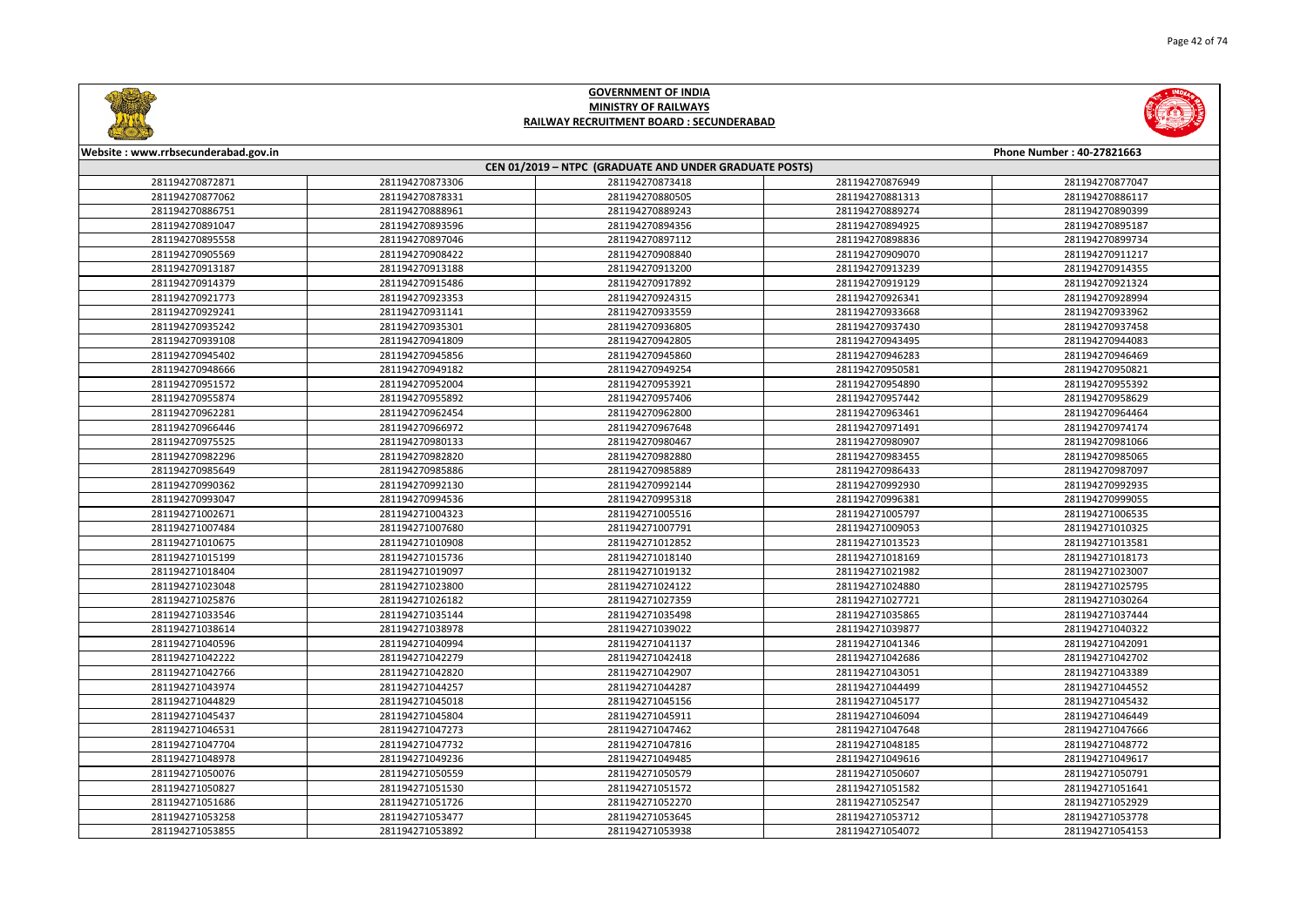# GOVERNMENT OF INDIA
## MINISTRY OF RAILWAYS
## RAILWAY RECRUITMENT BOARD : SECUNDERABAD

**Website : www.rrbsecunderabad.gov.in** **Phone Number : 40-27821663**

### CEN 01/2019 – NTPC (GRADUATE AND UNDER GRADUATE POSTS)

| | | | | |
|---|---|---|---|---|
| 281194270872871 | 281194270873306 | 281194270873418 | 281194270876949 | 281194270877047 |
| 281194270877062 | 281194270878331 | 281194270880505 | 281194270881313 | 281194270886117 |
| 281194270886751 | 281194270888961 | 281194270889243 | 281194270889274 | 281194270890399 |
| 281194270891047 | 281194270893596 | 281194270894356 | 281194270894925 | 281194270895187 |
| 281194270895558 | 281194270897046 | 281194270897112 | 281194270898836 | 281194270899734 |
| 281194270905569 | 281194270908422 | 281194270908840 | 281194270909070 | 281194270911217 |
| 281194270913187 | 281194270913188 | 281194270913200 | 281194270913239 | 281194270914355 |
| 281194270914379 | 281194270915486 | 281194270917892 | 281194270919129 | 281194270921324 |
| 281194270921773 | 281194270923353 | 281194270924315 | 281194270926341 | 281194270928994 |
| 281194270929241 | 281194270931141 | 281194270933559 | 281194270933668 | 281194270933962 |
| 281194270935242 | 281194270935301 | 281194270936805 | 281194270937430 | 281194270937458 |
| 281194270939108 | 281194270941809 | 281194270942805 | 281194270943495 | 281194270944083 |
| 281194270945402 | 281194270945856 | 281194270945860 | 281194270946283 | 281194270946469 |
| 281194270948666 | 281194270949182 | 281194270949254 | 281194270950581 | 281194270950821 |
| 281194270951572 | 281194270952004 | 281194270953921 | 281194270954890 | 281194270955392 |
| 281194270955874 | 281194270955892 | 281194270957406 | 281194270957442 | 281194270958629 |
| 281194270962281 | 281194270962454 | 281194270962800 | 281194270963461 | 281194270964464 |
| 281194270966446 | 281194270966972 | 281194270967648 | 281194270971491 | 281194270974174 |
| 281194270975525 | 281194270980133 | 281194270980467 | 281194270980907 | 281194270981066 |
| 281194270982296 | 281194270982820 | 281194270982880 | 281194270983455 | 281194270985065 |
| 281194270985649 | 281194270985886 | 281194270985889 | 281194270986433 | 281194270987097 |
| 281194270990362 | 281194270992130 | 281194270992144 | 281194270992930 | 281194270992935 |
| 281194270993047 | 281194270994536 | 281194270995318 | 281194270996381 | 281194270999055 |
| 281194271002671 | 281194271004323 | 281194271005516 | 281194271005797 | 281194271006535 |
| 281194271007484 | 281194271007680 | 281194271007791 | 281194271009053 | 281194271010325 |
| 281194271010675 | 281194271010908 | 281194271012852 | 281194271013523 | 281194271013581 |
| 281194271015199 | 281194271015736 | 281194271018140 | 281194271018169 | 281194271018173 |
| 281194271018404 | 281194271019097 | 281194271019132 | 281194271021982 | 281194271023007 |
| 281194271023048 | 281194271023800 | 281194271024122 | 281194271024880 | 281194271025795 |
| 281194271025876 | 281194271026182 | 281194271027359 | 281194271027721 | 281194271030264 |
| 281194271033546 | 281194271035144 | 281194271035498 | 281194271035865 | 281194271037444 |
| 281194271038614 | 281194271038978 | 281194271039022 | 281194271039877 | 281194271040322 |
| 281194271040596 | 281194271040994 | 281194271041137 | 281194271041346 | 281194271042091 |
| 281194271042222 | 281194271042279 | 281194271042418 | 281194271042686 | 281194271042702 |
| 281194271042766 | 281194271042820 | 281194271042907 | 281194271043051 | 281194271043389 |
| 281194271043974 | 281194271044257 | 281194271044287 | 281194271044499 | 281194271044552 |
| 281194271044829 | 281194271045018 | 281194271045156 | 281194271045177 | 281194271045432 |
| 281194271045437 | 281194271045804 | 281194271045911 | 281194271046094 | 281194271046449 |
| 281194271046531 | 281194271047273 | 281194271047462 | 281194271047648 | 281194271047666 |
| 281194271047704 | 281194271047732 | 281194271047816 | 281194271048185 | 281194271048772 |
| 281194271048978 | 281194271049236 | 281194271049485 | 281194271049616 | 281194271049617 |
| 281194271050076 | 281194271050559 | 281194271050579 | 281194271050607 | 281194271050791 |
| 281194271050827 | 281194271051530 | 281194271051572 | 281194271051582 | 281194271051641 |
| 281194271051686 | 281194271051726 | 281194271052270 | 281194271052547 | 281194271052929 |
| 281194271053258 | 281194271053477 | 281194271053645 | 281194271053712 | 281194271053778 |
| 281194271053855 | 281194271053892 | 281194271053938 | 281194271054072 | 281194271054153 |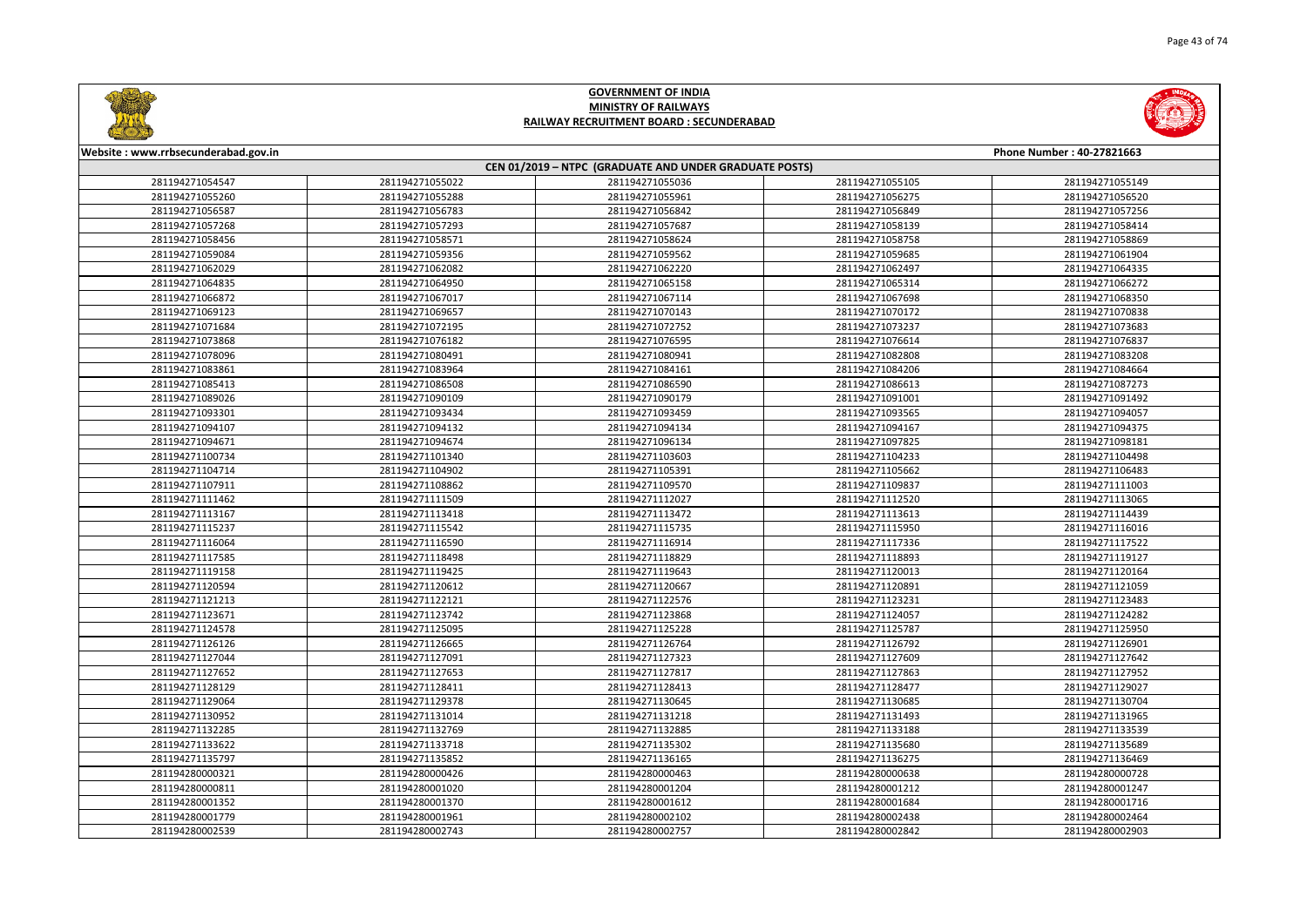# GOVERNMENT OF INDIA
## MINISTRY OF RAILWAYS
### RAILWAY RECRUITMENT BOARD : SECUNDERABAD

Website : www.rrbsecunderabad.gov.in

Phone Number : 40-27821663

**CEN 01/2019 – NTPC (GRADUATE AND UNDER GRADUATE POSTS)**

| | | | | |
|---|---|---|---|---|
| 281194271054547 | 281194271055022 | 281194271055036 | 281194271055105 | 281194271055149 |
| 281194271055260 | 281194271055288 | 281194271055961 | 281194271056275 | 281194271056520 |
| 281194271056587 | 281194271056783 | 281194271056842 | 281194271056849 | 281194271057256 |
| 281194271057268 | 281194271057293 | 281194271057687 | 281194271058139 | 281194271058414 |
| 281194271058456 | 281194271058571 | 281194271058624 | 281194271058758 | 281194271058869 |
| 281194271059084 | 281194271059356 | 281194271059562 | 281194271059685 | 281194271061904 |
| 281194271062029 | 281194271062082 | 281194271062220 | 281194271062497 | 281194271064335 |
| 281194271064835 | 281194271064950 | 281194271065158 | 281194271065314 | 281194271066272 |
| 281194271066872 | 281194271067017 | 281194271067114 | 281194271067698 | 281194271068350 |
| 281194271069123 | 281194271069657 | 281194271070143 | 281194271070172 | 281194271070838 |
| 281194271071684 | 281194271072195 | 281194271072752 | 281194271073237 | 281194271073683 |
| 281194271073868 | 281194271076182 | 281194271076595 | 281194271076614 | 281194271076837 |
| 281194271078096 | 281194271080491 | 281194271080941 | 281194271082808 | 281194271083208 |
| 281194271083861 | 281194271083964 | 281194271084161 | 281194271084206 | 281194271084664 |
| 281194271085413 | 281194271086508 | 281194271086590 | 281194271086613 | 281194271087273 |
| 281194271089026 | 281194271090109 | 281194271090179 | 281194271091001 | 281194271091492 |
| 281194271093301 | 281194271093434 | 281194271093459 | 281194271093565 | 281194271094057 |
| 281194271094107 | 281194271094132 | 281194271094134 | 281194271094167 | 281194271094375 |
| 281194271094671 | 281194271094674 | 281194271096134 | 281194271097825 | 281194271098181 |
| 281194271100734 | 281194271101340 | 281194271103603 | 281194271104233 | 281194271104498 |
| 281194271104714 | 281194271104902 | 281194271105391 | 281194271105662 | 281194271106483 |
| 281194271107911 | 281194271108862 | 281194271109570 | 281194271109837 | 281194271111003 |
| 281194271111462 | 281194271111509 | 281194271112027 | 281194271112520 | 281194271113065 |
| 281194271113167 | 281194271113418 | 281194271113472 | 281194271113613 | 281194271114439 |
| 281194271115237 | 281194271115542 | 281194271115735 | 281194271115950 | 281194271116016 |
| 281194271116064 | 281194271116590 | 281194271116914 | 281194271117336 | 281194271117522 |
| 281194271117585 | 281194271118498 | 281194271118829 | 281194271118893 | 281194271119127 |
| 281194271119158 | 281194271119425 | 281194271119643 | 281194271120013 | 281194271120164 |
| 281194271120594 | 281194271120612 | 281194271120667 | 281194271120891 | 281194271121059 |
| 281194271121213 | 281194271122121 | 281194271122576 | 281194271123231 | 281194271123483 |
| 281194271123671 | 281194271123742 | 281194271123868 | 281194271124057 | 281194271124282 |
| 281194271124578 | 281194271125095 | 281194271125228 | 281194271125787 | 281194271125950 |
| 281194271126126 | 281194271126665 | 281194271126764 | 281194271126792 | 281194271126901 |
| 281194271127044 | 281194271127091 | 281194271127323 | 281194271127609 | 281194271127642 |
| 281194271127652 | 281194271127653 | 281194271127817 | 281194271127863 | 281194271127952 |
| 281194271128129 | 281194271128411 | 281194271128413 | 281194271128477 | 281194271129027 |
| 281194271129064 | 281194271129378 | 281194271130645 | 281194271130685 | 281194271130704 |
| 281194271130952 | 281194271131014 | 281194271131218 | 281194271131493 | 281194271131965 |
| 281194271132285 | 281194271132769 | 281194271132885 | 281194271133188 | 281194271133539 |
| 281194271133622 | 281194271133718 | 281194271135302 | 281194271135680 | 281194271135689 |
| 281194271135797 | 281194271135852 | 281194271136165 | 281194271136275 | 281194271136469 |
| 281194280000321 | 281194280000426 | 281194280000463 | 281194280000638 | 281194280000728 |
| 281194280000811 | 281194280001020 | 281194280001204 | 281194280001212 | 281194280001247 |
| 281194280001352 | 281194280001370 | 281194280001612 | 281194280001684 | 281194280001716 |
| 281194280001779 | 281194280001961 | 281194280002102 | 281194280002438 | 281194280002464 |
| 281194280002539 | 281194280002743 | 281194280002757 | 281194280002842 | 281194280002903 |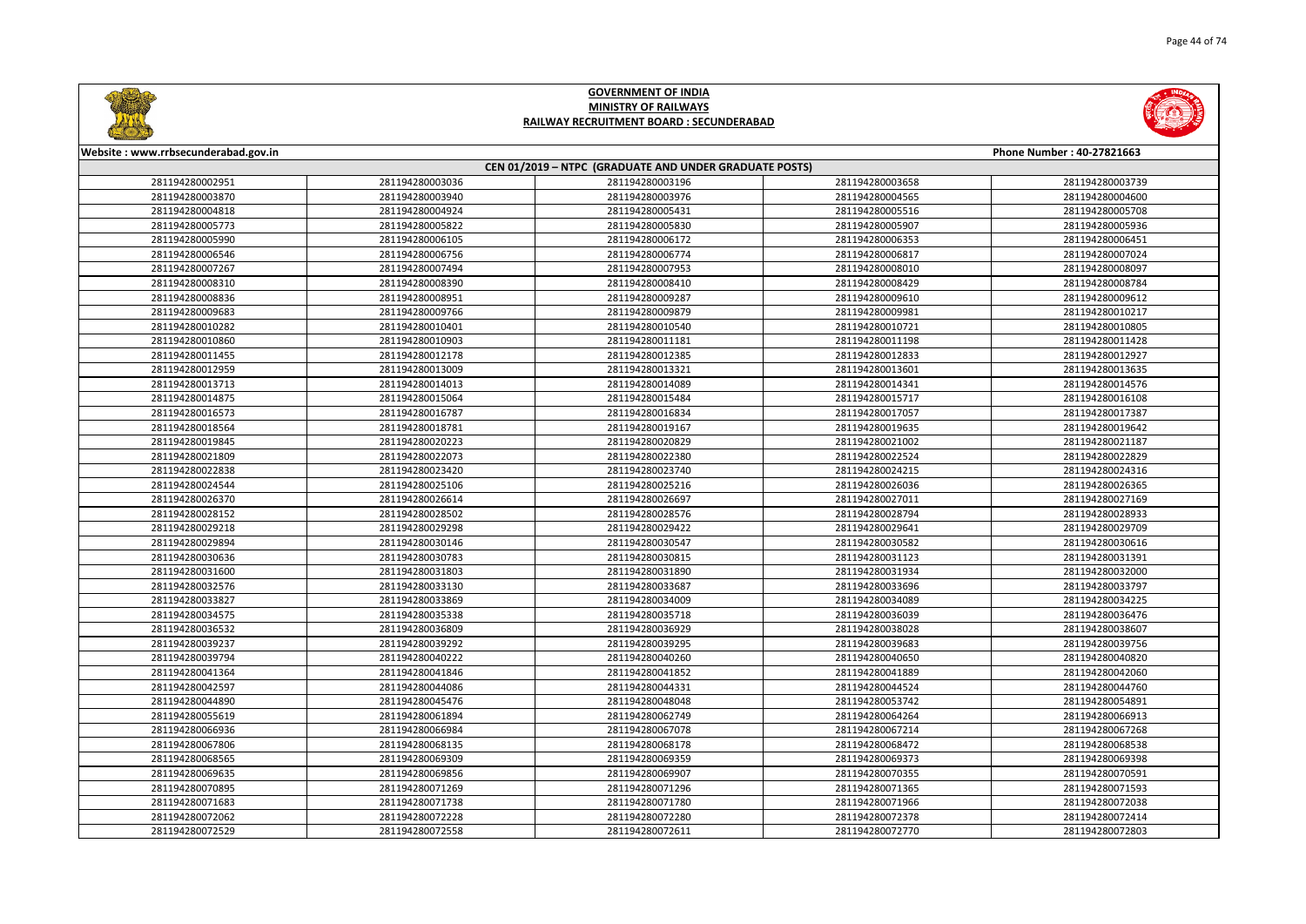# GOVERNMENT OF INDIA
## MINISTRY OF RAILWAYS
### RAILWAY RECRUITMENT BOARD : SECUNDERABAD

Website : www.rrbsecunderabad.gov.in | Phone Number : 40-27821663

**CEN 01/2019 – NTPC (GRADUATE AND UNDER GRADUATE POSTS)**

| | | | | |
|---|---|---|---|---|
| 281194280002951 | 281194280003036 | 281194280003196 | 281194280003658 | 281194280003739 |
| 281194280003870 | 281194280003940 | 281194280003976 | 281194280004565 | 281194280004600 |
| 281194280004818 | 281194280004924 | 281194280005431 | 281194280005516 | 281194280005708 |
| 281194280005773 | 281194280005822 | 281194280005830 | 281194280005907 | 281194280005936 |
| 281194280005990 | 281194280006105 | 281194280006172 | 281194280006353 | 281194280006451 |
| 281194280006546 | 281194280006756 | 281194280006774 | 281194280006817 | 281194280007024 |
| 281194280007267 | 281194280007494 | 281194280007953 | 281194280008010 | 281194280008097 |
| 281194280008310 | 281194280008390 | 281194280008410 | 281194280008429 | 281194280008784 |
| 281194280008836 | 281194280008951 | 281194280009287 | 281194280009610 | 281194280009612 |
| 281194280009683 | 281194280009766 | 281194280009879 | 281194280009981 | 281194280010217 |
| 281194280010282 | 281194280010401 | 281194280010540 | 281194280010721 | 281194280010805 |
| 281194280010860 | 281194280010903 | 281194280011181 | 281194280011198 | 281194280011428 |
| 281194280011455 | 281194280012178 | 281194280012385 | 281194280012833 | 281194280012927 |
| 281194280012959 | 281194280013009 | 281194280013321 | 281194280013601 | 281194280013635 |
| 281194280013713 | 281194280014013 | 281194280014089 | 281194280014341 | 281194280014576 |
| 281194280014875 | 281194280015064 | 281194280015484 | 281194280015717 | 281194280016108 |
| 281194280016573 | 281194280016787 | 281194280016834 | 281194280017057 | 281194280017387 |
| 281194280018564 | 281194280018781 | 281194280019167 | 281194280019635 | 281194280019642 |
| 281194280019845 | 281194280020223 | 281194280020829 | 281194280021002 | 281194280021187 |
| 281194280021809 | 281194280022073 | 281194280022380 | 281194280022524 | 281194280022829 |
| 281194280022838 | 281194280023420 | 281194280023740 | 281194280024215 | 281194280024316 |
| 281194280024544 | 281194280025106 | 281194280025216 | 281194280026036 | 281194280026365 |
| 281194280026370 | 281194280026614 | 281194280026697 | 281194280027011 | 281194280027169 |
| 281194280028152 | 281194280028502 | 281194280028576 | 281194280028794 | 281194280028933 |
| 281194280029218 | 281194280029298 | 281194280029422 | 281194280029641 | 281194280029709 |
| 281194280029894 | 281194280030146 | 281194280030547 | 281194280030582 | 281194280030616 |
| 281194280030636 | 281194280030783 | 281194280030815 | 281194280031123 | 281194280031391 |
| 281194280031600 | 281194280031803 | 281194280031890 | 281194280031934 | 281194280032000 |
| 281194280032576 | 281194280033130 | 281194280033687 | 281194280033696 | 281194280033797 |
| 281194280033827 | 281194280033869 | 281194280034009 | 281194280034089 | 281194280034225 |
| 281194280034575 | 281194280035338 | 281194280035718 | 281194280036039 | 281194280036476 |
| 281194280036532 | 281194280036809 | 281194280036929 | 281194280038028 | 281194280038607 |
| 281194280039237 | 281194280039292 | 281194280039295 | 281194280039683 | 281194280039756 |
| 281194280039794 | 281194280040222 | 281194280040260 | 281194280040650 | 281194280040820 |
| 281194280041364 | 281194280041846 | 281194280041852 | 281194280041889 | 281194280042060 |
| 281194280042597 | 281194280044086 | 281194280044331 | 281194280044524 | 281194280044760 |
| 281194280044890 | 281194280045476 | 281194280048048 | 281194280053742 | 281194280054891 |
| 281194280055619 | 281194280061894 | 281194280062749 | 281194280064264 | 281194280066913 |
| 281194280066936 | 281194280066984 | 281194280067078 | 281194280067214 | 281194280067268 |
| 281194280067806 | 281194280068135 | 281194280068178 | 281194280068472 | 281194280068538 |
| 281194280068565 | 281194280069309 | 281194280069359 | 281194280069373 | 281194280069398 |
| 281194280069635 | 281194280069856 | 281194280069907 | 281194280070355 | 281194280070591 |
| 281194280070895 | 281194280071269 | 281194280071296 | 281194280071365 | 281194280071593 |
| 281194280071683 | 281194280071738 | 281194280071780 | 281194280071966 | 281194280072038 |
| 281194280072062 | 281194280072228 | 281194280072280 | 281194280072378 | 281194280072414 |
| 281194280072529 | 281194280072558 | 281194280072611 | 281194280072770 | 281194280072803 |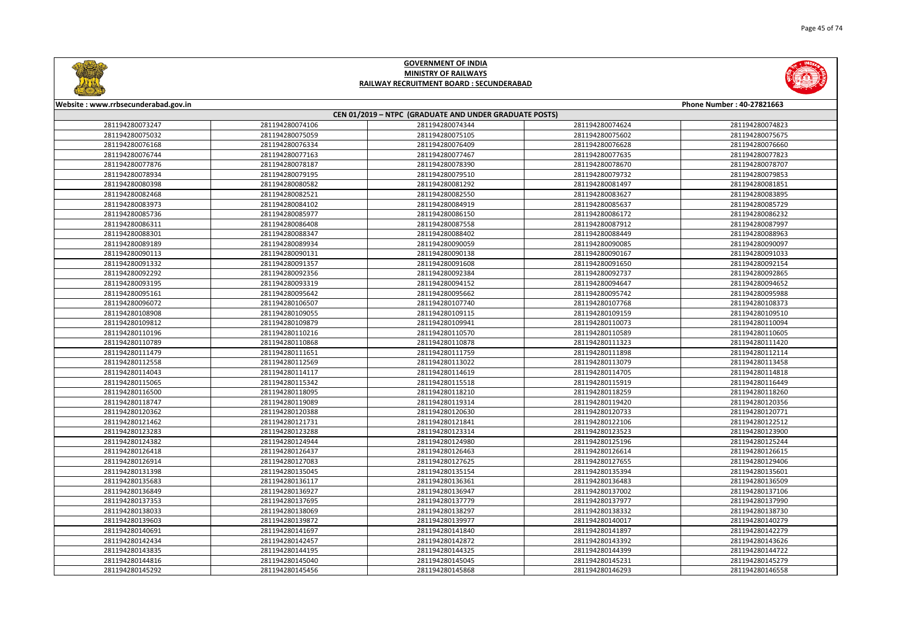# GOVERNMENT OF INDIA
## MINISTRY OF RAILWAYS
### RAILWAY RECRUITMENT BOARD : SECUNDERABAD

Website : www.rrbsecunderabad.gov.in | Phone Number : 40-27821663

**CEN 01/2019 – NTPC (GRADUATE AND UNDER GRADUATE POSTS)**

| | | | | |
|---|---|---|---|---|
| 281194280073247 | 281194280074106 | 281194280074344 | 281194280074624 | 281194280074823 |
| 281194280075032 | 281194280075059 | 281194280075105 | 281194280075602 | 281194280075675 |
| 281194280076168 | 281194280076334 | 281194280076409 | 281194280076628 | 281194280076660 |
| 281194280076744 | 281194280077163 | 281194280077467 | 281194280077635 | 281194280077823 |
| 281194280077876 | 281194280078187 | 281194280078390 | 281194280078670 | 281194280078707 |
| 281194280078934 | 281194280079195 | 281194280079510 | 281194280079732 | 281194280079853 |
| 281194280080398 | 281194280080582 | 281194280081292 | 281194280081497 | 281194280081851 |
| 281194280082468 | 281194280082521 | 281194280082550 | 281194280083627 | 281194280083895 |
| 281194280083973 | 281194280084102 | 281194280084919 | 281194280085637 | 281194280085729 |
| 281194280085736 | 281194280085977 | 281194280086150 | 281194280086172 | 281194280086232 |
| 281194280086311 | 281194280086408 | 281194280087558 | 281194280087912 | 281194280087997 |
| 281194280088301 | 281194280088347 | 281194280088402 | 281194280088449 | 281194280088963 |
| 281194280089189 | 281194280089934 | 281194280090059 | 281194280090085 | 281194280090097 |
| 281194280090113 | 281194280090131 | 281194280090138 | 281194280090167 | 281194280091033 |
| 281194280091332 | 281194280091357 | 281194280091608 | 281194280091650 | 281194280092154 |
| 281194280092292 | 281194280092356 | 281194280092384 | 281194280092737 | 281194280092865 |
| 281194280093195 | 281194280093319 | 281194280094152 | 281194280094647 | 281194280094652 |
| 281194280095161 | 281194280095642 | 281194280095662 | 281194280095742 | 281194280095988 |
| 281194280096072 | 281194280106507 | 281194280107740 | 281194280107768 | 281194280108373 |
| 281194280108908 | 281194280109055 | 281194280109115 | 281194280109159 | 281194280109510 |
| 281194280109812 | 281194280109879 | 281194280109941 | 281194280110073 | 281194280110094 |
| 281194280110196 | 281194280110216 | 281194280110570 | 281194280110589 | 281194280110605 |
| 281194280110789 | 281194280110868 | 281194280110878 | 281194280111323 | 281194280111420 |
| 281194280111479 | 281194280111651 | 281194280111759 | 281194280111898 | 281194280112114 |
| 281194280112558 | 281194280112569 | 281194280113022 | 281194280113079 | 281194280113458 |
| 281194280114043 | 281194280114117 | 281194280114619 | 281194280114705 | 281194280114818 |
| 281194280115065 | 281194280115342 | 281194280115518 | 281194280115919 | 281194280116449 |
| 281194280116500 | 281194280118095 | 281194280118210 | 281194280118259 | 281194280118260 |
| 281194280118747 | 281194280119089 | 281194280119314 | 281194280119420 | 281194280120356 |
| 281194280120362 | 281194280120388 | 281194280120630 | 281194280120733 | 281194280120771 |
| 281194280121462 | 281194280121731 | 281194280121841 | 281194280122106 | 281194280122512 |
| 281194280123283 | 281194280123288 | 281194280123314 | 281194280123523 | 281194280123900 |
| 281194280124382 | 281194280124944 | 281194280124980 | 281194280125196 | 281194280125244 |
| 281194280126418 | 281194280126437 | 281194280126463 | 281194280126614 | 281194280126615 |
| 281194280126914 | 281194280127083 | 281194280127625 | 281194280127655 | 281194280129406 |
| 281194280131398 | 281194280135045 | 281194280135154 | 281194280135394 | 281194280135601 |
| 281194280135683 | 281194280136117 | 281194280136361 | 281194280136483 | 281194280136509 |
| 281194280136849 | 281194280136927 | 281194280136947 | 281194280137002 | 281194280137106 |
| 281194280137353 | 281194280137695 | 281194280137779 | 281194280137977 | 281194280137990 |
| 281194280138033 | 281194280138069 | 281194280138297 | 281194280138332 | 281194280138730 |
| 281194280139603 | 281194280139872 | 281194280139977 | 281194280140017 | 281194280140279 |
| 281194280140691 | 281194280141697 | 281194280141840 | 281194280141897 | 281194280142279 |
| 281194280142434 | 281194280142457 | 281194280142872 | 281194280143392 | 281194280143626 |
| 281194280143835 | 281194280144195 | 281194280144325 | 281194280144399 | 281194280144722 |
| 281194280144816 | 281194280145040 | 281194280145045 | 281194280145231 | 281194280145279 |
| 281194280145292 | 281194280145456 | 281194280145868 | 281194280146293 | 281194280146558 |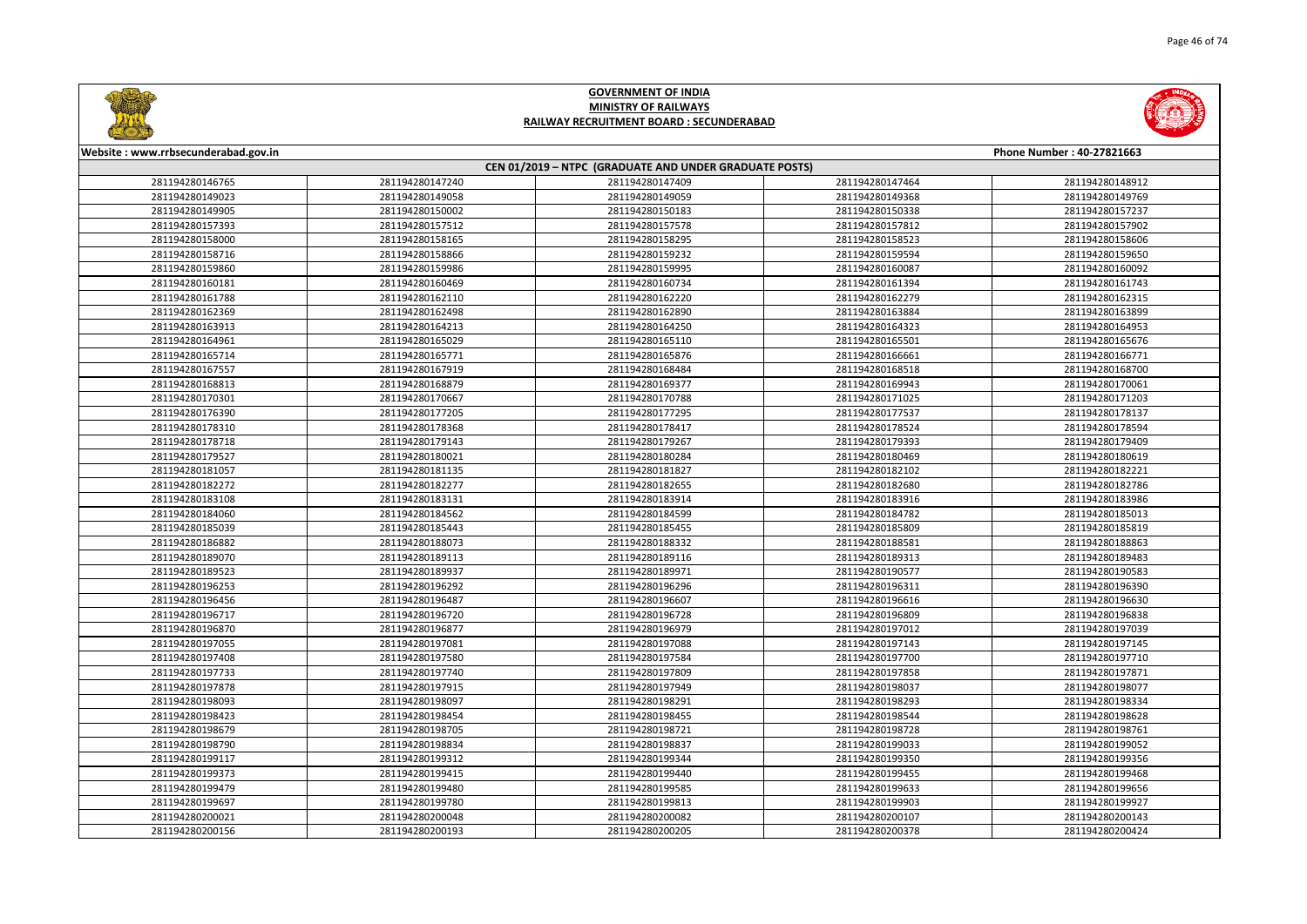# GOVERNMENT OF INDIA
## MINISTRY OF RAILWAYS
### RAILWAY RECRUITMENT BOARD : SECUNDERABAD

Website : www.rrbsecunderabad.gov.in | Phone Number : 40-27821663

**CEN 01/2019 – NTPC (GRADUATE AND UNDER GRADUATE POSTS)**

| | | | | |
|---|---|---|---|---|
| 281194280146765 | 281194280147240 | 281194280147409 | 281194280147464 | 281194280148912 |
| 281194280149023 | 281194280149058 | 281194280149059 | 281194280149368 | 281194280149769 |
| 281194280149905 | 281194280150002 | 281194280150183 | 281194280150338 | 281194280157237 |
| 281194280157393 | 281194280157512 | 281194280157578 | 281194280157812 | 281194280157902 |
| 281194280158000 | 281194280158165 | 281194280158295 | 281194280158523 | 281194280158606 |
| 281194280158716 | 281194280158866 | 281194280159232 | 281194280159594 | 281194280159650 |
| 281194280159860 | 281194280159986 | 281194280159995 | 281194280160087 | 281194280160092 |
| 281194280160181 | 281194280160469 | 281194280160734 | 281194280161394 | 281194280161743 |
| 281194280161788 | 281194280162110 | 281194280162220 | 281194280162279 | 281194280162315 |
| 281194280162369 | 281194280162498 | 281194280162890 | 281194280163884 | 281194280163899 |
| 281194280163913 | 281194280164213 | 281194280164250 | 281194280164323 | 281194280164953 |
| 281194280164961 | 281194280165029 | 281194280165110 | 281194280165501 | 281194280165676 |
| 281194280165714 | 281194280165771 | 281194280165876 | 281194280166661 | 281194280166771 |
| 281194280167557 | 281194280167919 | 281194280168484 | 281194280168518 | 281194280168700 |
| 281194280168813 | 281194280168879 | 281194280169377 | 281194280169943 | 281194280170061 |
| 281194280170301 | 281194280170667 | 281194280170788 | 281194280171025 | 281194280171203 |
| 281194280176390 | 281194280177205 | 281194280177295 | 281194280177537 | 281194280178137 |
| 281194280178310 | 281194280178368 | 281194280178417 | 281194280178524 | 281194280178594 |
| 281194280178718 | 281194280179143 | 281194280179267 | 281194280179393 | 281194280179409 |
| 281194280179527 | 281194280180021 | 281194280180284 | 281194280180469 | 281194280180619 |
| 281194280181057 | 281194280181135 | 281194280181827 | 281194280182102 | 281194280182221 |
| 281194280182272 | 281194280182277 | 281194280182655 | 281194280182680 | 281194280182786 |
| 281194280183108 | 281194280183131 | 281194280183914 | 281194280183916 | 281194280183986 |
| 281194280184060 | 281194280184562 | 281194280184599 | 281194280184782 | 281194280185013 |
| 281194280185039 | 281194280185443 | 281194280185455 | 281194280185809 | 281194280185819 |
| 281194280186882 | 281194280188073 | 281194280188332 | 281194280188581 | 281194280188863 |
| 281194280189070 | 281194280189113 | 281194280189116 | 281194280189313 | 281194280189483 |
| 281194280189523 | 281194280189937 | 281194280189971 | 281194280190577 | 281194280190583 |
| 281194280196253 | 281194280196292 | 281194280196296 | 281194280196311 | 281194280196390 |
| 281194280196456 | 281194280196487 | 281194280196607 | 281194280196616 | 281194280196630 |
| 281194280196717 | 281194280196720 | 281194280196728 | 281194280196809 | 281194280196838 |
| 281194280196870 | 281194280196877 | 281194280196979 | 281194280197012 | 281194280197039 |
| 281194280197055 | 281194280197081 | 281194280197088 | 281194280197143 | 281194280197145 |
| 281194280197408 | 281194280197580 | 281194280197584 | 281194280197700 | 281194280197710 |
| 281194280197733 | 281194280197740 | 281194280197809 | 281194280197858 | 281194280197871 |
| 281194280197878 | 281194280197915 | 281194280197949 | 281194280198037 | 281194280198077 |
| 281194280198093 | 281194280198097 | 281194280198291 | 281194280198293 | 281194280198334 |
| 281194280198423 | 281194280198454 | 281194280198455 | 281194280198544 | 281194280198628 |
| 281194280198679 | 281194280198705 | 281194280198721 | 281194280198728 | 281194280198761 |
| 281194280198790 | 281194280198834 | 281194280198837 | 281194280199033 | 281194280199052 |
| 281194280199117 | 281194280199312 | 281194280199344 | 281194280199350 | 281194280199356 |
| 281194280199373 | 281194280199415 | 281194280199440 | 281194280199455 | 281194280199468 |
| 281194280199479 | 281194280199480 | 281194280199585 | 281194280199633 | 281194280199656 |
| 281194280199697 | 281194280199780 | 281194280199813 | 281194280199903 | 281194280199927 |
| 281194280200021 | 281194280200048 | 281194280200082 | 281194280200107 | 281194280200143 |
| 281194280200156 | 281194280200193 | 281194280200205 | 281194280200378 | 281194280200424 |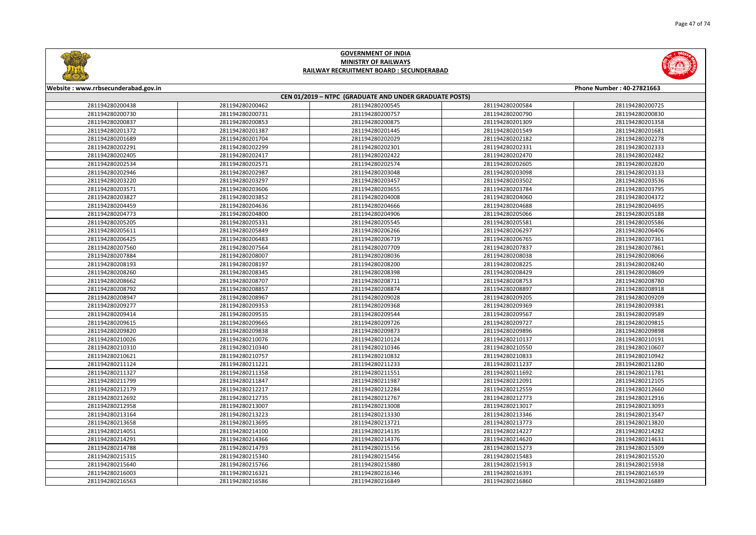# GOVERNMENT OF INDIA
## MINISTRY OF RAILWAYS
### RAILWAY RECRUITMENT BOARD : SECUNDERABAD

Website : www.rrbsecunderabad.gov.in | Phone Number : 40-27821663

**CEN 01/2019 – NTPC (GRADUATE AND UNDER GRADUATE POSTS)**

| | | | | |
|---|---|---|---|---|
| 281194280200438 | 281194280200462 | 281194280200545 | 281194280200584 | 281194280200725 |
| 281194280200730 | 281194280200731 | 281194280200757 | 281194280200790 | 281194280200830 |
| 281194280200837 | 281194280200853 | 281194280200875 | 281194280201309 | 281194280201358 |
| 281194280201372 | 281194280201387 | 281194280201445 | 281194280201549 | 281194280201681 |
| 281194280201689 | 281194280201704 | 281194280202029 | 281194280202182 | 281194280202278 |
| 281194280202291 | 281194280202299 | 281194280202301 | 281194280202331 | 281194280202333 |
| 281194280202405 | 281194280202417 | 281194280202422 | 281194280202470 | 281194280202482 |
| 281194280202534 | 281194280202571 | 281194280202574 | 281194280202605 | 281194280202820 |
| 281194280202946 | 281194280202987 | 281194280203048 | 281194280203098 | 281194280203133 |
| 281194280203220 | 281194280203297 | 281194280203457 | 281194280203502 | 281194280203536 |
| 281194280203571 | 281194280203606 | 281194280203655 | 281194280203784 | 281194280203795 |
| 281194280203827 | 281194280203852 | 281194280204008 | 281194280204060 | 281194280204372 |
| 281194280204459 | 281194280204636 | 281194280204666 | 281194280204688 | 281194280204695 |
| 281194280204773 | 281194280204800 | 281194280204906 | 281194280205066 | 281194280205188 |
| 281194280205205 | 281194280205331 | 281194280205545 | 281194280205581 | 281194280205586 |
| 281194280205611 | 281194280205849 | 281194280206266 | 281194280206297 | 281194280206406 |
| 281194280206425 | 281194280206483 | 281194280206719 | 281194280206765 | 281194280207361 |
| 281194280207560 | 281194280207564 | 281194280207709 | 281194280207837 | 281194280207861 |
| 281194280207884 | 281194280208007 | 281194280208036 | 281194280208038 | 281194280208066 |
| 281194280208193 | 281194280208197 | 281194280208200 | 281194280208225 | 281194280208240 |
| 281194280208260 | 281194280208345 | 281194280208398 | 281194280208429 | 281194280208609 |
| 281194280208662 | 281194280208707 | 281194280208711 | 281194280208753 | 281194280208780 |
| 281194280208792 | 281194280208857 | 281194280208874 | 281194280208897 | 281194280208918 |
| 281194280208947 | 281194280208967 | 281194280209028 | 281194280209205 | 281194280209209 |
| 281194280209277 | 281194280209353 | 281194280209368 | 281194280209369 | 281194280209381 |
| 281194280209414 | 281194280209535 | 281194280209544 | 281194280209567 | 281194280209589 |
| 281194280209615 | 281194280209665 | 281194280209726 | 281194280209727 | 281194280209815 |
| 281194280209820 | 281194280209838 | 281194280209873 | 281194280209896 | 281194280209898 |
| 281194280210026 | 281194280210076 | 281194280210124 | 281194280210137 | 281194280210191 |
| 281194280210310 | 281194280210340 | 281194280210346 | 281194280210550 | 281194280210607 |
| 281194280210621 | 281194280210757 | 281194280210832 | 281194280210833 | 281194280210942 |
| 281194280211124 | 281194280211221 | 281194280211233 | 281194280211237 | 281194280211280 |
| 281194280211327 | 281194280211358 | 281194280211551 | 281194280211692 | 281194280211781 |
| 281194280211799 | 281194280211847 | 281194280211987 | 281194280212091 | 281194280212105 |
| 281194280212179 | 281194280212217 | 281194280212284 | 281194280212559 | 281194280212660 |
| 281194280212692 | 281194280212735 | 281194280212767 | 281194280212773 | 281194280212916 |
| 281194280212958 | 281194280213007 | 281194280213008 | 281194280213017 | 281194280213093 |
| 281194280213164 | 281194280213223 | 281194280213330 | 281194280213346 | 281194280213547 |
| 281194280213658 | 281194280213695 | 281194280213721 | 281194280213773 | 281194280213820 |
| 281194280214051 | 281194280214100 | 281194280214135 | 281194280214227 | 281194280214282 |
| 281194280214291 | 281194280214366 | 281194280214376 | 281194280214620 | 281194280214631 |
| 281194280214788 | 281194280214793 | 281194280215156 | 281194280215273 | 281194280215309 |
| 281194280215315 | 281194280215340 | 281194280215456 | 281194280215483 | 281194280215520 |
| 281194280215640 | 281194280215766 | 281194280215880 | 281194280215913 | 281194280215938 |
| 281194280216003 | 281194280216321 | 281194280216346 | 281194280216391 | 281194280216539 |
| 281194280216563 | 281194280216586 | 281194280216849 | 281194280216860 | 281194280216889 |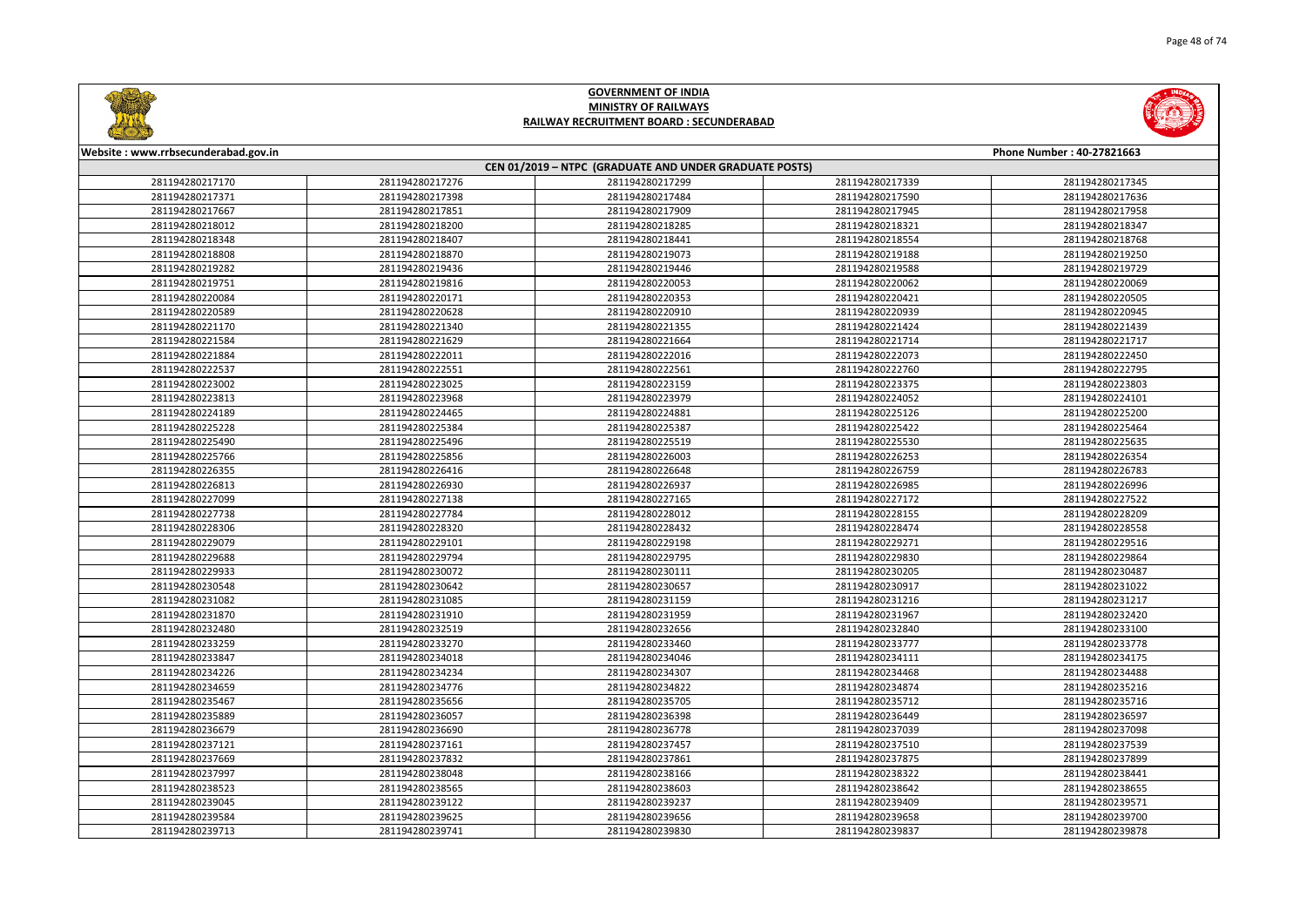# GOVERNMENT OF INDIA
## MINISTRY OF RAILWAYS
## RAILWAY RECRUITMENT BOARD : SECUNDERABAD

Website : www.rrbsecunderabad.gov.in | Phone Number : 40-27821663

### CEN 01/2019 – NTPC (GRADUATE AND UNDER GRADUATE POSTS)

| | | | | |
|---|---|---|---|---|
| 281194280217170 | 281194280217276 | 281194280217299 | 281194280217339 | 281194280217345 |
| 281194280217371 | 281194280217398 | 281194280217484 | 281194280217590 | 281194280217636 |
| 281194280217667 | 281194280217851 | 281194280217909 | 281194280217945 | 281194280217958 |
| 281194280218012 | 281194280218200 | 281194280218285 | 281194280218321 | 281194280218347 |
| 281194280218348 | 281194280218407 | 281194280218441 | 281194280218554 | 281194280218768 |
| 281194280218808 | 281194280218870 | 281194280219073 | 281194280219188 | 281194280219250 |
| 281194280219282 | 281194280219436 | 281194280219446 | 281194280219588 | 281194280219729 |
| 281194280219751 | 281194280219816 | 281194280220053 | 281194280220062 | 281194280220069 |
| 281194280220084 | 281194280220171 | 281194280220353 | 281194280220421 | 281194280220505 |
| 281194280220589 | 281194280220628 | 281194280220910 | 281194280220939 | 281194280220945 |
| 281194280221170 | 281194280221340 | 281194280221355 | 281194280221424 | 281194280221439 |
| 281194280221584 | 281194280221629 | 281194280221664 | 281194280221714 | 281194280221717 |
| 281194280221884 | 281194280222011 | 281194280222016 | 281194280222073 | 281194280222450 |
| 281194280222537 | 281194280222551 | 281194280222561 | 281194280222760 | 281194280222795 |
| 281194280223002 | 281194280223025 | 281194280223159 | 281194280223375 | 281194280223803 |
| 281194280223813 | 281194280223968 | 281194280223979 | 281194280224052 | 281194280224101 |
| 281194280224189 | 281194280224465 | 281194280224881 | 281194280225126 | 281194280225200 |
| 281194280225228 | 281194280225384 | 281194280225387 | 281194280225422 | 281194280225464 |
| 281194280225490 | 281194280225496 | 281194280225519 | 281194280225530 | 281194280225635 |
| 281194280225766 | 281194280225856 | 281194280226003 | 281194280226253 | 281194280226354 |
| 281194280226355 | 281194280226416 | 281194280226648 | 281194280226759 | 281194280226783 |
| 281194280226813 | 281194280226930 | 281194280226937 | 281194280226985 | 281194280226996 |
| 281194280227099 | 281194280227138 | 281194280227165 | 281194280227172 | 281194280227522 |
| 281194280227738 | 281194280227784 | 281194280228012 | 281194280228155 | 281194280228209 |
| 281194280228306 | 281194280228320 | 281194280228432 | 281194280228474 | 281194280228558 |
| 281194280229079 | 281194280229101 | 281194280229198 | 281194280229271 | 281194280229516 |
| 281194280229688 | 281194280229794 | 281194280229795 | 281194280229830 | 281194280229864 |
| 281194280229933 | 281194280230072 | 281194280230111 | 281194280230205 | 281194280230487 |
| 281194280230548 | 281194280230642 | 281194280230657 | 281194280230917 | 281194280231022 |
| 281194280231082 | 281194280231085 | 281194280231159 | 281194280231216 | 281194280231217 |
| 281194280231870 | 281194280231910 | 281194280231959 | 281194280231967 | 281194280232420 |
| 281194280232480 | 281194280232519 | 281194280232656 | 281194280232840 | 281194280233100 |
| 281194280233259 | 281194280233270 | 281194280233460 | 281194280233777 | 281194280233778 |
| 281194280233847 | 281194280234018 | 281194280234046 | 281194280234111 | 281194280234175 |
| 281194280234226 | 281194280234234 | 281194280234307 | 281194280234468 | 281194280234488 |
| 281194280234659 | 281194280234776 | 281194280234822 | 281194280234874 | 281194280235216 |
| 281194280235467 | 281194280235656 | 281194280235705 | 281194280235712 | 281194280235716 |
| 281194280235889 | 281194280236057 | 281194280236398 | 281194280236449 | 281194280236597 |
| 281194280236679 | 281194280236690 | 281194280236778 | 281194280237039 | 281194280237098 |
| 281194280237121 | 281194280237161 | 281194280237457 | 281194280237510 | 281194280237539 |
| 281194280237669 | 281194280237832 | 281194280237861 | 281194280237875 | 281194280237899 |
| 281194280237997 | 281194280238048 | 281194280238166 | 281194280238322 | 281194280238441 |
| 281194280238523 | 281194280238565 | 281194280238603 | 281194280238642 | 281194280238655 |
| 281194280239045 | 281194280239122 | 281194280239237 | 281194280239409 | 281194280239571 |
| 281194280239584 | 281194280239625 | 281194280239656 | 281194280239658 | 281194280239700 |
| 281194280239713 | 281194280239741 | 281194280239830 | 281194280239837 | 281194280239878 |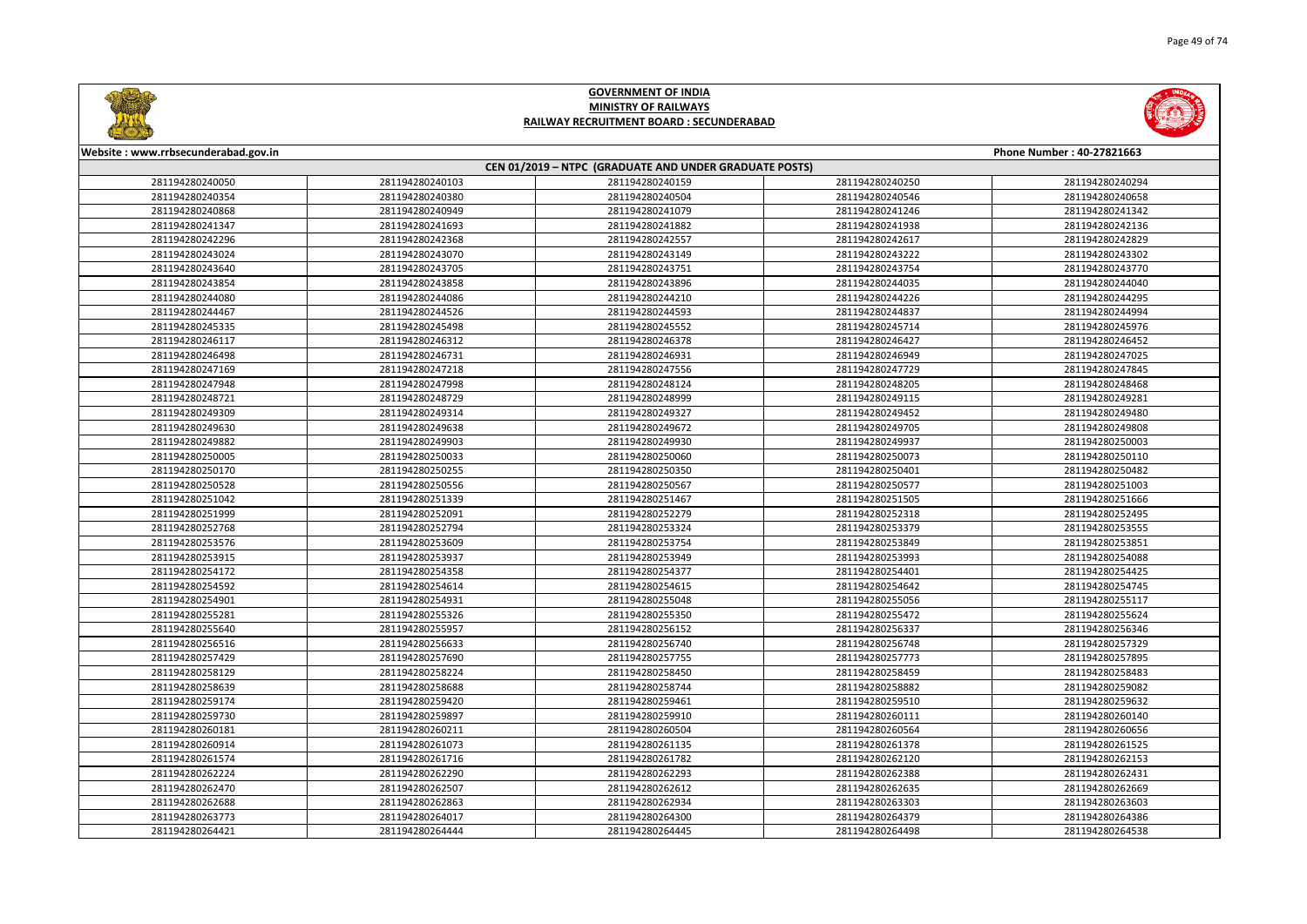# GOVERNMENT OF INDIA
## MINISTRY OF RAILWAYS
## RAILWAY RECRUITMENT BOARD : SECUNDERABAD

Website : www.rrbsecunderabad.gov.in | Phone Number : 40-27821663

**CEN 01/2019 – NTPC (GRADUATE AND UNDER GRADUATE POSTS)**

| | | | | |
|---|---|---|---|---|
| 281194280240050 | 281194280240103 | 281194280240159 | 281194280240250 | 281194280240294 |
| 281194280240354 | 281194280240380 | 281194280240504 | 281194280240546 | 281194280240658 |
| 281194280240868 | 281194280240949 | 281194280241079 | 281194280241246 | 281194280241342 |
| 281194280241347 | 281194280241693 | 281194280241882 | 281194280241938 | 281194280242136 |
| 281194280242296 | 281194280242368 | 281194280242557 | 281194280242617 | 281194280242829 |
| 281194280243024 | 281194280243070 | 281194280243149 | 281194280243222 | 281194280243302 |
| 281194280243640 | 281194280243705 | 281194280243751 | 281194280243754 | 281194280243770 |
| 281194280243854 | 281194280243858 | 281194280243896 | 281194280244035 | 281194280244040 |
| 281194280244080 | 281194280244086 | 281194280244210 | 281194280244226 | 281194280244295 |
| 281194280244467 | 281194280244526 | 281194280244593 | 281194280244837 | 281194280244994 |
| 281194280245335 | 281194280245498 | 281194280245552 | 281194280245714 | 281194280245976 |
| 281194280246117 | 281194280246312 | 281194280246378 | 281194280246427 | 281194280246452 |
| 281194280246498 | 281194280246731 | 281194280246931 | 281194280246949 | 281194280247025 |
| 281194280247169 | 281194280247218 | 281194280247556 | 281194280247729 | 281194280247845 |
| 281194280247948 | 281194280247998 | 281194280248124 | 281194280248205 | 281194280248468 |
| 281194280248721 | 281194280248729 | 281194280248999 | 281194280249115 | 281194280249281 |
| 281194280249309 | 281194280249314 | 281194280249327 | 281194280249452 | 281194280249480 |
| 281194280249630 | 281194280249638 | 281194280249672 | 281194280249705 | 281194280249808 |
| 281194280249882 | 281194280249903 | 281194280249930 | 281194280249937 | 281194280250003 |
| 281194280250005 | 281194280250033 | 281194280250060 | 281194280250073 | 281194280250110 |
| 281194280250170 | 281194280250255 | 281194280250350 | 281194280250401 | 281194280250482 |
| 281194280250528 | 281194280250556 | 281194280250567 | 281194280250577 | 281194280251003 |
| 281194280251042 | 281194280251339 | 281194280251467 | 281194280251505 | 281194280251666 |
| 281194280251999 | 281194280252091 | 281194280252279 | 281194280252318 | 281194280252495 |
| 281194280252768 | 281194280252794 | 281194280253324 | 281194280253379 | 281194280253555 |
| 281194280253576 | 281194280253609 | 281194280253754 | 281194280253849 | 281194280253851 |
| 281194280253915 | 281194280253937 | 281194280253949 | 281194280253993 | 281194280254088 |
| 281194280254172 | 281194280254358 | 281194280254377 | 281194280254401 | 281194280254425 |
| 281194280254592 | 281194280254614 | 281194280254615 | 281194280254642 | 281194280254745 |
| 281194280254901 | 281194280254931 | 281194280255048 | 281194280255056 | 281194280255117 |
| 281194280255281 | 281194280255326 | 281194280255350 | 281194280255472 | 281194280255624 |
| 281194280255640 | 281194280255957 | 281194280256152 | 281194280256337 | 281194280256346 |
| 281194280256516 | 281194280256633 | 281194280256740 | 281194280256748 | 281194280257329 |
| 281194280257429 | 281194280257690 | 281194280257755 | 281194280257773 | 281194280257895 |
| 281194280258129 | 281194280258224 | 281194280258450 | 281194280258459 | 281194280258483 |
| 281194280258639 | 281194280258688 | 281194280258744 | 281194280258882 | 281194280259082 |
| 281194280259174 | 281194280259420 | 281194280259461 | 281194280259510 | 281194280259632 |
| 281194280259730 | 281194280259897 | 281194280259910 | 281194280260111 | 281194280260140 |
| 281194280260181 | 281194280260211 | 281194280260504 | 281194280260564 | 281194280260656 |
| 281194280260914 | 281194280261073 | 281194280261135 | 281194280261378 | 281194280261525 |
| 281194280261574 | 281194280261716 | 281194280261782 | 281194280262120 | 281194280262153 |
| 281194280262224 | 281194280262290 | 281194280262293 | 281194280262388 | 281194280262431 |
| 281194280262470 | 281194280262507 | 281194280262612 | 281194280262635 | 281194280262669 |
| 281194280262688 | 281194280262863 | 281194280262934 | 281194280263303 | 281194280263603 |
| 281194280263773 | 281194280264017 | 281194280264300 | 281194280264379 | 281194280264386 |
| 281194280264421 | 281194280264444 | 281194280264445 | 281194280264498 | 281194280264538 |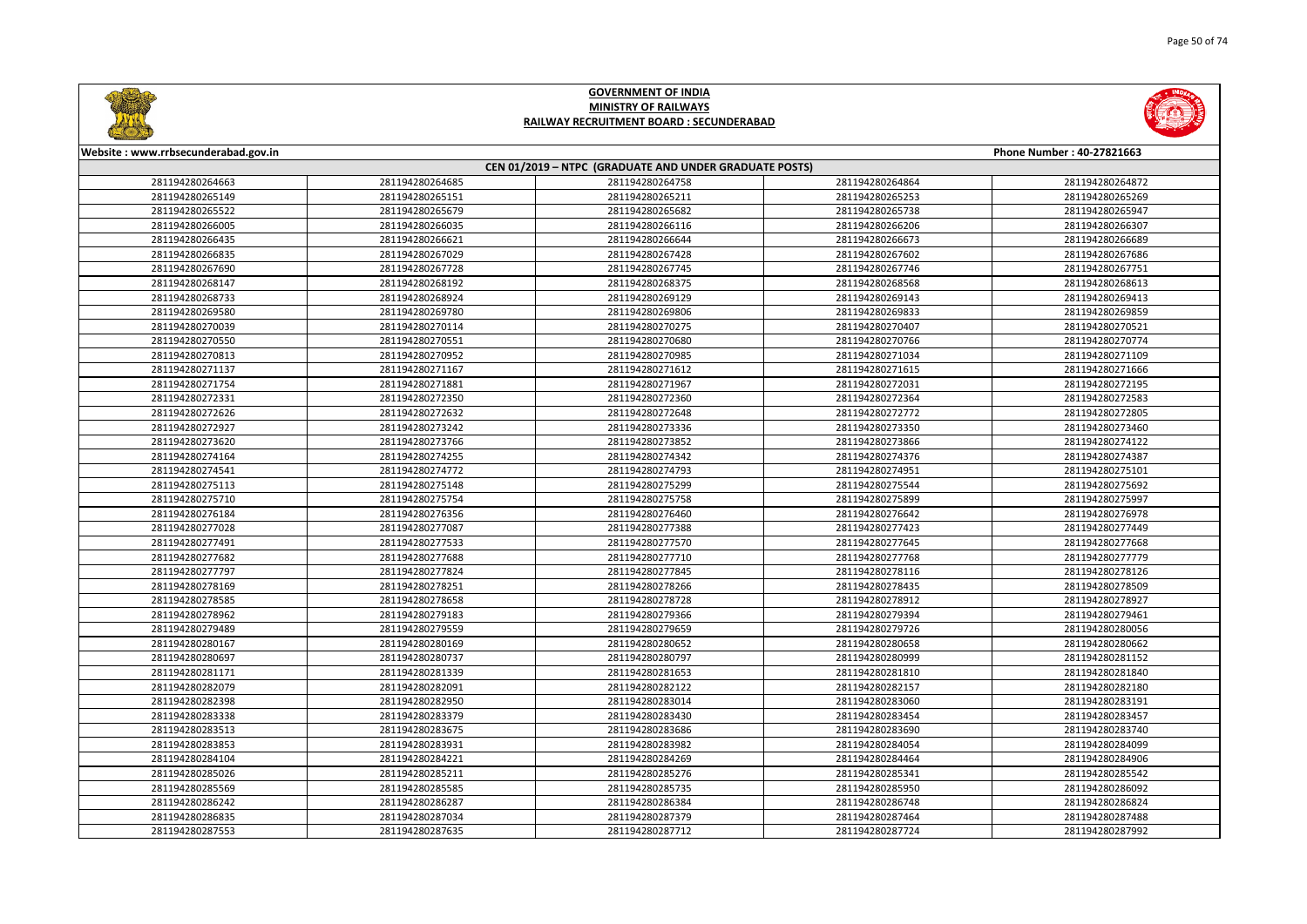# GOVERNMENT OF INDIA
## MINISTRY OF RAILWAYS
## RAILWAY RECRUITMENT BOARD : SECUNDERABAD

Website : www.rrbsecunderabad.gov.in

Phone Number : 40-27821663

### CEN 01/2019 – NTPC (GRADUATE AND UNDER GRADUATE POSTS)

| | | | | |
|---|---|---|---|---|
| 281194280264663 | 281194280264685 | 281194280264758 | 281194280264864 | 281194280264872 |
| 281194280265149 | 281194280265151 | 281194280265211 | 281194280265253 | 281194280265269 |
| 281194280265522 | 281194280265679 | 281194280265682 | 281194280265738 | 281194280265947 |
| 281194280266005 | 281194280266035 | 281194280266116 | 281194280266206 | 281194280266307 |
| 281194280266435 | 281194280266621 | 281194280266644 | 281194280266673 | 281194280266689 |
| 281194280266835 | 281194280267029 | 281194280267428 | 281194280267602 | 281194280267686 |
| 281194280267690 | 281194280267728 | 281194280267745 | 281194280267746 | 281194280267751 |
| 281194280268147 | 281194280268192 | 281194280268375 | 281194280268568 | 281194280268613 |
| 281194280268733 | 281194280268924 | 281194280269129 | 281194280269143 | 281194280269413 |
| 281194280269580 | 281194280269780 | 281194280269806 | 281194280269833 | 281194280269859 |
| 281194280270039 | 281194280270114 | 281194280270275 | 281194280270407 | 281194280270521 |
| 281194280270550 | 281194280270551 | 281194280270680 | 281194280270766 | 281194280270774 |
| 281194280270813 | 281194280270952 | 281194280270985 | 281194280271034 | 281194280271109 |
| 281194280271137 | 281194280271167 | 281194280271612 | 281194280271615 | 281194280271666 |
| 281194280271754 | 281194280271881 | 281194280271967 | 281194280272031 | 281194280272195 |
| 281194280272331 | 281194280272350 | 281194280272360 | 281194280272364 | 281194280272583 |
| 281194280272626 | 281194280272632 | 281194280272648 | 281194280272772 | 281194280272805 |
| 281194280272927 | 281194280273242 | 281194280273336 | 281194280273350 | 281194280273460 |
| 281194280273620 | 281194280273766 | 281194280273852 | 281194280273866 | 281194280274122 |
| 281194280274164 | 281194280274255 | 281194280274342 | 281194280274376 | 281194280274387 |
| 281194280274541 | 281194280274772 | 281194280274793 | 281194280274951 | 281194280275101 |
| 281194280275113 | 281194280275148 | 281194280275299 | 281194280275544 | 281194280275692 |
| 281194280275710 | 281194280275754 | 281194280275758 | 281194280275899 | 281194280275997 |
| 281194280276184 | 281194280276356 | 281194280276460 | 281194280276642 | 281194280276978 |
| 281194280277028 | 281194280277087 | 281194280277388 | 281194280277423 | 281194280277449 |
| 281194280277491 | 281194280277533 | 281194280277570 | 281194280277645 | 281194280277668 |
| 281194280277682 | 281194280277688 | 281194280277710 | 281194280277768 | 281194280277779 |
| 281194280277797 | 281194280277824 | 281194280277845 | 281194280278116 | 281194280278126 |
| 281194280278169 | 281194280278251 | 281194280278266 | 281194280278435 | 281194280278509 |
| 281194280278585 | 281194280278658 | 281194280278728 | 281194280278912 | 281194280278927 |
| 281194280278962 | 281194280279183 | 281194280279366 | 281194280279394 | 281194280279461 |
| 281194280279489 | 281194280279559 | 281194280279659 | 281194280279726 | 281194280280056 |
| 281194280280167 | 281194280280169 | 281194280280652 | 281194280280658 | 281194280280662 |
| 281194280280697 | 281194280280737 | 281194280280797 | 281194280280999 | 281194280281152 |
| 281194280281171 | 281194280281339 | 281194280281653 | 281194280281810 | 281194280281840 |
| 281194280282079 | 281194280282091 | 281194280282122 | 281194280282157 | 281194280282180 |
| 281194280282398 | 281194280282950 | 281194280283014 | 281194280283060 | 281194280283191 |
| 281194280283338 | 281194280283379 | 281194280283430 | 281194280283454 | 281194280283457 |
| 281194280283513 | 281194280283675 | 281194280283686 | 281194280283690 | 281194280283740 |
| 281194280283853 | 281194280283931 | 281194280283982 | 281194280284054 | 281194280284099 |
| 281194280284104 | 281194280284221 | 281194280284269 | 281194280284464 | 281194280284906 |
| 281194280285026 | 281194280285211 | 281194280285276 | 281194280285341 | 281194280285542 |
| 281194280285569 | 281194280285585 | 281194280285735 | 281194280285950 | 281194280286092 |
| 281194280286242 | 281194280286287 | 281194280286384 | 281194280286748 | 281194280286824 |
| 281194280286835 | 281194280287034 | 281194280287379 | 281194280287464 | 281194280287488 |
| 281194280287553 | 281194280287635 | 281194280287712 | 281194280287724 | 281194280287992 |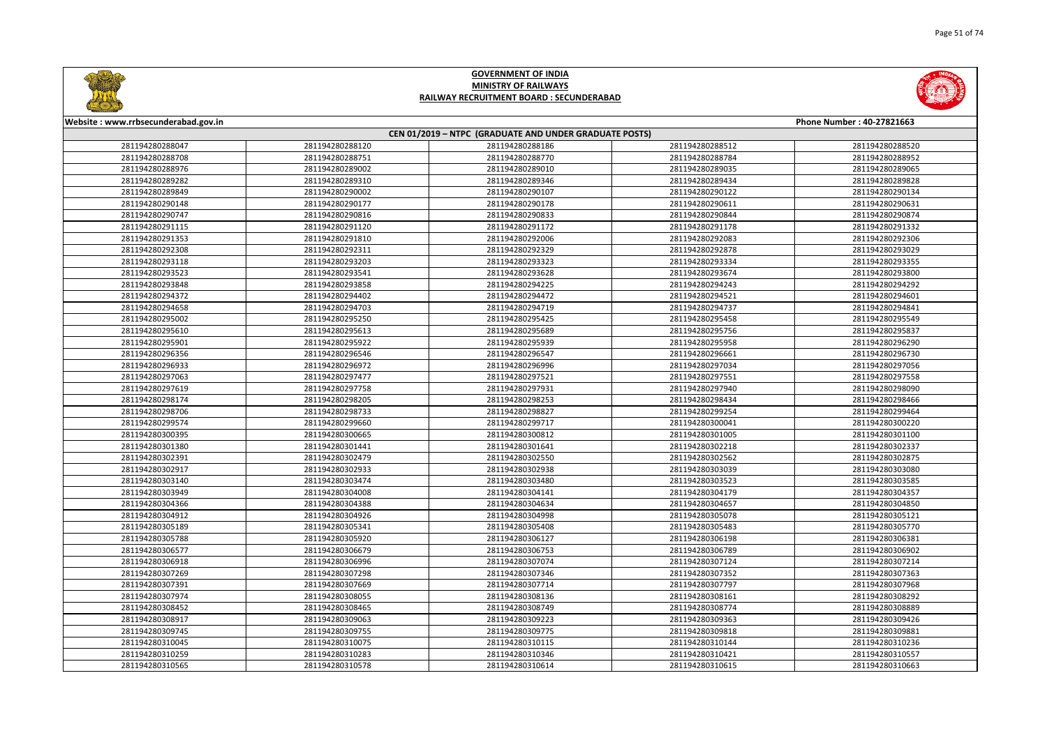# GOVERNMENT OF INDIA
## MINISTRY OF RAILWAYS
## RAILWAY RECRUITMENT BOARD : SECUNDERABAD

Website : www.rrbsecunderabad.gov.in | Phone Number : 40-27821663

**CEN 01/2019 – NTPC (GRADUATE AND UNDER GRADUATE POSTS)**

| | | | | |
|---|---|---|---|---|
| 281194280288047 | 281194280288120 | 281194280288186 | 281194280288512 | 281194280288520 |
| 281194280288708 | 281194280288751 | 281194280288770 | 281194280288784 | 281194280288952 |
| 281194280288976 | 281194280289002 | 281194280289010 | 281194280289035 | 281194280289065 |
| 281194280289282 | 281194280289310 | 281194280289346 | 281194280289434 | 281194280289828 |
| 281194280289849 | 281194280290002 | 281194280290107 | 281194280290122 | 281194280290134 |
| 281194280290148 | 281194280290177 | 281194280290178 | 281194280290611 | 281194280290631 |
| 281194280290747 | 281194280290816 | 281194280290833 | 281194280290844 | 281194280290874 |
| 281194280291115 | 281194280291120 | 281194280291172 | 281194280291178 | 281194280291332 |
| 281194280291353 | 281194280291810 | 281194280292006 | 281194280292083 | 281194280292306 |
| 281194280292308 | 281194280292311 | 281194280292329 | 281194280292878 | 281194280293029 |
| 281194280293118 | 281194280293203 | 281194280293323 | 281194280293334 | 281194280293355 |
| 281194280293523 | 281194280293541 | 281194280293628 | 281194280293674 | 281194280293800 |
| 281194280293848 | 281194280293858 | 281194280294225 | 281194280294243 | 281194280294292 |
| 281194280294372 | 281194280294402 | 281194280294472 | 281194280294521 | 281194280294601 |
| 281194280294658 | 281194280294703 | 281194280294719 | 281194280294737 | 281194280294841 |
| 281194280295002 | 281194280295250 | 281194280295425 | 281194280295458 | 281194280295549 |
| 281194280295610 | 281194280295613 | 281194280295689 | 281194280295756 | 281194280295837 |
| 281194280295901 | 281194280295922 | 281194280295939 | 281194280295958 | 281194280296290 |
| 281194280296356 | 281194280296546 | 281194280296547 | 281194280296661 | 281194280296730 |
| 281194280296933 | 281194280296972 | 281194280296996 | 281194280297034 | 281194280297056 |
| 281194280297063 | 281194280297477 | 281194280297521 | 281194280297551 | 281194280297558 |
| 281194280297619 | 281194280297758 | 281194280297931 | 281194280297940 | 281194280298090 |
| 281194280298174 | 281194280298205 | 281194280298253 | 281194280298434 | 281194280298466 |
| 281194280298706 | 281194280298733 | 281194280298827 | 281194280299254 | 281194280299464 |
| 281194280299574 | 281194280299660 | 281194280299717 | 281194280300041 | 281194280300220 |
| 281194280300395 | 281194280300665 | 281194280300812 | 281194280301005 | 281194280301100 |
| 281194280301380 | 281194280301441 | 281194280301641 | 281194280302218 | 281194280302337 |
| 281194280302391 | 281194280302479 | 281194280302550 | 281194280302562 | 281194280302875 |
| 281194280302917 | 281194280302933 | 281194280302938 | 281194280303039 | 281194280303080 |
| 281194280303140 | 281194280303474 | 281194280303480 | 281194280303523 | 281194280303585 |
| 281194280303949 | 281194280304008 | 281194280304141 | 281194280304179 | 281194280304357 |
| 281194280304366 | 281194280304388 | 281194280304634 | 281194280304657 | 281194280304850 |
| 281194280304912 | 281194280304926 | 281194280304998 | 281194280305078 | 281194280305121 |
| 281194280305189 | 281194280305341 | 281194280305408 | 281194280305483 | 281194280305770 |
| 281194280305788 | 281194280305920 | 281194280306127 | 281194280306198 | 281194280306381 |
| 281194280306577 | 281194280306679 | 281194280306753 | 281194280306789 | 281194280306902 |
| 281194280306918 | 281194280306996 | 281194280307074 | 281194280307124 | 281194280307214 |
| 281194280307269 | 281194280307298 | 281194280307346 | 281194280307352 | 281194280307363 |
| 281194280307391 | 281194280307669 | 281194280307714 | 281194280307797 | 281194280307968 |
| 281194280307974 | 281194280308055 | 281194280308136 | 281194280308161 | 281194280308292 |
| 281194280308452 | 281194280308465 | 281194280308749 | 281194280308774 | 281194280308889 |
| 281194280308917 | 281194280309063 | 281194280309223 | 281194280309363 | 281194280309426 |
| 281194280309745 | 281194280309755 | 281194280309775 | 281194280309818 | 281194280309881 |
| 281194280310045 | 281194280310075 | 281194280310115 | 281194280310144 | 281194280310236 |
| 281194280310259 | 281194280310283 | 281194280310346 | 281194280310421 | 281194280310557 |
| 281194280310565 | 281194280310578 | 281194280310614 | 281194280310615 | 281194280310663 |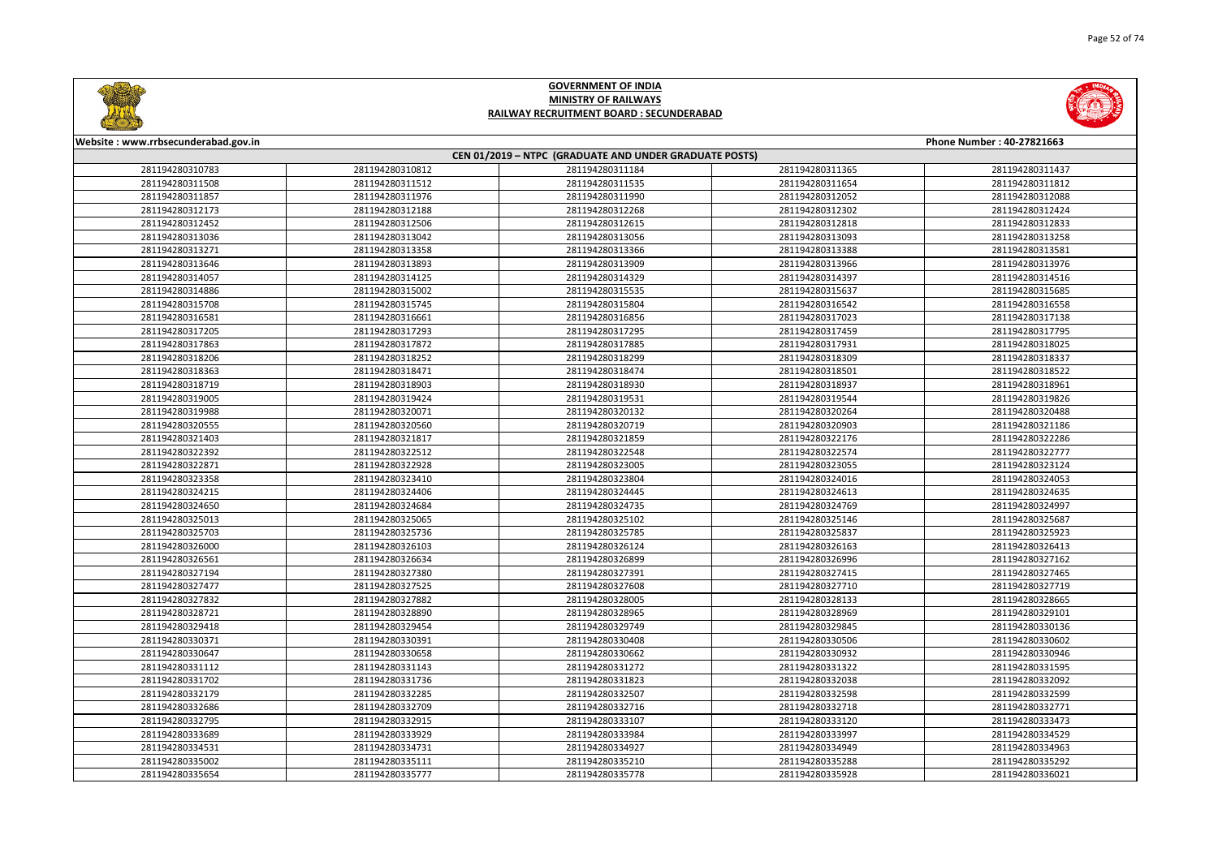# GOVERNMENT OF INDIA
## MINISTRY OF RAILWAYS
### RAILWAY RECRUITMENT BOARD : SECUNDERABAD

Website : www.rrbsecunderabad.gov.in | Phone Number : 40-27821663

**CEN 01/2019 – NTPC (GRADUATE AND UNDER GRADUATE POSTS)**

| | | | | |
|---|---|---|---|---|
| 281194280310783 | 281194280310812 | 281194280311184 | 281194280311365 | 281194280311437 |
| 281194280311508 | 281194280311512 | 281194280311535 | 281194280311654 | 281194280311812 |
| 281194280311857 | 281194280311976 | 281194280311990 | 281194280312052 | 281194280312088 |
| 281194280312173 | 281194280312188 | 281194280312268 | 281194280312302 | 281194280312424 |
| 281194280312452 | 281194280312506 | 281194280312615 | 281194280312818 | 281194280312833 |
| 281194280313036 | 281194280313042 | 281194280313056 | 281194280313093 | 281194280313258 |
| 281194280313271 | 281194280313358 | 281194280313366 | 281194280313388 | 281194280313581 |
| 281194280313646 | 281194280313893 | 281194280313909 | 281194280313966 | 281194280313976 |
| 281194280314057 | 281194280314125 | 281194280314329 | 281194280314397 | 281194280314516 |
| 281194280314886 | 281194280315002 | 281194280315535 | 281194280315637 | 281194280315685 |
| 281194280315708 | 281194280315745 | 281194280315804 | 281194280316542 | 281194280316558 |
| 281194280316581 | 281194280316661 | 281194280316856 | 281194280317023 | 281194280317138 |
| 281194280317205 | 281194280317293 | 281194280317295 | 281194280317459 | 281194280317795 |
| 281194280317863 | 281194280317872 | 281194280317885 | 281194280317931 | 281194280318025 |
| 281194280318206 | 281194280318252 | 281194280318299 | 281194280318309 | 281194280318337 |
| 281194280318363 | 281194280318471 | 281194280318474 | 281194280318501 | 281194280318522 |
| 281194280318719 | 281194280318903 | 281194280318930 | 281194280318937 | 281194280318961 |
| 281194280319005 | 281194280319424 | 281194280319531 | 281194280319544 | 281194280319826 |
| 281194280319988 | 281194280320071 | 281194280320132 | 281194280320264 | 281194280320488 |
| 281194280320555 | 281194280320560 | 281194280320719 | 281194280320903 | 281194280321186 |
| 281194280321403 | 281194280321817 | 281194280321859 | 281194280322176 | 281194280322286 |
| 281194280322392 | 281194280322512 | 281194280322548 | 281194280322574 | 281194280322777 |
| 281194280322871 | 281194280322928 | 281194280323005 | 281194280323055 | 281194280323124 |
| 281194280323358 | 281194280323410 | 281194280323804 | 281194280324016 | 281194280324053 |
| 281194280324215 | 281194280324406 | 281194280324445 | 281194280324613 | 281194280324635 |
| 281194280324650 | 281194280324684 | 281194280324735 | 281194280324769 | 281194280324997 |
| 281194280325013 | 281194280325065 | 281194280325102 | 281194280325146 | 281194280325687 |
| 281194280325703 | 281194280325736 | 281194280325785 | 281194280325837 | 281194280325923 |
| 281194280326000 | 281194280326103 | 281194280326124 | 281194280326163 | 281194280326413 |
| 281194280326561 | 281194280326634 | 281194280326899 | 281194280326996 | 281194280327162 |
| 281194280327194 | 281194280327380 | 281194280327391 | 281194280327415 | 281194280327465 |
| 281194280327477 | 281194280327525 | 281194280327608 | 281194280327710 | 281194280327719 |
| 281194280327832 | 281194280327882 | 281194280328005 | 281194280328133 | 281194280328665 |
| 281194280328721 | 281194280328890 | 281194280328965 | 281194280328969 | 281194280329101 |
| 281194280329418 | 281194280329454 | 281194280329749 | 281194280329845 | 281194280330136 |
| 281194280330371 | 281194280330391 | 281194280330408 | 281194280330506 | 281194280330602 |
| 281194280330647 | 281194280330658 | 281194280330662 | 281194280330932 | 281194280330946 |
| 281194280331112 | 281194280331143 | 281194280331272 | 281194280331322 | 281194280331595 |
| 281194280331702 | 281194280331736 | 281194280331823 | 281194280332038 | 281194280332092 |
| 281194280332179 | 281194280332285 | 281194280332507 | 281194280332598 | 281194280332599 |
| 281194280332686 | 281194280332709 | 281194280332716 | 281194280332718 | 281194280332771 |
| 281194280332795 | 281194280332915 | 281194280333107 | 281194280333120 | 281194280333473 |
| 281194280333689 | 281194280333929 | 281194280333984 | 281194280333997 | 281194280334529 |
| 281194280334531 | 281194280334731 | 281194280334927 | 281194280334949 | 281194280334963 |
| 281194280335002 | 281194280335111 | 281194280335210 | 281194280335288 | 281194280335292 |
| 281194280335654 | 281194280335777 | 281194280335778 | 281194280335928 | 281194280336021 |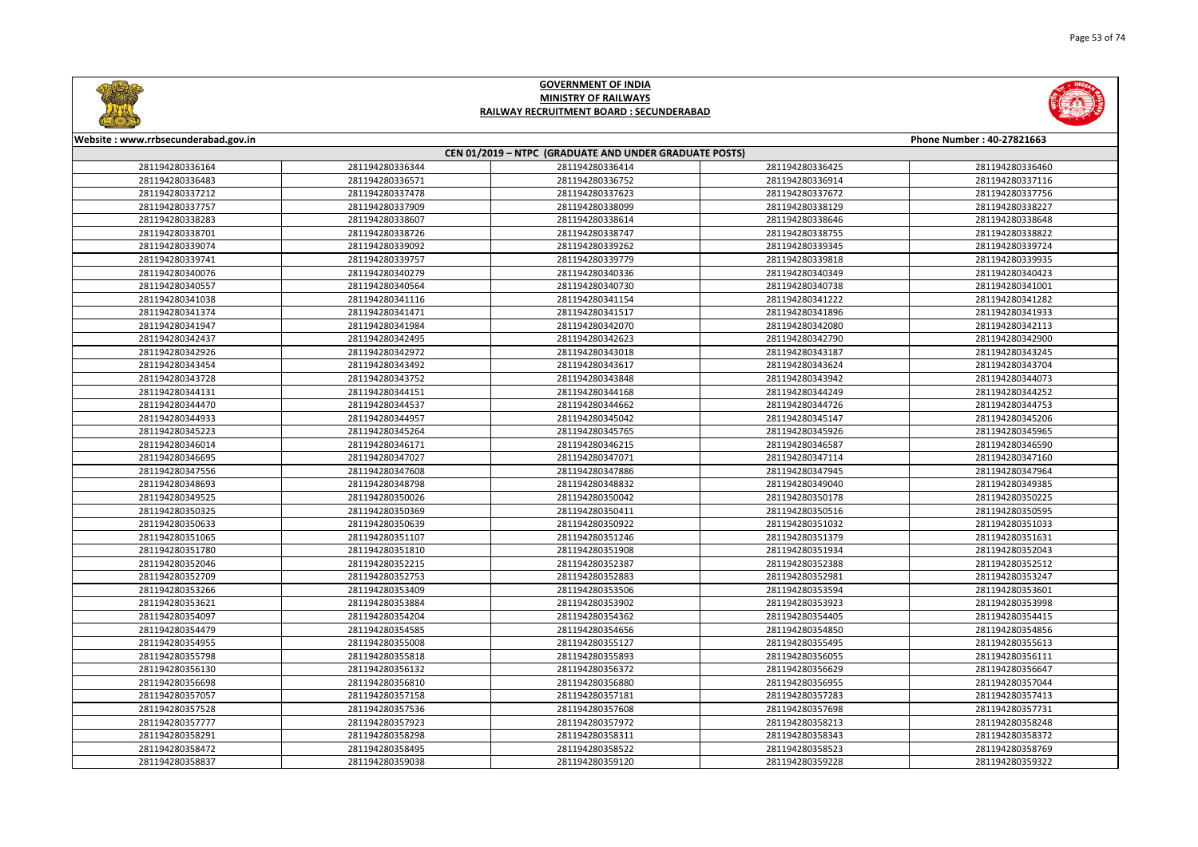**GOVERNMENT OF INDIA**
**MINISTRY OF RAILWAYS**
**RAILWAY RECRUITMENT BOARD : SECUNDERABAD**

Website : www.rrbsecunderabad.gov.in | Phone Number : 40-27821663

**CEN 01/2019 – NTPC (GRADUATE AND UNDER GRADUATE POSTS)**

| | | | | |
|---|---|---|---|---|
| 281194280336164 | 281194280336344 | 281194280336414 | 281194280336425 | 281194280336460 |
| 281194280336483 | 281194280336571 | 281194280336752 | 281194280336914 | 281194280337116 |
| 281194280337212 | 281194280337478 | 281194280337623 | 281194280337672 | 281194280337756 |
| 281194280337757 | 281194280337909 | 281194280338099 | 281194280338129 | 281194280338227 |
| 281194280338283 | 281194280338607 | 281194280338614 | 281194280338646 | 281194280338648 |
| 281194280338701 | 281194280338726 | 281194280338747 | 281194280338755 | 281194280338822 |
| 281194280339074 | 281194280339092 | 281194280339262 | 281194280339345 | 281194280339724 |
| 281194280339741 | 281194280339757 | 281194280339779 | 281194280339818 | 281194280339935 |
| 281194280340076 | 281194280340279 | 281194280340336 | 281194280340349 | 281194280340423 |
| 281194280340557 | 281194280340564 | 281194280340730 | 281194280340738 | 281194280341001 |
| 281194280341038 | 281194280341116 | 281194280341154 | 281194280341222 | 281194280341282 |
| 281194280341374 | 281194280341471 | 281194280341517 | 281194280341896 | 281194280341933 |
| 281194280341947 | 281194280341984 | 281194280342070 | 281194280342080 | 281194280342113 |
| 281194280342437 | 281194280342495 | 281194280342623 | 281194280342790 | 281194280342900 |
| 281194280342926 | 281194280342972 | 281194280343018 | 281194280343187 | 281194280343245 |
| 281194280343454 | 281194280343492 | 281194280343617 | 281194280343624 | 281194280343704 |
| 281194280343728 | 281194280343752 | 281194280343848 | 281194280343942 | 281194280344073 |
| 281194280344131 | 281194280344151 | 281194280344168 | 281194280344249 | 281194280344252 |
| 281194280344470 | 281194280344537 | 281194280344662 | 281194280344726 | 281194280344753 |
| 281194280344933 | 281194280344957 | 281194280345042 | 281194280345147 | 281194280345206 |
| 281194280345223 | 281194280345264 | 281194280345765 | 281194280345926 | 281194280345965 |
| 281194280346014 | 281194280346171 | 281194280346215 | 281194280346587 | 281194280346590 |
| 281194280346695 | 281194280347027 | 281194280347071 | 281194280347114 | 281194280347160 |
| 281194280347556 | 281194280347608 | 281194280347886 | 281194280347945 | 281194280347964 |
| 281194280348693 | 281194280348798 | 281194280348832 | 281194280349040 | 281194280349385 |
| 281194280349525 | 281194280350026 | 281194280350042 | 281194280350178 | 281194280350225 |
| 281194280350325 | 281194280350369 | 281194280350411 | 281194280350516 | 281194280350595 |
| 281194280350633 | 281194280350639 | 281194280350922 | 281194280351032 | 281194280351033 |
| 281194280351065 | 281194280351107 | 281194280351246 | 281194280351379 | 281194280351631 |
| 281194280351780 | 281194280351810 | 281194280351908 | 281194280351934 | 281194280352043 |
| 281194280352046 | 281194280352215 | 281194280352387 | 281194280352388 | 281194280352512 |
| 281194280352709 | 281194280352753 | 281194280352883 | 281194280352981 | 281194280353247 |
| 281194280353266 | 281194280353409 | 281194280353506 | 281194280353594 | 281194280353601 |
| 281194280353621 | 281194280353884 | 281194280353902 | 281194280353923 | 281194280353998 |
| 281194280354097 | 281194280354204 | 281194280354362 | 281194280354405 | 281194280354415 |
| 281194280354479 | 281194280354585 | 281194280354656 | 281194280354850 | 281194280354856 |
| 281194280354955 | 281194280355008 | 281194280355127 | 281194280355495 | 281194280355613 |
| 281194280355798 | 281194280355818 | 281194280355893 | 281194280356055 | 281194280356111 |
| 281194280356130 | 281194280356132 | 281194280356372 | 281194280356629 | 281194280356647 |
| 281194280356698 | 281194280356810 | 281194280356880 | 281194280356955 | 281194280357044 |
| 281194280357057 | 281194280357158 | 281194280357181 | 281194280357283 | 281194280357413 |
| 281194280357528 | 281194280357536 | 281194280357608 | 281194280357698 | 281194280357731 |
| 281194280357777 | 281194280357923 | 281194280357972 | 281194280358213 | 281194280358248 |
| 281194280358291 | 281194280358298 | 281194280358311 | 281194280358343 | 281194280358372 |
| 281194280358472 | 281194280358495 | 281194280358522 | 281194280358523 | 281194280358769 |
| 281194280358837 | 281194280359038 | 281194280359120 | 281194280359228 | 281194280359322 |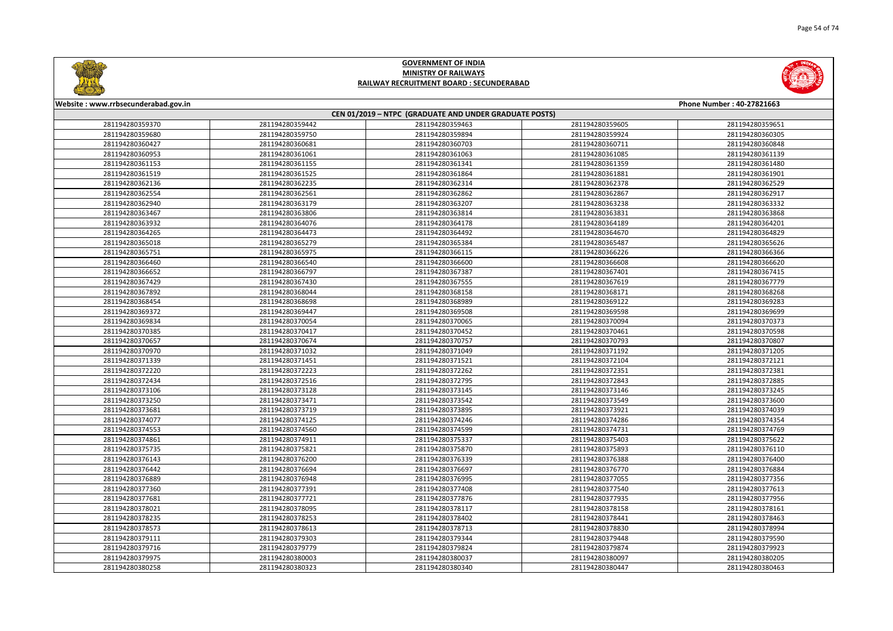# GOVERNMENT OF INDIA
## MINISTRY OF RAILWAYS
### RAILWAY RECRUITMENT BOARD : SECUNDERABAD

Website : www.rrbsecunderabad.gov.in

Phone Number : 40-27821663

**CEN 01/2019 – NTPC (GRADUATE AND UNDER GRADUATE POSTS)**

| | | | | |
|---|---|---|---|---|
| 281194280359370 | 281194280359442 | 281194280359463 | 281194280359605 | 281194280359651 |
| 281194280359680 | 281194280359750 | 281194280359894 | 281194280359924 | 281194280360305 |
| 281194280360427 | 281194280360681 | 281194280360703 | 281194280360711 | 281194280360848 |
| 281194280360953 | 281194280361061 | 281194280361063 | 281194280361085 | 281194280361139 |
| 281194280361153 | 281194280361155 | 281194280361341 | 281194280361359 | 281194280361480 |
| 281194280361519 | 281194280361525 | 281194280361864 | 281194280361881 | 281194280361901 |
| 281194280362136 | 281194280362235 | 281194280362314 | 281194280362378 | 281194280362529 |
| 281194280362554 | 281194280362561 | 281194280362862 | 281194280362867 | 281194280362917 |
| 281194280362940 | 281194280363179 | 281194280363207 | 281194280363238 | 281194280363332 |
| 281194280363467 | 281194280363806 | 281194280363814 | 281194280363831 | 281194280363868 |
| 281194280363932 | 281194280364076 | 281194280364178 | 281194280364189 | 281194280364201 |
| 281194280364265 | 281194280364473 | 281194280364492 | 281194280364670 | 281194280364829 |
| 281194280365018 | 281194280365279 | 281194280365384 | 281194280365487 | 281194280365626 |
| 281194280365751 | 281194280365975 | 281194280366115 | 281194280366226 | 281194280366366 |
| 281194280366460 | 281194280366540 | 281194280366600 | 281194280366608 | 281194280366620 |
| 281194280366652 | 281194280366797 | 281194280367387 | 281194280367401 | 281194280367415 |
| 281194280367429 | 281194280367430 | 281194280367555 | 281194280367619 | 281194280367779 |
| 281194280367892 | 281194280368044 | 281194280368158 | 281194280368171 | 281194280368268 |
| 281194280368454 | 281194280368698 | 281194280368989 | 281194280369122 | 281194280369283 |
| 281194280369372 | 281194280369447 | 281194280369508 | 281194280369598 | 281194280369699 |
| 281194280369834 | 281194280370054 | 281194280370065 | 281194280370094 | 281194280370373 |
| 281194280370385 | 281194280370417 | 281194280370452 | 281194280370461 | 281194280370598 |
| 281194280370657 | 281194280370674 | 281194280370757 | 281194280370793 | 281194280370807 |
| 281194280370970 | 281194280371032 | 281194280371049 | 281194280371192 | 281194280371205 |
| 281194280371339 | 281194280371451 | 281194280371521 | 281194280372104 | 281194280372121 |
| 281194280372220 | 281194280372223 | 281194280372262 | 281194280372351 | 281194280372381 |
| 281194280372434 | 281194280372516 | 281194280372795 | 281194280372843 | 281194280372885 |
| 281194280373106 | 281194280373128 | 281194280373145 | 281194280373146 | 281194280373245 |
| 281194280373250 | 281194280373471 | 281194280373542 | 281194280373549 | 281194280373600 |
| 281194280373681 | 281194280373719 | 281194280373895 | 281194280373921 | 281194280374039 |
| 281194280374077 | 281194280374125 | 281194280374246 | 281194280374286 | 281194280374354 |
| 281194280374553 | 281194280374560 | 281194280374599 | 281194280374731 | 281194280374769 |
| 281194280374861 | 281194280374911 | 281194280375337 | 281194280375403 | 281194280375622 |
| 281194280375735 | 281194280375821 | 281194280375870 | 281194280375893 | 281194280376110 |
| 281194280376143 | 281194280376200 | 281194280376339 | 281194280376388 | 281194280376400 |
| 281194280376442 | 281194280376694 | 281194280376697 | 281194280376770 | 281194280376884 |
| 281194280376889 | 281194280376948 | 281194280376995 | 281194280377055 | 281194280377356 |
| 281194280377360 | 281194280377391 | 281194280377408 | 281194280377540 | 281194280377613 |
| 281194280377681 | 281194280377721 | 281194280377876 | 281194280377935 | 281194280377956 |
| 281194280378021 | 281194280378095 | 281194280378117 | 281194280378158 | 281194280378161 |
| 281194280378235 | 281194280378253 | 281194280378402 | 281194280378441 | 281194280378463 |
| 281194280378573 | 281194280378613 | 281194280378713 | 281194280378830 | 281194280378994 |
| 281194280379111 | 281194280379303 | 281194280379344 | 281194280379448 | 281194280379590 |
| 281194280379716 | 281194280379779 | 281194280379824 | 281194280379874 | 281194280379923 |
| 281194280379975 | 281194280380003 | 281194280380037 | 281194280380097 | 281194280380205 |
| 281194280380258 | 281194280380323 | 281194280380340 | 281194280380447 | 281194280380463 |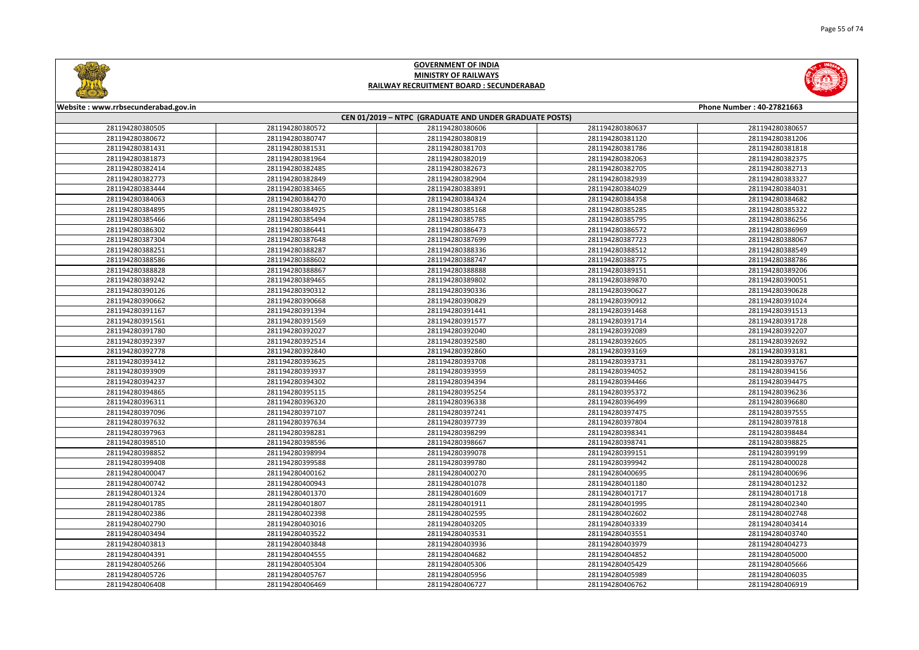# GOVERNMENT OF INDIA
## MINISTRY OF RAILWAYS
## RAILWAY RECRUITMENT BOARD : SECUNDERABAD

Website : www.rrbsecunderabad.gov.in | Phone Number : 40-27821663

### CEN 01/2019 – NTPC (GRADUATE AND UNDER GRADUATE POSTS)

| | | | | |
|---|---|---|---|---|
| 281194280380505 | 281194280380572 | 281194280380606 | 281194280380637 | 281194280380657 |
| 281194280380672 | 281194280380747 | 281194280380819 | 281194280381120 | 281194280381206 |
| 281194280381431 | 281194280381531 | 281194280381703 | 281194280381786 | 281194280381818 |
| 281194280381873 | 281194280381964 | 281194280382019 | 281194280382063 | 281194280382375 |
| 281194280382414 | 281194280382485 | 281194280382673 | 281194280382705 | 281194280382713 |
| 281194280382773 | 281194280382849 | 281194280382904 | 281194280382939 | 281194280383327 |
| 281194280383444 | 281194280383465 | 281194280383891 | 281194280384029 | 281194280384031 |
| 281194280384063 | 281194280384270 | 281194280384324 | 281194280384358 | 281194280384682 |
| 281194280384895 | 281194280384925 | 281194280385168 | 281194280385285 | 281194280385322 |
| 281194280385466 | 281194280385494 | 281194280385785 | 281194280385795 | 281194280386256 |
| 281194280386302 | 281194280386441 | 281194280386473 | 281194280386572 | 281194280386969 |
| 281194280387304 | 281194280387648 | 281194280387699 | 281194280387723 | 281194280388067 |
| 281194280388251 | 281194280388287 | 281194280388336 | 281194280388512 | 281194280388549 |
| 281194280388586 | 281194280388602 | 281194280388747 | 281194280388775 | 281194280388786 |
| 281194280388828 | 281194280388867 | 281194280388888 | 281194280389151 | 281194280389206 |
| 281194280389242 | 281194280389465 | 281194280389802 | 281194280389870 | 281194280390051 |
| 281194280390126 | 281194280390312 | 281194280390336 | 281194280390627 | 281194280390628 |
| 281194280390662 | 281194280390668 | 281194280390829 | 281194280390912 | 281194280391024 |
| 281194280391167 | 281194280391394 | 281194280391441 | 281194280391468 | 281194280391513 |
| 281194280391561 | 281194280391569 | 281194280391577 | 281194280391714 | 281194280391728 |
| 281194280391780 | 281194280392027 | 281194280392040 | 281194280392089 | 281194280392207 |
| 281194280392397 | 281194280392514 | 281194280392580 | 281194280392605 | 281194280392692 |
| 281194280392778 | 281194280392840 | 281194280392860 | 281194280393169 | 281194280393181 |
| 281194280393412 | 281194280393625 | 281194280393708 | 281194280393731 | 281194280393767 |
| 281194280393909 | 281194280393937 | 281194280393959 | 281194280394052 | 281194280394156 |
| 281194280394237 | 281194280394302 | 281194280394394 | 281194280394466 | 281194280394475 |
| 281194280394865 | 281194280395115 | 281194280395254 | 281194280395372 | 281194280396236 |
| 281194280396311 | 281194280396320 | 281194280396338 | 281194280396499 | 281194280396680 |
| 281194280397096 | 281194280397107 | 281194280397241 | 281194280397475 | 281194280397555 |
| 281194280397632 | 281194280397634 | 281194280397739 | 281194280397804 | 281194280397818 |
| 281194280397963 | 281194280398281 | 281194280398299 | 281194280398341 | 281194280398484 |
| 281194280398510 | 281194280398596 | 281194280398667 | 281194280398741 | 281194280398825 |
| 281194280398852 | 281194280398994 | 281194280399078 | 281194280399151 | 281194280399199 |
| 281194280399408 | 281194280399588 | 281194280399780 | 281194280399942 | 281194280400028 |
| 281194280400047 | 281194280400162 | 281194280400270 | 281194280400695 | 281194280400696 |
| 281194280400742 | 281194280400943 | 281194280401078 | 281194280401180 | 281194280401232 |
| 281194280401324 | 281194280401370 | 281194280401609 | 281194280401717 | 281194280401718 |
| 281194280401785 | 281194280401807 | 281194280401911 | 281194280401995 | 281194280402340 |
| 281194280402386 | 281194280402398 | 281194280402595 | 281194280402602 | 281194280402748 |
| 281194280402790 | 281194280403016 | 281194280403205 | 281194280403339 | 281194280403414 |
| 281194280403494 | 281194280403522 | 281194280403531 | 281194280403551 | 281194280403740 |
| 281194280403813 | 281194280403848 | 281194280403936 | 281194280403979 | 281194280404273 |
| 281194280404391 | 281194280404555 | 281194280404682 | 281194280404852 | 281194280405000 |
| 281194280405266 | 281194280405304 | 281194280405306 | 281194280405429 | 281194280405666 |
| 281194280405726 | 281194280405767 | 281194280405956 | 281194280405989 | 281194280406035 |
| 281194280406408 | 281194280406469 | 281194280406727 | 281194280406762 | 281194280406919 |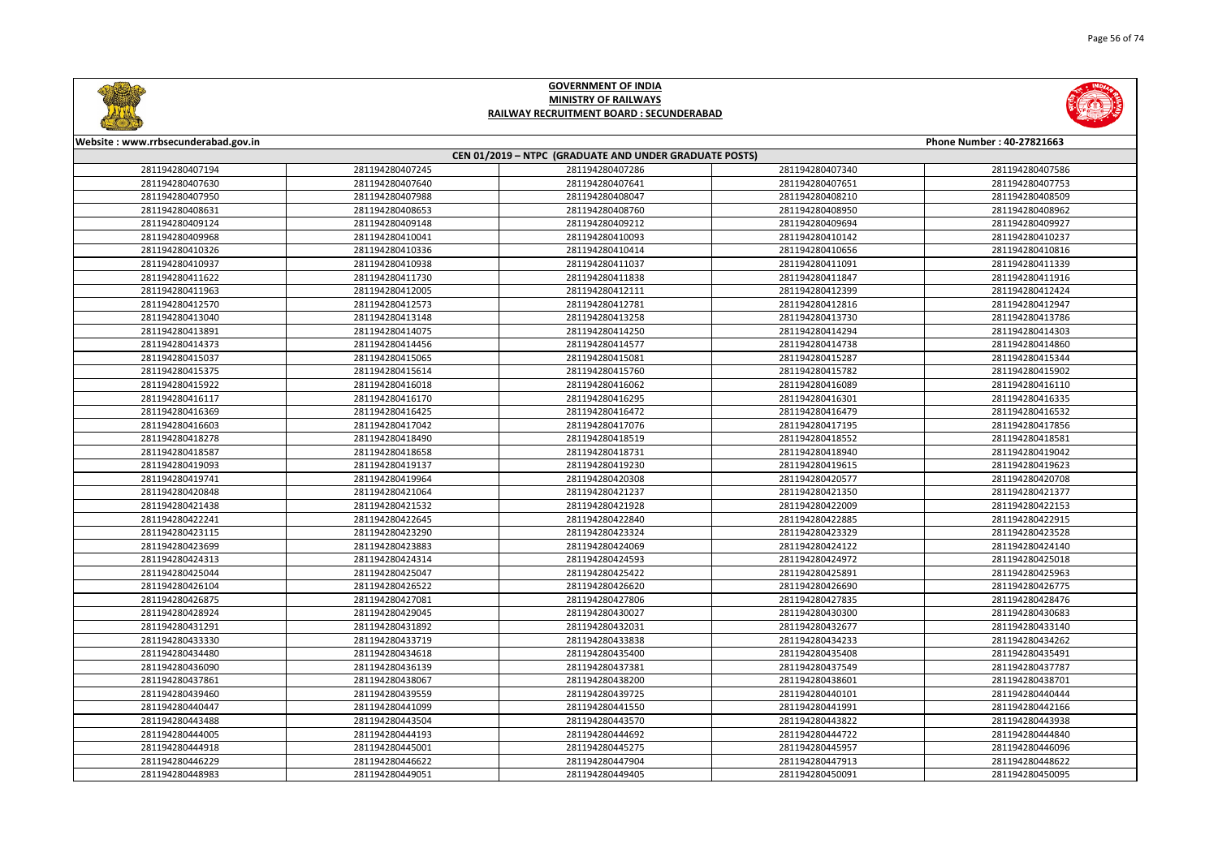# GOVERNMENT OF INDIA
## MINISTRY OF RAILWAYS
### RAILWAY RECRUITMENT BOARD : SECUNDERABAD

Website : www.rrbsecunderabad.gov.in | Phone Number : 40-27821663

**CEN 01/2019 – NTPC (GRADUATE AND UNDER GRADUATE POSTS)**

| | | | | |
|---|---|---|---|---|
| 281194280407194 | 281194280407245 | 281194280407286 | 281194280407340 | 281194280407586 |
| 281194280407630 | 281194280407640 | 281194280407641 | 281194280407651 | 281194280407753 |
| 281194280407950 | 281194280407988 | 281194280408047 | 281194280408210 | 281194280408509 |
| 281194280408631 | 281194280408653 | 281194280408760 | 281194280408950 | 281194280408962 |
| 281194280409124 | 281194280409148 | 281194280409212 | 281194280409694 | 281194280409927 |
| 281194280409968 | 281194280410041 | 281194280410093 | 281194280410142 | 281194280410237 |
| 281194280410326 | 281194280410336 | 281194280410414 | 281194280410656 | 281194280410816 |
| 281194280410937 | 281194280410938 | 281194280411037 | 281194280411091 | 281194280411339 |
| 281194280411622 | 281194280411730 | 281194280411838 | 281194280411847 | 281194280411916 |
| 281194280411963 | 281194280412005 | 281194280412111 | 281194280412399 | 281194280412424 |
| 281194280412570 | 281194280412573 | 281194280412781 | 281194280412816 | 281194280412947 |
| 281194280413040 | 281194280413148 | 281194280413258 | 281194280413730 | 281194280413786 |
| 281194280413891 | 281194280414075 | 281194280414250 | 281194280414294 | 281194280414303 |
| 281194280414373 | 281194280414456 | 281194280414577 | 281194280414738 | 281194280414860 |
| 281194280415037 | 281194280415065 | 281194280415081 | 281194280415287 | 281194280415344 |
| 281194280415375 | 281194280415614 | 281194280415760 | 281194280415782 | 281194280415902 |
| 281194280415922 | 281194280416018 | 281194280416062 | 281194280416089 | 281194280416110 |
| 281194280416117 | 281194280416170 | 281194280416295 | 281194280416301 | 281194280416335 |
| 281194280416369 | 281194280416425 | 281194280416472 | 281194280416479 | 281194280416532 |
| 281194280416603 | 281194280417042 | 281194280417076 | 281194280417195 | 281194280417856 |
| 281194280418278 | 281194280418490 | 281194280418519 | 281194280418552 | 281194280418581 |
| 281194280418587 | 281194280418658 | 281194280418731 | 281194280418940 | 281194280419042 |
| 281194280419093 | 281194280419137 | 281194280419230 | 281194280419615 | 281194280419623 |
| 281194280419741 | 281194280419964 | 281194280420308 | 281194280420577 | 281194280420708 |
| 281194280420848 | 281194280421064 | 281194280421237 | 281194280421350 | 281194280421377 |
| 281194280421438 | 281194280421532 | 281194280421928 | 281194280422009 | 281194280422153 |
| 281194280422241 | 281194280422645 | 281194280422840 | 281194280422885 | 281194280422915 |
| 281194280423115 | 281194280423290 | 281194280423324 | 281194280423329 | 281194280423528 |
| 281194280423699 | 281194280423883 | 281194280424069 | 281194280424122 | 281194280424140 |
| 281194280424313 | 281194280424314 | 281194280424593 | 281194280424972 | 281194280425018 |
| 281194280425044 | 281194280425047 | 281194280425422 | 281194280425891 | 281194280425963 |
| 281194280426104 | 281194280426522 | 281194280426620 | 281194280426690 | 281194280426775 |
| 281194280426875 | 281194280427081 | 281194280427806 | 281194280427835 | 281194280428476 |
| 281194280428924 | 281194280429045 | 281194280430027 | 281194280430300 | 281194280430683 |
| 281194280431291 | 281194280431892 | 281194280432031 | 281194280432677 | 281194280433140 |
| 281194280433330 | 281194280433719 | 281194280433838 | 281194280434233 | 281194280434262 |
| 281194280434480 | 281194280434618 | 281194280435400 | 281194280435408 | 281194280435491 |
| 281194280436090 | 281194280436139 | 281194280437381 | 281194280437549 | 281194280437787 |
| 281194280437861 | 281194280438067 | 281194280438200 | 281194280438601 | 281194280438701 |
| 281194280439460 | 281194280439559 | 281194280439725 | 281194280440101 | 281194280440444 |
| 281194280440447 | 281194280441099 | 281194280441550 | 281194280441991 | 281194280442166 |
| 281194280443488 | 281194280443504 | 281194280443570 | 281194280443822 | 281194280443938 |
| 281194280444005 | 281194280444193 | 281194280444692 | 281194280444722 | 281194280444840 |
| 281194280444918 | 281194280445001 | 281194280445275 | 281194280445957 | 281194280446096 |
| 281194280446229 | 281194280446622 | 281194280447904 | 281194280447913 | 281194280448622 |
| 281194280448983 | 281194280449051 | 281194280449405 | 281194280450091 | 281194280450095 |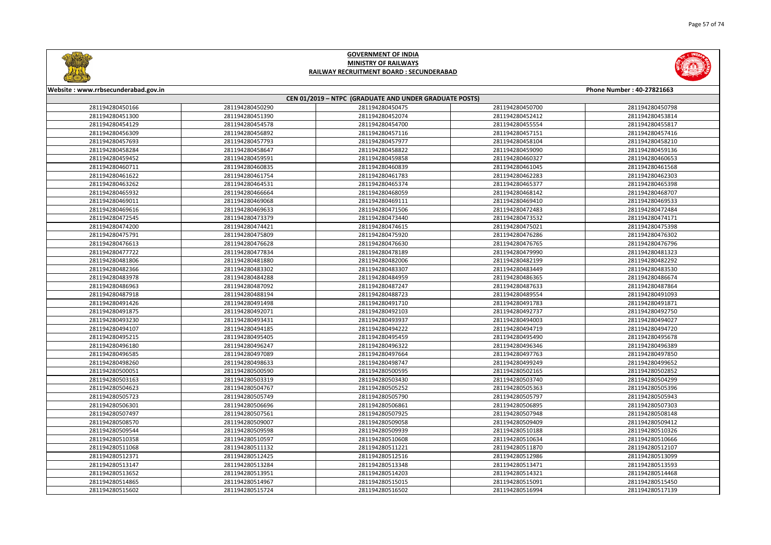# GOVERNMENT OF INDIA
## MINISTRY OF RAILWAYS
## RAILWAY RECRUITMENT BOARD : SECUNDERABAD

Website : www.rrbsecunderabad.gov.in | Phone Number : 40-27821663

### CEN 01/2019 – NTPC (GRADUATE AND UNDER GRADUATE POSTS)

| | | | | |
|---|---|---|---|---|
| 281194280450166 | 281194280450290 | 281194280450475 | 281194280450700 | 281194280450798 |
| 281194280451300 | 281194280451390 | 281194280452074 | 281194280452412 | 281194280453814 |
| 281194280454129 | 281194280454578 | 281194280454700 | 281194280455554 | 281194280455817 |
| 281194280456309 | 281194280456892 | 281194280457116 | 281194280457151 | 281194280457416 |
| 281194280457693 | 281194280457793 | 281194280457977 | 281194280458104 | 281194280458210 |
| 281194280458284 | 281194280458647 | 281194280458822 | 281194280459090 | 281194280459136 |
| 281194280459452 | 281194280459591 | 281194280459858 | 281194280460327 | 281194280460653 |
| 281194280460711 | 281194280460835 | 281194280460839 | 281194280461045 | 281194280461568 |
| 281194280461622 | 281194280461754 | 281194280461783 | 281194280462283 | 281194280462303 |
| 281194280463262 | 281194280464531 | 281194280465374 | 281194280465377 | 281194280465398 |
| 281194280465932 | 281194280466664 | 281194280468059 | 281194280468142 | 281194280468707 |
| 281194280469011 | 281194280469068 | 281194280469111 | 281194280469410 | 281194280469533 |
| 281194280469616 | 281194280469633 | 281194280471506 | 281194280472483 | 281194280472484 |
| 281194280472545 | 281194280473379 | 281194280473440 | 281194280473532 | 281194280474171 |
| 281194280474200 | 281194280474421 | 281194280474615 | 281194280475021 | 281194280475398 |
| 281194280475791 | 281194280475809 | 281194280475920 | 281194280476286 | 281194280476302 |
| 281194280476613 | 281194280476628 | 281194280476630 | 281194280476765 | 281194280476796 |
| 281194280477722 | 281194280477834 | 281194280478189 | 281194280479990 | 281194280481323 |
| 281194280481806 | 281194280481880 | 281194280482006 | 281194280482199 | 281194280482292 |
| 281194280482366 | 281194280483302 | 281194280483307 | 281194280483449 | 281194280483530 |
| 281194280483978 | 281194280484288 | 281194280484959 | 281194280486365 | 281194280486674 |
| 281194280486963 | 281194280487092 | 281194280487247 | 281194280487633 | 281194280487864 |
| 281194280487918 | 281194280488194 | 281194280488723 | 281194280489554 | 281194280491093 |
| 281194280491426 | 281194280491498 | 281194280491710 | 281194280491783 | 281194280491871 |
| 281194280491875 | 281194280492071 | 281194280492103 | 281194280492737 | 281194280492750 |
| 281194280493230 | 281194280493431 | 281194280493937 | 281194280494003 | 281194280494027 |
| 281194280494107 | 281194280494185 | 281194280494222 | 281194280494719 | 281194280494720 |
| 281194280495215 | 281194280495405 | 281194280495459 | 281194280495490 | 281194280495678 |
| 281194280496180 | 281194280496247 | 281194280496322 | 281194280496346 | 281194280496389 |
| 281194280496585 | 281194280497089 | 281194280497664 | 281194280497763 | 281194280497850 |
| 281194280498260 | 281194280498633 | 281194280498747 | 281194280499249 | 281194280499652 |
| 281194280500051 | 281194280500590 | 281194280500595 | 281194280502165 | 281194280502852 |
| 281194280503163 | 281194280503319 | 281194280503430 | 281194280503740 | 281194280504299 |
| 281194280504623 | 281194280504767 | 281194280505252 | 281194280505363 | 281194280505396 |
| 281194280505723 | 281194280505749 | 281194280505790 | 281194280505797 | 281194280505943 |
| 281194280506301 | 281194280506696 | 281194280506861 | 281194280506895 | 281194280507303 |
| 281194280507497 | 281194280507561 | 281194280507925 | 281194280507948 | 281194280508148 |
| 281194280508570 | 281194280509007 | 281194280509058 | 281194280509409 | 281194280509412 |
| 281194280509544 | 281194280509598 | 281194280509939 | 281194280510188 | 281194280510326 |
| 281194280510358 | 281194280510597 | 281194280510608 | 281194280510634 | 281194280510666 |
| 281194280511068 | 281194280511132 | 281194280511221 | 281194280511870 | 281194280512107 |
| 281194280512371 | 281194280512425 | 281194280512516 | 281194280512986 | 281194280513099 |
| 281194280513147 | 281194280513284 | 281194280513348 | 281194280513471 | 281194280513593 |
| 281194280513652 | 281194280513951 | 281194280514203 | 281194280514321 | 281194280514468 |
| 281194280514865 | 281194280514967 | 281194280515015 | 281194280515091 | 281194280515450 |
| 281194280515602 | 281194280515724 | 281194280516502 | 281194280516994 | 281194280517139 |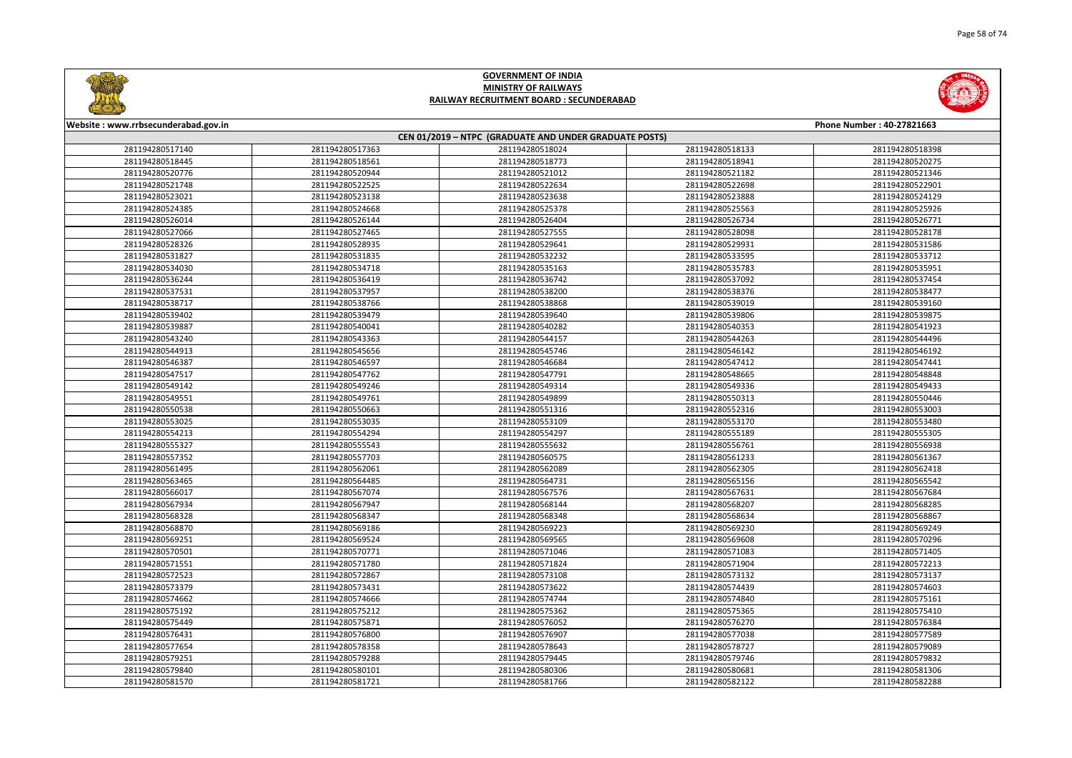# GOVERNMENT OF INDIA
## MINISTRY OF RAILWAYS
### RAILWAY RECRUITMENT BOARD : SECUNDERABAD

Website : www.rrbsecunderabad.gov.in

Phone Number : 40-27821663

**CEN 01/2019 – NTPC (GRADUATE AND UNDER GRADUATE POSTS)**

| | | | | |
|---|---|---|---|---|
| 281194280517140 | 281194280517363 | 281194280518024 | 281194280518133 | 281194280518398 |
| 281194280518445 | 281194280518561 | 281194280518773 | 281194280518941 | 281194280520275 |
| 281194280520776 | 281194280520944 | 281194280521012 | 281194280521182 | 281194280521346 |
| 281194280521748 | 281194280522525 | 281194280522634 | 281194280522698 | 281194280522901 |
| 281194280523021 | 281194280523138 | 281194280523638 | 281194280523888 | 281194280524129 |
| 281194280524385 | 281194280524668 | 281194280525378 | 281194280525563 | 281194280525926 |
| 281194280526014 | 281194280526144 | 281194280526404 | 281194280526734 | 281194280526771 |
| 281194280527066 | 281194280527465 | 281194280527555 | 281194280528098 | 281194280528178 |
| 281194280528326 | 281194280528935 | 281194280529641 | 281194280529931 | 281194280531586 |
| 281194280531827 | 281194280531835 | 281194280532232 | 281194280533595 | 281194280533712 |
| 281194280534030 | 281194280534718 | 281194280535163 | 281194280535783 | 281194280535951 |
| 281194280536244 | 281194280536419 | 281194280536742 | 281194280537092 | 281194280537454 |
| 281194280537531 | 281194280537957 | 281194280538200 | 281194280538376 | 281194280538477 |
| 281194280538717 | 281194280538766 | 281194280538868 | 281194280539019 | 281194280539160 |
| 281194280539402 | 281194280539479 | 281194280539640 | 281194280539806 | 281194280539875 |
| 281194280539887 | 281194280540041 | 281194280540282 | 281194280540353 | 281194280541923 |
| 281194280543240 | 281194280543363 | 281194280544157 | 281194280544263 | 281194280544496 |
| 281194280544913 | 281194280545656 | 281194280545746 | 281194280546142 | 281194280546192 |
| 281194280546387 | 281194280546597 | 281194280546684 | 281194280547412 | 281194280547441 |
| 281194280547517 | 281194280547762 | 281194280547791 | 281194280548665 | 281194280548848 |
| 281194280549142 | 281194280549246 | 281194280549314 | 281194280549336 | 281194280549433 |
| 281194280549551 | 281194280549761 | 281194280549899 | 281194280550313 | 281194280550446 |
| 281194280550538 | 281194280550663 | 281194280551316 | 281194280552316 | 281194280553003 |
| 281194280553025 | 281194280553035 | 281194280553109 | 281194280553170 | 281194280553480 |
| 281194280554213 | 281194280554294 | 281194280554297 | 281194280555189 | 281194280555305 |
| 281194280555327 | 281194280555543 | 281194280555632 | 281194280556761 | 281194280556938 |
| 281194280557352 | 281194280557703 | 281194280560575 | 281194280561233 | 281194280561367 |
| 281194280561495 | 281194280562061 | 281194280562089 | 281194280562305 | 281194280562418 |
| 281194280563465 | 281194280564485 | 281194280564731 | 281194280565156 | 281194280565542 |
| 281194280566017 | 281194280567074 | 281194280567576 | 281194280567631 | 281194280567684 |
| 281194280567934 | 281194280567947 | 281194280568144 | 281194280568207 | 281194280568285 |
| 281194280568328 | 281194280568347 | 281194280568348 | 281194280568634 | 281194280568867 |
| 281194280568870 | 281194280569186 | 281194280569223 | 281194280569230 | 281194280569249 |
| 281194280569251 | 281194280569524 | 281194280569565 | 281194280569608 | 281194280570296 |
| 281194280570501 | 281194280570771 | 281194280571046 | 281194280571083 | 281194280571405 |
| 281194280571551 | 281194280571780 | 281194280571824 | 281194280571904 | 281194280572213 |
| 281194280572523 | 281194280572867 | 281194280573108 | 281194280573132 | 281194280573137 |
| 281194280573379 | 281194280573431 | 281194280573622 | 281194280574439 | 281194280574603 |
| 281194280574662 | 281194280574666 | 281194280574744 | 281194280574840 | 281194280575161 |
| 281194280575192 | 281194280575212 | 281194280575362 | 281194280575365 | 281194280575410 |
| 281194280575449 | 281194280575871 | 281194280576052 | 281194280576270 | 281194280576384 |
| 281194280576431 | 281194280576800 | 281194280576907 | 281194280577038 | 281194280577589 |
| 281194280577654 | 281194280578358 | 281194280578643 | 281194280578727 | 281194280579089 |
| 281194280579251 | 281194280579288 | 281194280579445 | 281194280579746 | 281194280579832 |
| 281194280579840 | 281194280580101 | 281194280580306 | 281194280580681 | 281194280581306 |
| 281194280581570 | 281194280581721 | 281194280581766 | 281194280582122 | 281194280582288 |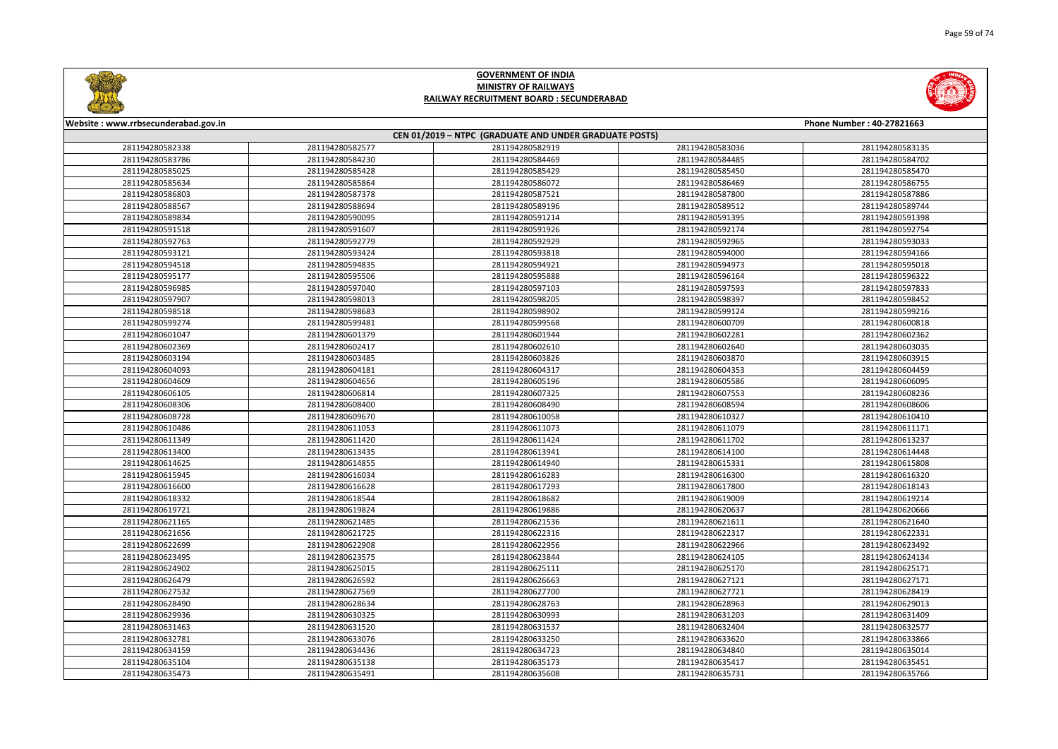# GOVERNMENT OF INDIA
## MINISTRY OF RAILWAYS
### RAILWAY RECRUITMENT BOARD : SECUNDERABAD

Website : www.rrbsecunderabad.gov.in

Phone Number : 40-27821663

**CEN 01/2019 – NTPC (GRADUATE AND UNDER GRADUATE POSTS)**

| | | | | |
|---|---|---|---|---|
| 281194280582338 | 281194280582577 | 281194280582919 | 281194280583036 | 281194280583135 |
| 281194280583786 | 281194280584230 | 281194280584469 | 281194280584485 | 281194280584702 |
| 281194280585025 | 281194280585428 | 281194280585429 | 281194280585450 | 281194280585470 |
| 281194280585634 | 281194280585864 | 281194280586072 | 281194280586469 | 281194280586755 |
| 281194280586803 | 281194280587378 | 281194280587521 | 281194280587800 | 281194280587886 |
| 281194280588567 | 281194280588694 | 281194280589196 | 281194280589512 | 281194280589744 |
| 281194280589834 | 281194280590095 | 281194280591214 | 281194280591395 | 281194280591398 |
| 281194280591518 | 281194280591607 | 281194280591926 | 281194280592174 | 281194280592754 |
| 281194280592763 | 281194280592779 | 281194280592929 | 281194280592965 | 281194280593033 |
| 281194280593121 | 281194280593424 | 281194280593818 | 281194280594000 | 281194280594166 |
| 281194280594518 | 281194280594835 | 281194280594921 | 281194280594973 | 281194280595018 |
| 281194280595177 | 281194280595506 | 281194280595888 | 281194280596164 | 281194280596322 |
| 281194280596985 | 281194280597040 | 281194280597103 | 281194280597593 | 281194280597833 |
| 281194280597907 | 281194280598013 | 281194280598205 | 281194280598397 | 281194280598452 |
| 281194280598518 | 281194280598683 | 281194280598902 | 281194280599124 | 281194280599216 |
| 281194280599274 | 281194280599481 | 281194280599568 | 281194280600709 | 281194280600818 |
| 281194280601047 | 281194280601379 | 281194280601944 | 281194280602281 | 281194280602362 |
| 281194280602369 | 281194280602417 | 281194280602610 | 281194280602640 | 281194280603035 |
| 281194280603194 | 281194280603485 | 281194280603826 | 281194280603870 | 281194280603915 |
| 281194280604093 | 281194280604181 | 281194280604317 | 281194280604353 | 281194280604459 |
| 281194280604609 | 281194280604656 | 281194280605196 | 281194280605586 | 281194280606095 |
| 281194280606105 | 281194280606814 | 281194280607325 | 281194280607553 | 281194280608236 |
| 281194280608306 | 281194280608400 | 281194280608490 | 281194280608594 | 281194280608606 |
| 281194280608728 | 281194280609670 | 281194280610058 | 281194280610327 | 281194280610410 |
| 281194280610486 | 281194280611053 | 281194280611073 | 281194280611079 | 281194280611171 |
| 281194280611349 | 281194280611420 | 281194280611424 | 281194280611702 | 281194280613237 |
| 281194280613400 | 281194280613435 | 281194280613941 | 281194280614100 | 281194280614448 |
| 281194280614625 | 281194280614855 | 281194280614940 | 281194280615331 | 281194280615808 |
| 281194280615945 | 281194280616034 | 281194280616283 | 281194280616300 | 281194280616320 |
| 281194280616600 | 281194280616628 | 281194280617293 | 281194280617800 | 281194280618143 |
| 281194280618332 | 281194280618544 | 281194280618682 | 281194280619009 | 281194280619214 |
| 281194280619721 | 281194280619824 | 281194280619886 | 281194280620637 | 281194280620666 |
| 281194280621165 | 281194280621485 | 281194280621536 | 281194280621611 | 281194280621640 |
| 281194280621656 | 281194280621725 | 281194280622316 | 281194280622317 | 281194280622331 |
| 281194280622699 | 281194280622908 | 281194280622956 | 281194280622966 | 281194280623492 |
| 281194280623495 | 281194280623575 | 281194280623844 | 281194280624105 | 281194280624134 |
| 281194280624902 | 281194280625015 | 281194280625111 | 281194280625170 | 281194280625171 |
| 281194280626479 | 281194280626592 | 281194280626663 | 281194280627121 | 281194280627171 |
| 281194280627532 | 281194280627569 | 281194280627700 | 281194280627721 | 281194280628419 |
| 281194280628490 | 281194280628634 | 281194280628763 | 281194280628963 | 281194280629013 |
| 281194280629936 | 281194280630325 | 281194280630993 | 281194280631203 | 281194280631409 |
| 281194280631463 | 281194280631520 | 281194280631537 | 281194280632404 | 281194280632577 |
| 281194280632781 | 281194280633076 | 281194280633250 | 281194280633620 | 281194280633866 |
| 281194280634159 | 281194280634436 | 281194280634723 | 281194280634840 | 281194280635014 |
| 281194280635104 | 281194280635138 | 281194280635173 | 281194280635417 | 281194280635451 |
| 281194280635473 | 281194280635491 | 281194280635608 | 281194280635731 | 281194280635766 |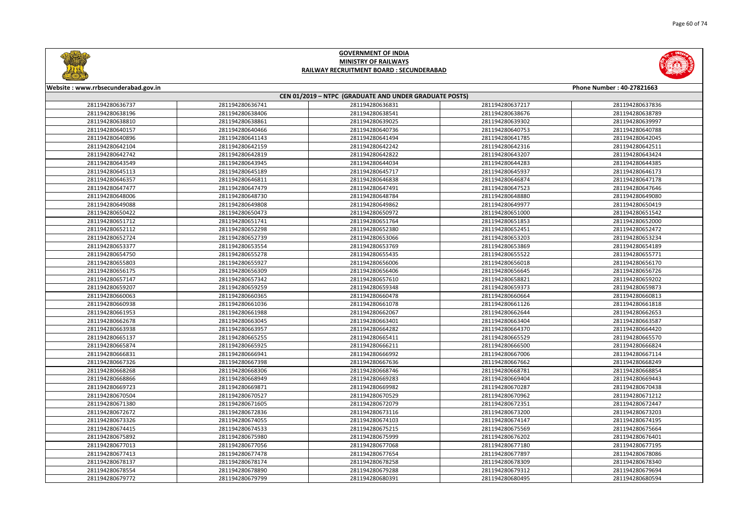# GOVERNMENT OF INDIA
## MINISTRY OF RAILWAYS
### RAILWAY RECRUITMENT BOARD : SECUNDERABAD

Website : www.rrbsecunderabad.gov.in

Phone Number : 40-27821663

**CEN 01/2019 – NTPC (GRADUATE AND UNDER GRADUATE POSTS)**

| | | | | |
|---|---|---|---|---|
| 281194280636737 | 281194280636741 | 281194280636831 | 281194280637217 | 281194280637836 |
| 281194280638196 | 281194280638406 | 281194280638541 | 281194280638676 | 281194280638789 |
| 281194280638810 | 281194280638861 | 281194280639025 | 281194280639302 | 281194280639997 |
| 281194280640157 | 281194280640466 | 281194280640736 | 281194280640753 | 281194280640788 |
| 281194280640896 | 281194280641143 | 281194280641494 | 281194280641785 | 281194280642045 |
| 281194280642104 | 281194280642159 | 281194280642242 | 281194280642316 | 281194280642511 |
| 281194280642742 | 281194280642819 | 281194280642822 | 281194280643207 | 281194280643424 |
| 281194280643549 | 281194280643945 | 281194280644034 | 281194280644283 | 281194280644385 |
| 281194280645113 | 281194280645189 | 281194280645717 | 281194280645937 | 281194280646173 |
| 281194280646357 | 281194280646811 | 281194280646838 | 281194280646874 | 281194280647178 |
| 281194280647477 | 281194280647479 | 281194280647491 | 281194280647523 | 281194280647646 |
| 281194280648006 | 281194280648730 | 281194280648784 | 281194280648880 | 281194280649080 |
| 281194280649088 | 281194280649808 | 281194280649862 | 281194280649977 | 281194280650419 |
| 281194280650422 | 281194280650473 | 281194280650972 | 281194280651000 | 281194280651542 |
| 281194280651712 | 281194280651741 | 281194280651764 | 281194280651853 | 281194280652000 |
| 281194280652112 | 281194280652298 | 281194280652380 | 281194280652451 | 281194280652472 |
| 281194280652724 | 281194280652739 | 281194280653066 | 281194280653203 | 281194280653234 |
| 281194280653377 | 281194280653554 | 281194280653769 | 281194280653869 | 281194280654189 |
| 281194280654750 | 281194280655278 | 281194280655435 | 281194280655522 | 281194280655771 |
| 281194280655803 | 281194280655927 | 281194280656006 | 281194280656018 | 281194280656170 |
| 281194280656175 | 281194280656309 | 281194280656406 | 281194280656645 | 281194280656726 |
| 281194280657147 | 281194280657342 | 281194280657610 | 281194280658821 | 281194280659202 |
| 281194280659207 | 281194280659259 | 281194280659348 | 281194280659373 | 281194280659873 |
| 281194280660063 | 281194280660365 | 281194280660478 | 281194280660664 | 281194280660813 |
| 281194280660938 | 281194280661036 | 281194280661078 | 281194280661126 | 281194280661818 |
| 281194280661953 | 281194280661988 | 281194280662067 | 281194280662644 | 281194280662653 |
| 281194280662678 | 281194280663045 | 281194280663401 | 281194280663404 | 281194280663587 |
| 281194280663938 | 281194280663957 | 281194280664282 | 281194280664370 | 281194280664420 |
| 281194280665137 | 281194280665255 | 281194280665411 | 281194280665529 | 281194280665570 |
| 281194280665874 | 281194280665925 | 281194280666211 | 281194280666500 | 281194280666824 |
| 281194280666831 | 281194280666941 | 281194280666992 | 281194280667006 | 281194280667114 |
| 281194280667326 | 281194280667398 | 281194280667636 | 281194280667662 | 281194280668249 |
| 281194280668268 | 281194280668306 | 281194280668746 | 281194280668781 | 281194280668854 |
| 281194280668866 | 281194280668949 | 281194280669283 | 281194280669404 | 281194280669443 |
| 281194280669723 | 281194280669871 | 281194280669982 | 281194280670287 | 281194280670438 |
| 281194280670504 | 281194280670527 | 281194280670529 | 281194280670962 | 281194280671212 |
| 281194280671380 | 281194280671605 | 281194280672079 | 281194280672351 | 281194280672447 |
| 281194280672672 | 281194280672836 | 281194280673116 | 281194280673200 | 281194280673203 |
| 281194280673326 | 281194280674055 | 281194280674103 | 281194280674147 | 281194280674195 |
| 281194280674415 | 281194280674533 | 281194280675215 | 281194280675569 | 281194280675664 |
| 281194280675892 | 281194280675980 | 281194280675999 | 281194280676202 | 281194280676401 |
| 281194280677013 | 281194280677056 | 281194280677068 | 281194280677180 | 281194280677195 |
| 281194280677413 | 281194280677478 | 281194280677654 | 281194280677897 | 281194280678086 |
| 281194280678137 | 281194280678174 | 281194280678258 | 281194280678309 | 281194280678340 |
| 281194280678554 | 281194280678890 | 281194280679288 | 281194280679312 | 281194280679694 |
| 281194280679772 | 281194280679799 | 281194280680391 | 281194280680495 | 281194280680594 |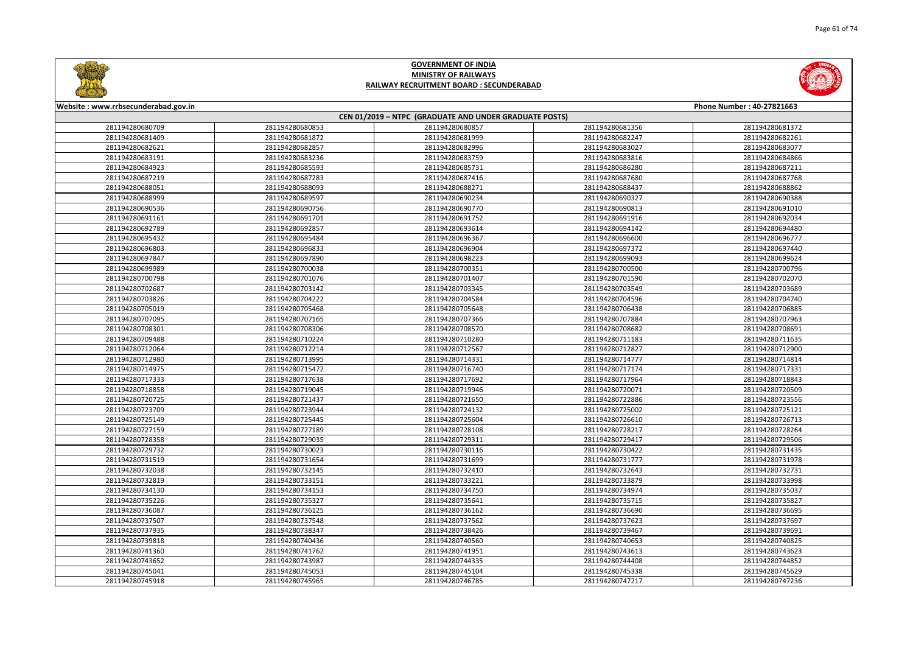# GOVERNMENT OF INDIA
## MINISTRY OF RAILWAYS
## RAILWAY RECRUITMENT BOARD : SECUNDERABAD

Website : www.rrbsecunderabad.gov.in | Phone Number : 40-27821663

### CEN 01/2019 – NTPC (GRADUATE AND UNDER GRADUATE POSTS)

| | | | | |
|---|---|---|---|---|
| 281194280680709 | 281194280680853 | 281194280680857 | 281194280681356 | 281194280681372 |
| 281194280681409 | 281194280681872 | 281194280681999 | 281194280682247 | 281194280682261 |
| 281194280682621 | 281194280682857 | 281194280682996 | 281194280683027 | 281194280683077 |
| 281194280683191 | 281194280683236 | 281194280683759 | 281194280683816 | 281194280684866 |
| 281194280684923 | 281194280685593 | 281194280685731 | 281194280686280 | 281194280687211 |
| 281194280687219 | 281194280687283 | 281194280687416 | 281194280687680 | 281194280687768 |
| 281194280688051 | 281194280688093 | 281194280688271 | 281194280688437 | 281194280688862 |
| 281194280688999 | 281194280689597 | 281194280690234 | 281194280690327 | 281194280690388 |
| 281194280690536 | 281194280690756 | 281194280690770 | 281194280690813 | 281194280691010 |
| 281194280691161 | 281194280691701 | 281194280691752 | 281194280691916 | 281194280692034 |
| 281194280692789 | 281194280692857 | 281194280693614 | 281194280694142 | 281194280694480 |
| 281194280695432 | 281194280695484 | 281194280696367 | 281194280696600 | 281194280696777 |
| 281194280696803 | 281194280696833 | 281194280696904 | 281194280697372 | 281194280697440 |
| 281194280697847 | 281194280697890 | 281194280698223 | 281194280699093 | 281194280699624 |
| 281194280699989 | 281194280700038 | 281194280700351 | 281194280700500 | 281194280700796 |
| 281194280700798 | 281194280701076 | 281194280701407 | 281194280701590 | 281194280702070 |
| 281194280702687 | 281194280703142 | 281194280703345 | 281194280703549 | 281194280703689 |
| 281194280703826 | 281194280704222 | 281194280704584 | 281194280704596 | 281194280704740 |
| 281194280705019 | 281194280705468 | 281194280705624 | 281194280706438 | 281194280706885 |
| 281194280707095 | 281194280707165 | 281194280707366 | 281194280707884 | 281194280707963 |
| 281194280708301 | 281194280708306 | 281194280708570 | 281194280708682 | 281194280708691 |
| 281194280709488 | 281194280710224 | 281194280710280 | 281194280711183 | 281194280711635 |
| 281194280712064 | 281194280712214 | 281194280712567 | 281194280712827 | 281194280712900 |
| 281194280712980 | 281194280713995 | 281194280714331 | 281194280714777 | 281194280714814 |
| 281194280714975 | 281194280715472 | 281194280716740 | 281194280717174 | 281194280717331 |
| 281194280717333 | 281194280717638 | 281194280717692 | 281194280717964 | 281194280718843 |
| 281194280718858 | 281194280719045 | 281194280719946 | 281194280720071 | 281194280720509 |
| 281194280720725 | 281194280721437 | 281194280721650 | 281194280722886 | 281194280723556 |
| 281194280723709 | 281194280723944 | 281194280724132 | 281194280725002 | 281194280725121 |
| 281194280725149 | 281194280725445 | 281194280725604 | 281194280726610 | 281194280726713 |
| 281194280727159 | 281194280727189 | 281194280728108 | 281194280728217 | 281194280728264 |
| 281194280728358 | 281194280729035 | 281194280729311 | 281194280729417 | 281194280729506 |
| 281194280729732 | 281194280730023 | 281194280730116 | 281194280730422 | 281194280731435 |
| 281194280731519 | 281194280731654 | 281194280731699 | 281194280731777 | 281194280731978 |
| 281194280732038 | 281194280732145 | 281194280732410 | 281194280732643 | 281194280732731 |
| 281194280732819 | 281194280733151 | 281194280733221 | 281194280733879 | 281194280733998 |
| 281194280734130 | 281194280734153 | 281194280734750 | 281194280734974 | 281194280735037 |
| 281194280735226 | 281194280735327 | 281194280735641 | 281194280735715 | 281194280735827 |
| 281194280736087 | 281194280736125 | 281194280736162 | 281194280736690 | 281194280736695 |
| 281194280737507 | 281194280737548 | 281194280737562 | 281194280737623 | 281194280737697 |
| 281194280737935 | 281194280738347 | 281194280738426 | 281194280739467 | 281194280739691 |
| 281194280739818 | 281194280740436 | 281194280740560 | 281194280740653 | 281194280740825 |
| 281194280741360 | 281194280741762 | 281194280741951 | 281194280743613 | 281194280743623 |
| 281194280743652 | 281194280743987 | 281194280744335 | 281194280744408 | 281194280744852 |
| 281194280745041 | 281194280745053 | 281194280745104 | 281194280745338 | 281194280745629 |
| 281194280745918 | 281194280745965 | 281194280746785 | 281194280747217 | 281194280747236 |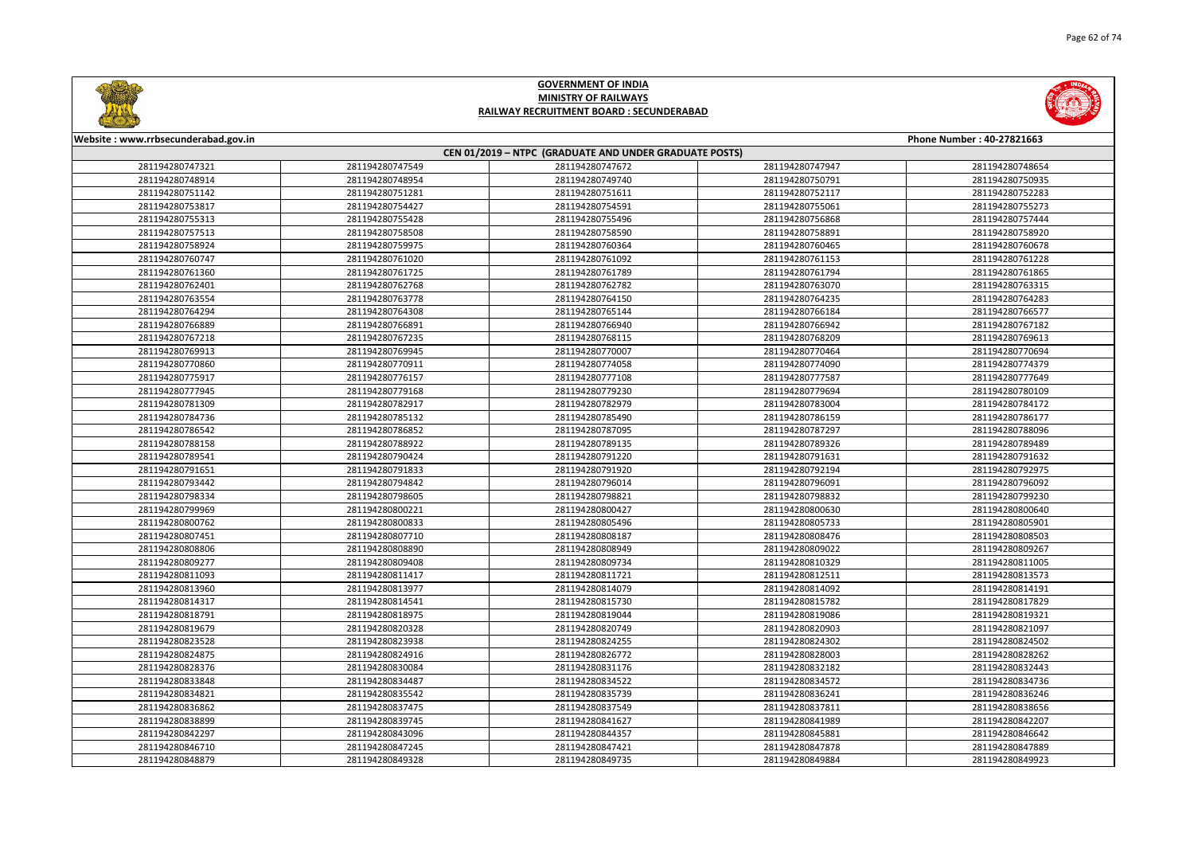# GOVERNMENT OF INDIA
## MINISTRY OF RAILWAYS
### RAILWAY RECRUITMENT BOARD : SECUNDERABAD

Website : www.rrbsecunderabad.gov.in | Phone Number : 40-27821663

**CEN 01/2019 – NTPC (GRADUATE AND UNDER GRADUATE POSTS)**

| | | | | |
|---|---|---|---|---|
| 281194280747321 | 281194280747549 | 281194280747672 | 281194280747947 | 281194280748654 |
| 281194280748914 | 281194280748954 | 281194280749740 | 281194280750791 | 281194280750935 |
| 281194280751142 | 281194280751281 | 281194280751611 | 281194280752117 | 281194280752283 |
| 281194280753817 | 281194280754427 | 281194280754591 | 281194280755061 | 281194280755273 |
| 281194280755313 | 281194280755428 | 281194280755496 | 281194280756868 | 281194280757444 |
| 281194280757513 | 281194280758508 | 281194280758590 | 281194280758891 | 281194280758920 |
| 281194280758924 | 281194280759975 | 281194280760364 | 281194280760465 | 281194280760678 |
| 281194280760747 | 281194280761020 | 281194280761092 | 281194280761153 | 281194280761228 |
| 281194280761360 | 281194280761725 | 281194280761789 | 281194280761794 | 281194280761865 |
| 281194280762401 | 281194280762768 | 281194280762782 | 281194280763070 | 281194280763315 |
| 281194280763554 | 281194280763778 | 281194280764150 | 281194280764235 | 281194280764283 |
| 281194280764294 | 281194280764308 | 281194280765144 | 281194280766184 | 281194280766577 |
| 281194280766889 | 281194280766891 | 281194280766940 | 281194280766942 | 281194280767182 |
| 281194280767218 | 281194280767235 | 281194280768115 | 281194280768209 | 281194280769613 |
| 281194280769913 | 281194280769945 | 281194280770007 | 281194280770464 | 281194280770694 |
| 281194280770860 | 281194280770911 | 281194280774058 | 281194280774090 | 281194280774379 |
| 281194280775917 | 281194280776157 | 281194280777108 | 281194280777587 | 281194280777649 |
| 281194280777945 | 281194280779168 | 281194280779230 | 281194280779694 | 281194280780109 |
| 281194280781309 | 281194280782917 | 281194280782979 | 281194280783004 | 281194280784172 |
| 281194280784736 | 281194280785132 | 281194280785490 | 281194280786159 | 281194280786177 |
| 281194280786542 | 281194280786852 | 281194280787095 | 281194280787297 | 281194280788096 |
| 281194280788158 | 281194280788922 | 281194280789135 | 281194280789326 | 281194280789489 |
| 281194280789541 | 281194280790424 | 281194280791220 | 281194280791631 | 281194280791632 |
| 281194280791651 | 281194280791833 | 281194280791920 | 281194280792194 | 281194280792975 |
| 281194280793442 | 281194280794842 | 281194280796014 | 281194280796091 | 281194280796092 |
| 281194280798334 | 281194280798605 | 281194280798821 | 281194280798832 | 281194280799230 |
| 281194280799969 | 281194280800221 | 281194280800427 | 281194280800630 | 281194280800640 |
| 281194280800762 | 281194280800833 | 281194280805496 | 281194280805733 | 281194280805901 |
| 281194280807451 | 281194280807710 | 281194280808187 | 281194280808476 | 281194280808503 |
| 281194280808806 | 281194280808890 | 281194280808949 | 281194280809022 | 281194280809267 |
| 281194280809277 | 281194280809408 | 281194280809734 | 281194280810329 | 281194280811005 |
| 281194280811093 | 281194280811417 | 281194280811721 | 281194280812511 | 281194280813573 |
| 281194280813960 | 281194280813977 | 281194280814079 | 281194280814092 | 281194280814191 |
| 281194280814317 | 281194280814541 | 281194280815730 | 281194280815782 | 281194280817829 |
| 281194280818791 | 281194280818975 | 281194280819044 | 281194280819086 | 281194280819321 |
| 281194280819679 | 281194280820328 | 281194280820749 | 281194280820903 | 281194280821097 |
| 281194280823528 | 281194280823938 | 281194280824255 | 281194280824302 | 281194280824502 |
| 281194280824875 | 281194280824916 | 281194280826772 | 281194280828003 | 281194280828262 |
| 281194280828376 | 281194280830084 | 281194280831176 | 281194280832182 | 281194280832443 |
| 281194280833848 | 281194280834487 | 281194280834522 | 281194280834572 | 281194280834736 |
| 281194280834821 | 281194280835542 | 281194280835739 | 281194280836241 | 281194280836246 |
| 281194280836862 | 281194280837475 | 281194280837549 | 281194280837811 | 281194280838656 |
| 281194280838899 | 281194280839745 | 281194280841627 | 281194280841989 | 281194280842207 |
| 281194280842297 | 281194280843096 | 281194280844357 | 281194280845881 | 281194280846642 |
| 281194280846710 | 281194280847245 | 281194280847421 | 281194280847878 | 281194280847889 |
| 281194280848879 | 281194280849328 | 281194280849735 | 281194280849884 | 281194280849923 |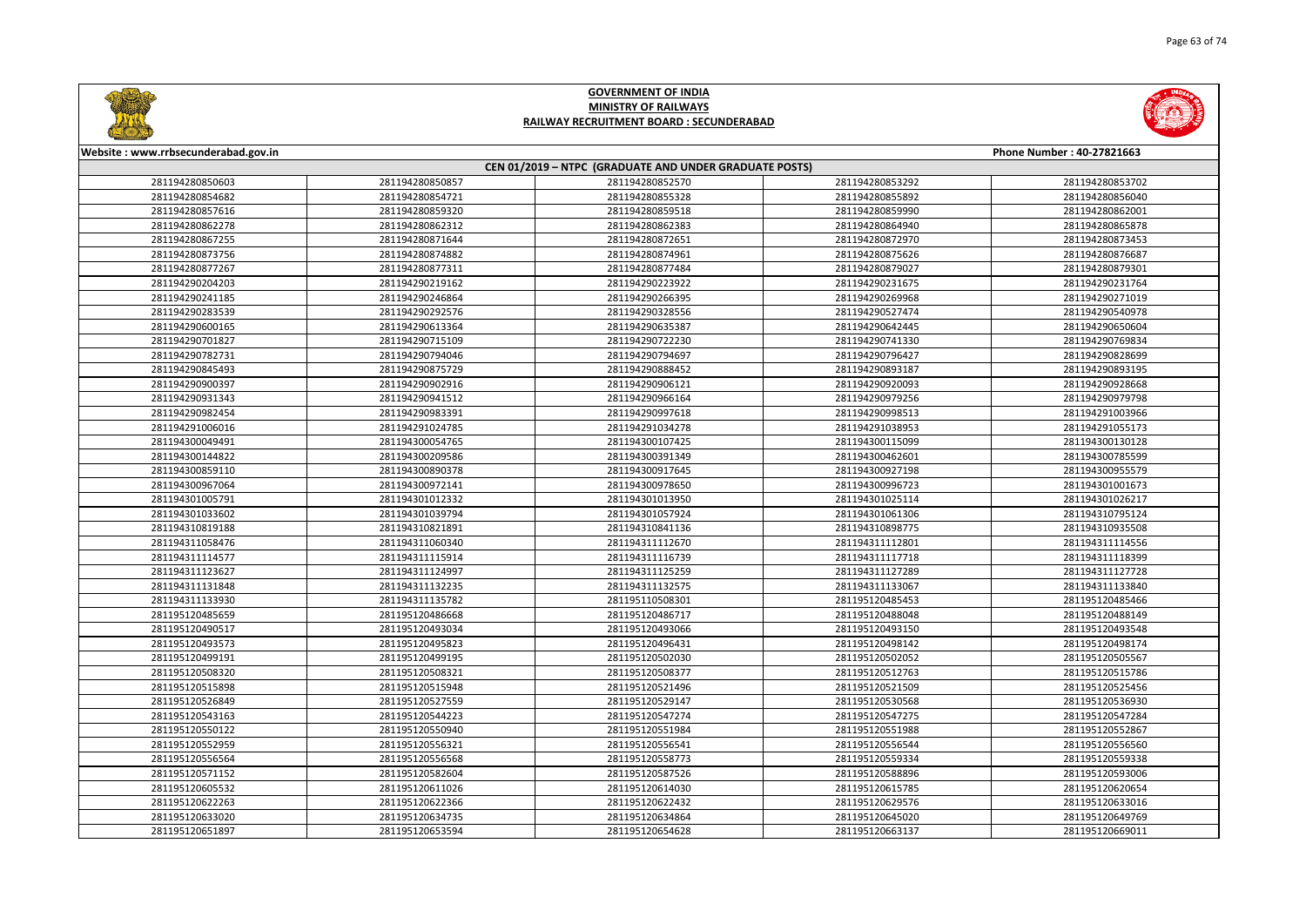# GOVERNMENT OF INDIA
## MINISTRY OF RAILWAYS
## RAILWAY RECRUITMENT BOARD : SECUNDERABAD

Website : www.rrbsecunderabad.gov.in | Phone Number : 40-27821663

### CEN 01/2019 – NTPC (GRADUATE AND UNDER GRADUATE POSTS)

| | | | | |
|---|---|---|---|---|
| 281194280850603 | 281194280850857 | 281194280852570 | 281194280853292 | 281194280853702 |
| 281194280854682 | 281194280854721 | 281194280855328 | 281194280855892 | 281194280856040 |
| 281194280857616 | 281194280859320 | 281194280859518 | 281194280859990 | 281194280862001 |
| 281194280862278 | 281194280862312 | 281194280862383 | 281194280864940 | 281194280865878 |
| 281194280867255 | 281194280871644 | 281194280872651 | 281194280872970 | 281194280873453 |
| 281194280873756 | 281194280874882 | 281194280874961 | 281194280875626 | 281194280876687 |
| 281194280877267 | 281194280877311 | 281194280877484 | 281194280879027 | 281194280879301 |
| 281194290204203 | 281194290219162 | 281194290223922 | 281194290231675 | 281194290231764 |
| 281194290241185 | 281194290246864 | 281194290266395 | 281194290269968 | 281194290271019 |
| 281194290283539 | 281194290292576 | 281194290328556 | 281194290527474 | 281194290540978 |
| 281194290600165 | 281194290613364 | 281194290635387 | 281194290642445 | 281194290650604 |
| 281194290701827 | 281194290715109 | 281194290722230 | 281194290741330 | 281194290769834 |
| 281194290782731 | 281194290794046 | 281194290794697 | 281194290796427 | 281194290828699 |
| 281194290845493 | 281194290875729 | 281194290888452 | 281194290893187 | 281194290893195 |
| 281194290900397 | 281194290902916 | 281194290906121 | 281194290920093 | 281194290928668 |
| 281194290931343 | 281194290941512 | 281194290966164 | 281194290979256 | 281194290979798 |
| 281194290982454 | 281194290983391 | 281194290997618 | 281194290998513 | 281194291003966 |
| 281194291006016 | 281194291024785 | 281194291034278 | 281194291038953 | 281194291055173 |
| 281194300049491 | 281194300054765 | 281194300107425 | 281194300115099 | 281194300130128 |
| 281194300144822 | 281194300209586 | 281194300391349 | 281194300462601 | 281194300785599 |
| 281194300859110 | 281194300890378 | 281194300917645 | 281194300927198 | 281194300955579 |
| 281194300967064 | 281194300972141 | 281194300978650 | 281194300996723 | 281194301001673 |
| 281194301005791 | 281194301012332 | 281194301013950 | 281194301025114 | 281194301026217 |
| 281194301033602 | 281194301039794 | 281194301057924 | 281194301061306 | 281194310795124 |
| 281194310819188 | 281194310821891 | 281194310841136 | 281194310898775 | 281194310935508 |
| 281194311058476 | 281194311060340 | 281194311112670 | 281194311112801 | 281194311114556 |
| 281194311114577 | 281194311115914 | 281194311116739 | 281194311117718 | 281194311118399 |
| 281194311123627 | 281194311124997 | 281194311125259 | 281194311127289 | 281194311127728 |
| 281194311131848 | 281194311132235 | 281194311132575 | 281194311133067 | 281194311133840 |
| 281194311133930 | 281194311135782 | 281195110508301 | 281195120485453 | 281195120485466 |
| 281195120485659 | 281195120486668 | 281195120486717 | 281195120488048 | 281195120488149 |
| 281195120490517 | 281195120493034 | 281195120493066 | 281195120493150 | 281195120493548 |
| 281195120493573 | 281195120495823 | 281195120496431 | 281195120498142 | 281195120498174 |
| 281195120499191 | 281195120499195 | 281195120502030 | 281195120502052 | 281195120505567 |
| 281195120508320 | 281195120508321 | 281195120508377 | 281195120512763 | 281195120515786 |
| 281195120515898 | 281195120515948 | 281195120521496 | 281195120521509 | 281195120525456 |
| 281195120526849 | 281195120527559 | 281195120529147 | 281195120530568 | 281195120536930 |
| 281195120543163 | 281195120544223 | 281195120547274 | 281195120547275 | 281195120547284 |
| 281195120550122 | 281195120550940 | 281195120551984 | 281195120551988 | 281195120552867 |
| 281195120552959 | 281195120556321 | 281195120556541 | 281195120556544 | 281195120556560 |
| 281195120556564 | 281195120556568 | 281195120558773 | 281195120559334 | 281195120559338 |
| 281195120571152 | 281195120582604 | 281195120587526 | 281195120588896 | 281195120593006 |
| 281195120605532 | 281195120611026 | 281195120614030 | 281195120615785 | 281195120620654 |
| 281195120622263 | 281195120622366 | 281195120622432 | 281195120629576 | 281195120633016 |
| 281195120633020 | 281195120634735 | 281195120634864 | 281195120645020 | 281195120649769 |
| 281195120651897 | 281195120653594 | 281195120654628 | 281195120663137 | 281195120669011 |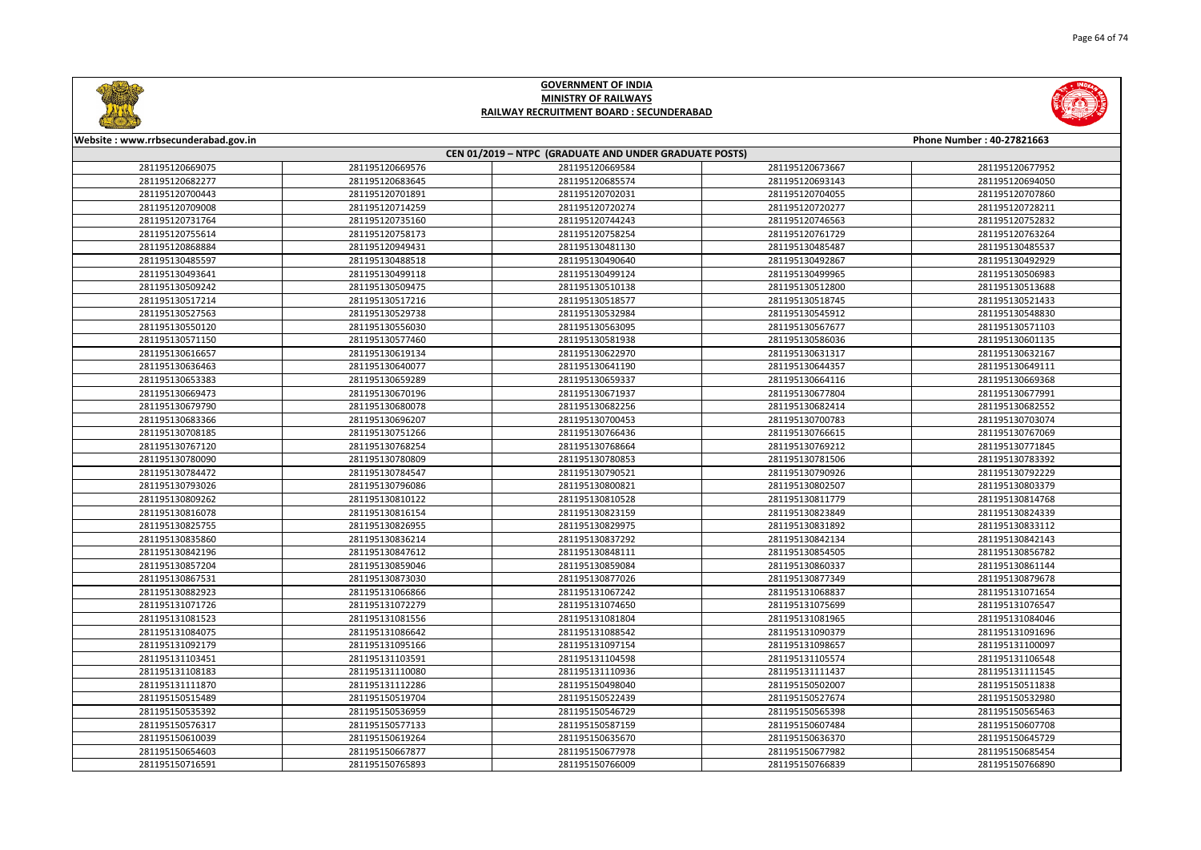# GOVERNMENT OF INDIA
## MINISTRY OF RAILWAYS
### RAILWAY RECRUITMENT BOARD : SECUNDERABAD

Website : www.rrbsecunderabad.gov.in

Phone Number : 40-27821663

**CEN 01/2019 – NTPC (GRADUATE AND UNDER GRADUATE POSTS)**

| | | | | |
|---|---|---|---|---|
| 281195120669075 | 281195120669576 | 281195120669584 | 281195120673667 | 281195120677952 |
| 281195120682277 | 281195120683645 | 281195120685574 | 281195120693143 | 281195120694050 |
| 281195120700443 | 281195120701891 | 281195120702031 | 281195120704055 | 281195120707860 |
| 281195120709008 | 281195120714259 | 281195120720274 | 281195120720277 | 281195120728211 |
| 281195120731764 | 281195120735160 | 281195120744243 | 281195120746563 | 281195120752832 |
| 281195120755614 | 281195120758173 | 281195120758254 | 281195120761729 | 281195120763264 |
| 281195120868884 | 281195120949431 | 281195130481130 | 281195130485487 | 281195130485537 |
| 281195130485597 | 281195130488518 | 281195130490640 | 281195130492867 | 281195130492929 |
| 281195130493641 | 281195130499118 | 281195130499124 | 281195130499965 | 281195130506983 |
| 281195130509242 | 281195130509475 | 281195130510138 | 281195130512800 | 281195130513688 |
| 281195130517214 | 281195130517216 | 281195130518577 | 281195130518745 | 281195130521433 |
| 281195130527563 | 281195130529738 | 281195130532984 | 281195130545912 | 281195130548830 |
| 281195130550120 | 281195130556030 | 281195130563095 | 281195130567677 | 281195130571103 |
| 281195130571150 | 281195130577460 | 281195130581938 | 281195130586036 | 281195130601135 |
| 281195130616657 | 281195130619134 | 281195130622970 | 281195130631317 | 281195130632167 |
| 281195130636463 | 281195130640077 | 281195130641190 | 281195130644357 | 281195130649111 |
| 281195130653383 | 281195130659289 | 281195130659337 | 281195130664116 | 281195130669368 |
| 281195130669473 | 281195130670196 | 281195130671937 | 281195130677804 | 281195130677991 |
| 281195130679790 | 281195130680078 | 281195130682256 | 281195130682414 | 281195130682552 |
| 281195130683366 | 281195130696207 | 281195130700453 | 281195130700783 | 281195130703074 |
| 281195130708185 | 281195130751266 | 281195130766436 | 281195130766615 | 281195130767069 |
| 281195130767120 | 281195130768254 | 281195130768664 | 281195130769212 | 281195130771845 |
| 281195130780090 | 281195130780809 | 281195130780853 | 281195130781506 | 281195130783392 |
| 281195130784472 | 281195130784547 | 281195130790521 | 281195130790926 | 281195130792229 |
| 281195130793026 | 281195130796086 | 281195130800821 | 281195130802507 | 281195130803379 |
| 281195130809262 | 281195130810122 | 281195130810528 | 281195130811779 | 281195130814768 |
| 281195130816078 | 281195130816154 | 281195130823159 | 281195130823849 | 281195130824339 |
| 281195130825755 | 281195130826955 | 281195130829975 | 281195130831892 | 281195130833112 |
| 281195130835860 | 281195130836214 | 281195130837292 | 281195130842134 | 281195130842143 |
| 281195130842196 | 281195130847612 | 281195130848111 | 281195130854505 | 281195130856782 |
| 281195130857204 | 281195130859046 | 281195130859084 | 281195130860337 | 281195130861144 |
| 281195130867531 | 281195130873030 | 281195130877026 | 281195130877349 | 281195130879678 |
| 281195130882923 | 281195131066866 | 281195131067242 | 281195131068837 | 281195131071654 |
| 281195131071726 | 281195131072279 | 281195131074650 | 281195131075699 | 281195131076547 |
| 281195131081523 | 281195131081556 | 281195131081804 | 281195131081965 | 281195131084046 |
| 281195131084075 | 281195131086642 | 281195131088542 | 281195131090379 | 281195131091696 |
| 281195131092179 | 281195131095166 | 281195131097154 | 281195131098657 | 281195131100097 |
| 281195131103451 | 281195131103591 | 281195131104598 | 281195131105574 | 281195131106548 |
| 281195131108183 | 281195131110080 | 281195131110936 | 281195131111437 | 281195131111545 |
| 281195131111870 | 281195131112286 | 281195150498040 | 281195150502007 | 281195150511838 |
| 281195150515489 | 281195150519704 | 281195150522439 | 281195150527674 | 281195150532980 |
| 281195150535392 | 281195150536959 | 281195150546729 | 281195150565398 | 281195150565463 |
| 281195150576317 | 281195150577133 | 281195150587159 | 281195150607484 | 281195150607708 |
| 281195150610039 | 281195150619264 | 281195150635670 | 281195150636370 | 281195150645729 |
| 281195150654603 | 281195150667877 | 281195150677978 | 281195150677982 | 281195150685454 |
| 281195150716591 | 281195150765893 | 281195150766009 | 281195150766839 | 281195150766890 |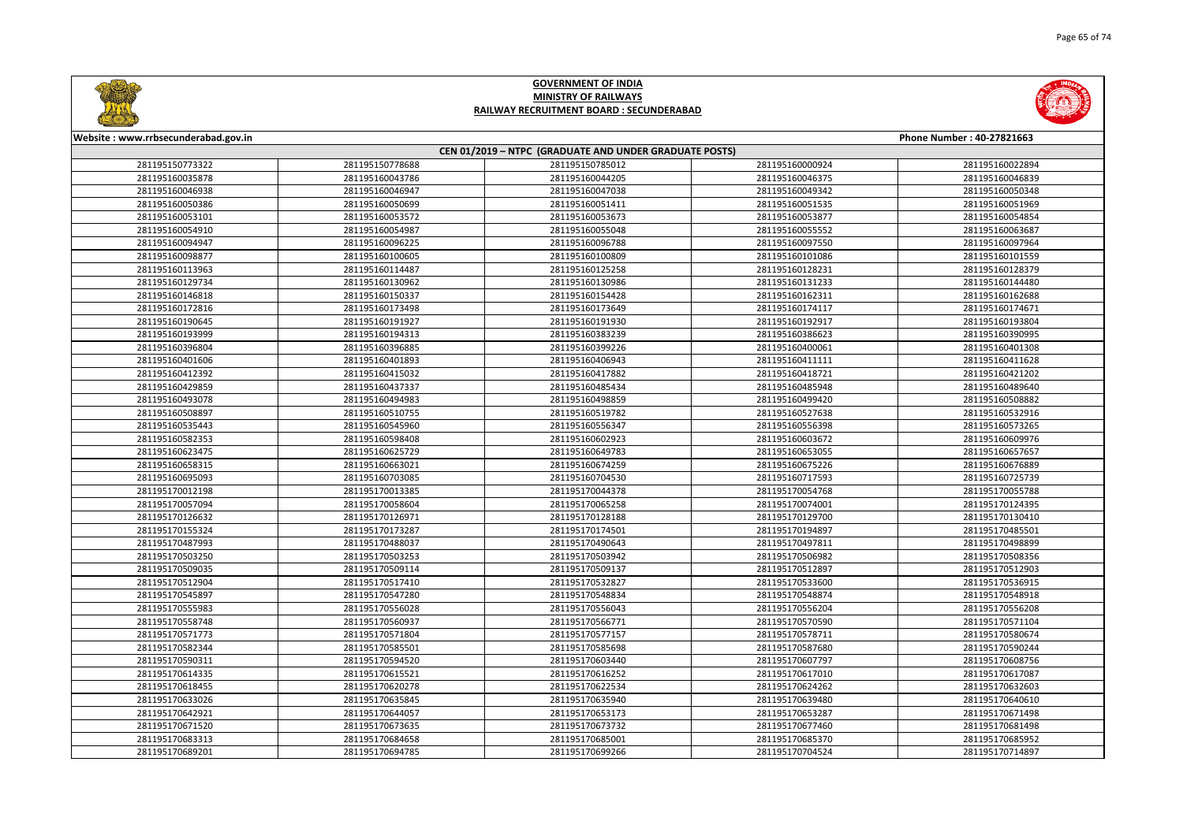# GOVERNMENT OF INDIA
## MINISTRY OF RAILWAYS
### RAILWAY RECRUITMENT BOARD : SECUNDERABAD

Website : www.rrbsecunderabad.gov.in | Phone Number : 40-27821663

**CEN 01/2019 – NTPC (GRADUATE AND UNDER GRADUATE POSTS)**

| | | | | |
|---|---|---|---|---|
| 281195150773322 | 281195150778688 | 281195150785012 | 281195160000924 | 281195160022894 |
| 281195160035878 | 281195160043786 | 281195160044205 | 281195160046375 | 281195160046839 |
| 281195160046938 | 281195160046947 | 281195160047038 | 281195160049342 | 281195160050348 |
| 281195160050386 | 281195160050699 | 281195160051411 | 281195160051535 | 281195160051969 |
| 281195160053101 | 281195160053572 | 281195160053673 | 281195160053877 | 281195160054854 |
| 281195160054910 | 281195160054987 | 281195160055048 | 281195160055552 | 281195160063687 |
| 281195160094947 | 281195160096225 | 281195160096788 | 281195160097550 | 281195160097964 |
| 281195160098877 | 281195160100605 | 281195160100809 | 281195160101086 | 281195160101559 |
| 281195160113963 | 281195160114487 | 281195160125258 | 281195160128231 | 281195160128379 |
| 281195160129734 | 281195160130962 | 281195160130986 | 281195160131233 | 281195160144480 |
| 281195160146818 | 281195160150337 | 281195160154428 | 281195160162311 | 281195160162688 |
| 281195160172816 | 281195160173498 | 281195160173649 | 281195160174117 | 281195160174671 |
| 281195160190645 | 281195160191927 | 281195160191930 | 281195160192917 | 281195160193804 |
| 281195160193999 | 281195160194313 | 281195160383239 | 281195160386623 | 281195160390995 |
| 281195160396804 | 281195160396885 | 281195160399226 | 281195160400061 | 281195160401308 |
| 281195160401606 | 281195160401893 | 281195160406943 | 281195160411111 | 281195160411628 |
| 281195160412392 | 281195160415032 | 281195160417882 | 281195160418721 | 281195160421202 |
| 281195160429859 | 281195160437337 | 281195160485434 | 281195160485948 | 281195160489640 |
| 281195160493078 | 281195160494983 | 281195160498859 | 281195160499420 | 281195160508882 |
| 281195160508897 | 281195160510755 | 281195160519782 | 281195160527638 | 281195160532916 |
| 281195160535443 | 281195160545960 | 281195160556347 | 281195160556398 | 281195160573265 |
| 281195160582353 | 281195160598408 | 281195160602923 | 281195160603672 | 281195160609976 |
| 281195160623475 | 281195160625729 | 281195160649783 | 281195160653055 | 281195160657657 |
| 281195160658315 | 281195160663021 | 281195160674259 | 281195160675226 | 281195160676889 |
| 281195160695093 | 281195160703085 | 281195160704530 | 281195160717593 | 281195160725739 |
| 281195170012198 | 281195170013385 | 281195170044378 | 281195170054768 | 281195170055788 |
| 281195170057094 | 281195170058604 | 281195170065258 | 281195170074001 | 281195170124395 |
| 281195170126632 | 281195170126971 | 281195170128188 | 281195170129700 | 281195170130410 |
| 281195170155324 | 281195170173287 | 281195170174501 | 281195170194897 | 281195170485501 |
| 281195170487993 | 281195170488037 | 281195170490643 | 281195170497811 | 281195170498899 |
| 281195170503250 | 281195170503253 | 281195170503942 | 281195170506982 | 281195170508356 |
| 281195170509035 | 281195170509114 | 281195170509137 | 281195170512897 | 281195170512903 |
| 281195170512904 | 281195170517410 | 281195170532827 | 281195170533600 | 281195170536915 |
| 281195170545897 | 281195170547280 | 281195170548834 | 281195170548874 | 281195170548918 |
| 281195170555983 | 281195170556028 | 281195170556043 | 281195170556204 | 281195170556208 |
| 281195170558748 | 281195170560937 | 281195170566771 | 281195170570590 | 281195170571104 |
| 281195170571773 | 281195170571804 | 281195170577157 | 281195170578711 | 281195170580674 |
| 281195170582344 | 281195170585501 | 281195170585698 | 281195170587680 | 281195170590244 |
| 281195170590311 | 281195170594520 | 281195170603440 | 281195170607797 | 281195170608756 |
| 281195170614335 | 281195170615521 | 281195170616252 | 281195170617010 | 281195170617087 |
| 281195170618455 | 281195170620278 | 281195170624534 | 281195170624262 | 281195170632603 |
| 281195170633026 | 281195170635845 | 281195170635940 | 281195170639480 | 281195170640610 |
| 281195170642921 | 281195170644057 | 281195170653173 | 281195170653287 | 281195170671498 |
| 281195170671520 | 281195170673635 | 281195170673732 | 281195170677460 | 281195170681498 |
| 281195170683313 | 281195170684658 | 281195170685001 | 281195170685370 | 281195170685952 |
| 281195170689201 | 281195170694785 | 281195170699266 | 281195170704524 | 281195170714897 |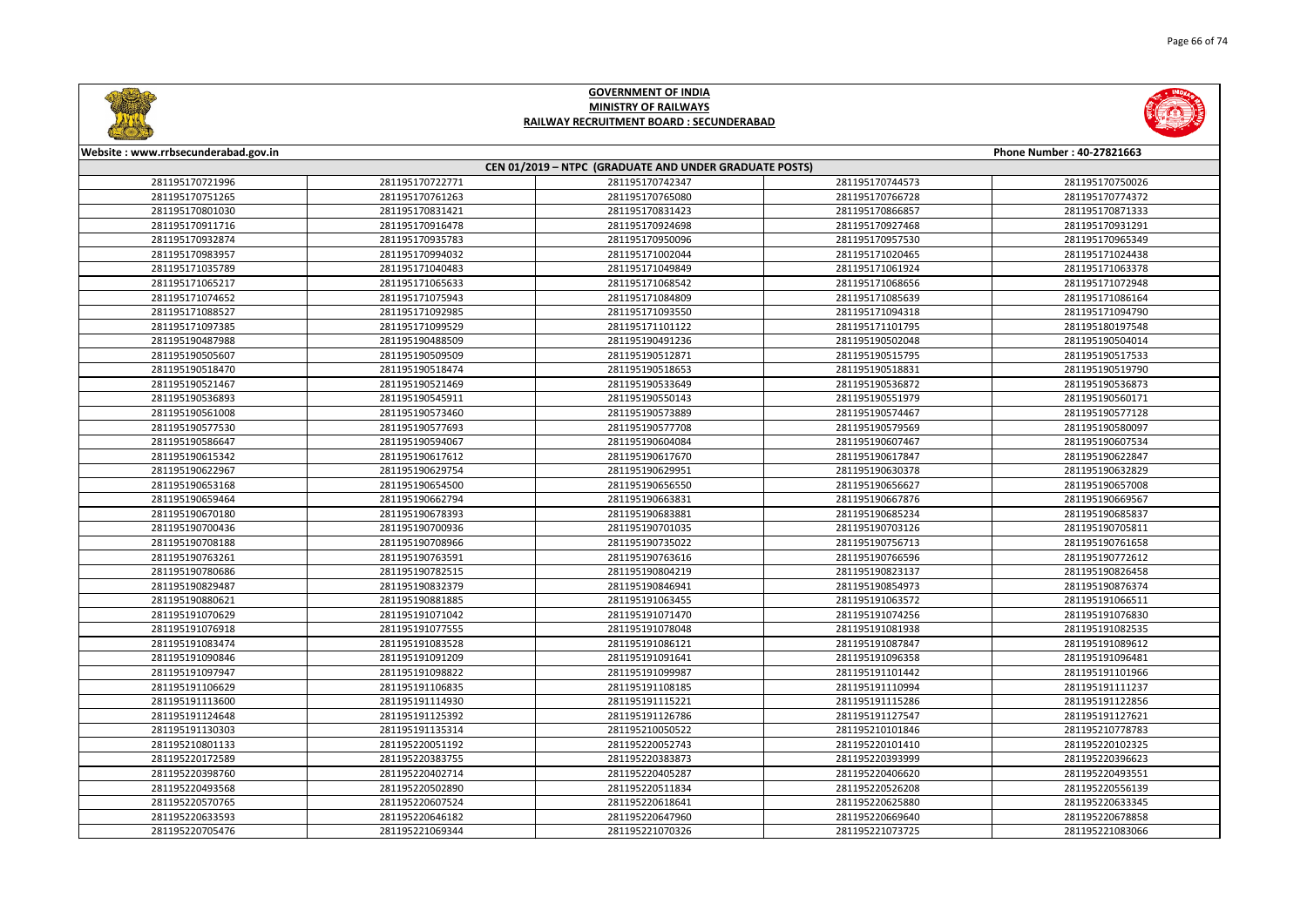# GOVERNMENT OF INDIA
## MINISTRY OF RAILWAYS
## RAILWAY RECRUITMENT BOARD : SECUNDERABAD

Website : www.rrbsecunderabad.gov.in

Phone Number : 40-27821663

### CEN 01/2019 – NTPC (GRADUATE AND UNDER GRADUATE POSTS)

| | | | | |
|---|---|---|---|---|
| 281195170721996 | 281195170722771 | 281195170742347 | 281195170744573 | 281195170750026 |
| 281195170751265 | 281195170765080 | 281195170766728 | 281195170774372 | |
| 281195170801030 | 281195170831421 | 281195170831423 | 281195170866857 | 281195170871333 |
| 281195170911716 | 281195170916478 | 281195170924698 | 281195170927468 | 281195170931291 |
| 281195170932874 | 281195170935783 | 281195170950096 | 281195170957530 | 281195170965349 |
| 281195170983957 | 281195170994032 | 281195171002044 | 281195171020465 | 281195171024438 |
| 281195171035789 | 281195171040483 | 281195171049849 | 281195171061924 | 281195171063378 |
| 281195171065217 | 281195171065633 | 281195171068542 | 281195171068656 | 281195171072948 |
| 281195171074652 | 281195171075943 | 281195171084809 | 281195171085639 | 281195171086164 |
| 281195171088527 | 281195171092985 | 281195171093550 | 281195171094318 | 281195171094790 |
| 281195171097385 | 281195171099529 | 281195171101122 | 281195171101795 | 281195180197548 |
| 281195190487988 | 281195190488509 | 281195190491236 | 281195190502048 | 281195190504014 |
| 281195190505607 | 281195190509509 | 281195190512871 | 281195190515795 | 281195190517533 |
| 281195190518470 | 281195190518474 | 281195190518653 | 281195190518831 | 281195190519790 |
| 281195190521467 | 281195190521469 | 281195190533649 | 281195190536872 | 281195190536873 |
| 281195190536893 | 281195190545911 | 281195190550143 | 281195190551979 | 281195190560171 |
| 281195190561008 | 281195190573460 | 281195190573889 | 281195190574467 | 281195190577128 |
| 281195190577530 | 281195190577693 | 281195190577708 | 281195190579569 | 281195190580097 |
| 281195190586647 | 281195190594067 | 281195190604084 | 281195190607467 | 281195190607534 |
| 281195190615342 | 281195190617612 | 281195190617670 | 281195190617847 | 281195190622847 |
| 281195190622967 | 281195190629754 | 281195190629951 | 281195190630378 | 281195190632829 |
| 281195190653168 | 281195190654500 | 281195190656550 | 281195190656627 | 281195190657008 |
| 281195190659464 | 281195190662794 | 281195190663831 | 281195190667876 | 281195190669567 |
| 281195190670180 | 281195190678393 | 281195190683881 | 281195190685234 | 281195190685837 |
| 281195190700436 | 281195190700936 | 281195190701035 | 281195190703126 | 281195190705811 |
| 281195190708188 | 281195190708966 | 281195190735022 | 281195190756713 | 281195190761658 |
| 281195190763261 | 281195190763591 | 281195190763616 | 281195190766596 | 281195190772612 |
| 281195190780686 | 281195190782515 | 281195190804219 | 281195190823137 | 281195190826458 |
| 281195190829487 | 281195190832379 | 281195190846941 | 281195190854973 | 281195190876374 |
| 281195190880621 | 281195190881885 | 281195191063455 | 281195191063572 | 281195191066511 |
| 281195191070629 | 281195191071042 | 281195191071470 | 281195191074256 | 281195191076830 |
| 281195191076918 | 281195191077555 | 281195191078048 | 281195191081938 | 281195191082535 |
| 281195191083474 | 281195191083528 | 281195191086121 | 281195191087847 | 281195191089612 |
| 281195191090846 | 281195191091209 | 281195191091641 | 281195191096358 | 281195191096481 |
| 281195191097947 | 281195191098822 | 281195191099987 | 281195191101442 | 281195191101966 |
| 281195191106629 | 281195191108185 | 281195191110994 | 281195191111237 | |
| 281195191113600 | 281195191114930 | 281195191115221 | 281195191115286 | 281195191122856 |
| 281195191124648 | 281195191125392 | 281195191126786 | 281195191127547 | 281195191127621 |
| 281195191130303 | 281195191135314 | 281195210050522 | 281195210101846 | 281195210778783 |
| 281195210801133 | 281195220051192 | 281195220052743 | 281195220101410 | 281195220102325 |
| 281195220172589 | 281195220383755 | 281195220383873 | 281195220393999 | 281195220396623 |
| 281195220398760 | 281195220402714 | 281195220405287 | 281195220406620 | 281195220493551 |
| 281195220493568 | 281195220502890 | 281195220511834 | 281195220526208 | 281195220556139 |
| 281195220570765 | 281195220607524 | 281195220618641 | 281195220625880 | 281195220633345 |
| 281195220633593 | 281195220646182 | 281195220647960 | 281195220669640 | 281195220678858 |
| 281195220705476 | 281195221069344 | 281195221070326 | 281195221073725 | 281195221083066 |

# GOVERNMENT OF INDIA
## MINISTRY OF RAILWAYS
## RAILWAY RECRUITMENT BOARD : SECUNDERABAD

Website : www.rrbsecunderabad.gov.in

Phone Number : 40-27821663

### CEN 01/2019 – NTPC (GRADUATE AND UNDER GRADUATE POSTS)

| | | | | |
|---|---|---|---|---|
| 281195170721996 | 281195170722771 | 281195170742347 | 281195170744573 | 281195170750026 |
| 281195170751265 | 281195170761263 | 281195170765080 | 281195170766728 | 281195170774372 |
| 281195170801030 | 281195170831421 | 281195170831423 | 281195170866857 | 281195170871333 |
| 281195170911716 | 281195170916478 | 281195170924698 | 281195170927468 | 281195170931291 |
| 281195170932874 | 281195170935783 | 281195170950096 | 281195170957530 | 281195170965349 |
| 281195170983957 | 281195170994032 | 281195171002044 | 281195171020465 | 281195171024438 |
| 281195171035789 | 281195171040483 | 281195171049849 | 281195171061924 | 281195171063378 |
| 281195171065217 | 281195171065633 | 281195171068542 | 281195171068656 | 281195171072948 |
| 281195171074652 | 281195171075943 | 281195171084809 | 281195171085639 | 281195171086164 |
| 281195171088527 | 281195171092985 | 281195171093550 | 281195171094318 | 281195171094790 |
| 281195171097385 | 281195171099529 | 281195171101122 | 281195171101795 | 281195180197548 |
| 281195190487988 | 281195190488509 | 281195190491236 | 281195190502048 | 281195190504014 |
| 281195190505607 | 281195190509509 | 281195190512871 | 281195190515795 | 281195190517533 |
| 281195190518470 | 281195190518474 | 281195190518653 | 281195190518831 | 281195190519790 |
| 281195190521467 | 281195190521469 | 281195190533649 | 281195190536872 | 281195190536873 |
| 281195190536893 | 281195190545911 | 281195190550143 | 281195190551979 | 281195190560171 |
| 281195190561008 | 281195190573460 | 281195190573889 | 281195190574467 | 281195190577128 |
| 281195190577530 | 281195190577693 | 281195190577708 | 281195190579569 | 281195190580097 |
| 281195190586647 | 281195190594067 | 281195190604084 | 281195190607467 | 281195190607534 |
| 281195190615342 | 281195190617612 | 281195190617670 | 281195190617847 | 281195190622847 |
| 281195190622967 | 281195190629754 | 281195190629951 | 281195190630378 | 281195190632829 |
| 281195190653168 | 281195190654500 | 281195190656550 | 281195190656627 | 281195190657008 |
| 281195190659464 | 281195190662794 | 281195190663831 | 281195190667876 | 281195190669567 |
| 281195190670180 | 281195190678393 | 281195190683881 | 281195190685234 | 281195190685837 |
| 281195190700436 | 281195190700936 | 281195190701035 | 281195190703126 | 281195190705811 |
| 281195190708188 | 281195190708966 | 281195190735022 | 281195190756713 | 281195190761658 |
| 281195190763261 | 281195190763591 | 281195190763616 | 281195190766596 | 281195190772612 |
| 281195190780686 | 281195190782515 | 281195190804219 | 281195190823137 | 281195190826458 |
| 281195190829487 | 281195190832379 | 281195190846941 | 281195190854973 | 281195190876374 |
| 281195190880621 | 281195190881885 | 281195191063455 | 281195191063572 | 281195191066511 |
| 281195191070629 | 281195191071042 | 281195191071470 | 281195191074256 | 281195191076830 |
| 281195191076918 | 281195191077555 | 281195191078048 | 281195191081938 | 281195191082535 |
| 281195191083474 | 281195191083528 | 281195191086121 | 281195191087847 | 281195191089612 |
| 281195191090846 | 281195191091209 | 281195191091641 | 281195191096358 | 281195191096481 |
| 281195191097947 | 281195191098822 | 281195191099987 | 281195191101442 | 281195191101966 |
| 281195191106629 | 281195191108185 | 281195191110994 | 281195191111237 | 281195191111237 |
| 281195191113600 | 281195191114930 | 281195191115221 | 281195191115286 | 281195191122856 |
| 281195191124648 | 281195191125392 | 281195191126786 | 281195191127547 | 281195191127621 |
| 281195191130303 | 281195191135314 | 281195210050522 | 281195210101846 | 281195210778783 |
| 281195210801133 | 281195220051192 | 281195220052743 | 281195220101410 | 281195220102325 |
| 281195220172589 | 281195220383755 | 281195220383873 | 281195220393999 | 281195220396623 |
| 281195220398760 | 281195220402714 | 281195220405287 | 281195220406620 | 281195220493551 |
| 281195220493568 | 281195220502890 | 281195220511834 | 281195220526208 | 281195220556139 |
| 281195220570765 | 281195220607524 | 281195220618641 | 281195220625880 | 281195220633345 |
| 281195220633593 | 281195220646182 | 281195220647960 | 281195220669640 | 281195220678858 |
| 281195220705476 | 281195221069344 | 281195221070326 | 281195221073725 | 281195221083066 |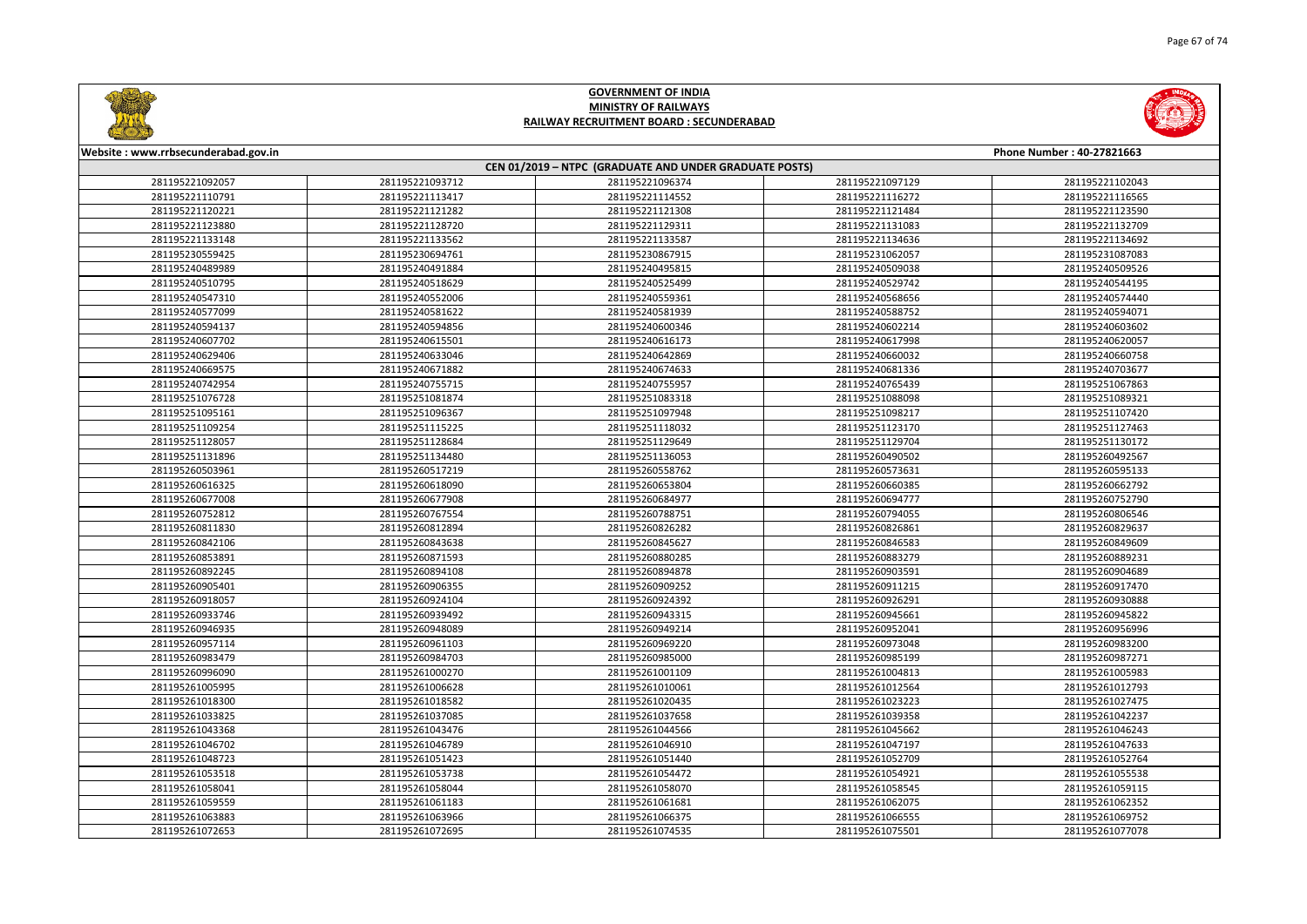# GOVERNMENT OF INDIA
## MINISTRY OF RAILWAYS
### RAILWAY RECRUITMENT BOARD : SECUNDERABAD

Website : www.rrbsecunderabad.gov.in | Phone Number : 40-27821663

**CEN 01/2019 – NTPC (GRADUATE AND UNDER GRADUATE POSTS)**

| | | | | |
|---|---|---|---|---|
| 281195221092057 | 281195221093712 | 281195221096374 | 281195221097129 | 281195221102043 |
| 281195221110791 | 281195221113417 | 281195221114552 | 281195221116272 | 281195221116565 |
| 281195221120221 | 281195221121282 | 281195221121308 | 281195221121484 | 281195221123590 |
| 281195221123880 | 281195221128720 | 281195221129311 | 281195221131083 | 281195221132709 |
| 281195221133148 | 281195221133562 | 281195221133587 | 281195221134636 | 281195221134692 |
| 281195230559425 | 281195230694761 | 281195230867915 | 281195231062057 | 281195231087083 |
| 281195240489989 | 281195240491884 | 281195240495815 | 281195240509038 | 281195240509526 |
| 281195240510795 | 281195240518629 | 281195240525499 | 281195240529742 | 281195240544195 |
| 281195240547310 | 281195240552006 | 281195240559361 | 281195240568656 | 281195240574440 |
| 281195240577099 | 281195240581622 | 281195240581939 | 281195240588752 | 281195240594071 |
| 281195240594137 | 281195240594856 | 281195240600346 | 281195240602214 | 281195240603602 |
| 281195240607702 | 281195240615501 | 281195240616173 | 281195240617998 | 281195240620057 |
| 281195240629406 | 281195240633046 | 281195240642869 | 281195240660032 | 281195240660758 |
| 281195240669575 | 281195240671882 | 281195240674633 | 281195240681336 | 281195240703677 |
| 281195240742954 | 281195240755715 | 281195240755957 | 281195240765439 | 281195251067863 |
| 281195251076728 | 281195251081874 | 281195251083318 | 281195251088098 | 281195251089321 |
| 281195251095161 | 281195251096367 | 281195251097948 | 281195251098217 | 281195251107420 |
| 281195251109254 | 281195251115225 | 281195251118032 | 281195251123170 | 281195251127463 |
| 281195251128057 | 281195251128684 | 281195251129649 | 281195251129704 | 281195251130172 |
| 281195251131896 | 281195251134480 | 281195251136053 | 281195260490502 | 281195260492567 |
| 281195260503961 | 281195260517219 | 281195260558762 | 281195260573631 | 281195260595133 |
| 281195260616325 | 281195260618090 | 281195260653804 | 281195260660385 | 281195260662792 |
| 281195260677008 | 281195260677908 | 281195260684977 | 281195260694777 | 281195260752790 |
| 281195260752812 | 281195260767554 | 281195260788751 | 281195260794055 | 281195260806546 |
| 281195260811830 | 281195260812894 | 281195260826282 | 281195260826861 | 281195260829637 |
| 281195260842106 | 281195260843638 | 281195260845627 | 281195260846583 | 281195260849609 |
| 281195260853891 | 281195260871593 | 281195260880285 | 281195260883279 | 281195260889231 |
| 281195260892245 | 281195260894108 | 281195260894878 | 281195260903591 | 281195260904689 |
| 281195260905401 | 281195260906355 | 281195260909252 | 281195260911215 | 281195260917470 |
| 281195260918057 | 281195260924104 | 281195260924392 | 281195260926291 | 281195260930888 |
| 281195260933746 | 281195260939492 | 281195260943315 | 281195260945661 | 281195260945822 |
| 281195260946935 | 281195260948089 | 281195260949214 | 281195260952041 | 281195260956996 |
| 281195260957114 | 281195260961103 | 281195260969220 | 281195260973048 | 281195260983200 |
| 281195260983479 | 281195260984703 | 281195260985000 | 281195260985199 | 281195260987271 |
| 281195260996090 | 281195261000270 | 281195261001109 | 281195261004813 | 281195261005983 |
| 281195261005995 | 281195261006628 | 281195261010061 | 281195261012564 | 281195261012793 |
| 281195261018300 | 281195261018582 | 281195261020435 | 281195261023223 | 281195261027475 |
| 281195261033825 | 281195261037085 | 281195261037658 | 281195261039358 | 281195261042237 |
| 281195261043368 | 281195261043476 | 281195261044566 | 281195261045662 | 281195261046243 |
| 281195261046702 | 281195261046789 | 281195261046910 | 281195261047197 | 281195261047633 |
| 281195261048723 | 281195261051423 | 281195261051440 | 281195261052709 | 281195261052764 |
| 281195261053518 | 281195261053738 | 281195261054472 | 281195261054921 | 281195261055538 |
| 281195261058041 | 281195261058044 | 281195261058070 | 281195261058545 | 281195261059115 |
| 281195261059559 | 281195261061183 | 281195261061681 | 281195261062075 | 281195261062352 |
| 281195261063883 | 281195261063966 | 281195261066375 | 281195261066555 | 281195261069752 |
| 281195261072653 | 281195261072695 | 281195261074535 | 281195261075501 | 281195261077078 |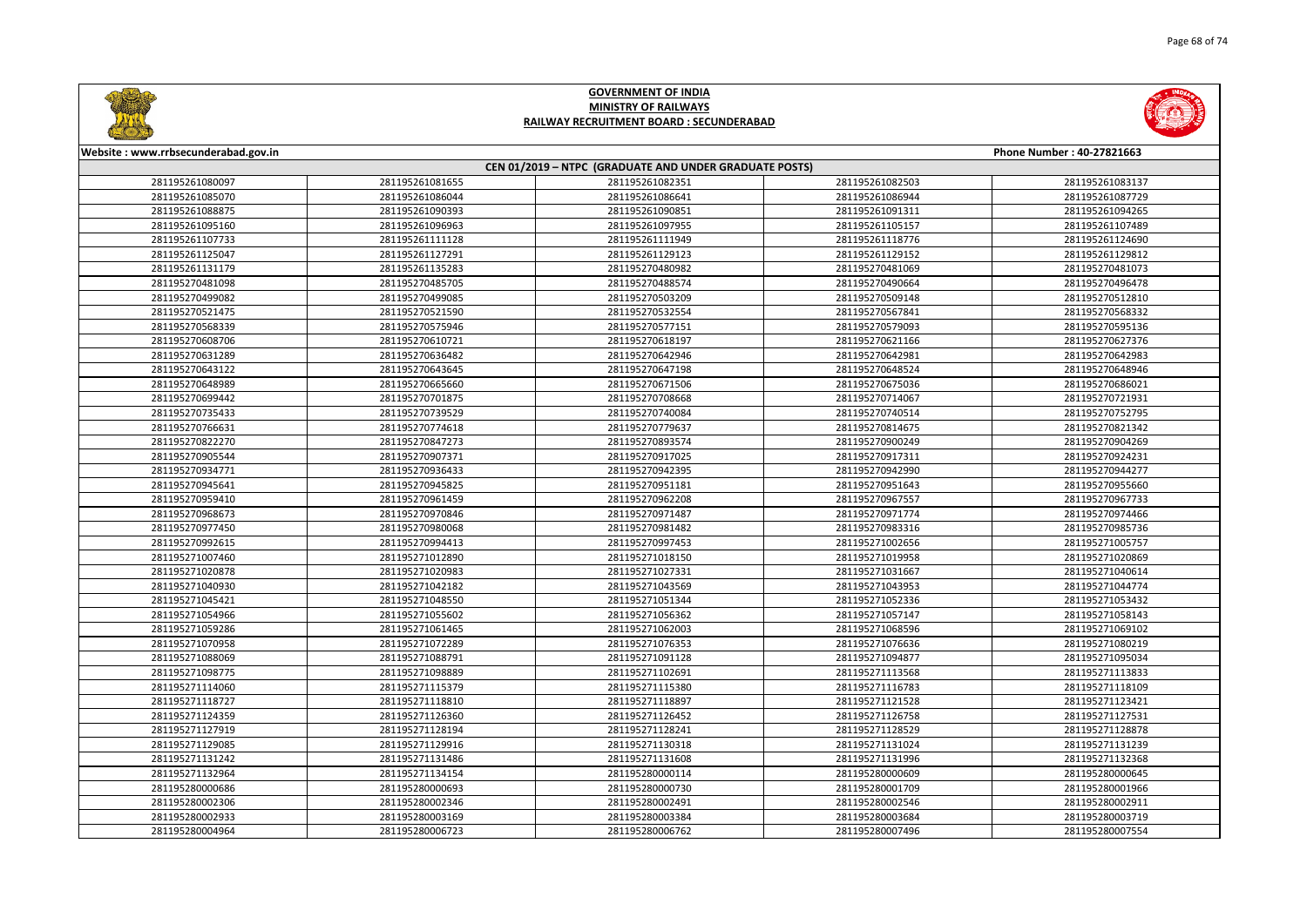# GOVERNMENT OF INDIA
## MINISTRY OF RAILWAYS
### RAILWAY RECRUITMENT BOARD : SECUNDERABAD

Website : www.rrbsecunderabad.gov.in | Phone Number : 40-27821663

**CEN 01/2019 – NTPC (GRADUATE AND UNDER GRADUATE POSTS)**

| | | | | |
|---|---|---|---|---|
| 281195261080097 | 281195261081655 | 281195261082351 | 281195261082503 | 281195261083137 |
| 281195261085070 | 281195261086044 | 281195261086641 | 281195261086944 | 281195261087729 |
| 281195261088875 | 281195261090393 | 281195261090851 | 281195261091311 | 281195261094265 |
| 281195261095160 | 281195261096963 | 281195261097955 | 281195261105157 | 281195261107489 |
| 281195261107733 | 281195261111128 | 281195261111949 | 281195261118776 | 281195261124690 |
| 281195261125047 | 281195261127291 | 281195261129123 | 281195261129152 | 281195261129812 |
| 281195261131179 | 281195261135283 | 281195270480982 | 281195270481069 | 281195270481073 |
| 281195270481098 | 281195270485705 | 281195270488574 | 281195270490664 | 281195270496478 |
| 281195270499082 | 281195270499085 | 281195270503209 | 281195270509148 | 281195270512810 |
| 281195270521475 | 281195270521590 | 281195270532554 | 281195270567841 | 281195270568332 |
| 281195270568339 | 281195270575946 | 281195270577151 | 281195270579093 | 281195270595136 |
| 281195270608706 | 281195270610721 | 281195270618197 | 281195270621166 | 281195270627376 |
| 281195270631289 | 281195270636482 | 281195270642946 | 281195270642981 | 281195270642983 |
| 281195270643122 | 281195270643645 | 281195270647198 | 281195270648524 | 281195270648946 |
| 281195270648989 | 281195270665660 | 281195270671506 | 281195270675036 | 281195270686021 |
| 281195270699442 | 281195270701875 | 281195270708668 | 281195270714067 | 281195270721931 |
| 281195270735433 | 281195270739529 | 281195270740084 | 281195270740514 | 281195270752795 |
| 281195270766631 | 281195270774618 | 281195270779637 | 281195270814675 | 281195270821342 |
| 281195270822270 | 281195270847273 | 281195270893574 | 281195270900249 | 281195270904269 |
| 281195270905544 | 281195270907371 | 281195270917025 | 281195270917311 | 281195270924231 |
| 281195270934771 | 281195270936433 | 281195270942395 | 281195270942990 | 281195270944277 |
| 281195270945641 | 281195270945825 | 281195270951181 | 281195270951643 | 281195270955660 |
| 281195270959410 | 281195270961459 | 281195270962208 | 281195270967557 | 281195270967733 |
| 281195270968673 | 281195270970846 | 281195270971487 | 281195270971774 | 281195270974466 |
| 281195270977450 | 281195270980068 | 281195270981482 | 281195270983316 | 281195270985736 |
| 281195270992615 | 281195270994413 | 281195270997453 | 281195271002656 | 281195271005757 |
| 281195271007460 | 281195271012890 | 281195271018150 | 281195271019958 | 281195271020869 |
| 281195271020878 | 281195271020983 | 281195271027331 | 281195271031667 | 281195271040614 |
| 281195271040930 | 281195271042182 | 281195271043569 | 281195271043953 | 281195271044774 |
| 281195271045421 | 281195271048550 | 281195271051344 | 281195271052336 | 281195271053432 |
| 281195271054966 | 281195271055602 | 281195271056362 | 281195271057147 | 281195271058143 |
| 281195271059286 | 281195271061465 | 281195271062003 | 281195271068596 | 281195271069102 |
| 281195271070958 | 281195271072289 | 281195271076353 | 281195271076636 | 281195271080219 |
| 281195271088069 | 281195271088791 | 281195271091128 | 281195271094877 | 281195271095034 |
| 281195271098775 | 281195271098889 | 281195271102691 | 281195271113568 | 281195271113833 |
| 281195271114060 | 281195271115379 | 281195271115380 | 281195271116783 | 281195271118109 |
| 281195271118727 | 281195271118810 | 281195271118897 | 281195271121528 | 281195271123421 |
| 281195271124359 | 281195271126360 | 281195271126452 | 281195271126758 | 281195271127531 |
| 281195271127919 | 281195271128194 | 281195271128241 | 281195271128529 | 281195271128878 |
| 281195271129085 | 281195271129916 | 281195271130318 | 281195271131024 | 281195271131239 |
| 281195271131242 | 281195271131486 | 281195271131608 | 281195271131996 | 281195271132368 |
| 281195271132964 | 281195271134154 | 281195280000114 | 281195280000609 | 281195280000645 |
| 281195280000686 | 281195280000693 | 281195280000730 | 281195280001709 | 281195280001966 |
| 281195280002306 | 281195280002346 | 281195280002491 | 281195280002546 | 281195280002911 |
| 281195280002933 | 281195280003169 | 281195280003384 | 281195280003684 | 281195280003719 |
| 281195280004964 | 281195280006723 | 281195280006762 | 281195280007496 | 281195280007554 |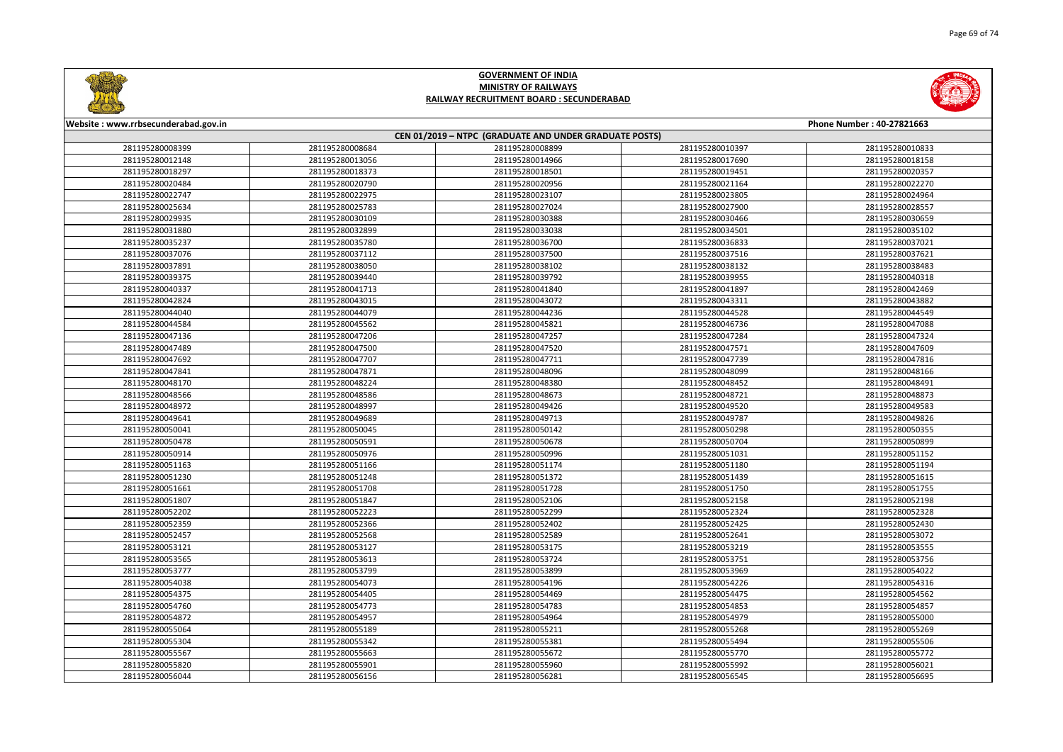# GOVERNMENT OF INDIA
## MINISTRY OF RAILWAYS
### RAILWAY RECRUITMENT BOARD : SECUNDERABAD

Website : www.rrbsecunderabad.gov.in | Phone Number : 40-27821663

**CEN 01/2019 – NTPC (GRADUATE AND UNDER GRADUATE POSTS)**

| | | | | |
|---|---|---|---|---|
| 281195280008399 | 281195280008684 | 281195280008899 | 281195280010397 | 281195280010833 |
| 281195280012148 | 281195280013056 | 281195280014966 | 281195280017690 | 281195280018158 |
| 281195280018297 | 281195280018373 | 281195280018501 | 281195280019451 | 281195280020357 |
| 281195280020484 | 281195280020790 | 281195280020956 | 281195280021164 | 281195280022270 |
| 281195280022747 | 281195280022975 | 281195280023107 | 281195280023805 | 281195280024964 |
| 281195280025634 | 281195280025783 | 281195280027024 | 281195280027900 | 281195280028557 |
| 281195280029935 | 281195280030109 | 281195280030388 | 281195280030466 | 281195280030659 |
| 281195280031880 | 281195280032899 | 281195280033038 | 281195280034501 | 281195280035102 |
| 281195280035237 | 281195280035780 | 281195280036700 | 281195280036833 | 281195280037021 |
| 281195280037076 | 281195280037112 | 281195280037500 | 281195280037516 | 281195280037621 |
| 281195280037891 | 281195280038050 | 281195280038102 | 281195280038132 | 281195280038483 |
| 281195280039375 | 281195280039440 | 281195280039792 | 281195280039955 | 281195280040318 |
| 281195280040337 | 281195280041713 | 281195280041840 | 281195280041897 | 281195280042469 |
| 281195280042824 | 281195280043015 | 281195280043072 | 281195280043311 | 281195280043882 |
| 281195280044040 | 281195280044079 | 281195280044236 | 281195280044528 | 281195280044549 |
| 281195280044584 | 281195280045562 | 281195280045821 | 281195280046736 | 281195280047088 |
| 281195280047136 | 281195280047206 | 281195280047257 | 281195280047284 | 281195280047324 |
| 281195280047489 | 281195280047500 | 281195280047520 | 281195280047571 | 281195280047609 |
| 281195280047692 | 281195280047707 | 281195280047711 | 281195280047739 | 281195280047816 |
| 281195280047841 | 281195280047871 | 281195280048096 | 281195280048099 | 281195280048166 |
| 281195280048170 | 281195280048224 | 281195280048380 | 281195280048452 | 281195280048491 |
| 281195280048566 | 281195280048586 | 281195280048673 | 281195280048721 | 281195280048873 |
| 281195280048972 | 281195280048997 | 281195280049426 | 281195280049520 | 281195280049583 |
| 281195280049641 | 281195280049689 | 281195280049713 | 281195280049787 | 281195280049826 |
| 281195280050041 | 281195280050045 | 281195280050142 | 281195280050298 | 281195280050355 |
| 281195280050478 | 281195280050591 | 281195280050678 | 281195280050704 | 281195280050899 |
| 281195280050914 | 281195280050976 | 281195280050996 | 281195280051031 | 281195280051152 |
| 281195280051163 | 281195280051166 | 281195280051174 | 281195280051180 | 281195280051194 |
| 281195280051230 | 281195280051248 | 281195280051372 | 281195280051439 | 281195280051615 |
| 281195280051661 | 281195280051708 | 281195280051728 | 281195280051750 | 281195280051755 |
| 281195280051807 | 281195280051847 | 281195280052106 | 281195280052158 | 281195280052198 |
| 281195280052202 | 281195280052223 | 281195280052299 | 281195280052324 | 281195280052328 |
| 281195280052359 | 281195280052366 | 281195280052402 | 281195280052425 | 281195280052430 |
| 281195280052457 | 281195280052568 | 281195280052589 | 281195280052641 | 281195280053072 |
| 281195280053121 | 281195280053127 | 281195280053175 | 281195280053219 | 281195280053555 |
| 281195280053565 | 281195280053613 | 281195280053724 | 281195280053751 | 281195280053756 |
| 281195280053777 | 281195280053799 | 281195280053899 | 281195280053969 | 281195280054022 |
| 281195280054038 | 281195280054073 | 281195280054196 | 281195280054226 | 281195280054316 |
| 281195280054375 | 281195280054405 | 281195280054469 | 281195280054475 | 281195280054562 |
| 281195280054760 | 281195280054773 | 281195280054783 | 281195280054853 | 281195280054857 |
| 281195280054872 | 281195280054957 | 281195280054964 | 281195280054979 | 281195280055000 |
| 281195280055064 | 281195280055189 | 281195280055211 | 281195280055268 | 281195280055269 |
| 281195280055304 | 281195280055342 | 281195280055381 | 281195280055494 | 281195280055506 |
| 281195280055567 | 281195280055663 | 281195280055672 | 281195280055770 | 281195280055772 |
| 281195280055820 | 281195280055901 | 281195280055960 | 281195280055992 | 281195280056021 |
| 281195280056044 | 281195280056156 | 281195280056281 | 281195280056545 | 281195280056695 |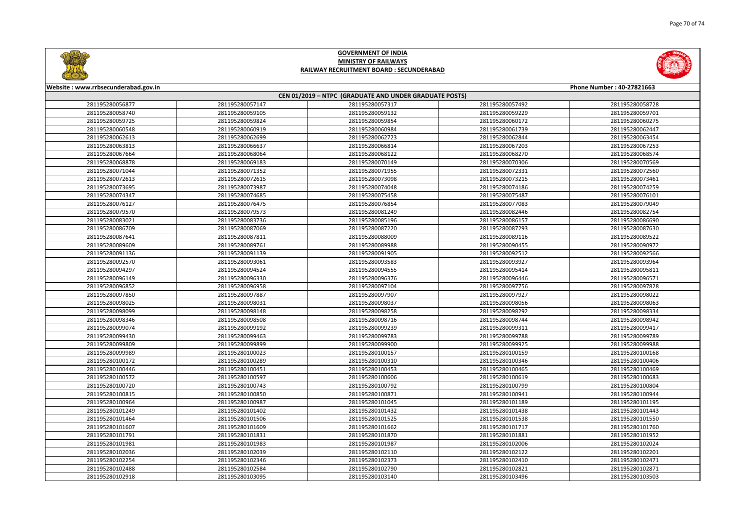# GOVERNMENT OF INDIA
## MINISTRY OF RAILWAYS
### RAILWAY RECRUITMENT BOARD : SECUNDERABAD

**Website : www.rrbsecunderabad.gov.in** **Phone Number : 40-27821663**

**CEN 01/2019 – NTPC (GRADUATE AND UNDER GRADUATE POSTS)**

| | | | | |
|---|---|---|---|---|
| 281195280056877 | 281195280057147 | 281195280057317 | 281195280057492 | 281195280058728 |
| 281195280058740 | 281195280059105 | 281195280059132 | 281195280059229 | 281195280059701 |
| 281195280059725 | 281195280059824 | 281195280059854 | 281195280060172 | 281195280060275 |
| 281195280060548 | 281195280060919 | 281195280060984 | 281195280061739 | 281195280062447 |
| 281195280062613 | 281195280062699 | 281195280062723 | 281195280062844 | 281195280063454 |
| 281195280063813 | 281195280066637 | 281195280066814 | 281195280067203 | 281195280067253 |
| 281195280067664 | 281195280068064 | 281195280068122 | 281195280068270 | 281195280068574 |
| 281195280068878 | 281195280069183 | 281195280070149 | 281195280070306 | 281195280070569 |
| 281195280071044 | 281195280071352 | 281195280071955 | 281195280072331 | 281195280072560 |
| 281195280072613 | 281195280072615 | 281195280073098 | 281195280073215 | 281195280073461 |
| 281195280073695 | 281195280073987 | 281195280074048 | 281195280074186 | 281195280074259 |
| 281195280074347 | 281195280074685 | 281195280075458 | 281195280075487 | 281195280076101 |
| 281195280076127 | 281195280076475 | 281195280076854 | 281195280077083 | 281195280079049 |
| 281195280079570 | 281195280079573 | 281195280081249 | 281195280082446 | 281195280082754 |
| 281195280083021 | 281195280083736 | 281195280085196 | 281195280086157 | 281195280086690 |
| 281195280086709 | 281195280087069 | 281195280087220 | 281195280087293 | 281195280087630 |
| 281195280087641 | 281195280087811 | 281195280088009 | 281195280089116 | 281195280089522 |
| 281195280089609 | 281195280089761 | 281195280089988 | 281195280090455 | 281195280090972 |
| 281195280091136 | 281195280091139 | 281195280091905 | 281195280092512 | 281195280092566 |
| 281195280092570 | 281195280093061 | 281195280093583 | 281195280093927 | 281195280093964 |
| 281195280094297 | 281195280094524 | 281195280094555 | 281195280095414 | 281195280095811 |
| 281195280096149 | 281195280096330 | 281195280096376 | 281195280096446 | 281195280096571 |
| 281195280096852 | 281195280096958 | 281195280097104 | 281195280097756 | 281195280097828 |
| 281195280097850 | 281195280097887 | 281195280097907 | 281195280097927 | 281195280098022 |
| 281195280098025 | 281195280098031 | 281195280098037 | 281195280098056 | 281195280098063 |
| 281195280098099 | 281195280098148 | 281195280098258 | 281195280098292 | 281195280098334 |
| 281195280098346 | 281195280098508 | 281195280098716 | 281195280098744 | 281195280098942 |
| 281195280099074 | 281195280099192 | 281195280099239 | 281195280099311 | 281195280099417 |
| 281195280099430 | 281195280099463 | 281195280099783 | 281195280099788 | 281195280099789 |
| 281195280099809 | 281195280099899 | 281195280099900 | 281195280099925 | 281195280099988 |
| 281195280099989 | 281195280100023 | 281195280100157 | 281195280100159 | 281195280100168 |
| 281195280100172 | 281195280100289 | 281195280100310 | 281195280100346 | 281195280100406 |
| 281195280100446 | 281195280100451 | 281195280100453 | 281195280100465 | 281195280100469 |
| 281195280100572 | 281195280100597 | 281195280100606 | 281195280100619 | 281195280100683 |
| 281195280100720 | 281195280100743 | 281195280100792 | 281195280100799 | 281195280100804 |
| 281195280100815 | 281195280100850 | 281195280100871 | 281195280100941 | 281195280100944 |
| 281195280100964 | 281195280100987 | 281195280101045 | 281195280101189 | 281195280101195 |
| 281195280101249 | 281195280101402 | 281195280101432 | 281195280101438 | 281195280101443 |
| 281195280101464 | 281195280101506 | 281195280101525 | 281195280101538 | 281195280101550 |
| 281195280101607 | 281195280101609 | 281195280101662 | 281195280101717 | 281195280101760 |
| 281195280101791 | 281195280101831 | 281195280101870 | 281195280101881 | 281195280101952 |
| 281195280101981 | 281195280101983 | 281195280101987 | 281195280102006 | 281195280102024 |
| 281195280102036 | 281195280102039 | 281195280102110 | 281195280102122 | 281195280102201 |
| 281195280102254 | 281195280102346 | 281195280102373 | 281195280102410 | 281195280102471 |
| 281195280102488 | 281195280102584 | 281195280102790 | 281195280102821 | 281195280102871 |
| 281195280102918 | 281195280103095 | 281195280103140 | 281195280103496 | 281195280103503 |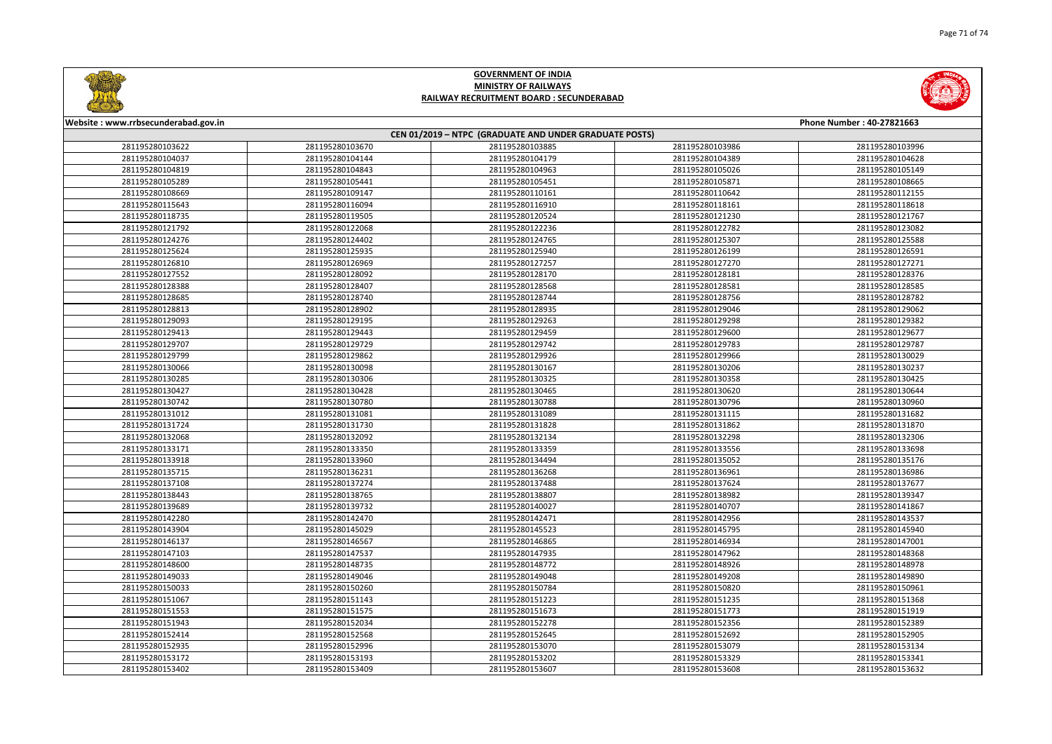# GOVERNMENT OF INDIA
## MINISTRY OF RAILWAYS
## RAILWAY RECRUITMENT BOARD : SECUNDERABAD

Website : www.rrbsecunderabad.gov.in | Phone Number : 40-27821663

### CEN 01/2019 – NTPC (GRADUATE AND UNDER GRADUATE POSTS)

| | | | | |
|---|---|---|---|---|
| 281195280103622 | 281195280103670 | 281195280103885 | 281195280103986 | 281195280103996 |
| 281195280104037 | 281195280104144 | 281195280104179 | 281195280104389 | 281195280104628 |
| 281195280104819 | 281195280104843 | 281195280104963 | 281195280105026 | 281195280105149 |
| 281195280105289 | 281195280105441 | 281195280105451 | 281195280105871 | 281195280108665 |
| 281195280108669 | 281195280109147 | 281195280110161 | 281195280110642 | 281195280112155 |
| 281195280115643 | 281195280116094 | 281195280116910 | 281195280118161 | 281195280118618 |
| 281195280118735 | 281195280119505 | 281195280120524 | 281195280121230 | 281195280121767 |
| 281195280121792 | 281195280122068 | 281195280122236 | 281195280122782 | 281195280123082 |
| 281195280124276 | 281195280124402 | 281195280124765 | 281195280125307 | 281195280125588 |
| 281195280125624 | 281195280125935 | 281195280125940 | 281195280126199 | 281195280126591 |
| 281195280126810 | 281195280126969 | 281195280127257 | 281195280127270 | 281195280127271 |
| 281195280127552 | 281195280128092 | 281195280128170 | 281195280128181 | 281195280128376 |
| 281195280128388 | 281195280128407 | 281195280128568 | 281195280128581 | 281195280128585 |
| 281195280128685 | 281195280128740 | 281195280128744 | 281195280128756 | 281195280128782 |
| 281195280128813 | 281195280128902 | 281195280128935 | 281195280129046 | 281195280129062 |
| 281195280129093 | 281195280129195 | 281195280129263 | 281195280129298 | 281195280129382 |
| 281195280129413 | 281195280129443 | 281195280129459 | 281195280129600 | 281195280129677 |
| 281195280129707 | 281195280129729 | 281195280129742 | 281195280129783 | 281195280129787 |
| 281195280129799 | 281195280129862 | 281195280129926 | 281195280129966 | 281195280130029 |
| 281195280130066 | 281195280130098 | 281195280130167 | 281195280130206 | 281195280130237 |
| 281195280130285 | 281195280130306 | 281195280130325 | 281195280130358 | 281195280130425 |
| 281195280130427 | 281195280130428 | 281195280130465 | 281195280130620 | 281195280130644 |
| 281195280130742 | 281195280130780 | 281195280130788 | 281195280130796 | 281195280130960 |
| 281195280131012 | 281195280131081 | 281195280131089 | 281195280131115 | 281195280131682 |
| 281195280131724 | 281195280131730 | 281195280131828 | 281195280131862 | 281195280131870 |
| 281195280132068 | 281195280132092 | 281195280132134 | 281195280132298 | 281195280132306 |
| 281195280133171 | 281195280133350 | 281195280133359 | 281195280133556 | 281195280133698 |
| 281195280133918 | 281195280133960 | 281195280134494 | 281195280135052 | 281195280135176 |
| 281195280135715 | 281195280136231 | 281195280136268 | 281195280136961 | 281195280136986 |
| 281195280137108 | 281195280137274 | 281195280137488 | 281195280137624 | 281195280137677 |
| 281195280138443 | 281195280138765 | 281195280138807 | 281195280138982 | 281195280139347 |
| 281195280139689 | 281195280139732 | 281195280140027 | 281195280140707 | 281195280141867 |
| 281195280142280 | 281195280142470 | 281195280142471 | 281195280142956 | 281195280143537 |
| 281195280143904 | 281195280145029 | 281195280145523 | 281195280145795 | 281195280145940 |
| 281195280146137 | 281195280146567 | 281195280146865 | 281195280146934 | 281195280147001 |
| 281195280147103 | 281195280147537 | 281195280147935 | 281195280147962 | 281195280148368 |
| 281195280148600 | 281195280148735 | 281195280148772 | 281195280148926 | 281195280148978 |
| 281195280149033 | 281195280149046 | 281195280149048 | 281195280149208 | 281195280149890 |
| 281195280150033 | 281195280150260 | 281195280150784 | 281195280150820 | 281195280150961 |
| 281195280151067 | 281195280151143 | 281195280151223 | 281195280151235 | 281195280151368 |
| 281195280151553 | 281195280151575 | 281195280151673 | 281195280151773 | 281195280151919 |
| 281195280151943 | 281195280152034 | 281195280152278 | 281195280152356 | 281195280152389 |
| 281195280152414 | 281195280152568 | 281195280152645 | 281195280152692 | 281195280152905 |
| 281195280152935 | 281195280152996 | 281195280153070 | 281195280153079 | 281195280153134 |
| 281195280153172 | 281195280153193 | 281195280153202 | 281195280153329 | 281195280153341 |
| 281195280153402 | 281195280153409 | 281195280153607 | 281195280153608 | 281195280153632 |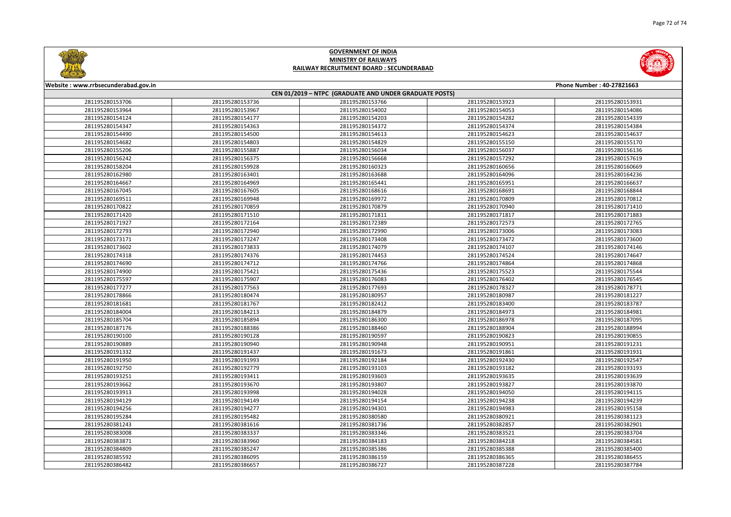# GOVERNMENT OF INDIA
## MINISTRY OF RAILWAYS
### RAILWAY RECRUITMENT BOARD : SECUNDERABAD

Website : www.rrbsecunderabad.gov.in | Phone Number : 40-27821663

**CEN 01/2019 – NTPC (GRADUATE AND UNDER GRADUATE POSTS)**

| | | | | |
|---|---|---|---|---|
| 281195280153706 | 281195280153736 | 281195280153766 | 281195280153923 | 281195280153931 |
| 281195280153964 | 281195280153967 | 281195280154002 | 281195280154053 | 281195280154086 |
| 281195280154124 | 281195280154177 | 281195280154203 | 281195280154282 | 281195280154339 |
| 281195280154347 | 281195280154363 | 281195280154372 | 281195280154374 | 281195280154384 |
| 281195280154490 | 281195280154500 | 281195280154613 | 281195280154623 | 281195280154637 |
| 281195280154682 | 281195280154803 | 281195280154829 | 281195280155150 | 281195280155170 |
| 281195280155206 | 281195280155887 | 281195280156034 | 281195280156037 | 281195280156136 |
| 281195280156242 | 281195280156375 | 281195280156668 | 281195280157292 | 281195280157619 |
| 281195280158204 | 281195280159928 | 281195280160323 | 281195280160656 | 281195280160669 |
| 281195280162980 | 281195280163401 | 281195280163688 | 281195280164096 | 281195280164236 |
| 281195280164667 | 281195280164969 | 281195280165441 | 281195280165951 | 281195280166637 |
| 281195280167045 | 281195280167605 | 281195280168616 | 281195280168691 | 281195280168844 |
| 281195280169511 | 281195280169948 | 281195280169972 | 281195280170809 | 281195280170812 |
| 281195280170822 | 281195280170859 | 281195280170879 | 281195280170940 | 281195280171410 |
| 281195280171420 | 281195280171510 | 281195280171811 | 281195280171817 | 281195280171883 |
| 281195280171927 | 281195280172164 | 281195280172389 | 281195280172573 | 281195280172765 |
| 281195280172793 | 281195280172940 | 281195280172990 | 281195280173006 | 281195280173083 |
| 281195280173171 | 281195280173247 | 281195280173408 | 281195280173472 | 281195280173600 |
| 281195280173602 | 281195280173833 | 281195280174079 | 281195280174107 | 281195280174146 |
| 281195280174318 | 281195280174376 | 281195280174453 | 281195280174524 | 281195280174647 |
| 281195280174690 | 281195280174712 | 281195280174766 | 281195280174864 | 281195280174868 |
| 281195280174900 | 281195280175421 | 281195280175436 | 281195280175523 | 281195280175544 |
| 281195280175597 | 281195280175907 | 281195280176083 | 281195280176402 | 281195280176545 |
| 281195280177277 | 281195280177563 | 281195280177693 | 281195280178327 | 281195280178771 |
| 281195280178866 | 281195280180474 | 281195280180957 | 281195280180987 | 281195280181227 |
| 281195280181681 | 281195280181767 | 281195280182412 | 281195280183400 | 281195280183787 |
| 281195280184004 | 281195280184213 | 281195280184879 | 281195280184973 | 281195280184981 |
| 281195280185704 | 281195280185894 | 281195280186300 | 281195280186978 | 281195280187095 |
| 281195280187176 | 281195280188386 | 281195280188460 | 281195280188904 | 281195280188994 |
| 281195280190100 | 281195280190128 | 281195280190597 | 281195280190823 | 281195280190855 |
| 281195280190889 | 281195280190940 | 281195280190948 | 281195280190951 | 281195280191231 |
| 281195280191332 | 281195280191437 | 281195280191673 | 281195280191861 | 281195280191931 |
| 281195280191950 | 281195280191993 | 281195280192184 | 281195280192430 | 281195280192547 |
| 281195280192750 | 281195280192779 | 281195280193103 | 281195280193182 | 281195280193193 |
| 281195280193251 | 281195280193411 | 281195280193603 | 281195280193635 | 281195280193639 |
| 281195280193662 | 281195280193670 | 281195280193807 | 281195280193827 | 281195280193870 |
| 281195280193913 | 281195280193998 | 281195280194028 | 281195280194050 | 281195280194115 |
| 281195280194129 | 281195280194149 | 281195280194154 | 281195280194238 | 281195280194239 |
| 281195280194256 | 281195280194277 | 281195280194301 | 281195280194983 | 281195280195158 |
| 281195280195284 | 281195280195482 | 281195280380580 | 281195280380921 | 281195280381123 |
| 281195280381243 | 281195280381616 | 281195280381736 | 281195280382857 | 281195280382901 |
| 281195280383008 | 281195280383337 | 281195280383346 | 281195280383521 | 281195280383704 |
| 281195280383871 | 281195280383960 | 281195280384183 | 281195280384218 | 281195280384581 |
| 281195280384809 | 281195280385247 | 281195280385386 | 281195280385388 | 281195280385400 |
| 281195280385592 | 281195280386095 | 281195280386159 | 281195280386365 | 281195280386455 |
| 281195280386482 | 281195280386657 | 281195280386727 | 281195280387228 | 281195280387784 |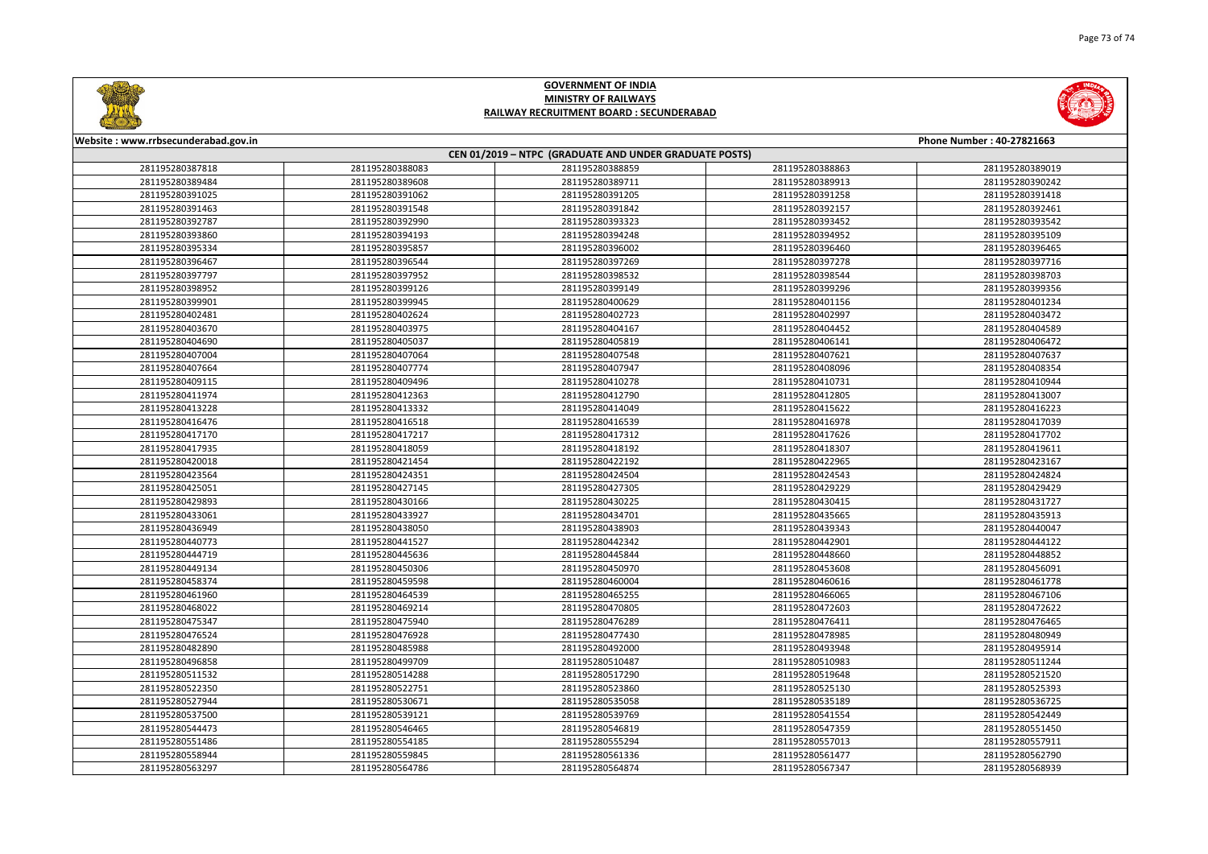# GOVERNMENT OF INDIA
## MINISTRY OF RAILWAYS
## RAILWAY RECRUITMENT BOARD : SECUNDERABAD

Website : www.rrbsecunderabad.gov.in

Phone Number : 40-27821663

### CEN 01/2019 – NTPC (GRADUATE AND UNDER GRADUATE POSTS)

| | | | | |
|---|---|---|---|---|
| 281195280387818 | 281195280388083 | 281195280388859 | 281195280388863 | 281195280389019 |
| 281195280389484 | 281195280389608 | 281195280389711 | 281195280389913 | 281195280390242 |
| 281195280391025 | 281195280391062 | 281195280391205 | 281195280391258 | 281195280391418 |
| 281195280391463 | 281195280391548 | 281195280391842 | 281195280392157 | 281195280392461 |
| 281195280392787 | 281195280392990 | 281195280393323 | 281195280393452 | 281195280393542 |
| 281195280393860 | 281195280394193 | 281195280394248 | 281195280394952 | 281195280395109 |
| 281195280395334 | 281195280395857 | 281195280396002 | 281195280396460 | 281195280396465 |
| 281195280396467 | 281195280396544 | 281195280397269 | 281195280397278 | 281195280397716 |
| 281195280397797 | 281195280397952 | 281195280398532 | 281195280398544 | 281195280398703 |
| 281195280398952 | 281195280399126 | 281195280399149 | 281195280399296 | 281195280399356 |
| 281195280399901 | 281195280399945 | 281195280400629 | 281195280401156 | 281195280401234 |
| 281195280402481 | 281195280402624 | 281195280402723 | 281195280402997 | 281195280403472 |
| 281195280403670 | 281195280403975 | 281195280404167 | 281195280404452 | 281195280404589 |
| 281195280404690 | 281195280405037 | 281195280405819 | 281195280406141 | 281195280406472 |
| 281195280407004 | 281195280407064 | 281195280407548 | 281195280407621 | 281195280407637 |
| 281195280407664 | 281195280407774 | 281195280407947 | 281195280408096 | 281195280408354 |
| 281195280409115 | 281195280409496 | 281195280410278 | 281195280410731 | 281195280410944 |
| 281195280411974 | 281195280412363 | 281195280412790 | 281195280412805 | 281195280413007 |
| 281195280413228 | 281195280413332 | 281195280414049 | 281195280415622 | 281195280416223 |
| 281195280416476 | 281195280416518 | 281195280416539 | 281195280416978 | 281195280417039 |
| 281195280417170 | 281195280417217 | 281195280417312 | 281195280417626 | 281195280417702 |
| 281195280417935 | 281195280418059 | 281195280418192 | 281195280418307 | 281195280419611 |
| 281195280420018 | 281195280421454 | 281195280422192 | 281195280422965 | 281195280423167 |
| 281195280423564 | 281195280424351 | 281195280424504 | 281195280424543 | 281195280424824 |
| 281195280425051 | 281195280427145 | 281195280427305 | 281195280429229 | 281195280429429 |
| 281195280429893 | 281195280430166 | 281195280430225 | 281195280430415 | 281195280431727 |
| 281195280433061 | 281195280433927 | 281195280434701 | 281195280435665 | 281195280435913 |
| 281195280436949 | 281195280438050 | 281195280438903 | 281195280439343 | 281195280440047 |
| 281195280440773 | 281195280441527 | 281195280442342 | 281195280442901 | 281195280444122 |
| 281195280444719 | 281195280445636 | 281195280445844 | 281195280448660 | 281195280448852 |
| 281195280449134 | 281195280450306 | 281195280450970 | 281195280453608 | 281195280456091 |
| 281195280458374 | 281195280459598 | 281195280460004 | 281195280460616 | 281195280461778 |
| 281195280461960 | 281195280464539 | 281195280465255 | 281195280466065 | 281195280467106 |
| 281195280468022 | 281195280469214 | 281195280470805 | 281195280472603 | 281195280472622 |
| 281195280475347 | 281195280475940 | 281195280476289 | 281195280476411 | 281195280476465 |
| 281195280476524 | 281195280476928 | 281195280477430 | 281195280478985 | 281195280480949 |
| 281195280482890 | 281195280485988 | 281195280492000 | 281195280493948 | 281195280495914 |
| 281195280496858 | 281195280499709 | 281195280510487 | 281195280510983 | 281195280511244 |
| 281195280511532 | 281195280514288 | 281195280517290 | 281195280519648 | 281195280521520 |
| 281195280522350 | 281195280522751 | 281195280523860 | 281195280525130 | 281195280525393 |
| 281195280527944 | 281195280530671 | 281195280535058 | 281195280535189 | 281195280536725 |
| 281195280537500 | 281195280539121 | 281195280539769 | 281195280541554 | 281195280542449 |
| 281195280544473 | 281195280546465 | 281195280546819 | 281195280547359 | 281195280551450 |
| 281195280551486 | 281195280554185 | 281195280555294 | 281195280557013 | 281195280557911 |
| 281195280558944 | 281195280559845 | 281195280561336 | 281195280561477 | 281195280562790 |
| 281195280563297 | 281195280564786 | 281195280564874 | 281195280567347 | 281195280568939 |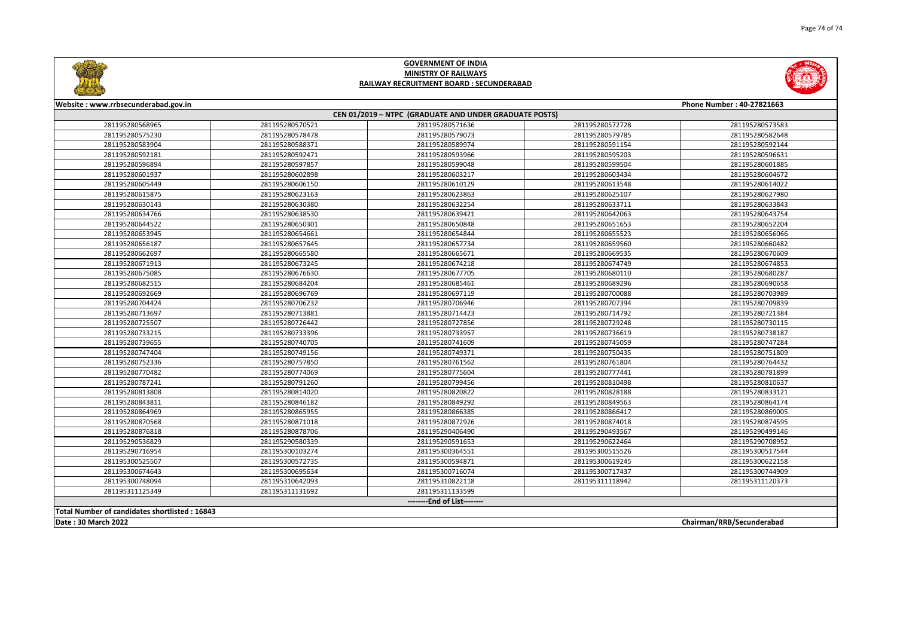# GOVERNMENT OF INDIA
## MINISTRY OF RAILWAYS
## RAILWAY RECRUITMENT BOARD : SECUNDERABAD

Website : www.rrbsecunderabad.gov.in | Phone Number : 40-27821663

**CEN 01/2019 – NTPC (GRADUATE AND UNDER GRADUATE POSTS)**

| | | | | |
|---|---|---|---|---|
| 281195280568965 | 281195280570521 | 281195280571636 | 281195280572728 | 281195280573583 |
| 281195280575230 | 281195280578478 | 281195280579073 | 281195280579785 | 281195280582648 |
| 281195280583904 | 281195280588371 | 281195280589974 | 281195280591154 | 281195280592144 |
| 281195280592181 | 281195280592471 | 281195280593966 | 281195280595203 | 281195280596631 |
| 281195280596894 | 281195280597857 | 281195280599048 | 281195280599504 | 281195280601885 |
| 281195280601937 | 281195280602898 | 281195280603217 | 281195280603434 | 281195280604672 |
| 281195280605449 | 281195280606150 | 281195280610129 | 281195280613548 | 281195280614022 |
| 281195280615875 | 281195280623163 | 281195280623863 | 281195280625107 | 281195280627980 |
| 281195280630143 | 281195280630380 | 281195280632254 | 281195280633711 | 281195280633843 |
| 281195280634766 | 281195280638530 | 281195280639421 | 281195280642063 | 281195280643754 |
| 281195280644522 | 281195280650301 | 281195280650848 | 281195280651653 | 281195280652204 |
| 281195280653945 | 281195280654661 | 281195280654844 | 281195280655523 | 281195280656066 |
| 281195280656187 | 281195280657645 | 281195280657734 | 281195280659560 | 281195280660482 |
| 281195280662697 | 281195280665580 | 281195280665671 | 281195280669535 | 281195280670609 |
| 281195280671913 | 281195280673245 | 281195280674218 | 281195280674749 | 281195280674853 |
| 281195280675085 | 281195280676630 | 281195280677705 | 281195280680110 | 281195280680287 |
| 281195280682515 | 281195280684204 | 281195280685461 | 281195280689296 | 281195280690658 |
| 281195280692669 | 281195280696769 | 281195280697119 | 281195280700088 | 281195280703989 |
| 281195280704424 | 281195280706232 | 281195280706946 | 281195280707394 | 281195280709839 |
| 281195280713697 | 281195280713881 | 281195280714423 | 281195280714792 | 281195280721384 |
| 281195280725507 | 281195280726442 | 281195280727856 | 281195280729248 | 281195280730115 |
| 281195280733215 | 281195280733396 | 281195280733957 | 281195280736619 | 281195280738187 |
| 281195280739655 | 281195280740705 | 281195280741609 | 281195280745059 | 281195280747284 |
| 281195280747404 | 281195280749156 | 281195280749371 | 281195280750435 | 281195280751809 |
| 281195280752336 | 281195280757850 | 281195280761562 | 281195280761804 | 281195280764432 |
| 281195280770482 | 281195280774069 | 281195280775604 | 281195280777441 | 281195280781899 |
| 281195280787241 | 281195280791260 | 281195280799456 | 281195280810498 | 281195280810637 |
| 281195280813808 | 281195280814020 | 281195280820822 | 281195280828188 | 281195280833121 |
| 281195280843811 | 281195280846182 | 281195280849292 | 281195280849563 | 281195280864174 |
| 281195280864969 | 281195280865955 | 281195280866385 | 281195280866417 | 281195280869005 |
| 281195280870568 | 281195280871018 | 281195280872926 | 281195280874018 | 281195280874595 |
| 281195280876818 | 281195280878706 | 281195290406490 | 281195290493567 | 281195290499146 |
| 281195290536829 | 281195290580339 | 281195290591653 | 281195290622464 | 281195290708952 |
| 281195290716954 | 281195300103274 | 281195300364551 | 281195300515526 | 281195300517544 |
| 281195300525507 | 281195300572735 | 281195300594871 | 281195300619245 | 281195300622158 |
| 281195300674643 | 281195300695634 | 281195300716074 | 281195300717437 | 281195300744909 |
| 281195300748094 | 281195310642093 | 281195310822118 | 281195311118942 | 281195311120373 |
| 281195311125349 | 281195311131692 | 281195311133599 | | |

--------End of List--------

**Total Number of candidates shortlisted : 16843**

**Date : 30 March 2022** | **Chairman/RRB/Secunderabad**